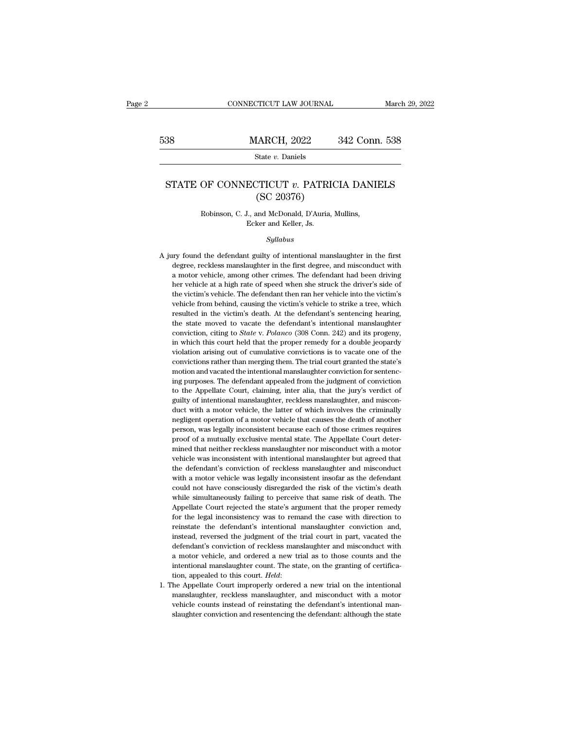# STATE OF CONNECTICUT *v.* PATRICIA DANIELS
## (SC 20376)

Robinson, C. J., and McDonald, D'Auria, Mullins, Ecker and Keller, Js.

*Syllabus*

A jury found the defendant guilty of intentional manslaughter in the first degree, reckless manslaughter in the first degree, and misconduct with a motor vehicle, among other crimes. The defendant had been driving her vehicle at a high rate of speed when she struck the driver's side of the victim's vehicle. The defendant then ran her vehicle into the victim's vehicle from behind, causing the victim's vehicle to strike a tree, which resulted in the victim's death. At the defendant's sentencing hearing, the state moved to vacate the defendant's intentional manslaughter conviction, citing to *State* v. *Polanco* (308 Conn. 242) and its progeny, in which this court held that the proper remedy for a double jeopardy violation arising out of cumulative convictions is to vacate one of the convictions rather than merging them. The trial court granted the state's motion and vacated the intentional manslaughter conviction for sentencing purposes. The defendant appealed from the judgment of conviction to the Appellate Court, claiming, inter alia, that the jury's verdict of guilty of intentional manslaughter, reckless manslaughter, and misconduct with a motor vehicle, the latter of which involves the criminally negligent operation of a motor vehicle that causes the death of another person, was legally inconsistent because each of those crimes requires proof of a mutually exclusive mental state. The Appellate Court determined that neither reckless manslaughter nor misconduct with a motor vehicle was inconsistent with intentional manslaughter but agreed that the defendant's conviction of reckless manslaughter and misconduct with a motor vehicle was legally inconsistent insofar as the defendant could not have consciously disregarded the risk of the victim's death while simultaneously failing to perceive that same risk of death. The Appellate Court rejected the state's argument that the proper remedy for the legal inconsistency was to remand the case with direction to reinstate the defendant's intentional manslaughter conviction and, instead, reversed the judgment of the trial court in part, vacated the defendant's conviction of reckless manslaughter and misconduct with a motor vehicle, and ordered a new trial as to those counts and the intentional manslaughter count. The state, on the granting of certification, appealed to this court. *Held*:

1. The Appellate Court improperly ordered a new trial on the intentional manslaughter, reckless manslaughter, and misconduct with a motor vehicle counts instead of reinstating the defendant's intentional manslaughter conviction and resentencing the defendant: although the state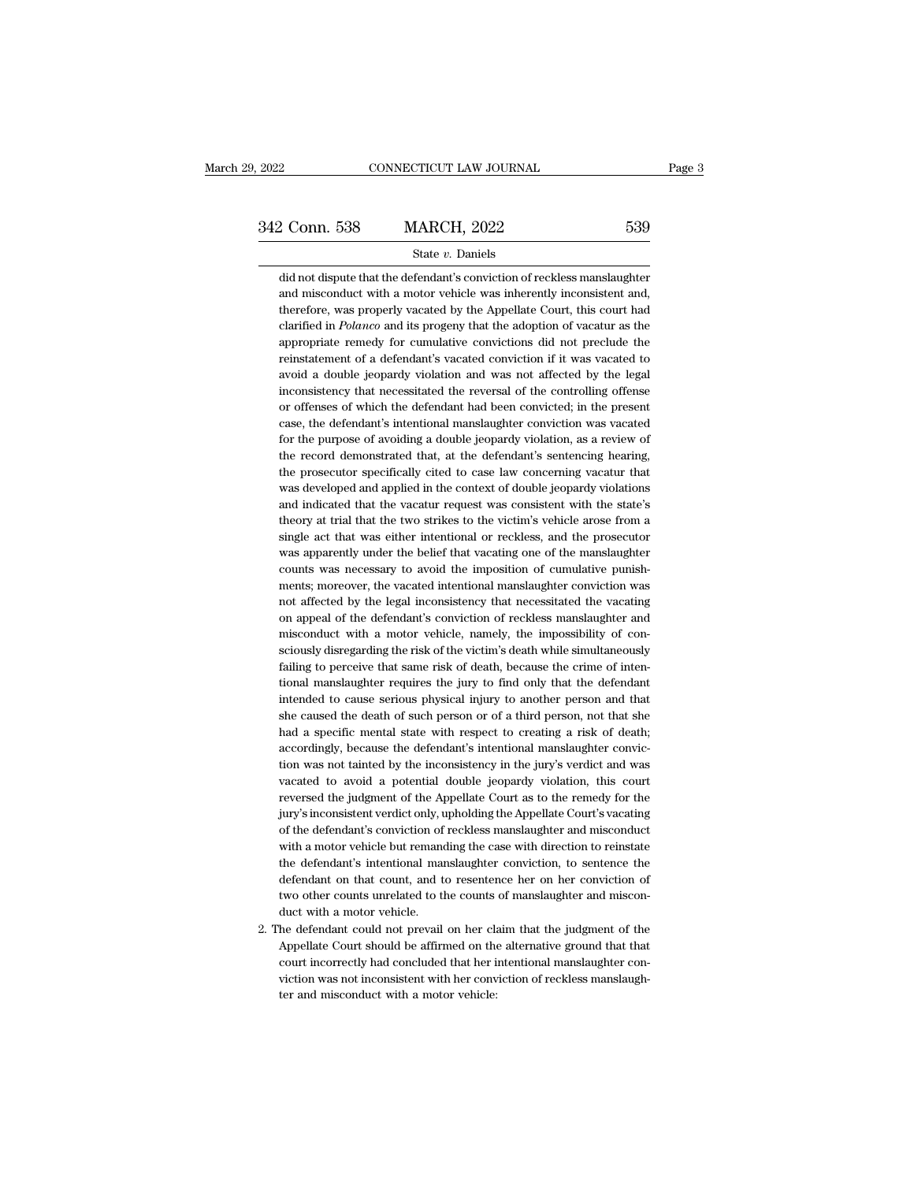did not dispute that the defendant's conviction of reckless manslaughter and misconduct with a motor vehicle was inherently inconsistent and, therefore, was properly vacated by the Appellate Court, this court had clarified in *Polanco* and its progeny that the adoption of vacatur as the appropriate remedy for cumulative convictions did not preclude the reinstatement of a defendant's vacated conviction if it was vacated to avoid a double jeopardy violation and was not affected by the legal inconsistency that necessitated the reversal of the controlling offense or offenses of which the defendant had been convicted; in the present case, the defendant's intentional manslaughter conviction was vacated for the purpose of avoiding a double jeopardy violation, as a review of the record demonstrated that, at the defendant's sentencing hearing, the prosecutor specifically cited to case law concerning vacatur that was developed and applied in the context of double jeopardy violations and indicated that the vacatur request was consistent with the state's theory at trial that the two strikes to the victim's vehicle arose from a single act that was either intentional or reckless, and the prosecutor was apparently under the belief that vacating one of the manslaughter counts was necessary to avoid the imposition of cumulative punishments; moreover, the vacated intentional manslaughter conviction was not affected by the legal inconsistency that necessitated the vacating on appeal of the defendant's conviction of reckless manslaughter and misconduct with a motor vehicle, namely, the impossibility of consciously disregarding the risk of the victim's death while simultaneously failing to perceive that same risk of death, because the crime of intentional manslaughter requires the jury to find only that the defendant intended to cause serious physical injury to another person and that she caused the death of such person or of a third person, not that she had a specific mental state with respect to creating a risk of death; accordingly, because the defendant's intentional manslaughter conviction was not tainted by the inconsistency in the jury's verdict and was vacated to avoid a potential double jeopardy violation, this court reversed the judgment of the Appellate Court as to the remedy for the jury's inconsistent verdict only, upholding the Appellate Court's vacating of the defendant's conviction of reckless manslaughter and misconduct with a motor vehicle but remanding the case with direction to reinstate the defendant's intentional manslaughter conviction, to sentence the defendant on that count, and to resentence her on her conviction of two other counts unrelated to the counts of manslaughter and misconduct with a motor vehicle.

2. The defendant could not prevail on her claim that the judgment of the Appellate Court should be affirmed on the alternative ground that that court incorrectly had concluded that her intentional manslaughter conviction was not inconsistent with her conviction of reckless manslaughter and misconduct with a motor vehicle: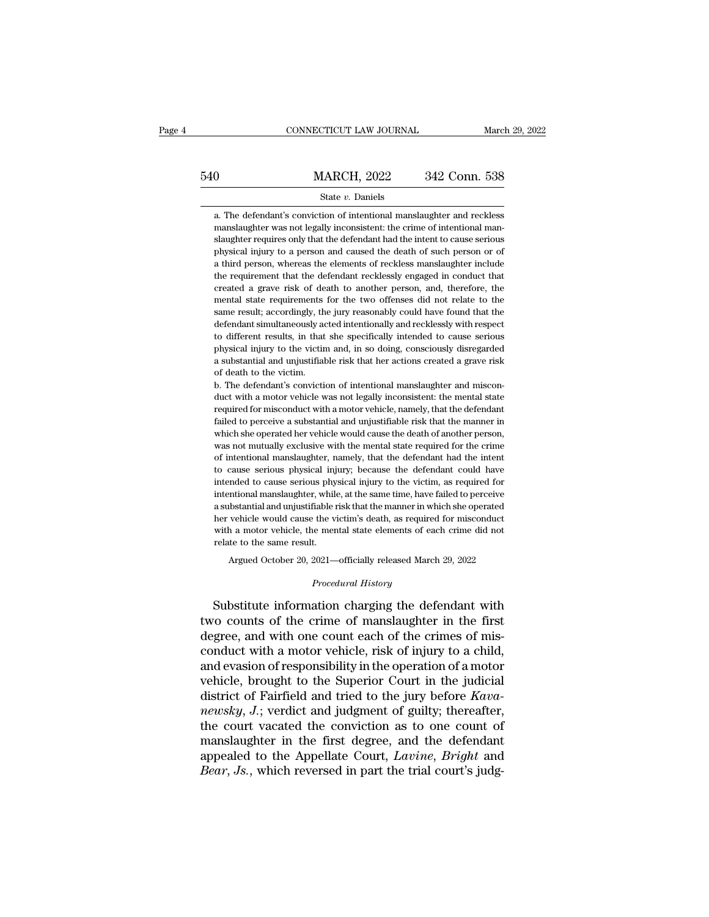a. The defendant's conviction of intentional manslaughter and reckless manslaughter was not legally inconsistent: the crime of intentional manslaughter requires only that the defendant had the intent to cause serious physical injury to a person and caused the death of such person or of a third person, whereas the elements of reckless manslaughter include the requirement that the defendant recklessly engaged in conduct that created a grave risk of death to another person, and, therefore, the mental state requirements for the two offenses did not relate to the same result; accordingly, the jury reasonably could have found that the defendant simultaneously acted intentionally and recklessly with respect to different results, in that she specifically intended to cause serious physical injury to the victim and, in so doing, consciously disregarded a substantial and unjustifiable risk that her actions created a grave risk of death to the victim.

b. The defendant's conviction of intentional manslaughter and misconduct with a motor vehicle was not legally inconsistent: the mental state required for misconduct with a motor vehicle, namely, that the defendant failed to perceive a substantial and unjustifiable risk that the manner in which she operated her vehicle would cause the death of another person, was not mutually exclusive with the mental state required for the crime of intentional manslaughter, namely, that the defendant had the intent to cause serious physical injury; because the defendant could have intended to cause serious physical injury to the victim, as required for intentional manslaughter, while, at the same time, have failed to perceive a substantial and unjustifiable risk that the manner in which she operated her vehicle would cause the victim's death, as required for misconduct with a motor vehicle, the mental state elements of each crime did not relate to the same result.

Argued October 20, 2021—officially released March 29, 2022

*Procedural History*

Substitute information charging the defendant with two counts of the crime of manslaughter in the first degree, and with one count each of the crimes of misconduct with a motor vehicle, risk of injury to a child, and evasion of responsibility in the operation of a motor vehicle, brought to the Superior Court in the judicial district of Fairfield and tried to the jury before *Kavanewsky, J.*; verdict and judgment of guilty; thereafter, the court vacated the conviction as to one count of manslaughter in the first degree, and the defendant appealed to the Appellate Court, *Lavine*, *Bright* and *Bear, Js.*, which reversed in part the trial court's judg-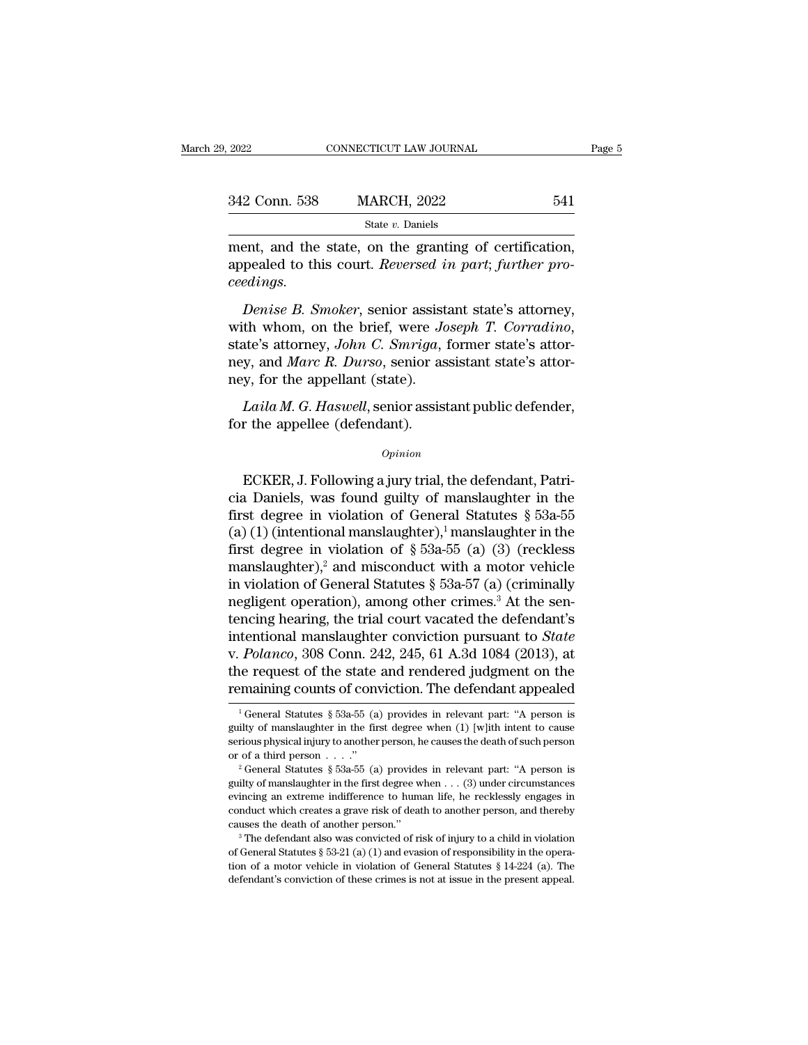ment, and the state, on the granting of certification, appealed to this court. *Reversed in part; further proceedings.*

*Denise B. Smoker*, senior assistant state's attorney, with whom, on the brief, were *Joseph T. Corradino*, state's attorney, *John C. Smriga*, former state's attorney, and *Marc R. Durso*, senior assistant state's attorney, for the appellant (state).

*Laila M. G. Haswell*, senior assistant public defender, for the appellee (defendant).

*Opinion*

ECKER, J. Following a jury trial, the defendant, Patricia Daniels, was found guilty of manslaughter in the first degree in violation of General Statutes § 53a-55 (a) (1) (intentional manslaughter),[1] manslaughter in the first degree in violation of § 53a-55 (a) (3) (reckless manslaughter),[2] and misconduct with a motor vehicle in violation of General Statutes § 53a-57 (a) (criminally negligent operation), among other crimes.[3] At the sentencing hearing, the trial court vacated the defendant's intentional manslaughter conviction pursuant to *State* v. *Polanco*, 308 Conn. 242, 245, 61 A.3d 1084 (2013), at the request of the state and rendered judgment on the remaining counts of conviction. The defendant appealed

[1] General Statutes § 53a-55 (a) provides in relevant part: "A person is guilty of manslaughter in the first degree when (1) [w]ith intent to cause serious physical injury to another person, he causes the death of such person or of a third person . . . ."

[2] General Statutes § 53a-55 (a) provides in relevant part: "A person is guilty of manslaughter in the first degree when . . . (3) under circumstances evincing an extreme indifference to human life, he recklessly engages in conduct which creates a grave risk of death to another person, and thereby causes the death of another person."

[3] The defendant also was convicted of risk of injury to a child in violation of General Statutes § 53-21 (a) (1) and evasion of responsibility in the operation of a motor vehicle in violation of General Statutes § 14-224 (a). The defendant's conviction of these crimes is not at issue in the present appeal.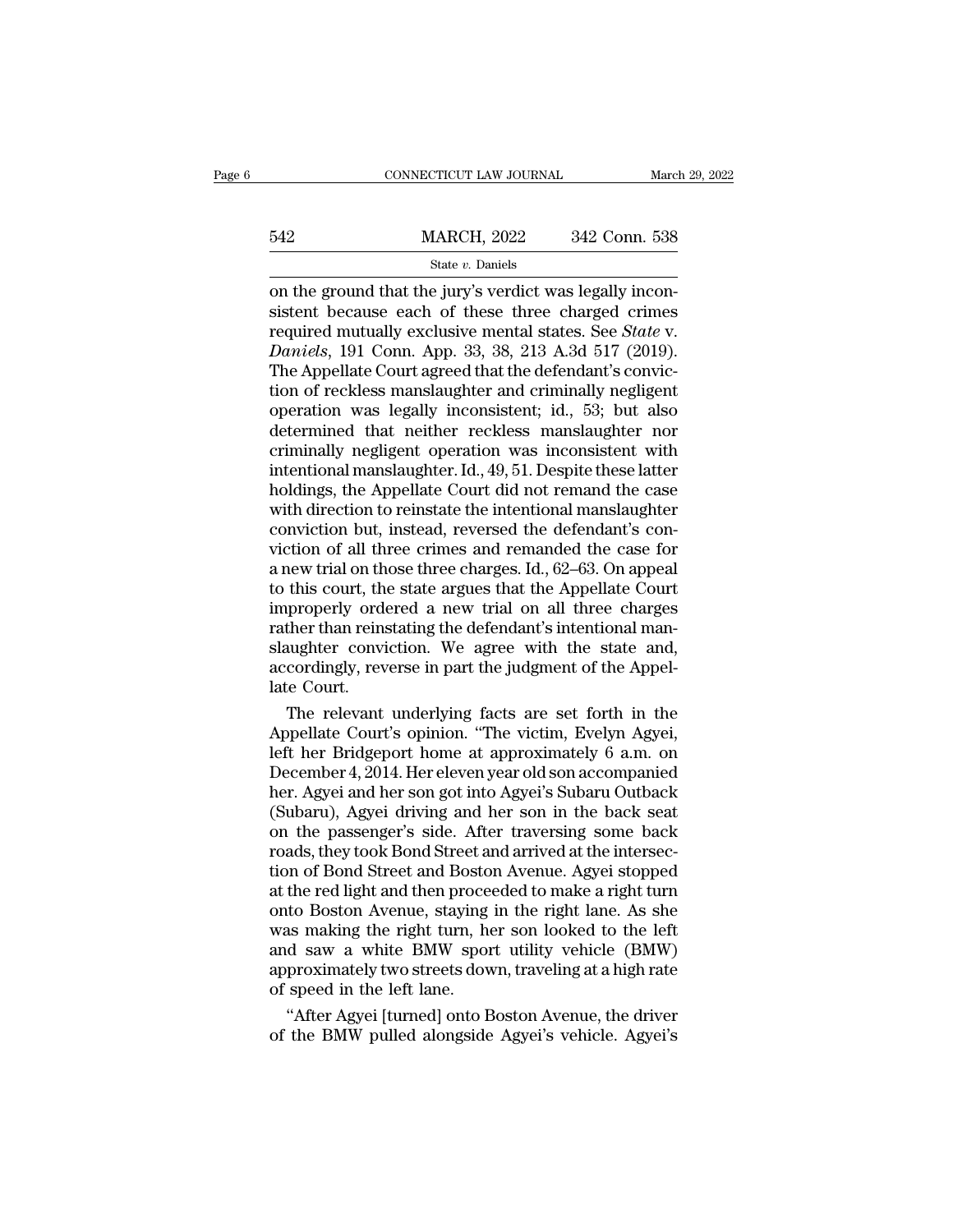on the ground that the jury's verdict was legally inconsistent because each of these three charged crimes required mutually exclusive mental states. See *State* v. *Daniels*, 191 Conn. App. 33, 38, 213 A.3d 517 (2019). The Appellate Court agreed that the defendant's conviction of reckless manslaughter and criminally negligent operation was legally inconsistent; id., 53; but also determined that neither reckless manslaughter nor criminally negligent operation was inconsistent with intentional manslaughter. Id., 49, 51. Despite these latter holdings, the Appellate Court did not remand the case with direction to reinstate the intentional manslaughter conviction but, instead, reversed the defendant's conviction of all three crimes and remanded the case for a new trial on those three charges. Id., 62–63. On appeal to this court, the state argues that the Appellate Court improperly ordered a new trial on all three charges rather than reinstating the defendant's intentional manslaughter conviction. We agree with the state and, accordingly, reverse in part the judgment of the Appellate Court.

The relevant underlying facts are set forth in the Appellate Court's opinion. "The victim, Evelyn Agyei, left her Bridgeport home at approximately 6 a.m. on December 4, 2014. Her eleven year old son accompanied her. Agyei and her son got into Agyei's Subaru Outback (Subaru), Agyei driving and her son in the back seat on the passenger's side. After traversing some back roads, they took Bond Street and arrived at the intersection of Bond Street and Boston Avenue. Agyei stopped at the red light and then proceeded to make a right turn onto Boston Avenue, staying in the right lane. As she was making the right turn, her son looked to the left and saw a white BMW sport utility vehicle (BMW) approximately two streets down, traveling at a high rate of speed in the left lane.

"After Agyei [turned] onto Boston Avenue, the driver of the BMW pulled alongside Agyei's vehicle. Agyei's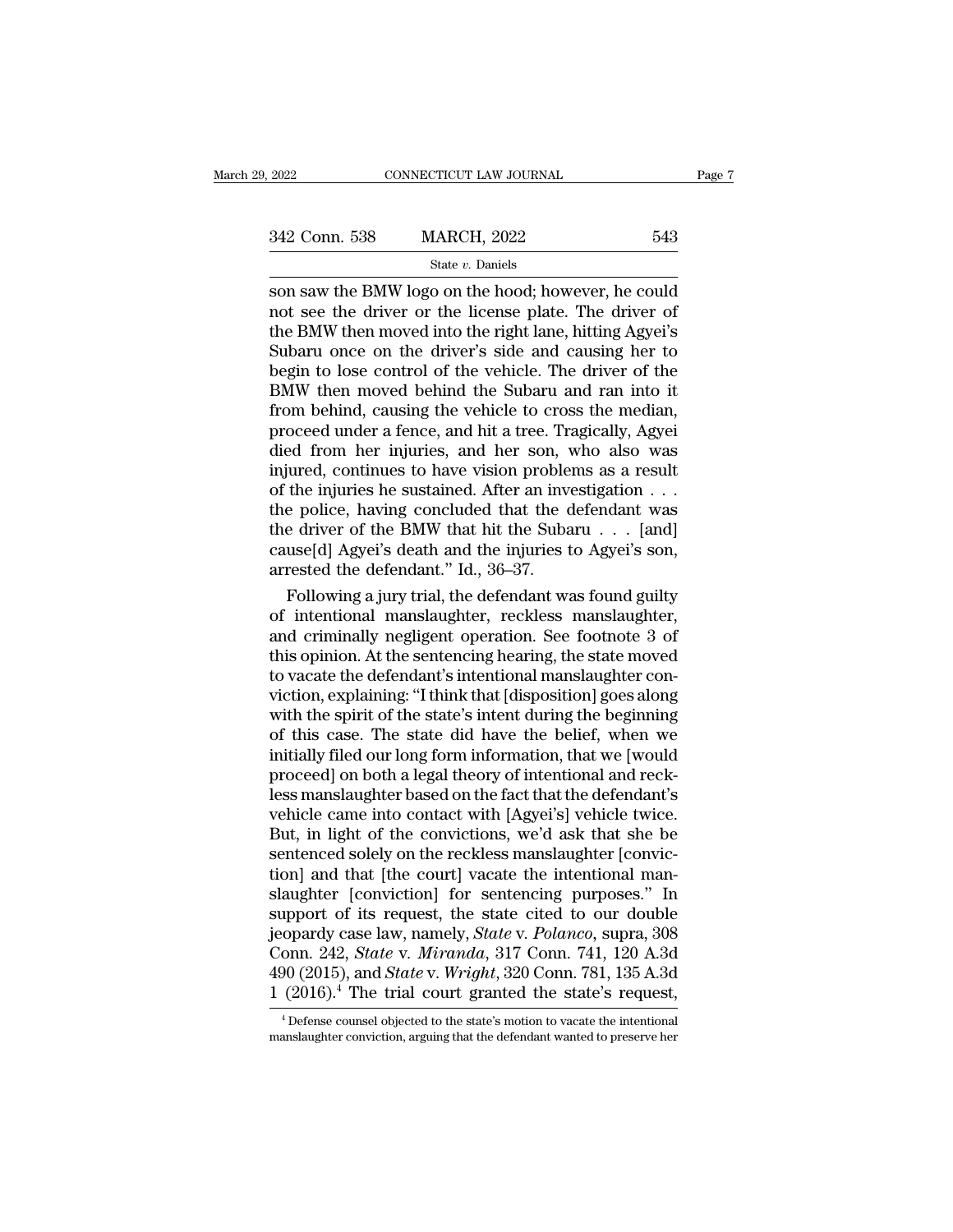son saw the BMW logo on the hood; however, he could not see the driver or the license plate. The driver of the BMW then moved into the right lane, hitting Agyei's Subaru once on the driver's side and causing her to begin to lose control of the vehicle. The driver of the BMW then moved behind the Subaru and ran into it from behind, causing the vehicle to cross the median, proceed under a fence, and hit a tree. Tragically, Agyei died from her injuries, and her son, who also was injured, continues to have vision problems as a result of the injuries he sustained. After an investigation . . . the police, having concluded that the defendant was the driver of the BMW that hit the Subaru . . . [and] cause[d] Agyei's death and the injuries to Agyei's son, arrested the defendant." Id., 36–37.

Following a jury trial, the defendant was found guilty of intentional manslaughter, reckless manslaughter, and criminally negligent operation. See footnote 3 of this opinion. At the sentencing hearing, the state moved to vacate the defendant's intentional manslaughter conviction, explaining: "I think that [disposition] goes along with the spirit of the state's intent during the beginning of this case. The state did have the belief, when we initially filed our long form information, that we [would proceed] on both a legal theory of intentional and reckless manslaughter based on the fact that the defendant's vehicle came into contact with [Agyei's] vehicle twice. But, in light of the convictions, we'd ask that she be sentenced solely on the reckless manslaughter [conviction] and that [the court] vacate the intentional manslaughter [conviction] for sentencing purposes." In support of its request, the state cited to our double jeopardy case law, namely, *State* v. *Polanco*, supra, 308 Conn. 242, *State* v. *Miranda*, 317 Conn. 741, 120 A.3d 490 (2015), and *State* v. *Wright*, 320 Conn. 781, 135 A.3d 1 (2016).[4] The trial court granted the state's request,

[4] Defense counsel objected to the state's motion to vacate the intentional manslaughter conviction, arguing that the defendant wanted to preserve her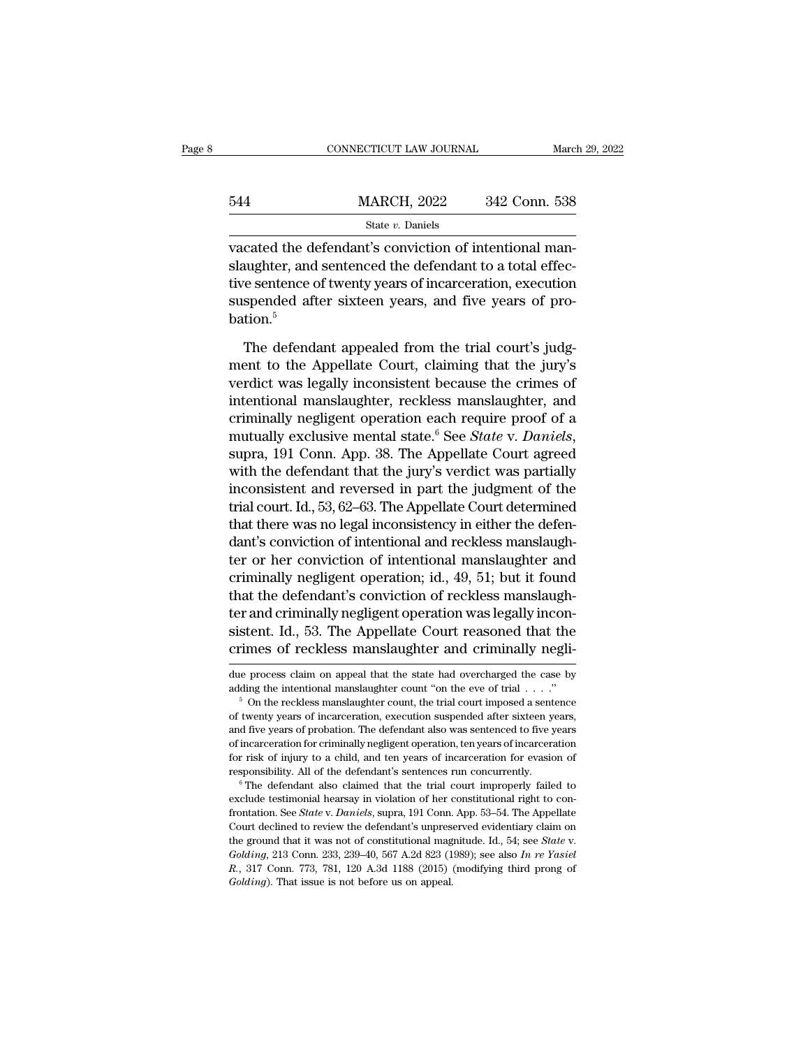vacated the defendant's conviction of intentional manslaughter, and sentenced the defendant to a total effective sentence of twenty years of incarceration, execution suspended after sixteen years, and five years of probation.[5]

The defendant appealed from the trial court's judgment to the Appellate Court, claiming that the jury's verdict was legally inconsistent because the crimes of intentional manslaughter, reckless manslaughter, and criminally negligent operation each require proof of a mutually exclusive mental state.[6] See *State* v. *Daniels*, supra, 191 Conn. App. 38. The Appellate Court agreed with the defendant that the jury's verdict was partially inconsistent and reversed in part the judgment of the trial court. Id., 53, 62–63. The Appellate Court determined that there was no legal inconsistency in either the defendant's conviction of intentional and reckless manslaughter or her conviction of intentional manslaughter and criminally negligent operation; id., 49, 51; but it found that the defendant's conviction of reckless manslaughter and criminally negligent operation was legally inconsistent. Id., 53. The Appellate Court reasoned that the crimes of reckless manslaughter and criminally negli-

---

due process claim on appeal that the state had overcharged the case by adding the intentional manslaughter count "on the eve of trial . . . ."

[5] On the reckless manslaughter count, the trial court imposed a sentence of twenty years of incarceration, execution suspended after sixteen years, and five years of probation. The defendant also was sentenced to five years of incarceration for criminally negligent operation, ten years of incarceration for risk of injury to a child, and ten years of incarceration for evasion of responsibility. All of the defendant's sentences run concurrently.

[6] The defendant also claimed that the trial court improperly failed to exclude testimonial hearsay in violation of her constitutional right to confrontation. See *State* v. *Daniels*, supra, 191 Conn. App. 53–54. The Appellate Court declined to review the defendant's unpreserved evidentiary claim on the ground that it was not of constitutional magnitude. Id., 54; see *State* v. *Golding*, 213 Conn. 233, 239–40, 567 A.2d 823 (1989); see also *In re Yasiel R.*, 317 Conn. 773, 781, 120 A.3d 1188 (2015) (modifying third prong of *Golding*). That issue is not before us on appeal.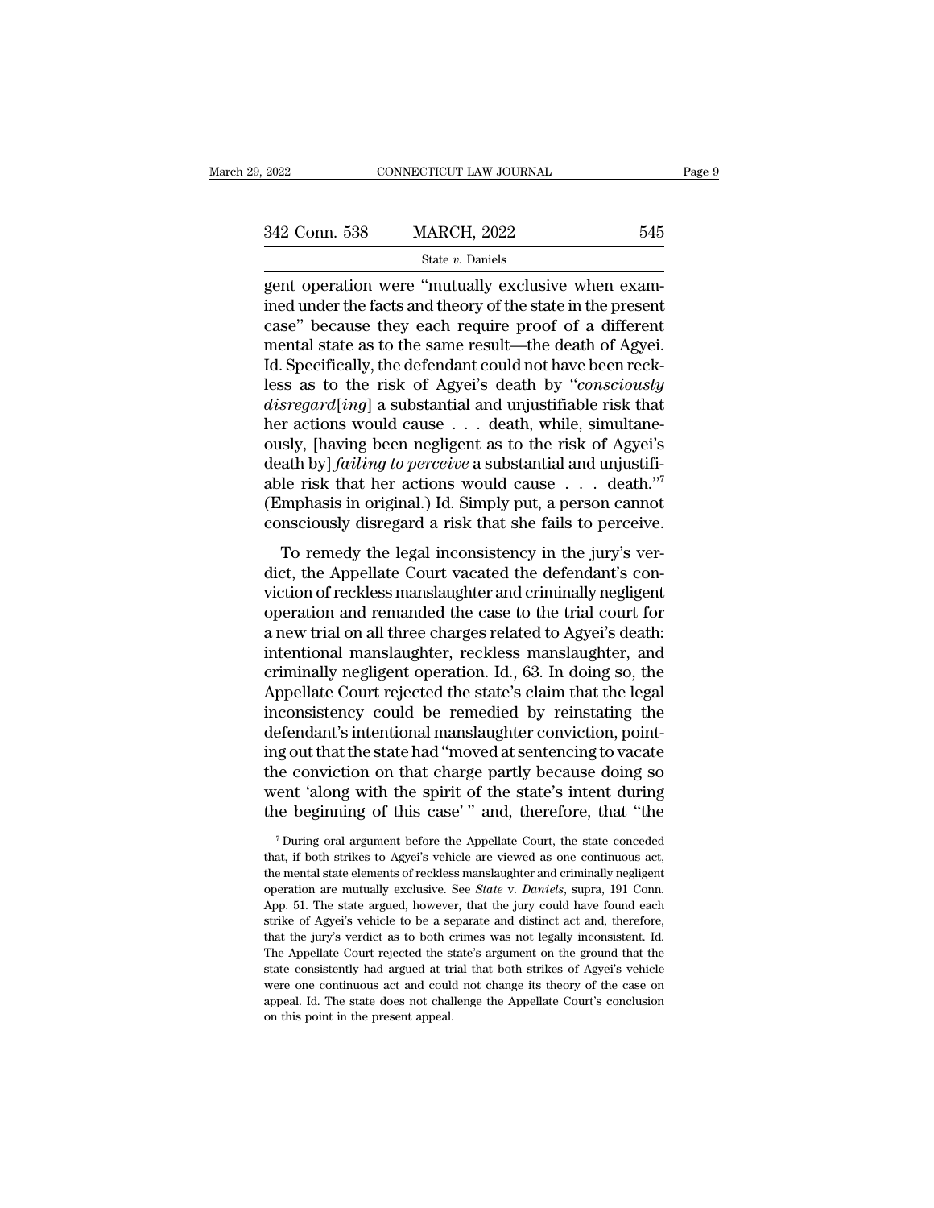gent operation were "mutually exclusive when examined under the facts and theory of the state in the present case" because they each require proof of a different mental state as to the same result—the death of Agyei. Id. Specifically, the defendant could not have been reckless as to the risk of Agyei's death by "*consciously disregard*[*ing*] a substantial and unjustifiable risk that her actions would cause . . . death, while, simultaneously, [having been negligent as to the risk of Agyei's death by] *failing to perceive* a substantial and unjustifiable risk that her actions would cause . . . death."[7] (Emphasis in original.) Id. Simply put, a person cannot consciously disregard a risk that she fails to perceive.

To remedy the legal inconsistency in the jury's verdict, the Appellate Court vacated the defendant's conviction of reckless manslaughter and criminally negligent operation and remanded the case to the trial court for a new trial on all three charges related to Agyei's death: intentional manslaughter, reckless manslaughter, and criminally negligent operation. Id., 63. In doing so, the Appellate Court rejected the state's claim that the legal inconsistency could be remedied by reinstating the defendant's intentional manslaughter conviction, pointing out that the state had "moved at sentencing to vacate the conviction on that charge partly because doing so went 'along with the spirit of the state's intent during the beginning of this case' " and, therefore, that "the

[7] During oral argument before the Appellate Court, the state conceded that, if both strikes to Agyei's vehicle are viewed as one continuous act, the mental state elements of reckless manslaughter and criminally negligent operation are mutually exclusive. See *State* v. *Daniels*, supra, 191 Conn. App. 51. The state argued, however, that the jury could have found each strike of Agyei's vehicle to be a separate and distinct act and, therefore, that the jury's verdict as to both crimes was not legally inconsistent. Id. The Appellate Court rejected the state's argument on the ground that the state consistently had argued at trial that both strikes of Agyei's vehicle were one continuous act and could not change its theory of the case on appeal. Id. The state does not challenge the Appellate Court's conclusion on this point in the present appeal.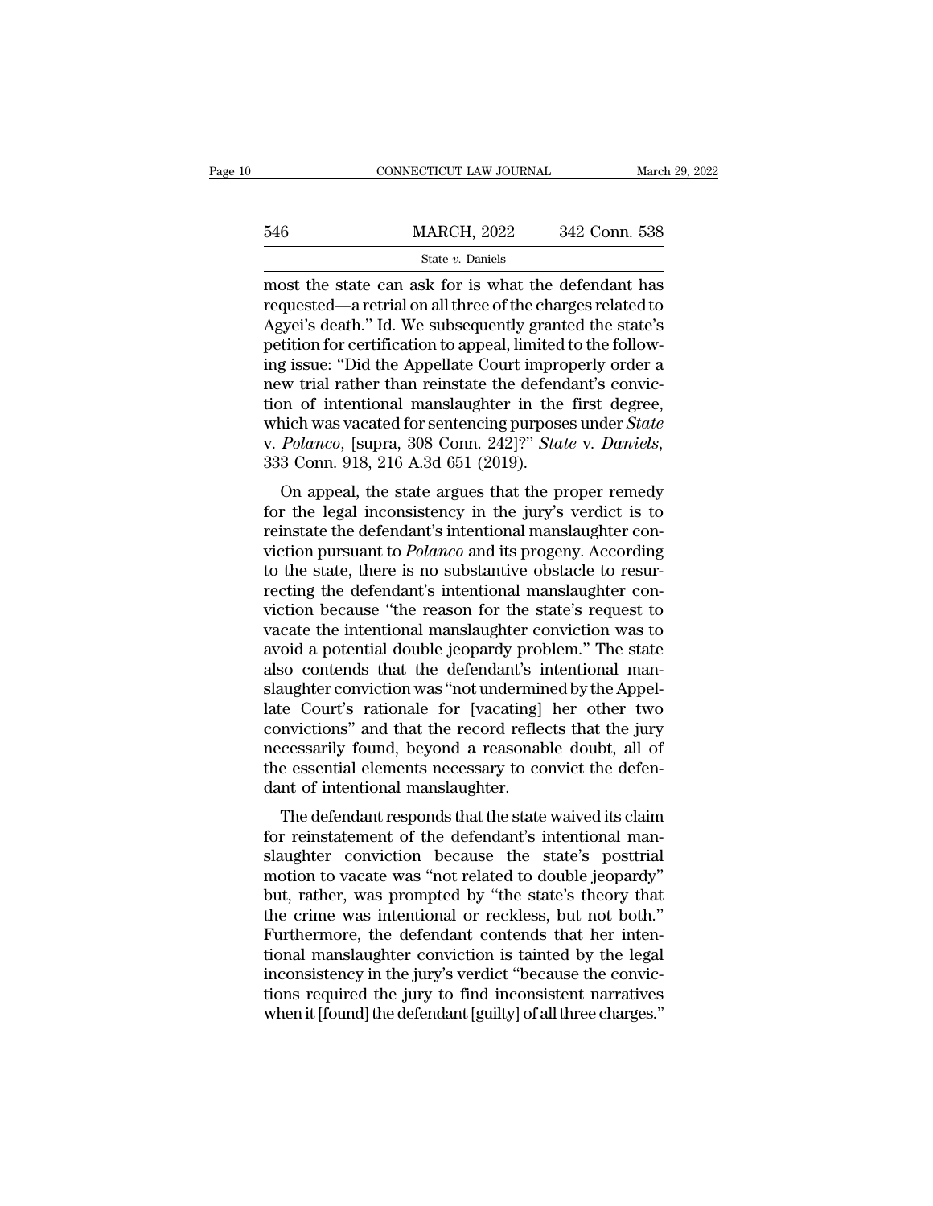most the state can ask for is what the defendant has requested—a retrial on all three of the charges related to Agyei's death." Id. We subsequently granted the state's petition for certification to appeal, limited to the following issue: "Did the Appellate Court improperly order a new trial rather than reinstate the defendant's conviction of intentional manslaughter in the first degree, which was vacated for sentencing purposes under *State* v. *Polanco*, [supra, 308 Conn. 242]?" *State* v. *Daniels*, 333 Conn. 918, 216 A.3d 651 (2019).

On appeal, the state argues that the proper remedy for the legal inconsistency in the jury's verdict is to reinstate the defendant's intentional manslaughter conviction pursuant to *Polanco* and its progeny. According to the state, there is no substantive obstacle to resurrecting the defendant's intentional manslaughter conviction because "the reason for the state's request to vacate the intentional manslaughter conviction was to avoid a potential double jeopardy problem." The state also contends that the defendant's intentional manslaughter conviction was "not undermined by the Appellate Court's rationale for [vacating] her other two convictions" and that the record reflects that the jury necessarily found, beyond a reasonable doubt, all of the essential elements necessary to convict the defendant of intentional manslaughter.

The defendant responds that the state waived its claim for reinstatement of the defendant's intentional manslaughter conviction because the state's posttrial motion to vacate was "not related to double jeopardy" but, rather, was prompted by "the state's theory that the crime was intentional or reckless, but not both." Furthermore, the defendant contends that her intentional manslaughter conviction is tainted by the legal inconsistency in the jury's verdict "because the convictions required the jury to find inconsistent narratives when it [found] the defendant [guilty] of all three charges."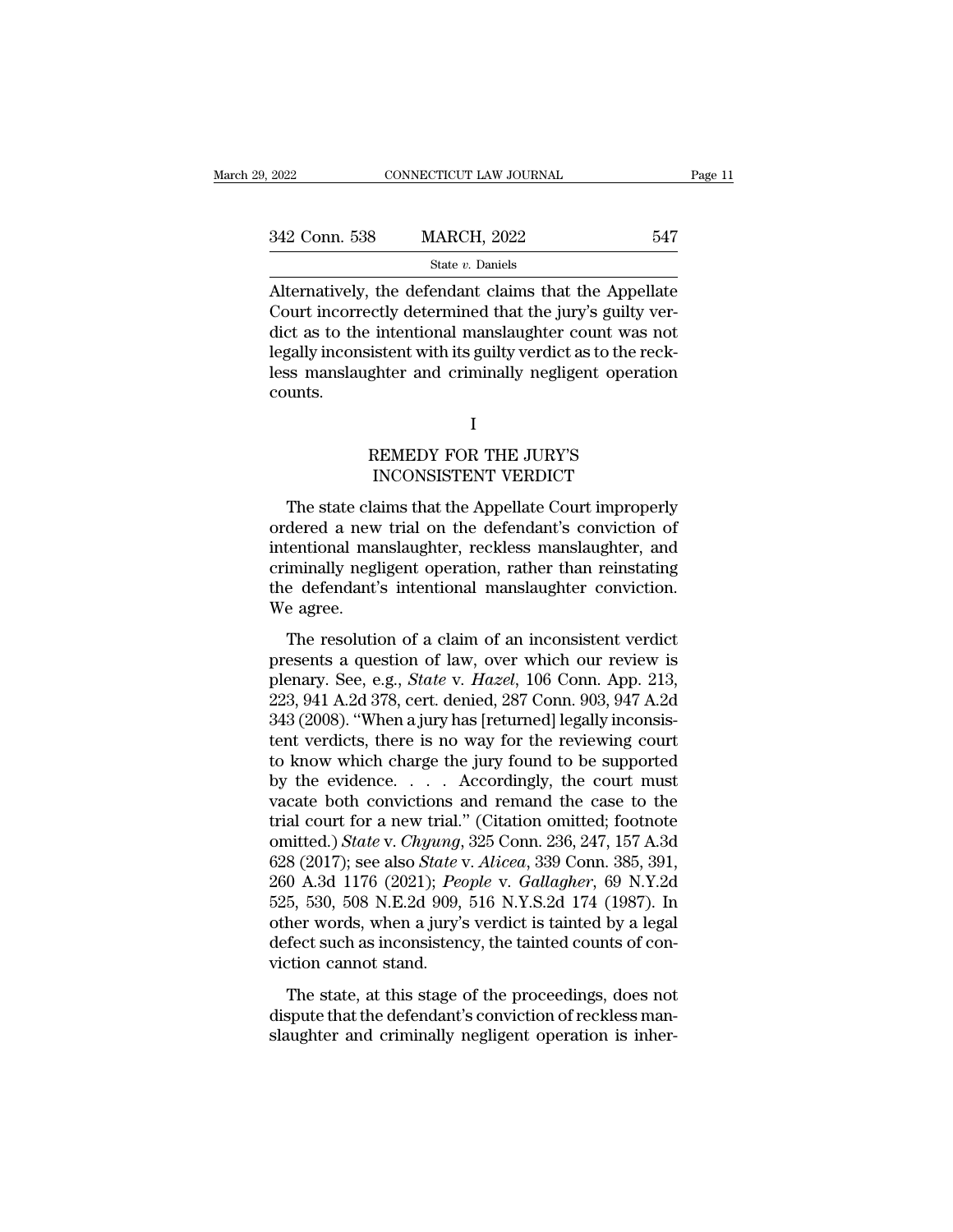Alternatively, the defendant claims that the Appellate Court incorrectly determined that the jury's guilty verdict as to the intentional manslaughter count was not legally inconsistent with its guilty verdict as to the reckless manslaughter and criminally negligent operation counts.

## I

## REMEDY FOR THE JURY'S INCONSISTENT VERDICT

The state claims that the Appellate Court improperly ordered a new trial on the defendant's conviction of intentional manslaughter, reckless manslaughter, and criminally negligent operation, rather than reinstating the defendant's intentional manslaughter conviction. We agree.

The resolution of a claim of an inconsistent verdict presents a question of law, over which our review is plenary. See, e.g., *State* v. *Hazel*, 106 Conn. App. 213, 223, 941 A.2d 378, cert. denied, 287 Conn. 903, 947 A.2d 343 (2008). "When a jury has [returned] legally inconsistent verdicts, there is no way for the reviewing court to know which charge the jury found to be supported by the evidence. . . . Accordingly, the court must vacate both convictions and remand the case to the trial court for a new trial." (Citation omitted; footnote omitted.) *State* v. *Chyung*, 325 Conn. 236, 247, 157 A.3d 628 (2017); see also *State* v. *Alicea*, 339 Conn. 385, 391, 260 A.3d 1176 (2021); *People* v. *Gallagher*, 69 N.Y.2d 525, 530, 508 N.E.2d 909, 516 N.Y.S.2d 174 (1987). In other words, when a jury's verdict is tainted by a legal defect such as inconsistency, the tainted counts of conviction cannot stand.

The state, at this stage of the proceedings, does not dispute that the defendant's conviction of reckless manslaughter and criminally negligent operation is inher-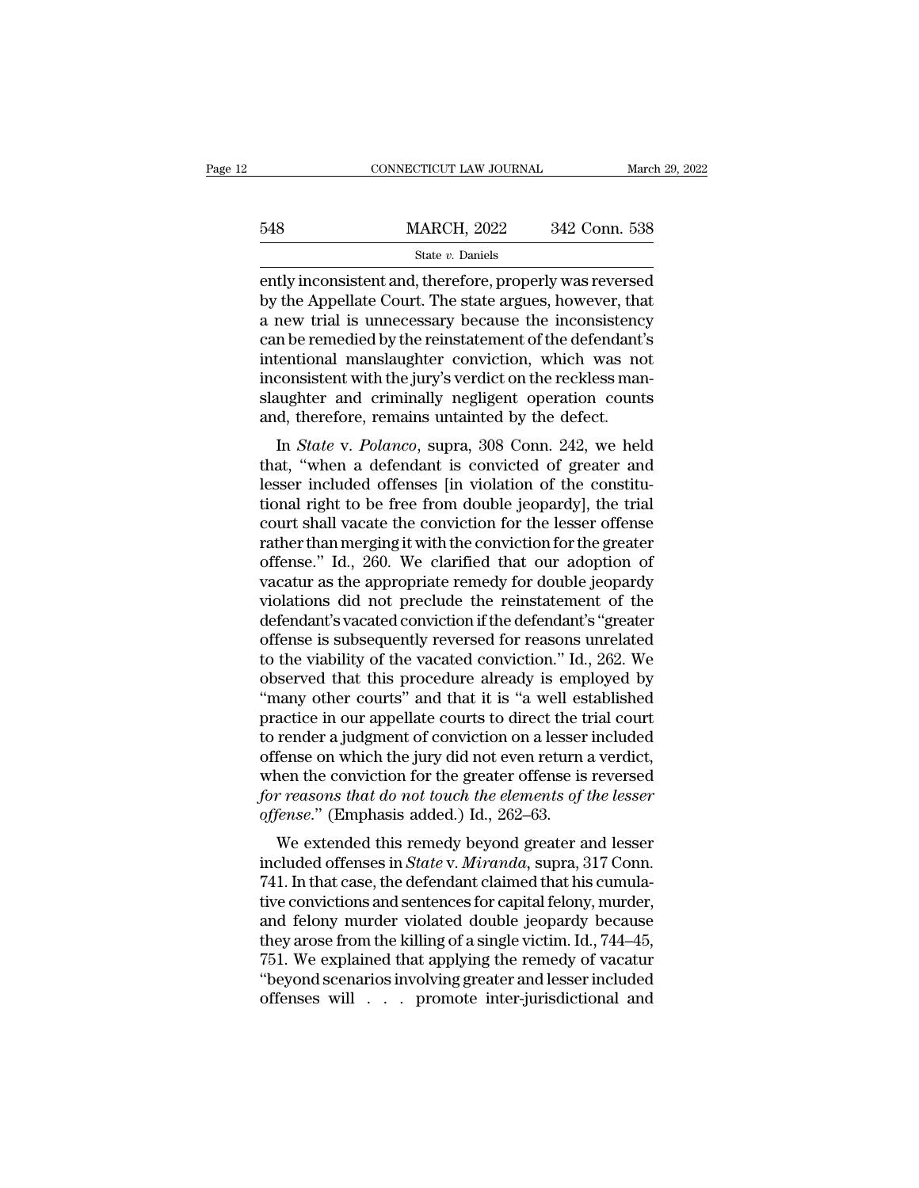ently inconsistent and, therefore, properly was reversed by the Appellate Court. The state argues, however, that a new trial is unnecessary because the inconsistency can be remedied by the reinstatement of the defendant's intentional manslaughter conviction, which was not inconsistent with the jury's verdict on the reckless manslaughter and criminally negligent operation counts and, therefore, remains untainted by the defect.

In *State* v. *Polanco*, supra, 308 Conn. 242, we held that, "when a defendant is convicted of greater and lesser included offenses [in violation of the constitutional right to be free from double jeopardy], the trial court shall vacate the conviction for the lesser offense rather than merging it with the conviction for the greater offense." Id., 260. We clarified that our adoption of vacatur as the appropriate remedy for double jeopardy violations did not preclude the reinstatement of the defendant's vacated conviction if the defendant's "greater offense is subsequently reversed for reasons unrelated to the viability of the vacated conviction." Id., 262. We observed that this procedure already is employed by "many other courts" and that it is "a well established practice in our appellate courts to direct the trial court to render a judgment of conviction on a lesser included offense on which the jury did not even return a verdict, when the conviction for the greater offense is reversed *for reasons that do not touch the elements of the lesser offense*." (Emphasis added.) Id., 262–63.

We extended this remedy beyond greater and lesser included offenses in *State* v. *Miranda*, supra, 317 Conn. 741. In that case, the defendant claimed that his cumulative convictions and sentences for capital felony, murder, and felony murder violated double jeopardy because they arose from the killing of a single victim. Id., 744–45, 751. We explained that applying the remedy of vacatur "beyond scenarios involving greater and lesser included offenses will . . . promote inter-jurisdictional and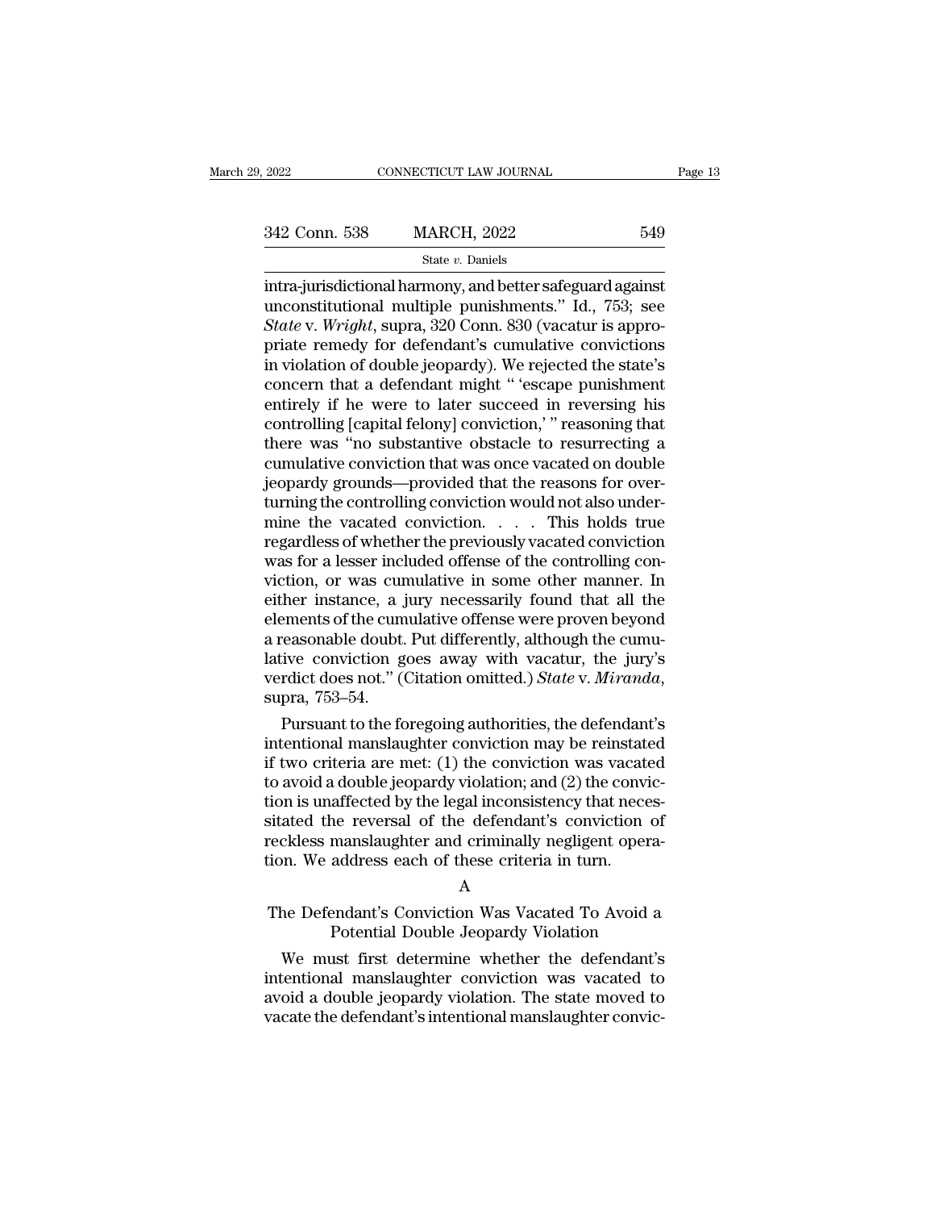intra-jurisdictional harmony, and better safeguard against unconstitutional multiple punishments." Id., 753; see *State* v. *Wright*, supra, 320 Conn. 830 (vacatur is appropriate remedy for defendant's cumulative convictions in violation of double jeopardy). We rejected the state's concern that a defendant might " 'escape punishment entirely if he were to later succeed in reversing his controlling [capital felony] conviction,' " reasoning that there was "no substantive obstacle to resurrecting a cumulative conviction that was once vacated on double jeopardy grounds—provided that the reasons for overturning the controlling conviction would not also undermine the vacated conviction. . . . This holds true regardless of whether the previously vacated conviction was for a lesser included offense of the controlling conviction, or was cumulative in some other manner. In either instance, a jury necessarily found that all the elements of the cumulative offense were proven beyond a reasonable doubt. Put differently, although the cumulative conviction goes away with vacatur, the jury's verdict does not." (Citation omitted.) *State* v. *Miranda*, supra, 753–54.

Pursuant to the foregoing authorities, the defendant's intentional manslaughter conviction may be reinstated if two criteria are met: (1) the conviction was vacated to avoid a double jeopardy violation; and (2) the conviction is unaffected by the legal inconsistency that necessitated the reversal of the defendant's conviction of reckless manslaughter and criminally negligent operation. We address each of these criteria in turn.

A

The Defendant's Conviction Was Vacated To Avoid a Potential Double Jeopardy Violation

We must first determine whether the defendant's intentional manslaughter conviction was vacated to avoid a double jeopardy violation. The state moved to vacate the defendant's intentional manslaughter convic-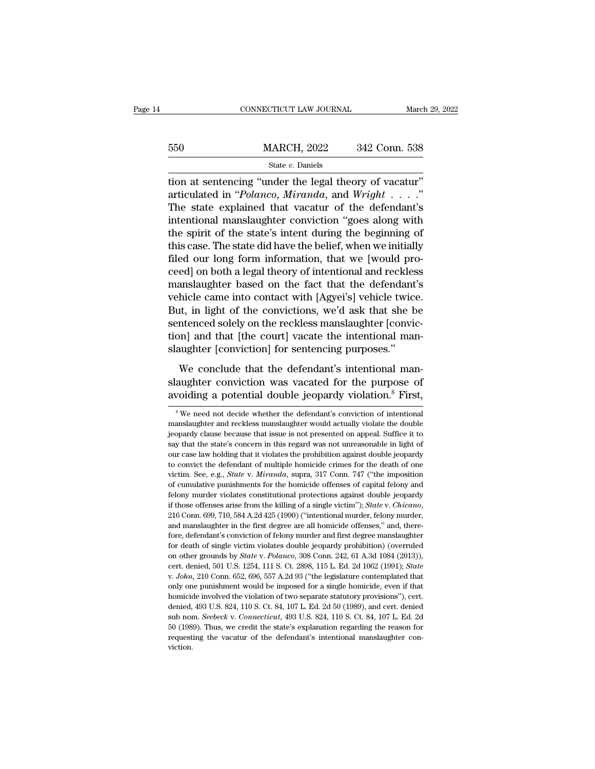tion at sentencing "under the legal theory of vacatur" articulated in "*Polanco*, *Miranda*, and *Wright* . . . ." The state explained that vacatur of the defendant's intentional manslaughter conviction "goes along with the spirit of the state's intent during the beginning of this case. The state did have the belief, when we initially filed our long form information, that we [would proceed] on both a legal theory of intentional and reckless manslaughter based on the fact that the defendant's vehicle came into contact with [Agyei's] vehicle twice. But, in light of the convictions, we'd ask that she be sentenced solely on the reckless manslaughter [conviction] and that [the court] vacate the intentional manslaughter [conviction] for sentencing purposes."

We conclude that the defendant's intentional manslaughter conviction was vacated for the purpose of avoiding a potential double jeopardy violation.[8] First,

[8] We need not decide whether the defendant's conviction of intentional manslaughter and reckless manslaughter would actually violate the double jeopardy clause because that issue is not presented on appeal. Suffice it to say that the state's concern in this regard was not unreasonable in light of our case law holding that it violates the prohibition against double jeopardy to convict the defendant of multiple homicide crimes for the death of one victim. See, e.g., *State* v. *Miranda*, supra, 317 Conn. 747 ("the imposition of cumulative punishments for the homicide offenses of capital felony and felony murder violates constitutional protections against double jeopardy if those offenses arise from the killing of a single victim"); *State* v. *Chicano*, 216 Conn. 699, 710, 584 A.2d 425 (1990) ("intentional murder, felony murder, and manslaughter in the first degree are all homicide offenses," and, therefore, defendant's conviction of felony murder and first degree manslaughter for death of single victim violates double jeopardy prohibition) (overruled on other grounds by *State* v. *Polanco*, 308 Conn. 242, 61 A.3d 1084 (2013)), cert. denied, 501 U.S. 1254, 111 S. Ct. 2898, 115 L. Ed. 2d 1062 (1991); *State* v. *John*, 210 Conn. 652, 696, 557 A.2d 93 ("the legislature contemplated that only one punishment would be imposed for a single homicide, even if that homicide involved the violation of two separate statutory provisions"), cert. denied, 493 U.S. 824, 110 S. Ct. 84, 107 L. Ed. 2d 50 (1989), and cert. denied sub nom. *Seebeck* v. *Connecticut*, 493 U.S. 824, 110 S. Ct. 84, 107 L. Ed. 2d 50 (1989). Thus, we credit the state's explanation regarding the reason for requesting the vacatur of the defendant's intentional manslaughter conviction.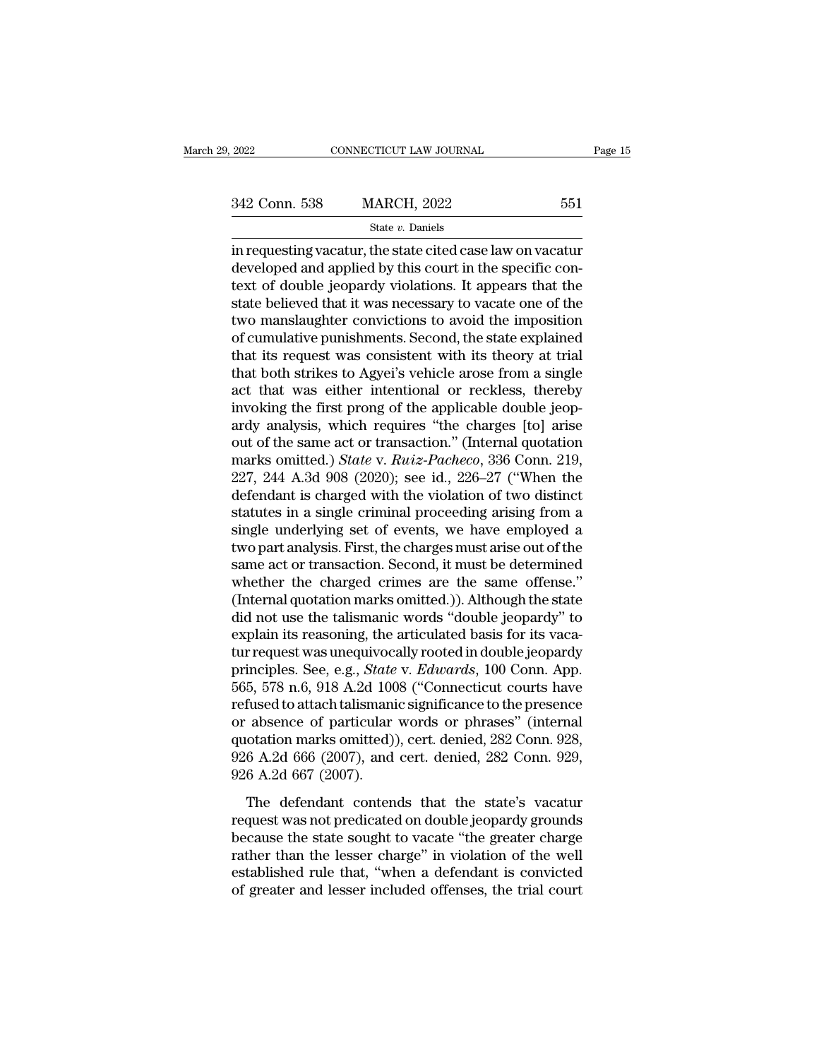in requesting vacatur, the state cited case law on vacatur developed and applied by this court in the specific context of double jeopardy violations. It appears that the state believed that it was necessary to vacate one of the two manslaughter convictions to avoid the imposition of cumulative punishments. Second, the state explained that its request was consistent with its theory at trial that both strikes to Agyei's vehicle arose from a single act that was either intentional or reckless, thereby invoking the first prong of the applicable double jeopardy analysis, which requires "the charges [to] arise out of the same act or transaction." (Internal quotation marks omitted.) *State* v. *Ruiz-Pacheco*, 336 Conn. 219, 227, 244 A.3d 908 (2020); see id., 226–27 ("When the defendant is charged with the violation of two distinct statutes in a single criminal proceeding arising from a single underlying set of events, we have employed a two part analysis. First, the charges must arise out of the same act or transaction. Second, it must be determined whether the charged crimes are the same offense." (Internal quotation marks omitted.)). Although the state did not use the talismanic words "double jeopardy" to explain its reasoning, the articulated basis for its vacatur request was unequivocally rooted in double jeopardy principles. See, e.g., *State* v. *Edwards*, 100 Conn. App. 565, 578 n.6, 918 A.2d 1008 ("Connecticut courts have refused to attach talismanic significance to the presence or absence of particular words or phrases" (internal quotation marks omitted)), cert. denied, 282 Conn. 928, 926 A.2d 666 (2007), and cert. denied, 282 Conn. 929, 926 A.2d 667 (2007).

The defendant contends that the state's vacatur request was not predicated on double jeopardy grounds because the state sought to vacate "the greater charge rather than the lesser charge" in violation of the well established rule that, "when a defendant is convicted of greater and lesser included offenses, the trial court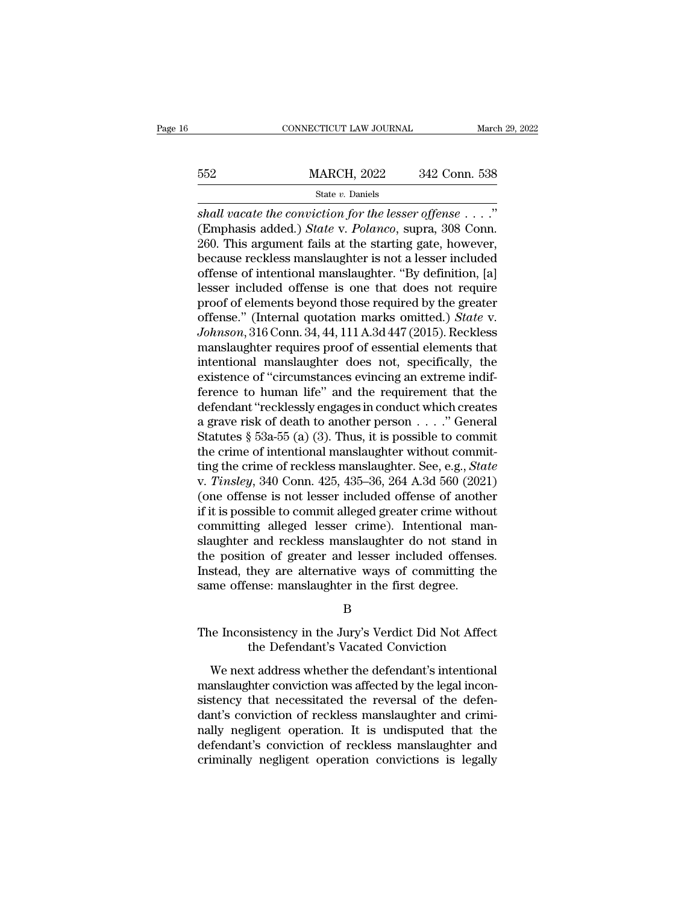*shall vacate the conviction for the lesser offense* . . . ." (Emphasis added.) *State* v. *Polanco*, supra, 308 Conn. 260. This argument fails at the starting gate, however, because reckless manslaughter is not a lesser included offense of intentional manslaughter. "By definition, [a] lesser included offense is one that does not require proof of elements beyond those required by the greater offense." (Internal quotation marks omitted.) *State* v. *Johnson*, 316 Conn. 34, 44, 111 A.3d 447 (2015). Reckless manslaughter requires proof of essential elements that intentional manslaughter does not, specifically, the existence of "circumstances evincing an extreme indifference to human life" and the requirement that the defendant "recklessly engages in conduct which creates a grave risk of death to another person . . . ." General Statutes § 53a-55 (a) (3). Thus, it is possible to commit the crime of intentional manslaughter without committing the crime of reckless manslaughter. See, e.g., *State* v. *Tinsley*, 340 Conn. 425, 435–36, 264 A.3d 560 (2021) (one offense is not lesser included offense of another if it is possible to commit alleged greater crime without committing alleged lesser crime). Intentional manslaughter and reckless manslaughter do not stand in the position of greater and lesser included offenses. Instead, they are alternative ways of committing the same offense: manslaughter in the first degree.

## B

## The Inconsistency in the Jury's Verdict Did Not Affect the Defendant's Vacated Conviction

We next address whether the defendant's intentional manslaughter conviction was affected by the legal inconsistency that necessitated the reversal of the defendant's conviction of reckless manslaughter and criminally negligent operation. It is undisputed that the defendant's conviction of reckless manslaughter and criminally negligent operation convictions is legally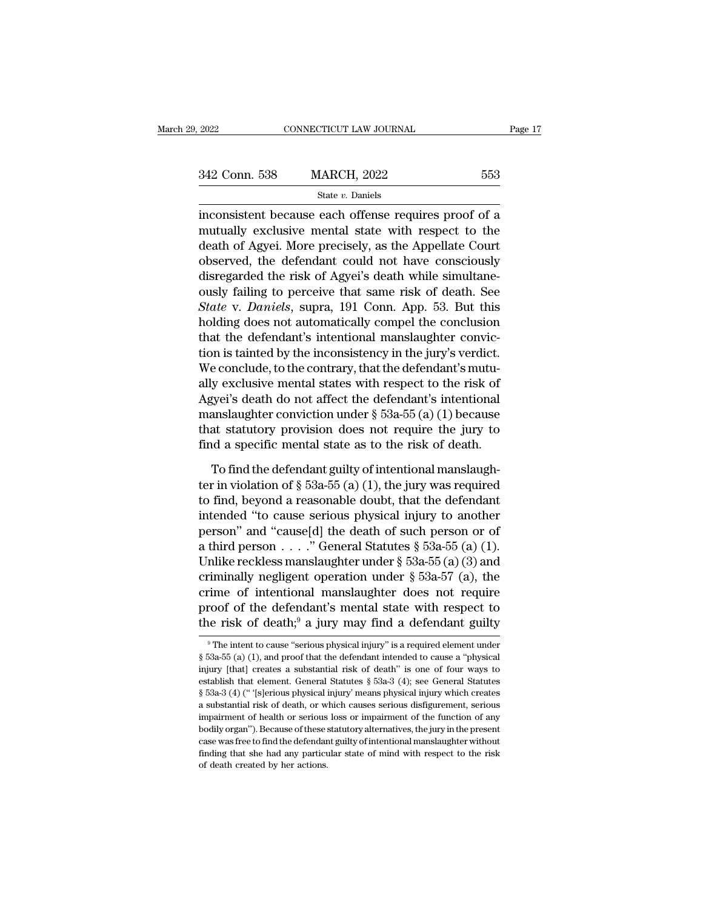inconsistent because each offense requires proof of a mutually exclusive mental state with respect to the death of Agyei. More precisely, as the Appellate Court observed, the defendant could not have consciously disregarded the risk of Agyei's death while simultaneously failing to perceive that same risk of death. See *State* v. *Daniels*, supra, 191 Conn. App. 53. But this holding does not automatically compel the conclusion that the defendant's intentional manslaughter conviction is tainted by the inconsistency in the jury's verdict. We conclude, to the contrary, that the defendant's mutually exclusive mental states with respect to the risk of Agyei's death do not affect the defendant's intentional manslaughter conviction under § 53a-55 (a) (1) because that statutory provision does not require the jury to find a specific mental state as to the risk of death.

To find the defendant guilty of intentional manslaughter in violation of § 53a-55 (a) (1), the jury was required to find, beyond a reasonable doubt, that the defendant intended "to cause serious physical injury to another person" and "cause[d] the death of such person or of a third person . . . ." General Statutes § 53a-55 (a) (1). Unlike reckless manslaughter under § 53a-55 (a) (3) and criminally negligent operation under § 53a-57 (a), the crime of intentional manslaughter does not require proof of the defendant's mental state with respect to the risk of death;[9] a jury may find a defendant guilty

---

[9] The intent to cause "serious physical injury" is a required element under § 53a-55 (a) (1), and proof that the defendant intended to cause a "physical injury [that] creates a substantial risk of death" is one of four ways to establish that element. General Statutes § 53a-3 (4); see General Statutes § 53a-3 (4) (" '[s]erious physical injury' means physical injury which creates a substantial risk of death, or which causes serious disfigurement, serious impairment of health or serious loss or impairment of the function of any bodily organ"). Because of these statutory alternatives, the jury in the present case was free to find the defendant guilty of intentional manslaughter without finding that she had any particular state of mind with respect to the risk of death created by her actions.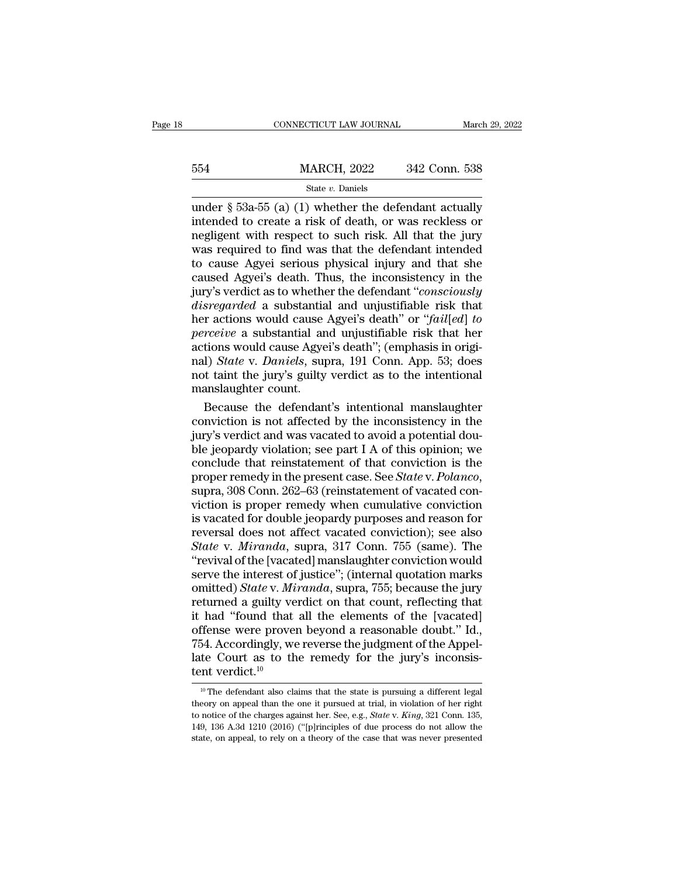under § 53a-55 (a) (1) whether the defendant actually intended to create a risk of death, or was reckless or negligent with respect to such risk. All that the jury was required to find was that the defendant intended to cause Agyei serious physical injury and that she caused Agyei's death. Thus, the inconsistency in the jury's verdict as to whether the defendant "*consciously disregarded* a substantial and unjustifiable risk that her actions would cause Agyei's death" or "*fail*[*ed*] *to perceive* a substantial and unjustifiable risk that her actions would cause Agyei's death"; (emphasis in original) *State* v. *Daniels*, supra, 191 Conn. App. 53; does not taint the jury's guilty verdict as to the intentional manslaughter count.

Because the defendant's intentional manslaughter conviction is not affected by the inconsistency in the jury's verdict and was vacated to avoid a potential double jeopardy violation; see part I A of this opinion; we conclude that reinstatement of that conviction is the proper remedy in the present case. See *State* v. *Polanco*, supra, 308 Conn. 262–63 (reinstatement of vacated conviction is proper remedy when cumulative conviction is vacated for double jeopardy purposes and reason for reversal does not affect vacated conviction); see also *State* v. *Miranda*, supra, 317 Conn. 755 (same). The "revival of the [vacated] manslaughter conviction would serve the interest of justice"; (internal quotation marks omitted) *State* v. *Miranda*, supra, 755; because the jury returned a guilty verdict on that count, reflecting that it had "found that all the elements of the [vacated] offense were proven beyond a reasonable doubt." Id., 754. Accordingly, we reverse the judgment of the Appellate Court as to the remedy for the jury's inconsistent verdict.[10]

[10] The defendant also claims that the state is pursuing a different legal theory on appeal than the one it pursued at trial, in violation of her right to notice of the charges against her. See, e.g., *State* v. *King*, 321 Conn. 135, 149, 136 A.3d 1210 (2016) ("[p]rinciples of due process do not allow the state, on appeal, to rely on a theory of the case that was never presented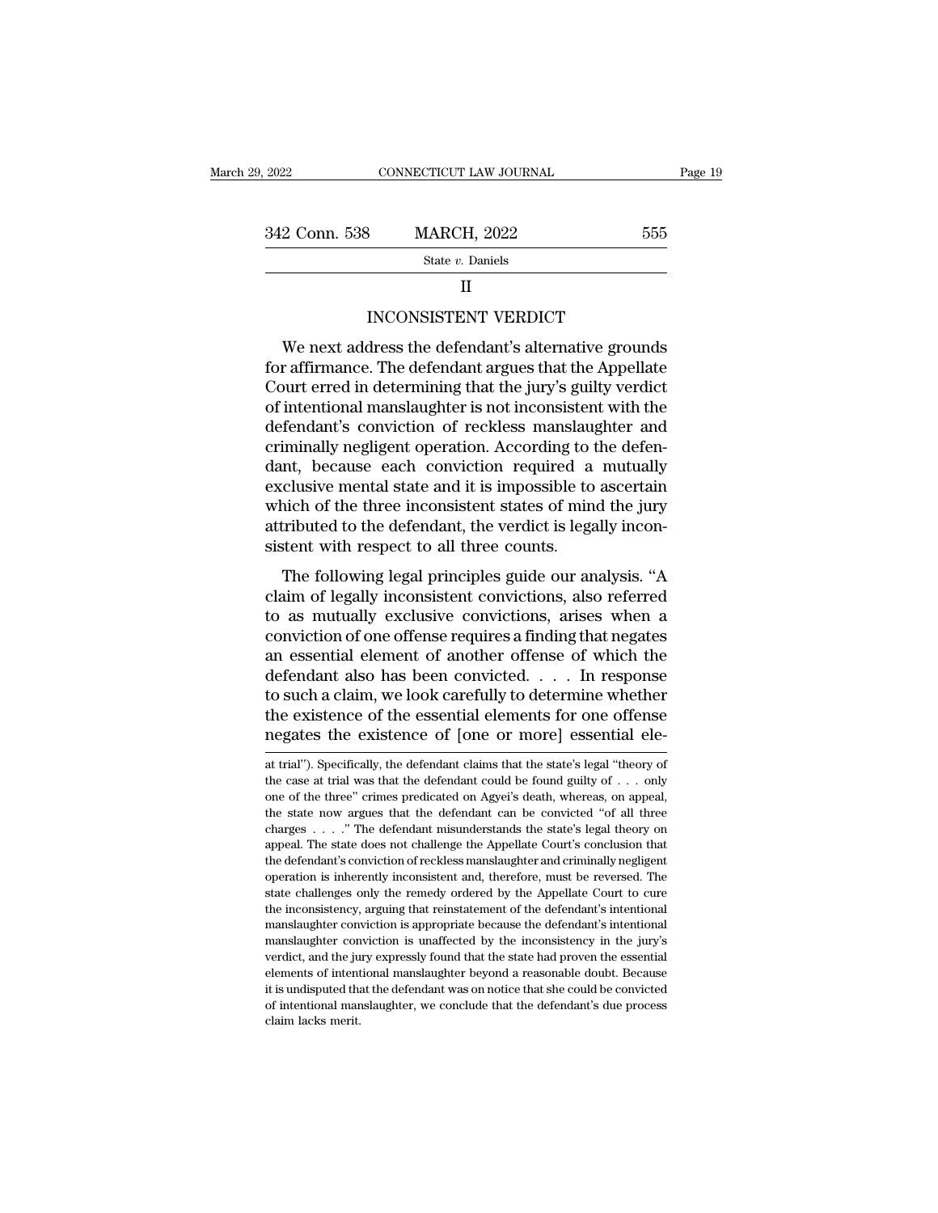## II

## INCONSISTENT VERDICT

We next address the defendant's alternative grounds for affirmance. The defendant argues that the Appellate Court erred in determining that the jury's guilty verdict of intentional manslaughter is not inconsistent with the defendant's conviction of reckless manslaughter and criminally negligent operation. According to the defendant, because each conviction required a mutually exclusive mental state and it is impossible to ascertain which of the three inconsistent states of mind the jury attributed to the defendant, the verdict is legally inconsistent with respect to all three counts.

The following legal principles guide our analysis. "A claim of legally inconsistent convictions, also referred to as mutually exclusive convictions, arises when a conviction of one offense requires a finding that negates an essential element of another offense of which the defendant also has been convicted. . . . In response to such a claim, we look carefully to determine whether the existence of the essential elements for one offense negates the existence of [one or more] essential ele-

---

at trial"). Specifically, the defendant claims that the state's legal "theory of the case at trial was that the defendant could be found guilty of . . . only one of the three" crimes predicated on Agyei's death, whereas, on appeal, the state now argues that the defendant can be convicted "of all three charges . . . ." The defendant misunderstands the state's legal theory on appeal. The state does not challenge the Appellate Court's conclusion that the defendant's conviction of reckless manslaughter and criminally negligent operation is inherently inconsistent and, therefore, must be reversed. The state challenges only the remedy ordered by the Appellate Court to cure the inconsistency, arguing that reinstatement of the defendant's intentional manslaughter conviction is appropriate because the defendant's intentional manslaughter conviction is unaffected by the inconsistency in the jury's verdict, and the jury expressly found that the state had proven the essential elements of intentional manslaughter beyond a reasonable doubt. Because it is undisputed that the defendant was on notice that she could be convicted of intentional manslaughter, we conclude that the defendant's due process claim lacks merit.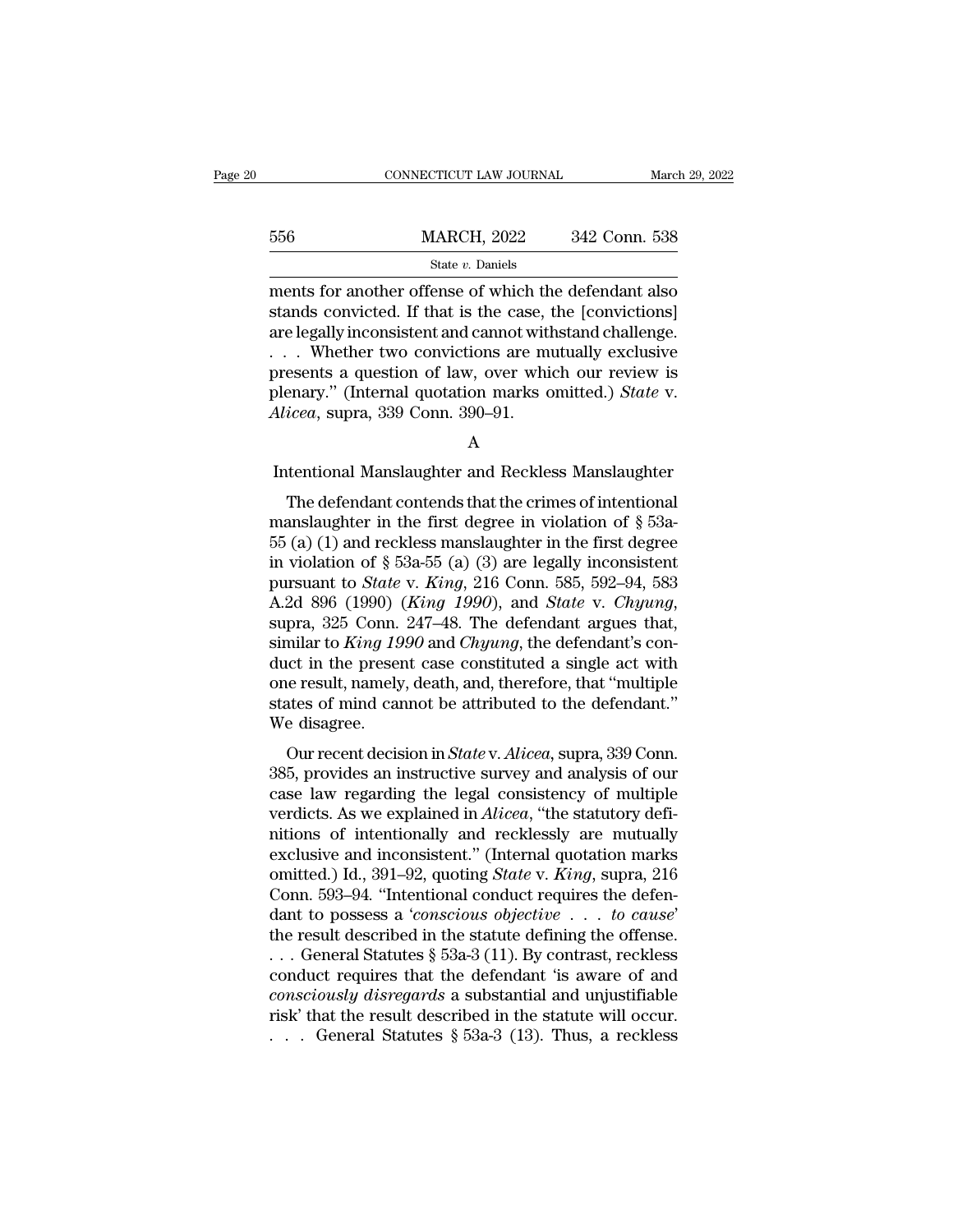ments for another offense of which the defendant also stands convicted. If that is the case, the [convictions] are legally inconsistent and cannot withstand challenge. . . . Whether two convictions are mutually exclusive presents a question of law, over which our review is plenary." (Internal quotation marks omitted.) *State* v. *Alicea*, supra, 339 Conn. 390–91.

A

Intentional Manslaughter and Reckless Manslaughter

The defendant contends that the crimes of intentional manslaughter in the first degree in violation of § 53a-55 (a) (1) and reckless manslaughter in the first degree in violation of § 53a-55 (a) (3) are legally inconsistent pursuant to *State* v. *King*, 216 Conn. 585, 592–94, 583 A.2d 896 (1990) (*King 1990*), and *State* v. *Chyung*, supra, 325 Conn. 247–48. The defendant argues that, similar to *King 1990* and *Chyung*, the defendant's conduct in the present case constituted a single act with one result, namely, death, and, therefore, that "multiple states of mind cannot be attributed to the defendant." We disagree.

Our recent decision in *State* v. *Alicea*, supra, 339 Conn. 385, provides an instructive survey and analysis of our case law regarding the legal consistency of multiple verdicts. As we explained in *Alicea*, "the statutory definitions of intentionally and recklessly are mutually exclusive and inconsistent." (Internal quotation marks omitted.) Id., 391–92, quoting *State* v. *King*, supra, 216 Conn. 593–94. "Intentional conduct requires the defendant to possess a '*conscious objective . . . to cause*' the result described in the statute defining the offense. . . . General Statutes § 53a-3 (11). By contrast, reckless conduct requires that the defendant 'is aware of and *consciously disregards* a substantial and unjustifiable risk' that the result described in the statute will occur. . . . General Statutes § 53a-3 (13). Thus, a reckless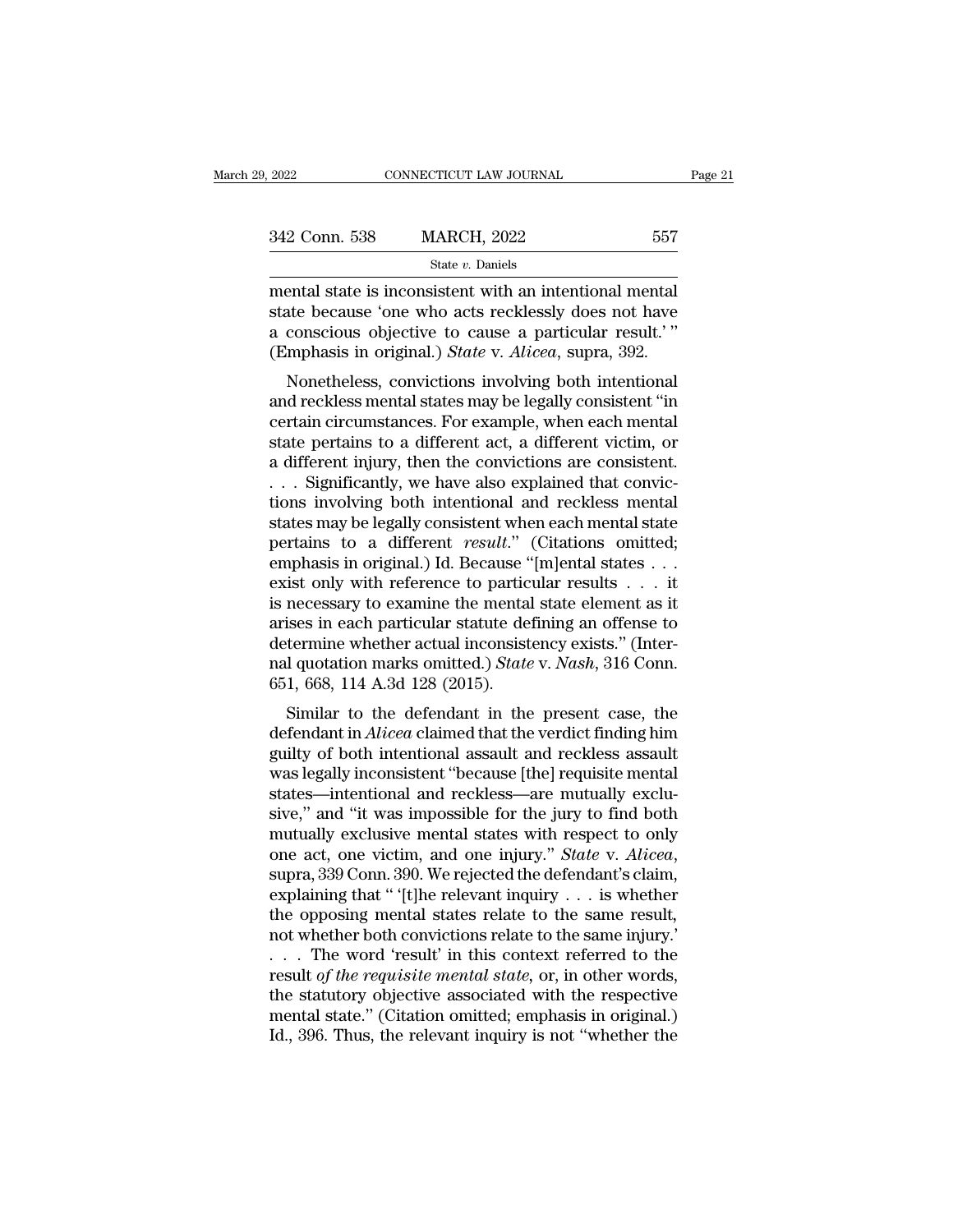mental state is inconsistent with an intentional mental state because 'one who acts recklessly does not have a conscious objective to cause a particular result.' " (Emphasis in original.) *State* v. *Alicea*, supra, 392.

Nonetheless, convictions involving both intentional and reckless mental states may be legally consistent "in certain circumstances. For example, when each mental state pertains to a different act, a different victim, or a different injury, then the convictions are consistent. . . . Significantly, we have also explained that convictions involving both intentional and reckless mental states may be legally consistent when each mental state pertains to a different *result*." (Citations omitted; emphasis in original.) Id. Because "[m]ental states . . . exist only with reference to particular results . . . it is necessary to examine the mental state element as it arises in each particular statute defining an offense to determine whether actual inconsistency exists." (Internal quotation marks omitted.) *State* v. *Nash*, 316 Conn. 651, 668, 114 A.3d 128 (2015).

Similar to the defendant in the present case, the defendant in *Alicea* claimed that the verdict finding him guilty of both intentional assault and reckless assault was legally inconsistent "because [the] requisite mental states—intentional and reckless—are mutually exclusive," and "it was impossible for the jury to find both mutually exclusive mental states with respect to only one act, one victim, and one injury." *State* v. *Alicea*, supra, 339 Conn. 390. We rejected the defendant's claim, explaining that " '[t]he relevant inquiry . . . is whether the opposing mental states relate to the same result, not whether both convictions relate to the same injury.' . . . The word 'result' in this context referred to the result *of the requisite mental state*, or, in other words, the statutory objective associated with the respective mental state." (Citation omitted; emphasis in original.) Id., 396. Thus, the relevant inquiry is not "whether the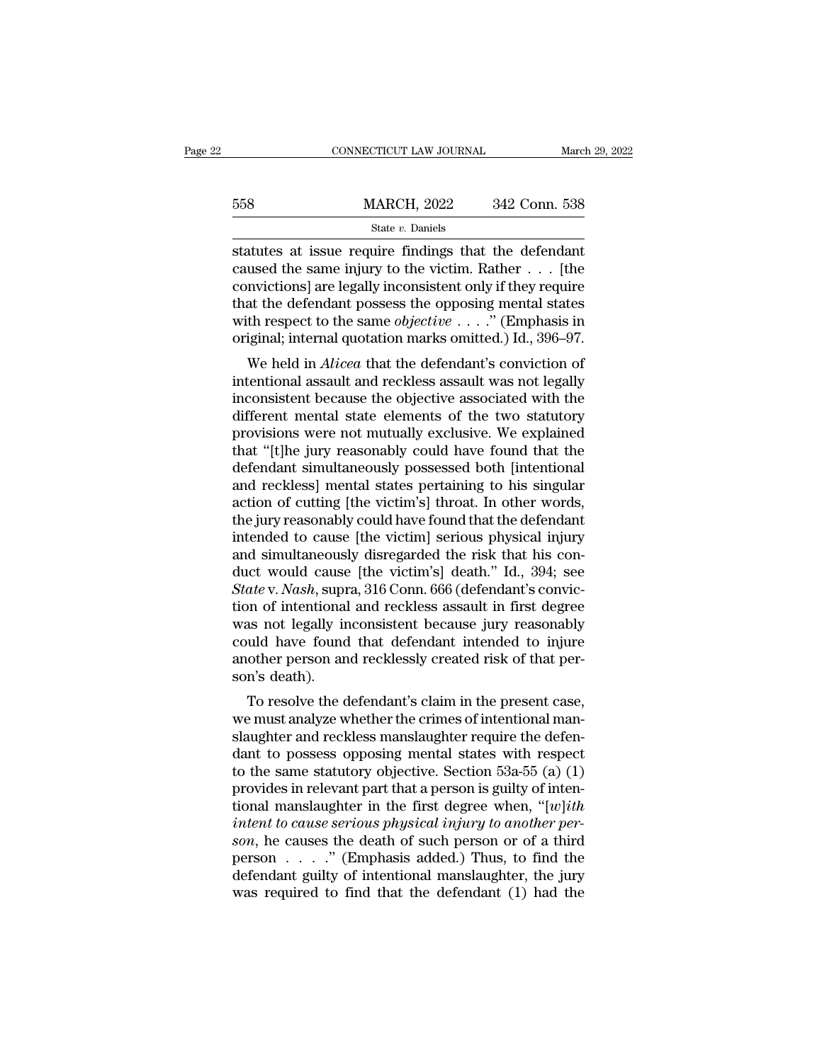statutes at issue require findings that the defendant caused the same injury to the victim. Rather . . . [the convictions] are legally inconsistent only if they require that the defendant possess the opposing mental states with respect to the same *objective* . . . ." (Emphasis in original; internal quotation marks omitted.) Id., 396–97.

We held in *Alicea* that the defendant's conviction of intentional assault and reckless assault was not legally inconsistent because the objective associated with the different mental state elements of the two statutory provisions were not mutually exclusive. We explained that "[t]he jury reasonably could have found that the defendant simultaneously possessed both [intentional and reckless] mental states pertaining to his singular action of cutting [the victim's] throat. In other words, the jury reasonably could have found that the defendant intended to cause [the victim] serious physical injury and simultaneously disregarded the risk that his conduct would cause [the victim's] death." Id., 394; see *State* v. *Nash*, supra, 316 Conn. 666 (defendant's conviction of intentional and reckless assault in first degree was not legally inconsistent because jury reasonably could have found that defendant intended to injure another person and recklessly created risk of that person's death).

To resolve the defendant's claim in the present case, we must analyze whether the crimes of intentional manslaughter and reckless manslaughter require the defendant to possess opposing mental states with respect to the same statutory objective. Section 53a-55 (a) (1) provides in relevant part that a person is guilty of intentional manslaughter in the first degree when, "[*w*]*ith intent to cause serious physical injury to another person*, he causes the death of such person or of a third person . . . ." (Emphasis added.) Thus, to find the defendant guilty of intentional manslaughter, the jury was required to find that the defendant (1) had the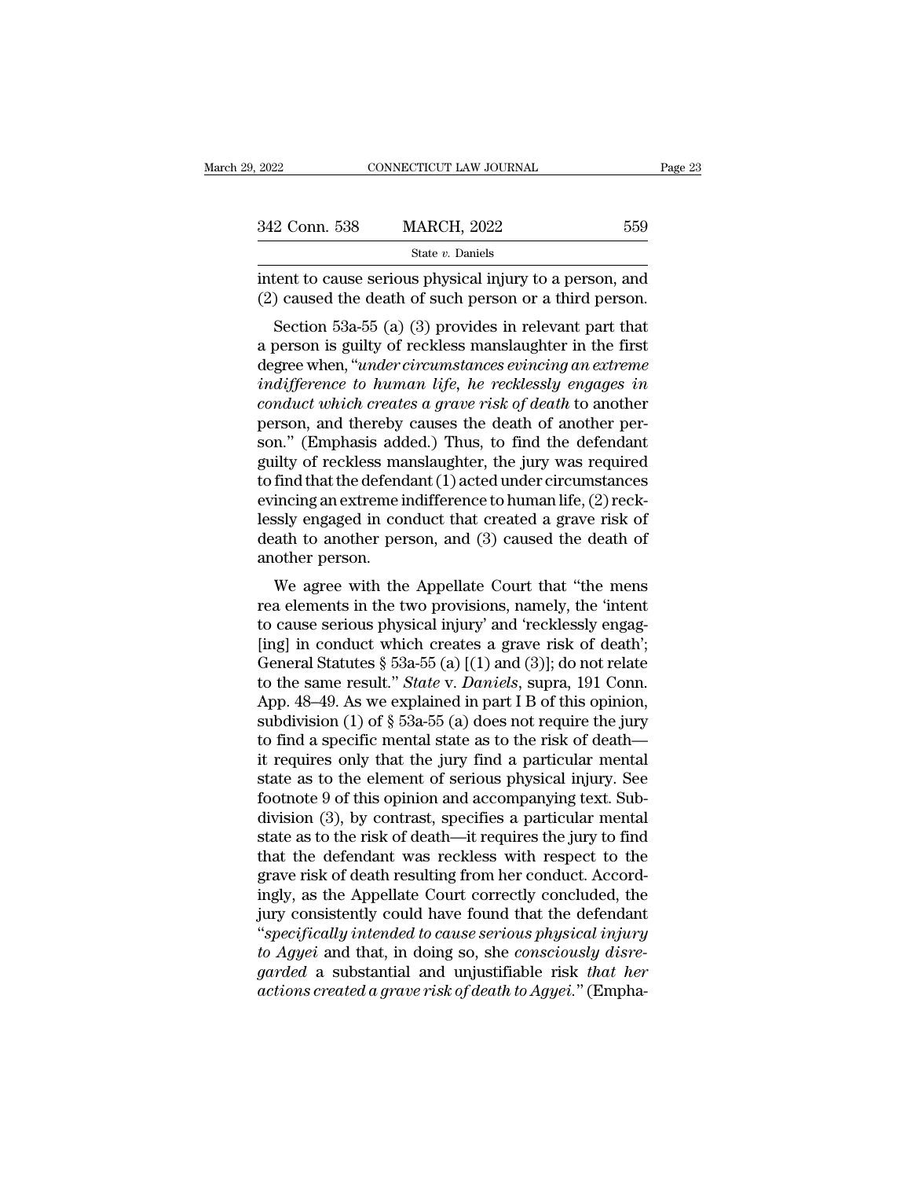intent to cause serious physical injury to a person, and (2) caused the death of such person or a third person.

Section 53a-55 (a) (3) provides in relevant part that a person is guilty of reckless manslaughter in the first degree when, "*under circumstances evincing an extreme indifference to human life, he recklessly engages in conduct which creates a grave risk of death* to another person, and thereby causes the death of another person." (Emphasis added.) Thus, to find the defendant guilty of reckless manslaughter, the jury was required to find that the defendant (1) acted under circumstances evincing an extreme indifference to human life, (2) recklessly engaged in conduct that created a grave risk of death to another person, and (3) caused the death of another person.

We agree with the Appellate Court that "the mens rea elements in the two provisions, namely, the 'intent to cause serious physical injury' and 'recklessly engag[ing] in conduct which creates a grave risk of death'; General Statutes § 53a-55 (a) [(1) and (3)]; do not relate to the same result." *State* v. *Daniels*, supra, 191 Conn. App. 48–49. As we explained in part I B of this opinion, subdivision (1) of § 53a-55 (a) does not require the jury to find a specific mental state as to the risk of death—it requires only that the jury find a particular mental state as to the element of serious physical injury. See footnote 9 of this opinion and accompanying text. Subdivision (3), by contrast, specifies a particular mental state as to the risk of death—it requires the jury to find that the defendant was reckless with respect to the grave risk of death resulting from her conduct. Accordingly, as the Appellate Court correctly concluded, the jury consistently could have found that the defendant "*specifically intended to cause serious physical injury to Agyei* and that, in doing so, she *consciously disregarded* a substantial and unjustifiable risk *that her actions created a grave risk of death to Agyei*." (Empha-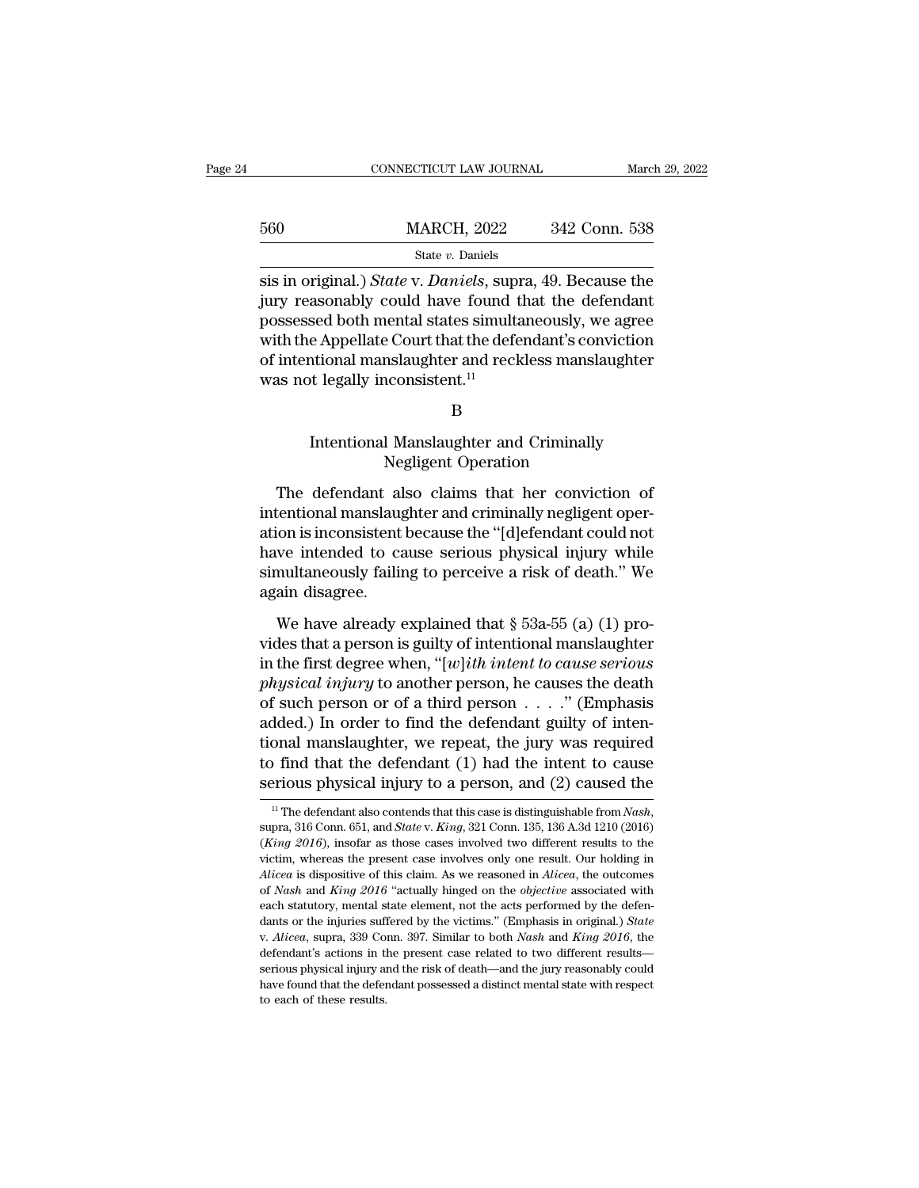sis in original.) *State* v. *Daniels*, supra, 49. Because the jury reasonably could have found that the defendant possessed both mental states simultaneously, we agree with the Appellate Court that the defendant's conviction of intentional manslaughter and reckless manslaughter was not legally inconsistent.[11]

B

Intentional Manslaughter and Criminally Negligent Operation

The defendant also claims that her conviction of intentional manslaughter and criminally negligent operation is inconsistent because the "[d]efendant could not have intended to cause serious physical injury while simultaneously failing to perceive a risk of death." We again disagree.

We have already explained that § 53a-55 (a) (1) provides that a person is guilty of intentional manslaughter in the first degree when, "[*w*]*ith intent to cause serious physical injury* to another person, he causes the death of such person or of a third person . . . ." (Emphasis added.) In order to find the defendant guilty of intentional manslaughter, we repeat, the jury was required to find that the defendant (1) had the intent to cause serious physical injury to a person, and (2) caused the

[11] The defendant also contends that this case is distinguishable from *Nash*, supra, 316 Conn. 651, and *State* v. *King*, 321 Conn. 135, 136 A.3d 1210 (2016) (*King 2016*), insofar as those cases involved two different results to the victim, whereas the present case involves only one result. Our holding in *Alicea* is dispositive of this claim. As we reasoned in *Alicea*, the outcomes of *Nash* and *King 2016* "actually hinged on the *objective* associated with each statutory, mental state element, not the acts performed by the defendants or the injuries suffered by the victims." (Emphasis in original.) *State* v. *Alicea*, supra, 339 Conn. 397. Similar to both *Nash* and *King 2016*, the defendant's actions in the present case related to two different results—serious physical injury and the risk of death—and the jury reasonably could have found that the defendant possessed a distinct mental state with respect to each of these results.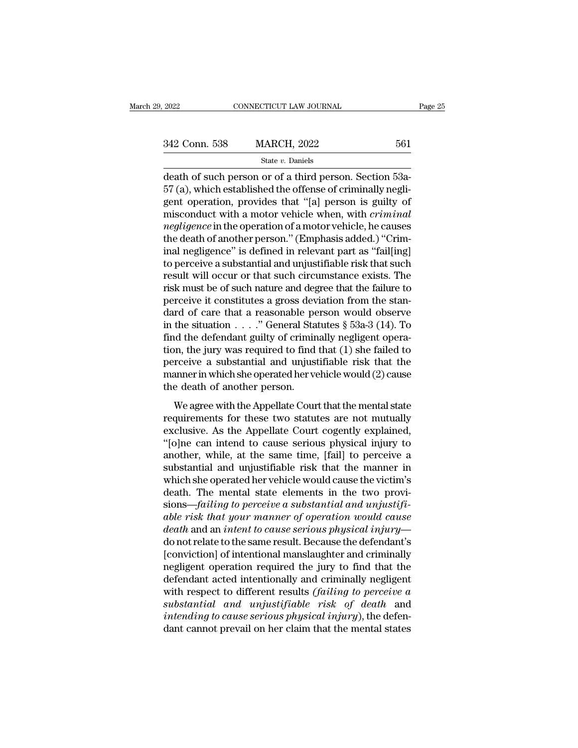death of such person or of a third person. Section 53a-57 (a), which established the offense of criminally negligent operation, provides that "[a] person is guilty of misconduct with a motor vehicle when, with *criminal negligence* in the operation of a motor vehicle, he causes the death of another person." (Emphasis added.) "Criminal negligence" is defined in relevant part as "fail[ing] to perceive a substantial and unjustifiable risk that such result will occur or that such circumstance exists. The risk must be of such nature and degree that the failure to perceive it constitutes a gross deviation from the standard of care that a reasonable person would observe in the situation . . . ." General Statutes § 53a-3 (14). To find the defendant guilty of criminally negligent operation, the jury was required to find that (1) she failed to perceive a substantial and unjustifiable risk that the manner in which she operated her vehicle would (2) cause the death of another person.

We agree with the Appellate Court that the mental state requirements for these two statutes are not mutually exclusive. As the Appellate Court cogently explained, "[o]ne can intend to cause serious physical injury to another, while, at the same time, [fail] to perceive a substantial and unjustifiable risk that the manner in which she operated her vehicle would cause the victim's death. The mental state elements in the two provisions—*failing to perceive a substantial and unjustifiable risk that your manner of operation would cause death* and an *intent to cause serious physical injury*—do not relate to the same result. Because the defendant's [conviction] of intentional manslaughter and criminally negligent operation required the jury to find that the defendant acted intentionally and criminally negligent with respect to different results *(failing to perceive a substantial and unjustifiable risk of death* and *intending to cause serious physical injury*), the defendant cannot prevail on her claim that the mental states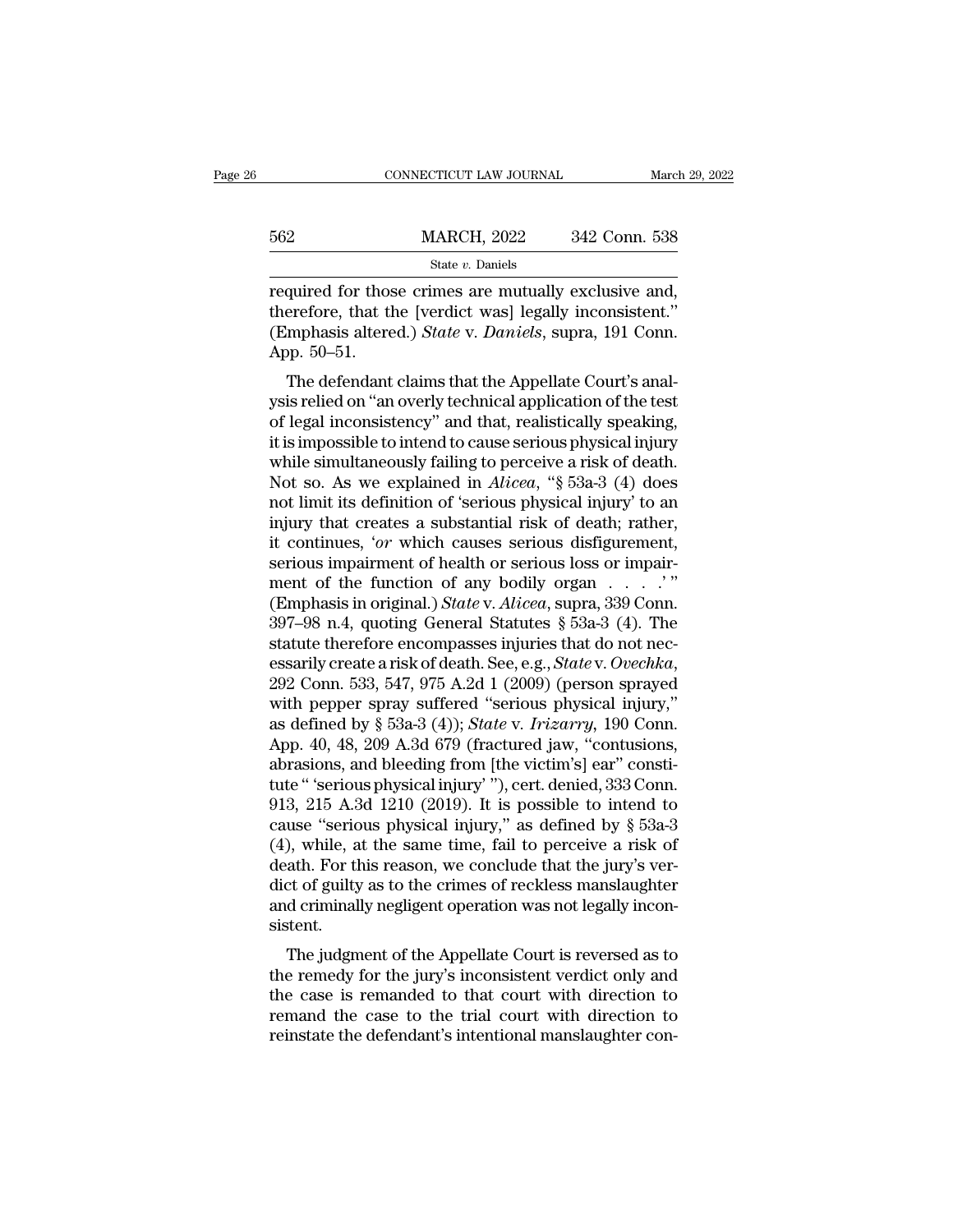required for those crimes are mutually exclusive and, therefore, that the [verdict was] legally inconsistent." (Emphasis altered.) *State* v. *Daniels*, supra, 191 Conn. App. 50–51.

The defendant claims that the Appellate Court's analysis relied on "an overly technical application of the test of legal inconsistency" and that, realistically speaking, it is impossible to intend to cause serious physical injury while simultaneously failing to perceive a risk of death. Not so. As we explained in *Alicea*, "§ 53a-3 (4) does not limit its definition of 'serious physical injury' to an injury that creates a substantial risk of death; rather, it continues, '*or* which causes serious disfigurement, serious impairment of health or serious loss or impairment of the function of any bodily organ . . . .'" (Emphasis in original.) *State* v. *Alicea*, supra, 339 Conn. 397–98 n.4, quoting General Statutes § 53a-3 (4). The statute therefore encompasses injuries that do not necessarily create a risk of death. See, e.g., *State* v. *Ovechka*, 292 Conn. 533, 547, 975 A.2d 1 (2009) (person sprayed with pepper spray suffered "serious physical injury," as defined by § 53a-3 (4)); *State* v. *Irizarry*, 190 Conn. App. 40, 48, 209 A.3d 679 (fractured jaw, "contusions, abrasions, and bleeding from [the victim's] ear" constitute " 'serious physical injury' "), cert. denied, 333 Conn. 913, 215 A.3d 1210 (2019). It is possible to intend to cause "serious physical injury," as defined by § 53a-3 (4), while, at the same time, fail to perceive a risk of death. For this reason, we conclude that the jury's verdict of guilty as to the crimes of reckless manslaughter and criminally negligent operation was not legally inconsistent.

The judgment of the Appellate Court is reversed as to the remedy for the jury's inconsistent verdict only and the case is remanded to that court with direction to remand the case to the trial court with direction to reinstate the defendant's intentional manslaughter con-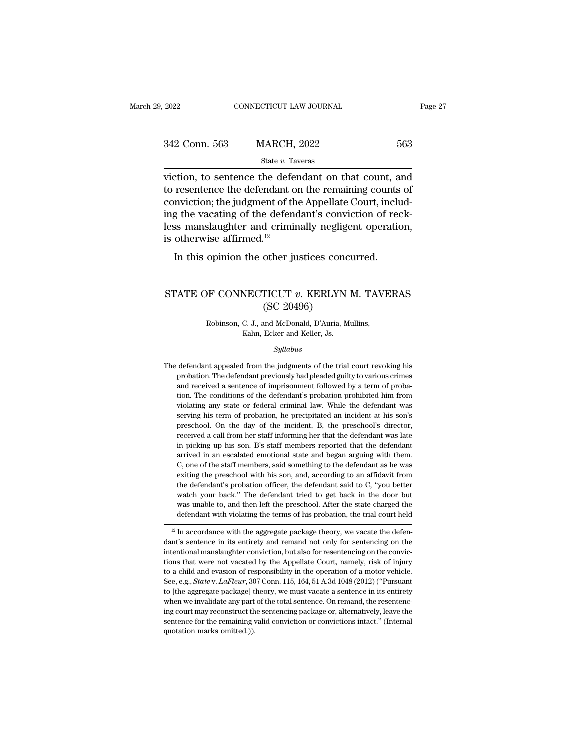viction, to sentence the defendant on that count, and to resentence the defendant on the remaining counts of conviction; the judgment of the Appellate Court, including the vacating of the defendant's conviction of reckless manslaughter and criminally negligent operation, is otherwise affirmed.[12]

In this opinion the other justices concurred.

---

# STATE OF CONNECTICUT *v.* KERLYN M. TAVERAS (SC 20496)

Robinson, C. J., and McDonald, D'Auria, Mullins, Kahn, Ecker and Keller, Js.

*Syllabus*

The defendant appealed from the judgments of the trial court revoking his probation. The defendant previously had pleaded guilty to various crimes and received a sentence of imprisonment followed by a term of probation. The conditions of the defendant's probation prohibited him from violating any state or federal criminal law. While the defendant was serving his term of probation, he precipitated an incident at his son's preschool. On the day of the incident, B, the preschool's director, received a call from her staff informing her that the defendant was late in picking up his son. B's staff members reported that the defendant arrived in an escalated emotional state and began arguing with them. C, one of the staff members, said something to the defendant as he was exiting the preschool with his son, and, according to an affidavit from the defendant's probation officer, the defendant said to C, "you better watch your back." The defendant tried to get back in the door but was unable to, and then left the preschool. After the state charged the defendant with violating the terms of his probation, the trial court held

---

[12] In accordance with the aggregate package theory, we vacate the defendant's sentence in its entirety and remand not only for sentencing on the intentional manslaughter conviction, but also for resentencing on the convictions that were not vacated by the Appellate Court, namely, risk of injury to a child and evasion of responsibility in the operation of a motor vehicle. See, e.g., *State* v. *LaFleur*, 307 Conn. 115, 164, 51 A.3d 1048 (2012) ("Pursuant to [the aggregate package] theory, we must vacate a sentence in its entirety when we invalidate any part of the total sentence. On remand, the resentencing court may reconstruct the sentencing package or, alternatively, leave the sentence for the remaining valid conviction or convictions intact." (Internal quotation marks omitted.)).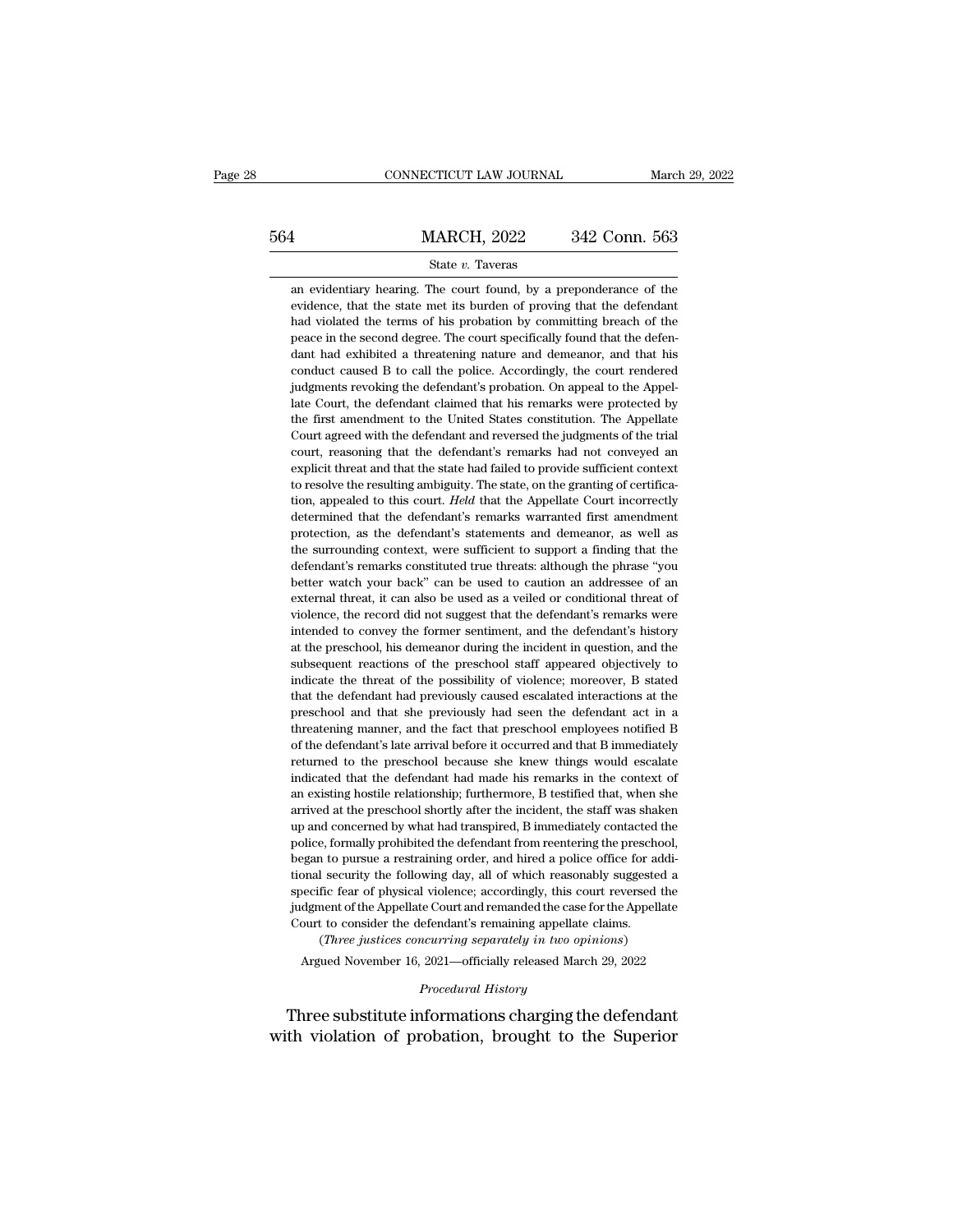an evidentiary hearing. The court found, by a preponderance of the evidence, that the state met its burden of proving that the defendant had violated the terms of his probation by committing breach of the peace in the second degree. The court specifically found that the defendant had exhibited a threatening nature and demeanor, and that his conduct caused B to call the police. Accordingly, the court rendered judgments revoking the defendant's probation. On appeal to the Appellate Court, the defendant claimed that his remarks were protected by the first amendment to the United States constitution. The Appellate Court agreed with the defendant and reversed the judgments of the trial court, reasoning that the defendant's remarks had not conveyed an explicit threat and that the state had failed to provide sufficient context to resolve the resulting ambiguity. The state, on the granting of certification, appealed to this court. *Held* that the Appellate Court incorrectly determined that the defendant's remarks warranted first amendment protection, as the defendant's statements and demeanor, as well as the surrounding context, were sufficient to support a finding that the defendant's remarks constituted true threats: although the phrase "you better watch your back" can be used to caution an addressee of an external threat, it can also be used as a veiled or conditional threat of violence, the record did not suggest that the defendant's remarks were intended to convey the former sentiment, and the defendant's history at the preschool, his demeanor during the incident in question, and the subsequent reactions of the preschool staff appeared objectively to indicate the threat of the possibility of violence; moreover, B stated that the defendant had previously caused escalated interactions at the preschool and that she previously had seen the defendant act in a threatening manner, and the fact that preschool employees notified B of the defendant's late arrival before it occurred and that B immediately returned to the preschool because she knew things would escalate indicated that the defendant had made his remarks in the context of an existing hostile relationship; furthermore, B testified that, when she arrived at the preschool shortly after the incident, the staff was shaken up and concerned by what had transpired, B immediately contacted the police, formally prohibited the defendant from reentering the preschool, began to pursue a restraining order, and hired a police office for additional security the following day, all of which reasonably suggested a specific fear of physical violence; accordingly, this court reversed the judgment of the Appellate Court and remanded the case for the Appellate Court to consider the defendant's remaining appellate claims.

(*Three justices concurring separately in two opinions*)

Argued November 16, 2021—officially released March 29, 2022

*Procedural History*

Three substitute informations charging the defendant with violation of probation, brought to the Superior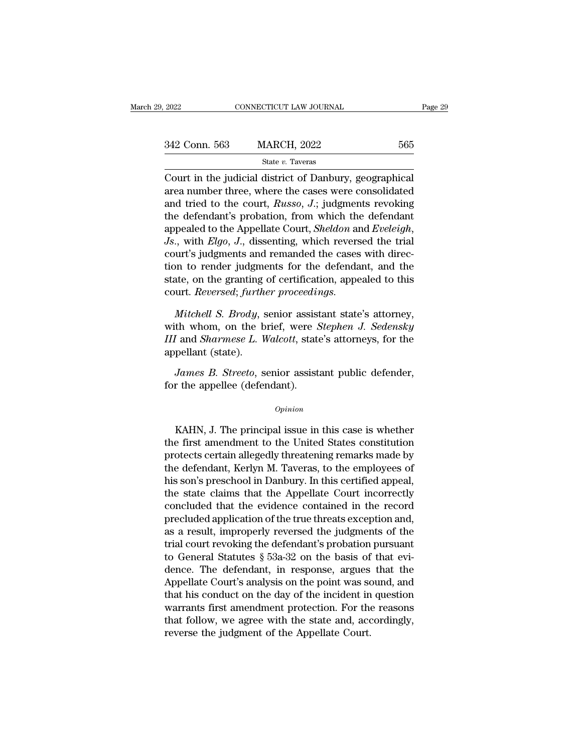Court in the judicial district of Danbury, geographical area number three, where the cases were consolidated and tried to the court, *Russo*, *J*.; judgments revoking the defendant's probation, from which the defendant appealed to the Appellate Court, *Sheldon* and *Eveleigh*, *Js*., with *Elgo*, *J*., dissenting, which reversed the trial court's judgments and remanded the cases with direction to render judgments for the defendant, and the state, on the granting of certification, appealed to this court. *Reversed*; *further proceedings*.

*Mitchell S. Brody*, senior assistant state's attorney, with whom, on the brief, were *Stephen J. Sedensky III* and *Sharmese L. Walcott*, state's attorneys, for the appellant (state).

*James B. Streeto*, senior assistant public defender, for the appellee (defendant).

*Opinion*

KAHN, J. The principal issue in this case is whether the first amendment to the United States constitution protects certain allegedly threatening remarks made by the defendant, Kerlyn M. Taveras, to the employees of his son's preschool in Danbury. In this certified appeal, the state claims that the Appellate Court incorrectly concluded that the evidence contained in the record precluded application of the true threats exception and, as a result, improperly reversed the judgments of the trial court revoking the defendant's probation pursuant to General Statutes § 53a-32 on the basis of that evidence. The defendant, in response, argues that the Appellate Court's analysis on the point was sound, and that his conduct on the day of the incident in question warrants first amendment protection. For the reasons that follow, we agree with the state and, accordingly, reverse the judgment of the Appellate Court.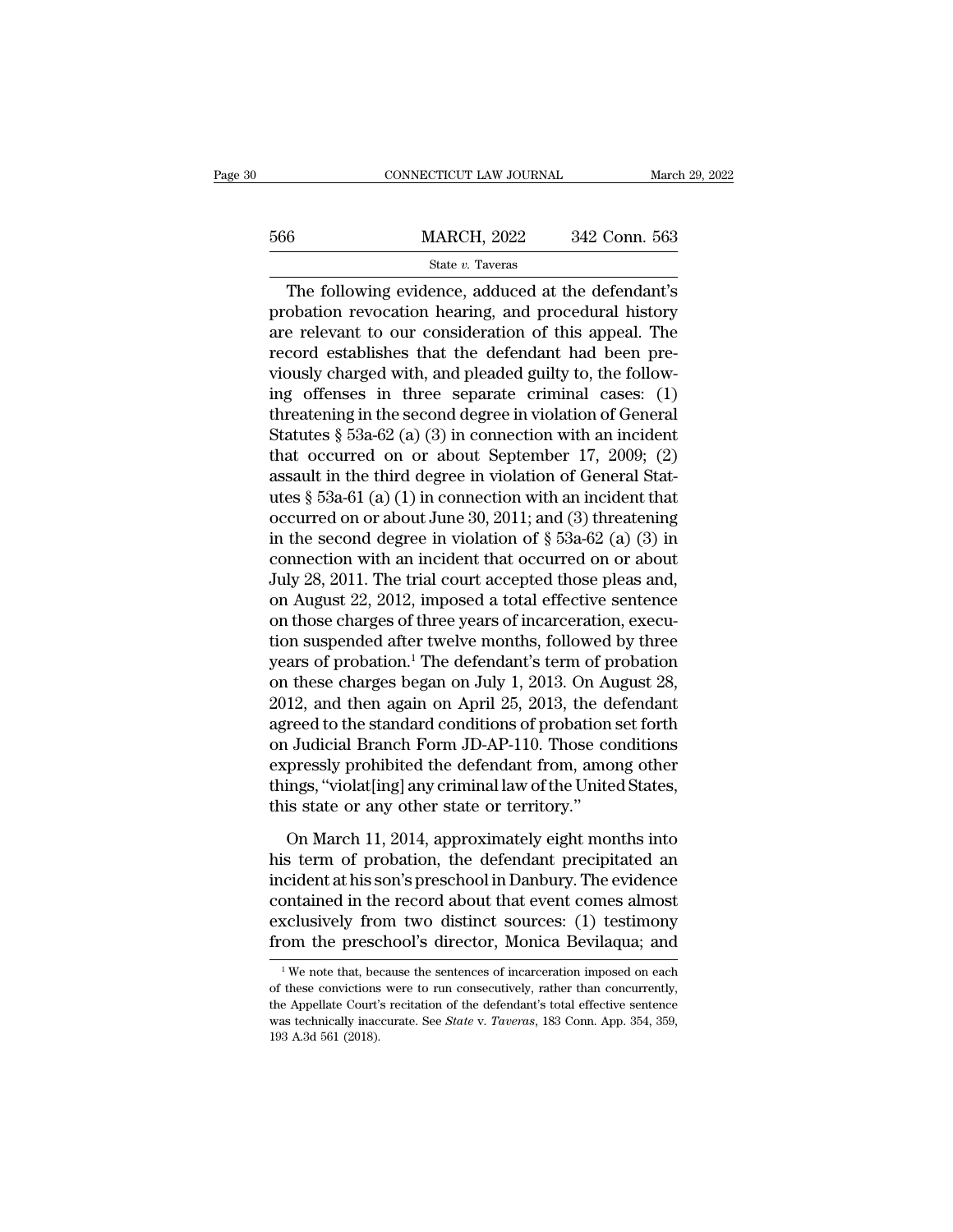The following evidence, adduced at the defendant's probation revocation hearing, and procedural history are relevant to our consideration of this appeal. The record establishes that the defendant had been previously charged with, and pleaded guilty to, the following offenses in three separate criminal cases: (1) threatening in the second degree in violation of General Statutes § 53a-62 (a) (3) in connection with an incident that occurred on or about September 17, 2009; (2) assault in the third degree in violation of General Statutes § 53a-61 (a) (1) in connection with an incident that occurred on or about June 30, 2011; and (3) threatening in the second degree in violation of § 53a-62 (a) (3) in connection with an incident that occurred on or about July 28, 2011. The trial court accepted those pleas and, on August 22, 2012, imposed a total effective sentence on those charges of three years of incarceration, execution suspended after twelve months, followed by three years of probation.[1] The defendant's term of probation on these charges began on July 1, 2013. On August 28, 2012, and then again on April 25, 2013, the defendant agreed to the standard conditions of probation set forth on Judicial Branch Form JD-AP-110. Those conditions expressly prohibited the defendant from, among other things, "violat[ing] any criminal law of the United States, this state or any other state or territory."

On March 11, 2014, approximately eight months into his term of probation, the defendant precipitated an incident at his son's preschool in Danbury. The evidence contained in the record about that event comes almost exclusively from two distinct sources: (1) testimony from the preschool's director, Monica Bevilaqua; and

[1] We note that, because the sentences of incarceration imposed on each of these convictions were to run consecutively, rather than concurrently, the Appellate Court's recitation of the defendant's total effective sentence was technically inaccurate. See *State* v. *Taveras*, 183 Conn. App. 354, 359, 193 A.3d 561 (2018).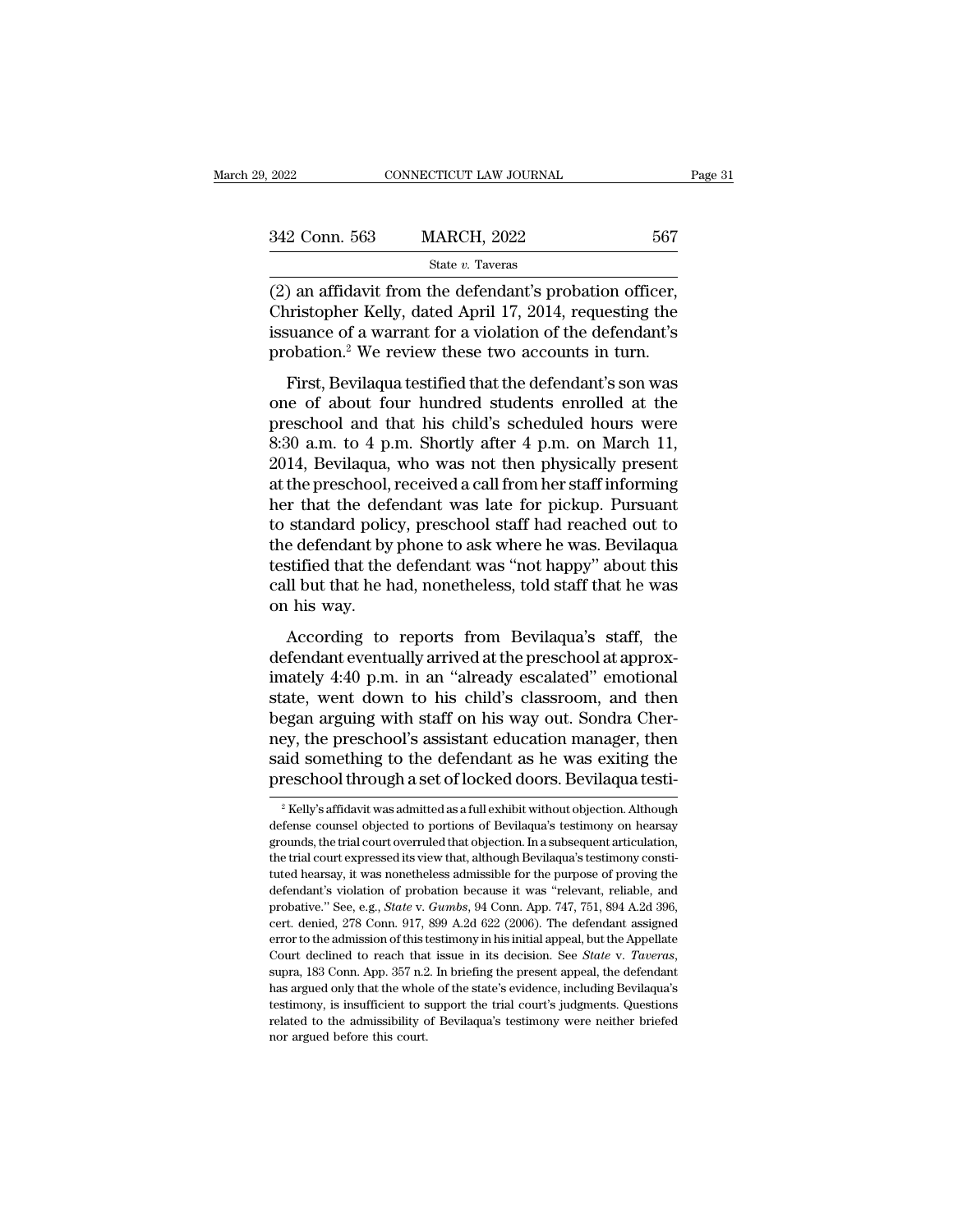(2) an affidavit from the defendant's probation officer, Christopher Kelly, dated April 17, 2014, requesting the issuance of a warrant for a violation of the defendant's probation.[2] We review these two accounts in turn.

First, Bevilaqua testified that the defendant's son was one of about four hundred students enrolled at the preschool and that his child's scheduled hours were 8:30 a.m. to 4 p.m. Shortly after 4 p.m. on March 11, 2014, Bevilaqua, who was not then physically present at the preschool, received a call from her staff informing her that the defendant was late for pickup. Pursuant to standard policy, preschool staff had reached out to the defendant by phone to ask where he was. Bevilaqua testified that the defendant was "not happy" about this call but that he had, nonetheless, told staff that he was on his way.

According to reports from Bevilaqua's staff, the defendant eventually arrived at the preschool at approximately 4:40 p.m. in an "already escalated" emotional state, went down to his child's classroom, and then began arguing with staff on his way out. Sondra Cherney, the preschool's assistant education manager, then said something to the defendant as he was exiting the preschool through a set of locked doors. Bevilaqua testi-

[2] Kelly's affidavit was admitted as a full exhibit without objection. Although defense counsel objected to portions of Bevilaqua's testimony on hearsay grounds, the trial court overruled that objection. In a subsequent articulation, the trial court expressed its view that, although Bevilaqua's testimony constituted hearsay, it was nonetheless admissible for the purpose of proving the defendant's violation of probation because it was "relevant, reliable, and probative." See, e.g., *State* v. *Gumbs*, 94 Conn. App. 747, 751, 894 A.2d 396, cert. denied, 278 Conn. 917, 899 A.2d 622 (2006). The defendant assigned error to the admission of this testimony in his initial appeal, but the Appellate Court declined to reach that issue in its decision. See *State* v. *Taveras*, supra, 183 Conn. App. 357 n.2. In briefing the present appeal, the defendant has argued only that the whole of the state's evidence, including Bevilaqua's testimony, is insufficient to support the trial court's judgments. Questions related to the admissibility of Bevilaqua's testimony were neither briefed nor argued before this court.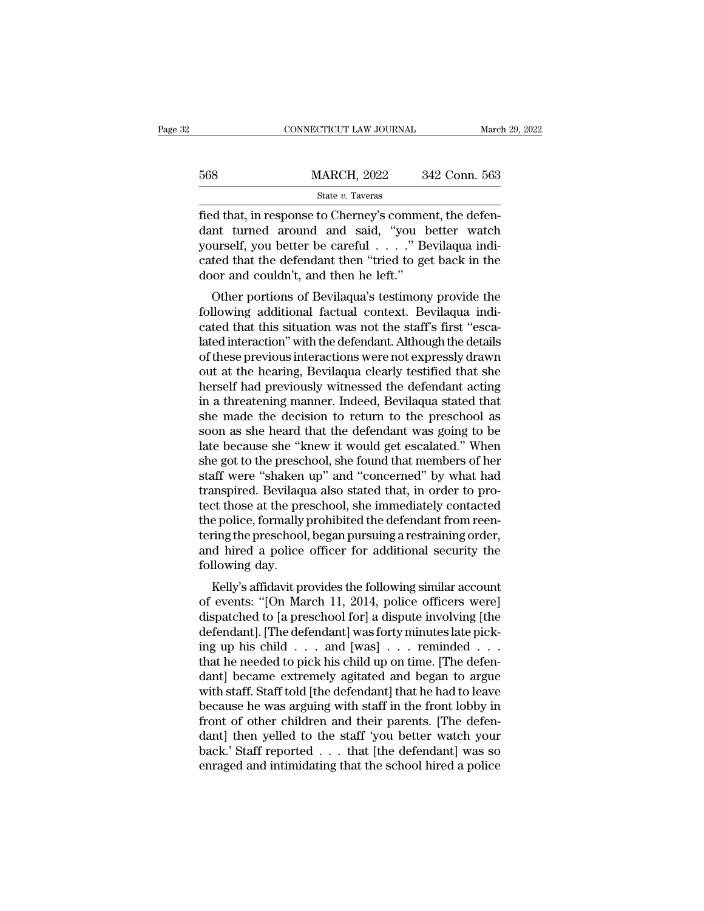fied that, in response to Cherney's comment, the defendant turned around and said, "you better watch yourself, you better be careful . . . ." Bevilaqua indicated that the defendant then "tried to get back in the door and couldn't, and then he left."

Other portions of Bevilaqua's testimony provide the following additional factual context. Bevilaqua indicated that this situation was not the staff's first "escalated interaction" with the defendant. Although the details of these previous interactions were not expressly drawn out at the hearing, Bevilaqua clearly testified that she herself had previously witnessed the defendant acting in a threatening manner. Indeed, Bevilaqua stated that she made the decision to return to the preschool as soon as she heard that the defendant was going to be late because she "knew it would get escalated." When she got to the preschool, she found that members of her staff were "shaken up" and "concerned" by what had transpired. Bevilaqua also stated that, in order to protect those at the preschool, she immediately contacted the police, formally prohibited the defendant from reentering the preschool, began pursuing a restraining order, and hired a police officer for additional security the following day.

Kelly's affidavit provides the following similar account of events: "[On March 11, 2014, police officers were] dispatched to [a preschool for] a dispute involving [the defendant]. [The defendant] was forty minutes late picking up his child . . . and [was] . . . reminded . . . that he needed to pick his child up on time. [The defendant] became extremely agitated and began to argue with staff. Staff told [the defendant] that he had to leave because he was arguing with staff in the front lobby in front of other children and their parents. [The defendant] then yelled to the staff 'you better watch your back.' Staff reported . . . that [the defendant] was so enraged and intimidating that the school hired a police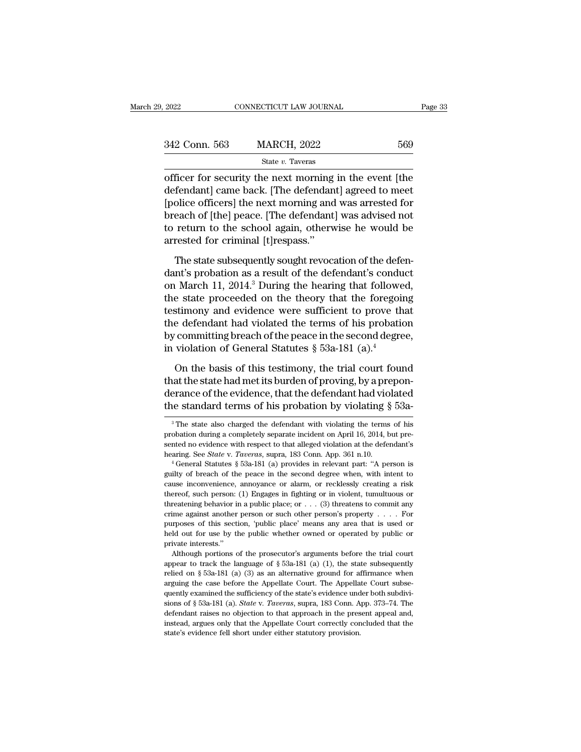officer for security the next morning in the event [the defendant] came back. [The defendant] agreed to meet [police officers] the next morning and was arrested for breach of [the] peace. [The defendant] was advised not to return to the school again, otherwise he would be arrested for criminal [t]respass."

The state subsequently sought revocation of the defendant's probation as a result of the defendant's conduct on March 11, 2014.[3] During the hearing that followed, the state proceeded on the theory that the foregoing testimony and evidence were sufficient to prove that the defendant had violated the terms of his probation by committing breach of the peace in the second degree, in violation of General Statutes § 53a-181 (a).[4]

On the basis of this testimony, the trial court found that the state had met its burden of proving, by a preponderance of the evidence, that the defendant had violated the standard terms of his probation by violating § 53a-

[3] The state also charged the defendant with violating the terms of his probation during a completely separate incident on April 16, 2014, but presented no evidence with respect to that alleged violation at the defendant's hearing. See *State* v. *Taveras*, supra, 183 Conn. App. 361 n.10.

[4] General Statutes § 53a-181 (a) provides in relevant part: "A person is guilty of breach of the peace in the second degree when, with intent to cause inconvenience, annoyance or alarm, or recklessly creating a risk thereof, such person: (1) Engages in fighting or in violent, tumultuous or threatening behavior in a public place; or . . . (3) threatens to commit any crime against another person or such other person's property . . . . For purposes of this section, 'public place' means any area that is used or held out for use by the public whether owned or operated by public or private interests."

Although portions of the prosecutor's arguments before the trial court appear to track the language of § 53a-181 (a) (1), the state subsequently relied on § 53a-181 (a) (3) as an alternative ground for affirmance when arguing the case before the Appellate Court. The Appellate Court subsequently examined the sufficiency of the state's evidence under both subdivisions of § 53a-181 (a). *State* v. *Taveras*, supra, 183 Conn. App. 373–74. The defendant raises no objection to that approach in the present appeal and, instead, argues only that the Appellate Court correctly concluded that the state's evidence fell short under either statutory provision.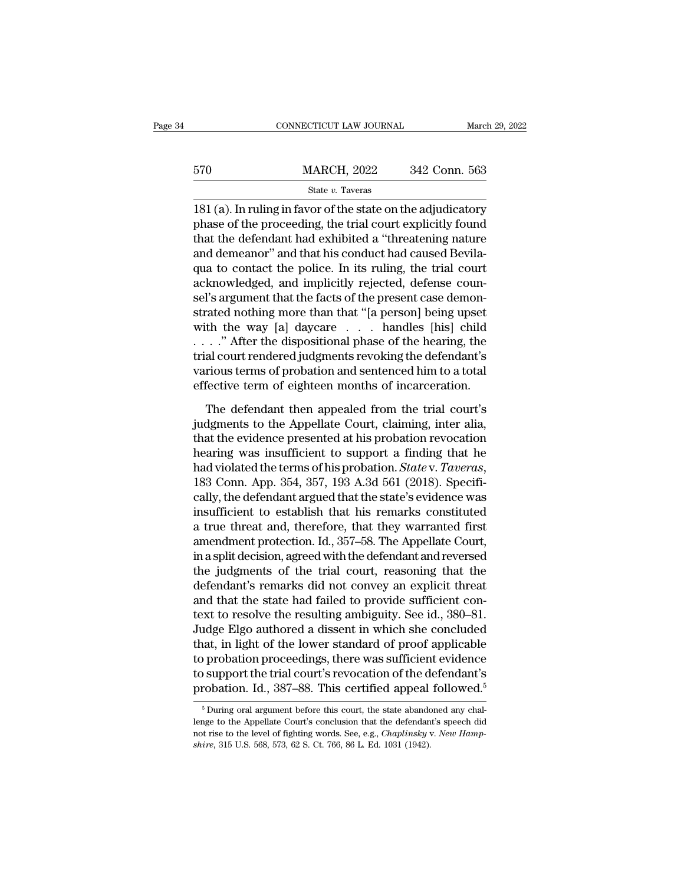181 (a). In ruling in favor of the state on the adjudicatory phase of the proceeding, the trial court explicitly found that the defendant had exhibited a "threatening nature and demeanor" and that his conduct had caused Bevilaqua to contact the police. In its ruling, the trial court acknowledged, and implicitly rejected, defense counsel's argument that the facts of the present case demonstrated nothing more than that "[a person] being upset with the way [a] daycare . . . handles [his] child . . . ." After the dispositional phase of the hearing, the trial court rendered judgments revoking the defendant's various terms of probation and sentenced him to a total effective term of eighteen months of incarceration.

The defendant then appealed from the trial court's judgments to the Appellate Court, claiming, inter alia, that the evidence presented at his probation revocation hearing was insufficient to support a finding that he had violated the terms of his probation. *State* v. *Taveras*, 183 Conn. App. 354, 357, 193 A.3d 561 (2018). Specifically, the defendant argued that the state's evidence was insufficient to establish that his remarks constituted a true threat and, therefore, that they warranted first amendment protection. Id., 357–58. The Appellate Court, in a split decision, agreed with the defendant and reversed the judgments of the trial court, reasoning that the defendant's remarks did not convey an explicit threat and that the state had failed to provide sufficient context to resolve the resulting ambiguity. See id., 380–81. Judge Elgo authored a dissent in which she concluded that, in light of the lower standard of proof applicable to probation proceedings, there was sufficient evidence to support the trial court's revocation of the defendant's probation. Id., 387–88. This certified appeal followed.[5]

[5] During oral argument before this court, the state abandoned any challenge to the Appellate Court's conclusion that the defendant's speech did not rise to the level of fighting words. See, e.g., *Chaplinsky* v. *New Hampshire*, 315 U.S. 568, 573, 62 S. Ct. 766, 86 L. Ed. 1031 (1942).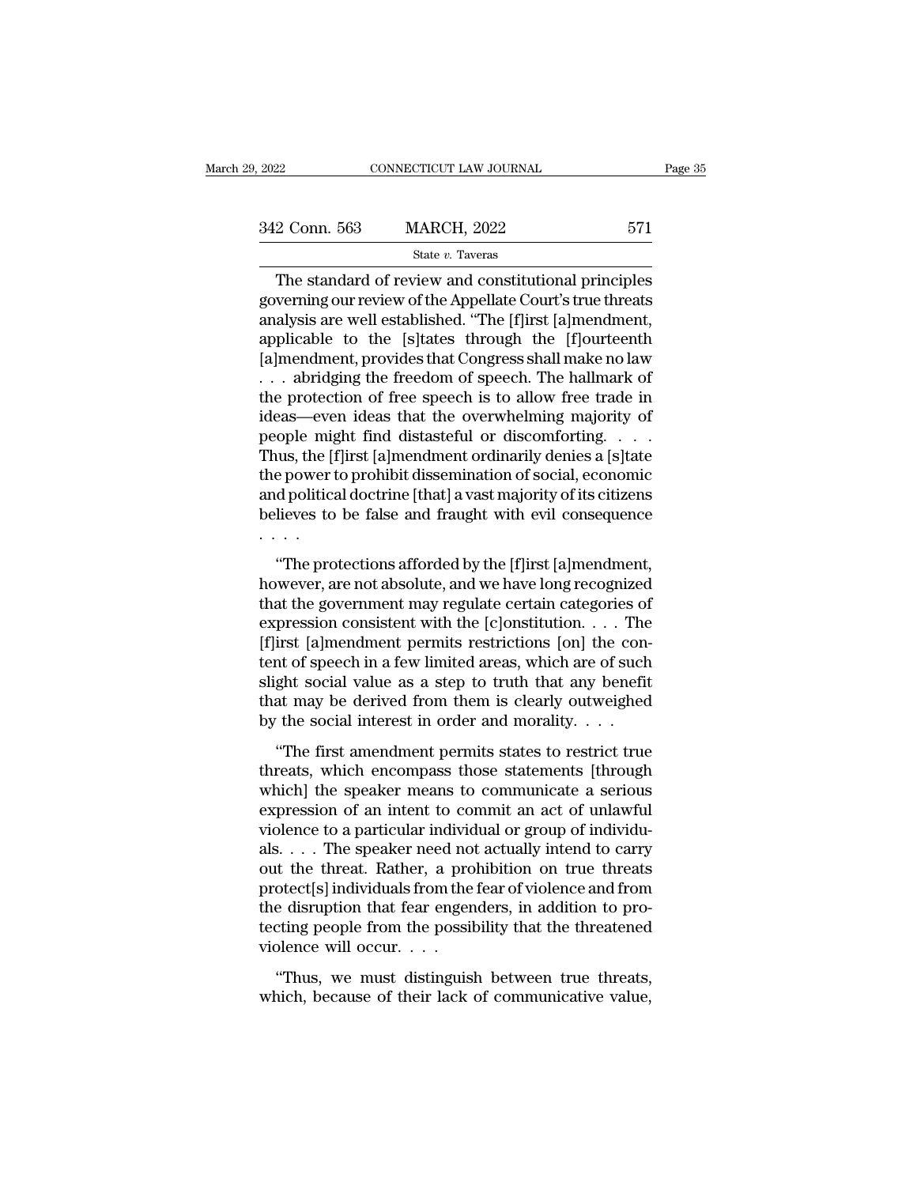The standard of review and constitutional principles governing our review of the Appellate Court's true threats analysis are well established. "The [f]irst [a]mendment, applicable to the [s]tates through the [f]ourteenth [a]mendment, provides that Congress shall make no law . . . abridging the freedom of speech. The hallmark of the protection of free speech is to allow free trade in ideas—even ideas that the overwhelming majority of people might find distasteful or discomforting. . . . Thus, the [f]irst [a]mendment ordinarily denies a [s]tate the power to prohibit dissemination of social, economic and political doctrine [that] a vast majority of its citizens believes to be false and fraught with evil consequence . . . .

"The protections afforded by the [f]irst [a]mendment, however, are not absolute, and we have long recognized that the government may regulate certain categories of expression consistent with the [c]onstitution. . . . The [f]irst [a]mendment permits restrictions [on] the content of speech in a few limited areas, which are of such slight social value as a step to truth that any benefit that may be derived from them is clearly outweighed by the social interest in order and morality. . . .

"The first amendment permits states to restrict true threats, which encompass those statements [through which] the speaker means to communicate a serious expression of an intent to commit an act of unlawful violence to a particular individual or group of individuals. . . . The speaker need not actually intend to carry out the threat. Rather, a prohibition on true threats protect[s] individuals from the fear of violence and from the disruption that fear engenders, in addition to protecting people from the possibility that the threatened violence will occur. . . .

"Thus, we must distinguish between true threats, which, because of their lack of communicative value,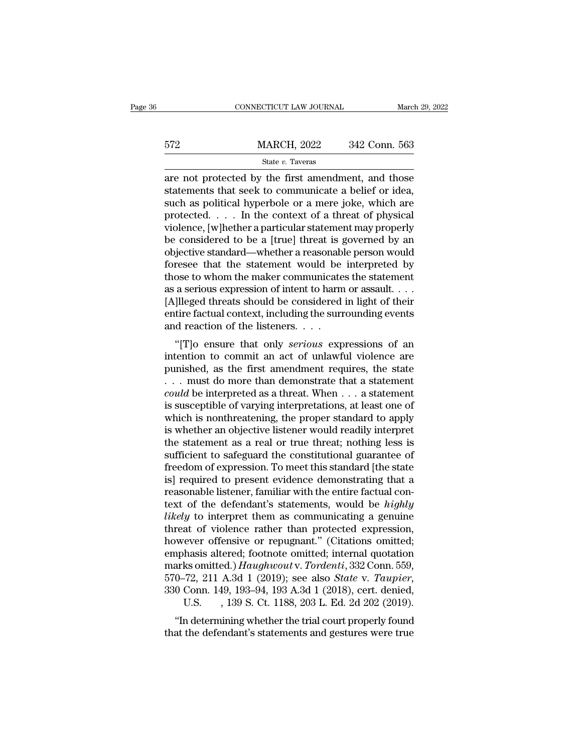are not protected by the first amendment, and those statements that seek to communicate a belief or idea, such as political hyperbole or a mere joke, which are protected. . . . In the context of a threat of physical violence, [w]hether a particular statement may properly be considered to be a [true] threat is governed by an objective standard—whether a reasonable person would foresee that the statement would be interpreted by those to whom the maker communicates the statement as a serious expression of intent to harm or assault. . . . [A]lleged threats should be considered in light of their entire factual context, including the surrounding events and reaction of the listeners. . . .

"[T]o ensure that only *serious* expressions of an intention to commit an act of unlawful violence are punished, as the first amendment requires, the state . . . must do more than demonstrate that a statement *could* be interpreted as a threat. When . . . a statement is susceptible of varying interpretations, at least one of which is nonthreatening, the proper standard to apply is whether an objective listener would readily interpret the statement as a real or true threat; nothing less is sufficient to safeguard the constitutional guarantee of freedom of expression. To meet this standard [the state is] required to present evidence demonstrating that a reasonable listener, familiar with the entire factual context of the defendant's statements, would be *highly likely* to interpret them as communicating a genuine threat of violence rather than protected expression, however offensive or repugnant." (Citations omitted; emphasis altered; footnote omitted; internal quotation marks omitted.) *Haughwout* v. *Tordenti*, 332 Conn. 559, 570–72, 211 A.3d 1 (2019); see also *State* v. *Taupier*, 330 Conn. 149, 193–94, 193 A.3d 1 (2018), cert. denied, U.S. , 139 S. Ct. 1188, 203 L. Ed. 2d 202 (2019).

"In determining whether the trial court properly found that the defendant's statements and gestures were true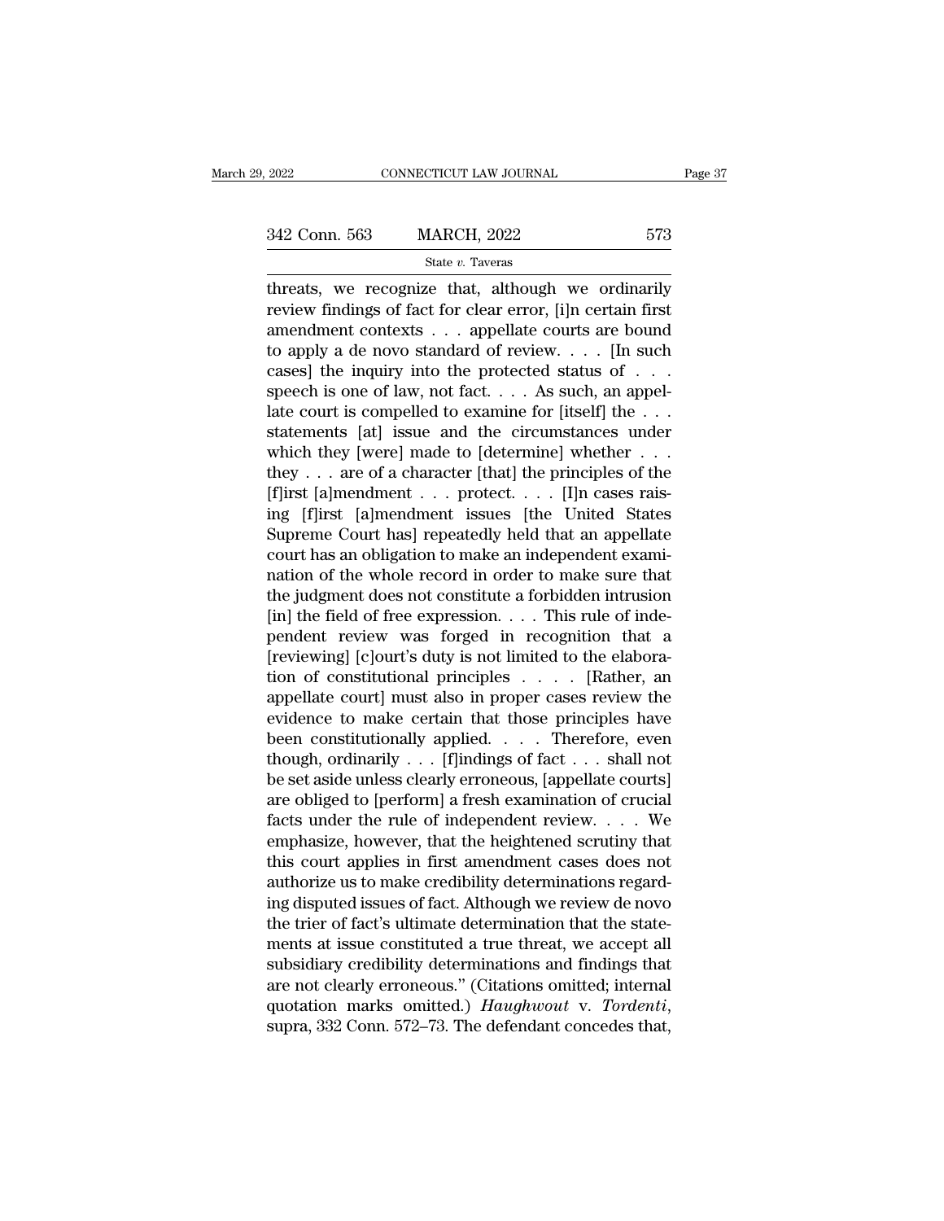threats, we recognize that, although we ordinarily review findings of fact for clear error, [i]n certain first amendment contexts . . . appellate courts are bound to apply a de novo standard of review. . . . [In such cases] the inquiry into the protected status of . . . speech is one of law, not fact. . . . As such, an appellate court is compelled to examine for [itself] the . . . statements [at] issue and the circumstances under which they [were] made to [determine] whether . . . they . . . are of a character [that] the principles of the [f]irst [a]mendment . . . protect. . . . [I]n cases raising [f]irst [a]mendment issues [the United States Supreme Court has] repeatedly held that an appellate court has an obligation to make an independent examination of the whole record in order to make sure that the judgment does not constitute a forbidden intrusion [in] the field of free expression. . . . This rule of independent review was forged in recognition that a [reviewing] [c]ourt's duty is not limited to the elaboration of constitutional principles . . . . [Rather, an appellate court] must also in proper cases review the evidence to make certain that those principles have been constitutionally applied. . . . Therefore, even though, ordinarily . . . [f]indings of fact . . . shall not be set aside unless clearly erroneous, [appellate courts] are obliged to [perform] a fresh examination of crucial facts under the rule of independent review. . . . We emphasize, however, that the heightened scrutiny that this court applies in first amendment cases does not authorize us to make credibility determinations regarding disputed issues of fact. Although we review de novo the trier of fact's ultimate determination that the statements at issue constituted a true threat, we accept all subsidiary credibility determinations and findings that are not clearly erroneous." (Citations omitted; internal quotation marks omitted.) *Haughwout* v. *Tordenti*, supra, 332 Conn. 572–73. The defendant concedes that,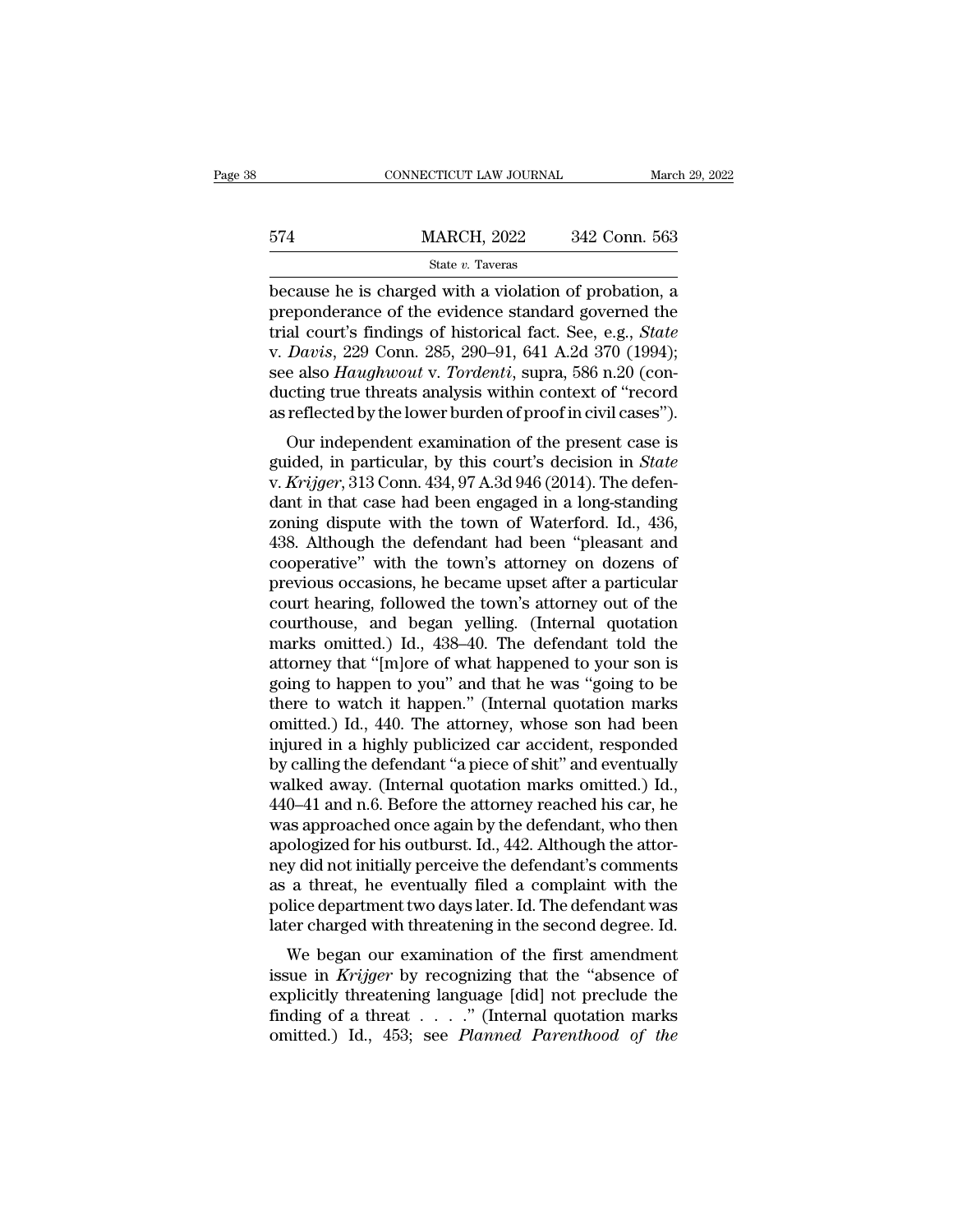because he is charged with a violation of probation, a preponderance of the evidence standard governed the trial court's findings of historical fact. See, e.g., *State* v. *Davis*, 229 Conn. 285, 290–91, 641 A.2d 370 (1994); see also *Haughwout* v. *Tordenti*, supra, 586 n.20 (conducting true threats analysis within context of "record as reflected by the lower burden of proof in civil cases").

Our independent examination of the present case is guided, in particular, by this court's decision in *State* v. *Krijger*, 313 Conn. 434, 97 A.3d 946 (2014). The defendant in that case had been engaged in a long-standing zoning dispute with the town of Waterford. Id., 436, 438. Although the defendant had been "pleasant and cooperative" with the town's attorney on dozens of previous occasions, he became upset after a particular court hearing, followed the town's attorney out of the courthouse, and began yelling. (Internal quotation marks omitted.) Id., 438–40. The defendant told the attorney that "[m]ore of what happened to your son is going to happen to you" and that he was "going to be there to watch it happen." (Internal quotation marks omitted.) Id., 440. The attorney, whose son had been injured in a highly publicized car accident, responded by calling the defendant "a piece of shit" and eventually walked away. (Internal quotation marks omitted.) Id., 440–41 and n.6. Before the attorney reached his car, he was approached once again by the defendant, who then apologized for his outburst. Id., 442. Although the attorney did not initially perceive the defendant's comments as a threat, he eventually filed a complaint with the police department two days later. Id. The defendant was later charged with threatening in the second degree. Id.

We began our examination of the first amendment issue in *Krijger* by recognizing that the "absence of explicitly threatening language [did] not preclude the finding of a threat . . . ." (Internal quotation marks omitted.) Id., 453; see *Planned Parenthood of the*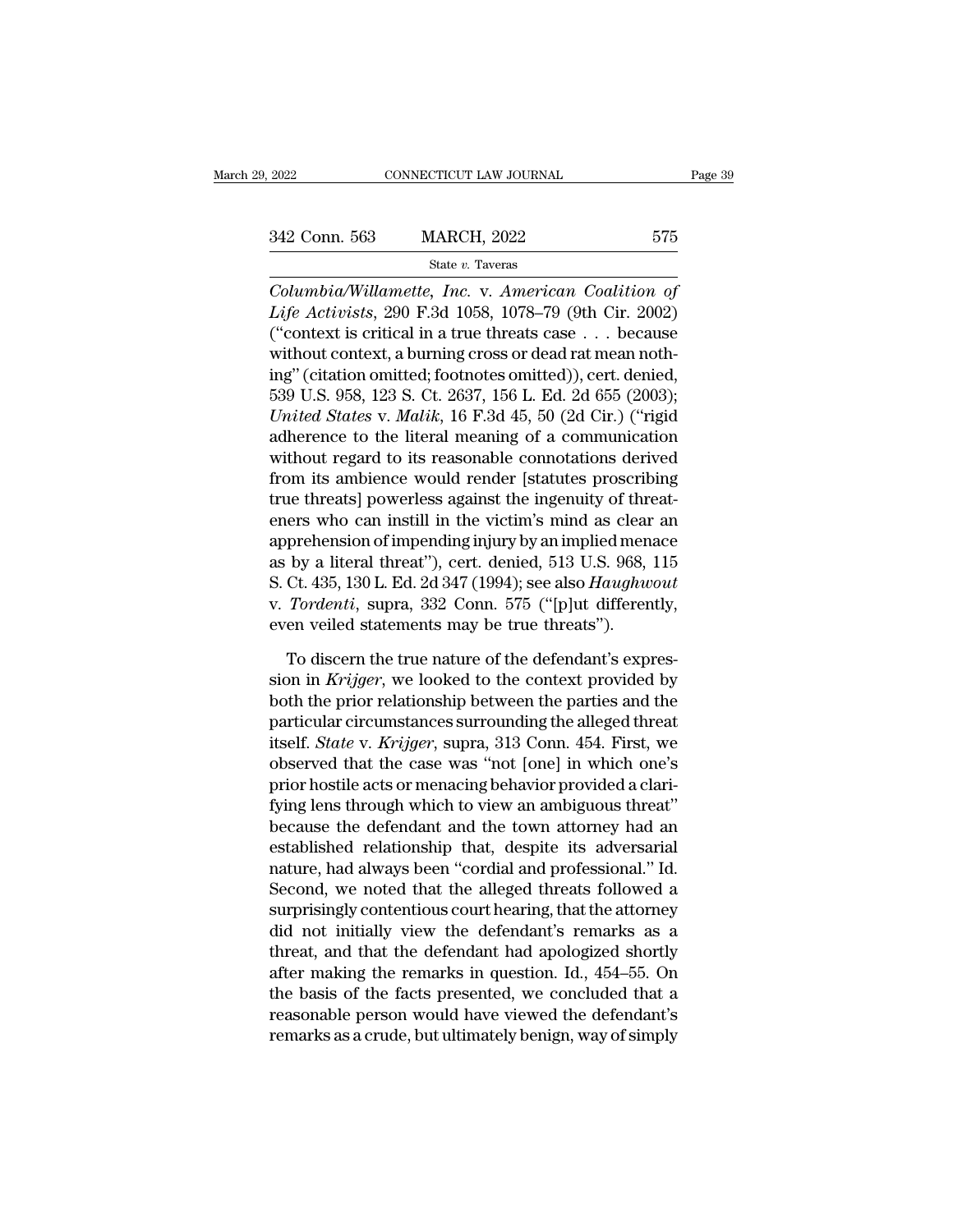*Columbia/Willamette, Inc.* v. *American Coalition of Life Activists*, 290 F.3d 1058, 1078–79 (9th Cir. 2002) ("context is critical in a true threats case . . . because without context, a burning cross or dead rat mean nothing" (citation omitted; footnotes omitted)), cert. denied, 539 U.S. 958, 123 S. Ct. 2637, 156 L. Ed. 2d 655 (2003); *United States* v. *Malik*, 16 F.3d 45, 50 (2d Cir.) ("rigid adherence to the literal meaning of a communication without regard to its reasonable connotations derived from its ambience would render [statutes proscribing true threats] powerless against the ingenuity of threateners who can instill in the victim's mind as clear an apprehension of impending injury by an implied menace as by a literal threat"), cert. denied, 513 U.S. 968, 115 S. Ct. 435, 130 L. Ed. 2d 347 (1994); see also *Haughwout* v. *Tordenti*, supra, 332 Conn. 575 ("[p]ut differently, even veiled statements may be true threats").

To discern the true nature of the defendant's expression in *Krijger*, we looked to the context provided by both the prior relationship between the parties and the particular circumstances surrounding the alleged threat itself. *State* v. *Krijger*, supra, 313 Conn. 454. First, we observed that the case was "not [one] in which one's prior hostile acts or menacing behavior provided a clarifying lens through which to view an ambiguous threat" because the defendant and the town attorney had an established relationship that, despite its adversarial nature, had always been "cordial and professional." Id. Second, we noted that the alleged threats followed a surprisingly contentious court hearing, that the attorney did not initially view the defendant's remarks as a threat, and that the defendant had apologized shortly after making the remarks in question. Id., 454–55. On the basis of the facts presented, we concluded that a reasonable person would have viewed the defendant's remarks as a crude, but ultimately benign, way of simply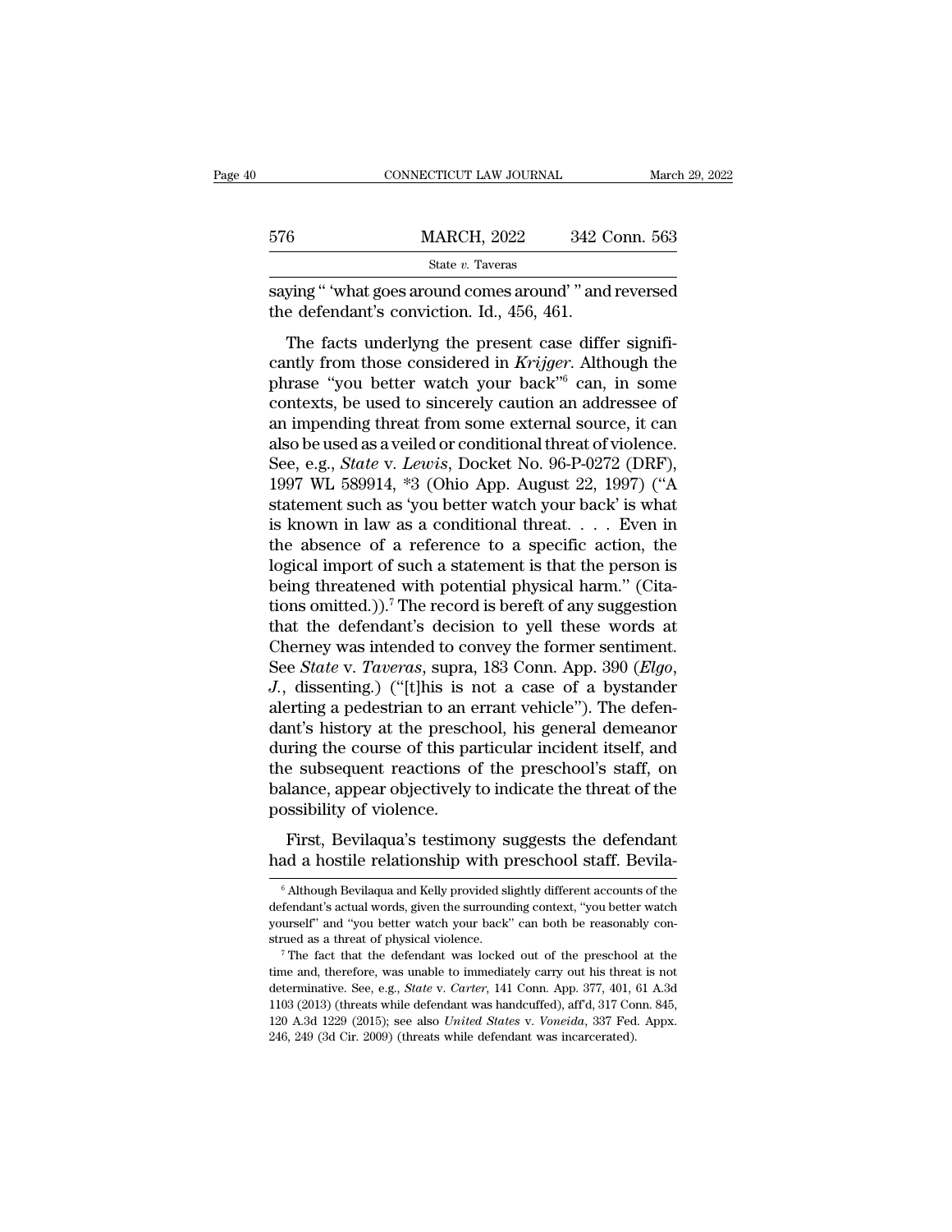saying " 'what goes around comes around' " and reversed the defendant's conviction. Id., 456, 461.

The facts underlyng the present case differ significantly from those considered in *Krijger*. Although the phrase "you better watch your back"[6] can, in some contexts, be used to sincerely caution an addressee of an impending threat from some external source, it can also be used as a veiled or conditional threat of violence. See, e.g., *State* v. *Lewis*, Docket No. 96-P-0272 (DRF), 1997 WL 589914, *3 (Ohio App. August 22, 1997) ("A statement such as 'you better watch your back' is what is known in law as a conditional threat. . . . Even in the absence of a reference to a specific action, the logical import of such a statement is that the person is being threatened with potential physical harm." (Citations omitted.)).[7] The record is bereft of any suggestion that the defendant's decision to yell these words at Cherney was intended to convey the former sentiment. See *State* v. *Taveras*, supra, 183 Conn. App. 390 (*Elgo*, *J.*, dissenting.) ("[t]his is not a case of a bystander alerting a pedestrian to an errant vehicle"). The defendant's history at the preschool, his general demeanor during the course of this particular incident itself, and the subsequent reactions of the preschool's staff, on balance, appear objectively to indicate the threat of the possibility of violence.

First, Bevilaqua's testimony suggests the defendant had a hostile relationship with preschool staff. Bevila-

[6] Although Bevilaqua and Kelly provided slightly different accounts of the defendant's actual words, given the surrounding context, "you better watch yourself" and "you better watch your back" can both be reasonably construed as a threat of physical violence.

[7] The fact that the defendant was locked out of the preschool at the time and, therefore, was unable to immediately carry out his threat is not determinative. See, e.g., *State* v. *Carter*, 141 Conn. App. 377, 401, 61 A.3d 1103 (2013) (threats while defendant was handcuffed), aff'd, 317 Conn. 845, 120 A.3d 1229 (2015); see also *United States* v. *Voneida*, 337 Fed. Appx. 246, 249 (3d Cir. 2009) (threats while defendant was incarcerated).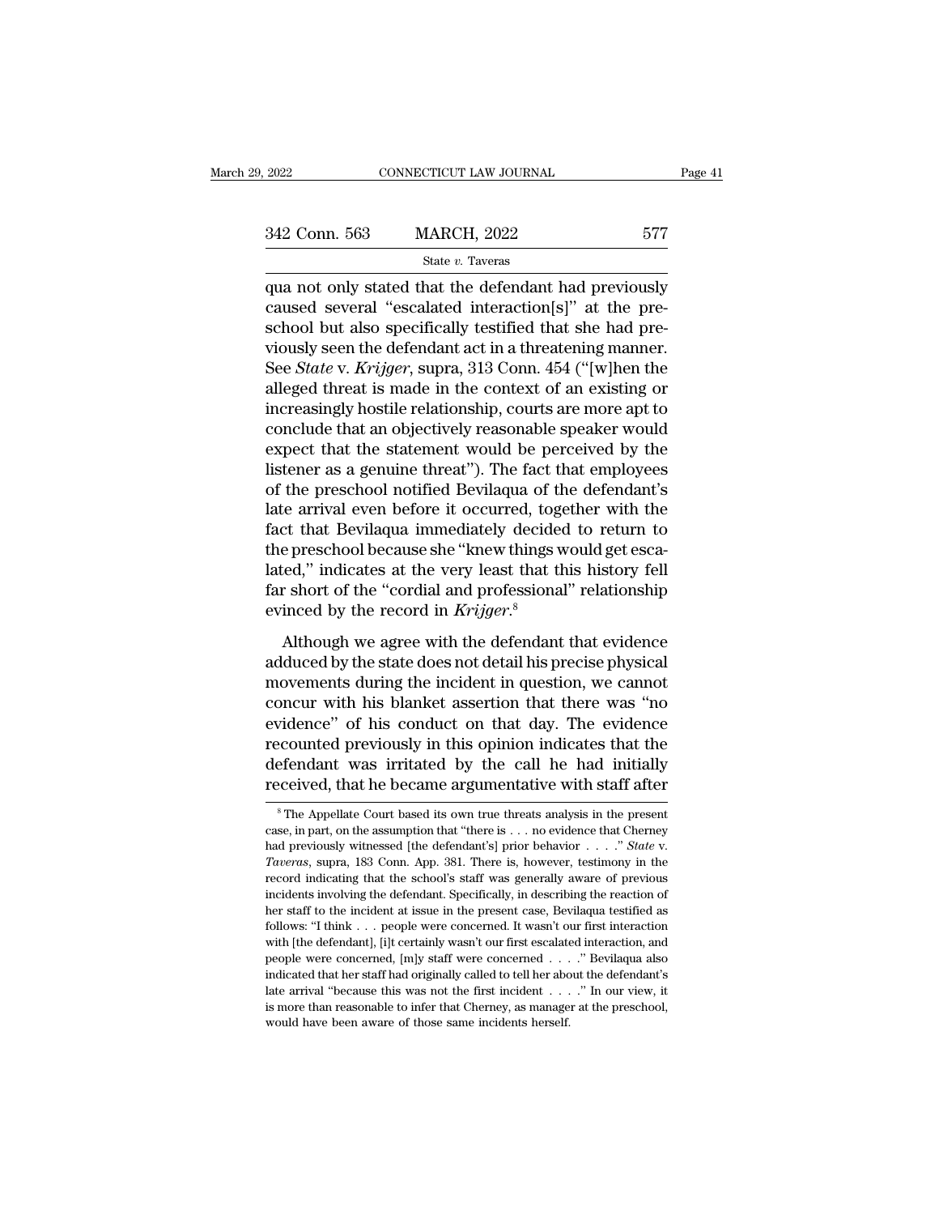qua not only stated that the defendant had previously caused several "escalated interaction[s]" at the preschool but also specifically testified that she had previously seen the defendant act in a threatening manner. See *State* v. *Krijger*, supra, 313 Conn. 454 ("[w]hen the alleged threat is made in the context of an existing or increasingly hostile relationship, courts are more apt to conclude that an objectively reasonable speaker would expect that the statement would be perceived by the listener as a genuine threat"). The fact that employees of the preschool notified Bevilaqua of the defendant's late arrival even before it occurred, together with the fact that Bevilaqua immediately decided to return to the preschool because she "knew things would get escalated," indicates at the very least that this history fell far short of the "cordial and professional" relationship evinced by the record in *Krijger*.[8]

Although we agree with the defendant that evidence adduced by the state does not detail his precise physical movements during the incident in question, we cannot concur with his blanket assertion that there was "no evidence" of his conduct on that day. The evidence recounted previously in this opinion indicates that the defendant was irritated by the call he had initially received, that he became argumentative with staff after

[8] The Appellate Court based its own true threats analysis in the present case, in part, on the assumption that "there is . . . no evidence that Cherney had previously witnessed [the defendant's] prior behavior . . . ." *State* v. *Taveras*, supra, 183 Conn. App. 381. There is, however, testimony in the record indicating that the school's staff was generally aware of previous incidents involving the defendant. Specifically, in describing the reaction of her staff to the incident at issue in the present case, Bevilaqua testified as follows: "I think . . . people were concerned. It wasn't our first interaction with [the defendant], [i]t certainly wasn't our first escalated interaction, and people were concerned, [m]y staff were concerned . . . ." Bevilaqua also indicated that her staff had originally called to tell her about the defendant's late arrival "because this was not the first incident . . . ." In our view, it is more than reasonable to infer that Cherney, as manager at the preschool, would have been aware of those same incidents herself.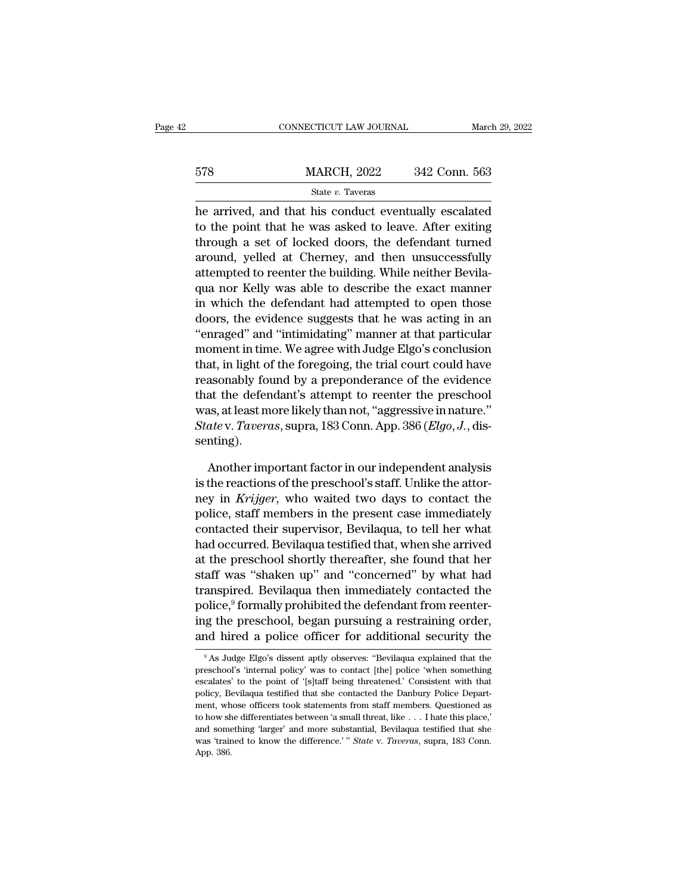he arrived, and that his conduct eventually escalated to the point that he was asked to leave. After exiting through a set of locked doors, the defendant turned around, yelled at Cherney, and then unsuccessfully attempted to reenter the building. While neither Bevilaqua nor Kelly was able to describe the exact manner in which the defendant had attempted to open those doors, the evidence suggests that he was acting in an "enraged" and "intimidating" manner at that particular moment in time. We agree with Judge Elgo's conclusion that, in light of the foregoing, the trial court could have reasonably found by a preponderance of the evidence that the defendant's attempt to reenter the preschool was, at least more likely than not, "aggressive in nature." *State* v. *Taveras*, supra, 183 Conn. App. 386 (*Elgo*, *J.*, dissenting).

Another important factor in our independent analysis is the reactions of the preschool's staff. Unlike the attorney in *Krijger*, who waited two days to contact the police, staff members in the present case immediately contacted their supervisor, Bevilaqua, to tell her what had occurred. Bevilaqua testified that, when she arrived at the preschool shortly thereafter, she found that her staff was "shaken up" and "concerned" by what had transpired. Bevilaqua then immediately contacted the police,[9] formally prohibited the defendant from reentering the preschool, began pursuing a restraining order, and hired a police officer for additional security the

[9] As Judge Elgo's dissent aptly observes: "Bevilaqua explained that the preschool's 'internal policy' was to contact [the] police 'when something escalates' to the point of '[s]taff being threatened.' Consistent with that policy, Bevilaqua testified that she contacted the Danbury Police Department, whose officers took statements from staff members. Questioned as to how she differentiates between 'a small threat, like . . . I hate this place,' and something 'larger' and more substantial, Bevilaqua testified that she was 'trained to know the difference.' " *State* v. *Taveras*, supra, 183 Conn. App. 386.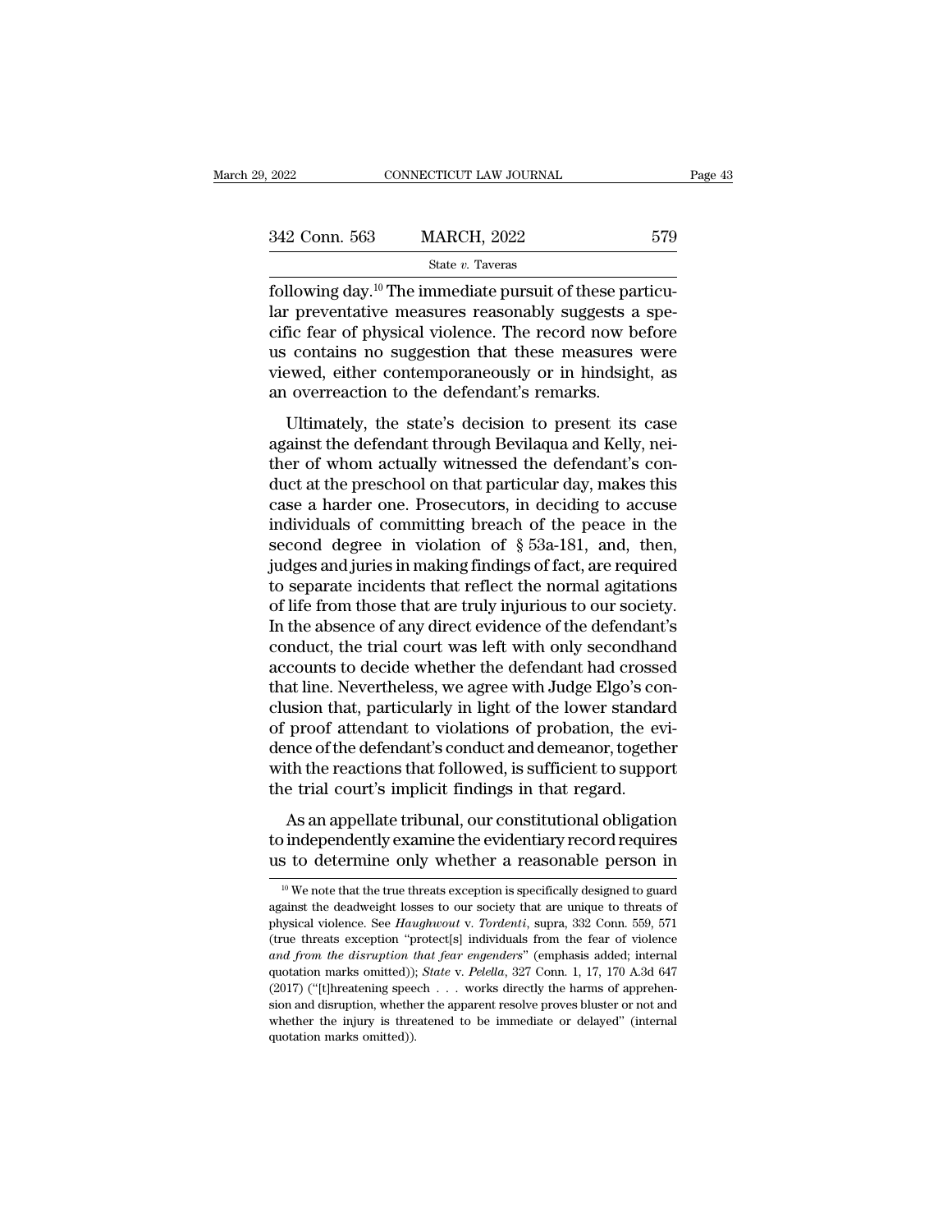following day.[10] The immediate pursuit of these particular preventative measures reasonably suggests a specific fear of physical violence. The record now before us contains no suggestion that these measures were viewed, either contemporaneously or in hindsight, as an overreaction to the defendant's remarks.

Ultimately, the state's decision to present its case against the defendant through Bevilaqua and Kelly, neither of whom actually witnessed the defendant's conduct at the preschool on that particular day, makes this case a harder one. Prosecutors, in deciding to accuse individuals of committing breach of the peace in the second degree in violation of § 53a-181, and, then, judges and juries in making findings of fact, are required to separate incidents that reflect the normal agitations of life from those that are truly injurious to our society. In the absence of any direct evidence of the defendant's conduct, the trial court was left with only secondhand accounts to decide whether the defendant had crossed that line. Nevertheless, we agree with Judge Elgo's conclusion that, particularly in light of the lower standard of proof attendant to violations of probation, the evidence of the defendant's conduct and demeanor, together with the reactions that followed, is sufficient to support the trial court's implicit findings in that regard.

As an appellate tribunal, our constitutional obligation to independently examine the evidentiary record requires us to determine only whether a reasonable person in

---

[10] We note that the true threats exception is specifically designed to guard against the deadweight losses to our society that are unique to threats of physical violence. See *Haughwout* v. *Tordenti*, supra, 332 Conn. 559, 571 (true threats exception "protect[s] individuals from the fear of violence *and from the disruption that fear engenders*" (emphasis added; internal quotation marks omitted)); *State* v. *Pelella*, 327 Conn. 1, 17, 170 A.3d 647 (2017) ("[t]hreatening speech . . . works directly the harms of apprehension and disruption, whether the apparent resolve proves bluster or not and whether the injury is threatened to be immediate or delayed" (internal quotation marks omitted)).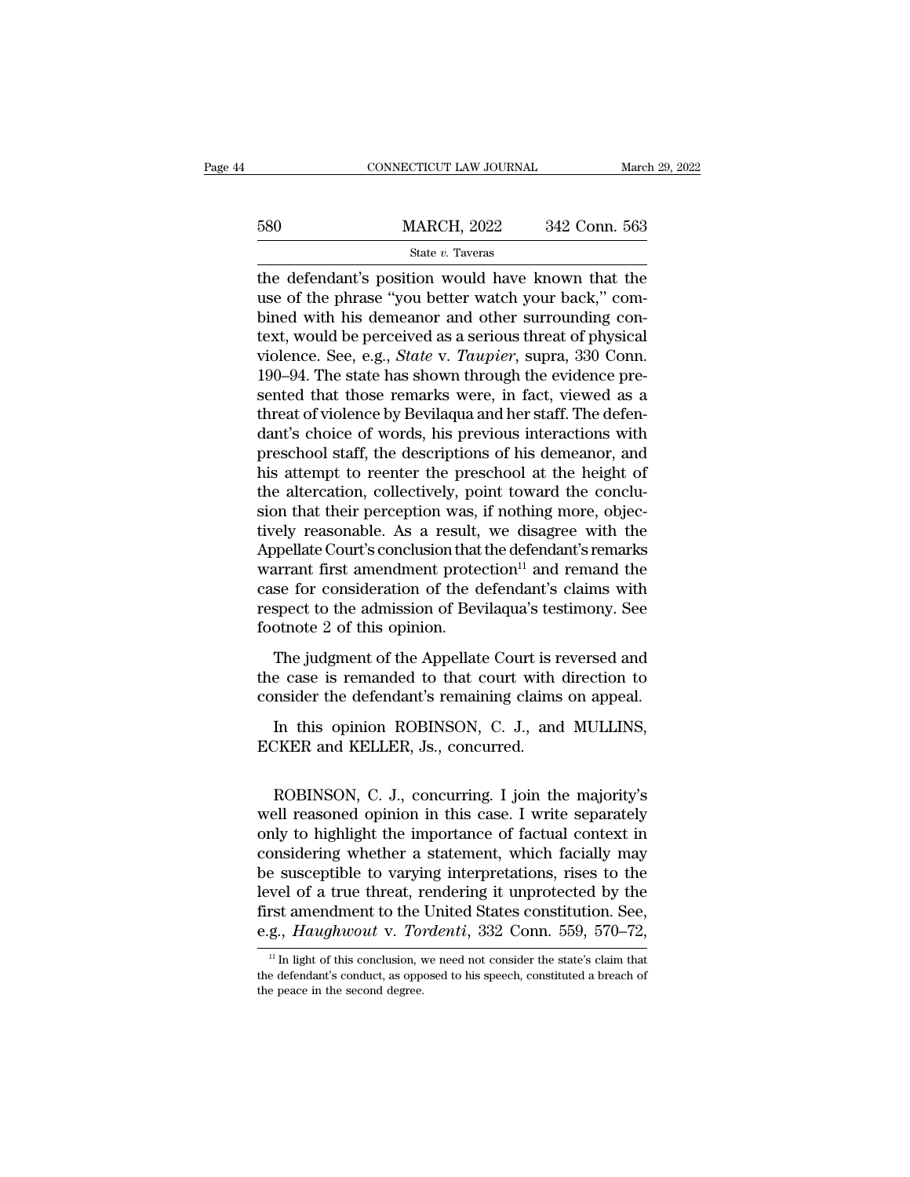the defendant's position would have known that the use of the phrase "you better watch your back," combined with his demeanor and other surrounding context, would be perceived as a serious threat of physical violence. See, e.g., *State* v. *Taupier*, supra, 330 Conn. 190–94. The state has shown through the evidence presented that those remarks were, in fact, viewed as a threat of violence by Bevilaqua and her staff. The defendant's choice of words, his previous interactions with preschool staff, the descriptions of his demeanor, and his attempt to reenter the preschool at the height of the altercation, collectively, point toward the conclusion that their perception was, if nothing more, objectively reasonable. As a result, we disagree with the Appellate Court's conclusion that the defendant's remarks warrant first amendment protection[11] and remand the case for consideration of the defendant's claims with respect to the admission of Bevilaqua's testimony. See footnote 2 of this opinion.

The judgment of the Appellate Court is reversed and the case is remanded to that court with direction to consider the defendant's remaining claims on appeal.

In this opinion ROBINSON, C. J., and MULLINS, ECKER and KELLER, Js., concurred.

ROBINSON, C. J., concurring. I join the majority's well reasoned opinion in this case. I write separately only to highlight the importance of factual context in considering whether a statement, which facially may be susceptible to varying interpretations, rises to the level of a true threat, rendering it unprotected by the first amendment to the United States constitution. See, e.g., *Haughwout* v. *Tordenti*, 332 Conn. 559, 570–72,

[11] In light of this conclusion, we need not consider the state's claim that the defendant's conduct, as opposed to his speech, constituted a breach of the peace in the second degree.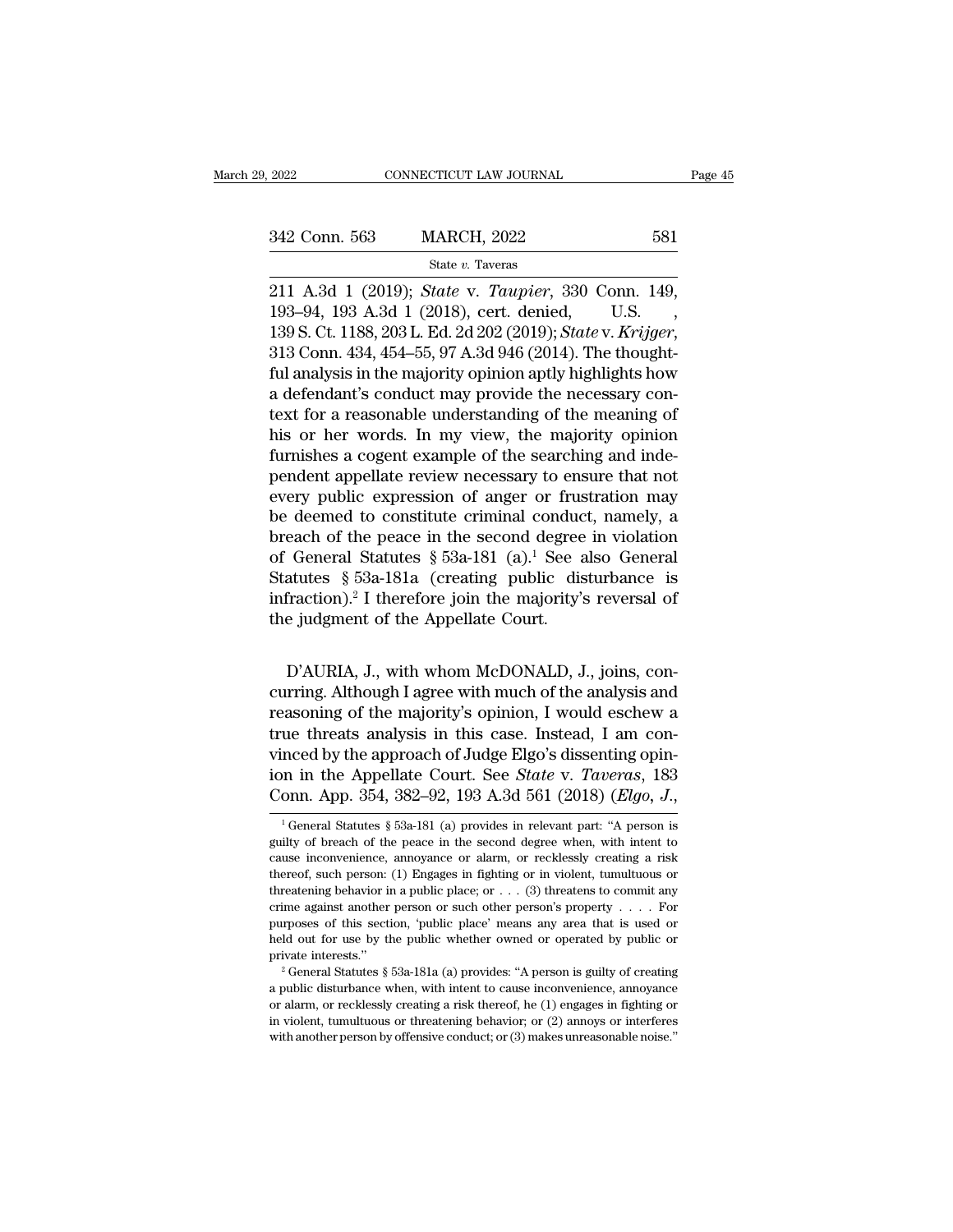211 A.3d 1 (2019); *State* v. *Taupier*, 330 Conn. 149, 193–94, 193 A.3d 1 (2018), cert. denied, U.S. , 139 S. Ct. 1188, 203 L. Ed. 2d 202 (2019); *State* v. *Krijger*, 313 Conn. 434, 454–55, 97 A.3d 946 (2014). The thoughtful analysis in the majority opinion aptly highlights how a defendant's conduct may provide the necessary context for a reasonable understanding of the meaning of his or her words. In my view, the majority opinion furnishes a cogent example of the searching and independent appellate review necessary to ensure that not every public expression of anger or frustration may be deemed to constitute criminal conduct, namely, a breach of the peace in the second degree in violation of General Statutes § 53a-181 (a).[1] See also General Statutes § 53a-181a (creating public disturbance is infraction).[2] I therefore join the majority's reversal of the judgment of the Appellate Court.

D'AURIA, J., with whom McDONALD, J., joins, concurring. Although I agree with much of the analysis and reasoning of the majority's opinion, I would eschew a true threats analysis in this case. Instead, I am convinced by the approach of Judge Elgo's dissenting opinion in the Appellate Court. See *State* v. *Taveras*, 183 Conn. App. 354, 382–92, 193 A.3d 561 (2018) (*Elgo, J.*,

---

[1] General Statutes § 53a-181 (a) provides in relevant part: "A person is guilty of breach of the peace in the second degree when, with intent to cause inconvenience, annoyance or alarm, or recklessly creating a risk thereof, such person: (1) Engages in fighting or in violent, tumultuous or threatening behavior in a public place; or . . . (3) threatens to commit any crime against another person or such other person's property . . . . For purposes of this section, 'public place' means any area that is used or held out for use by the public whether owned or operated by public or private interests."

[2] General Statutes § 53a-181a (a) provides: "A person is guilty of creating a public disturbance when, with intent to cause inconvenience, annoyance or alarm, or recklessly creating a risk thereof, he (1) engages in fighting or in violent, tumultuous or threatening behavior; or (2) annoys or interferes with another person by offensive conduct; or (3) makes unreasonable noise."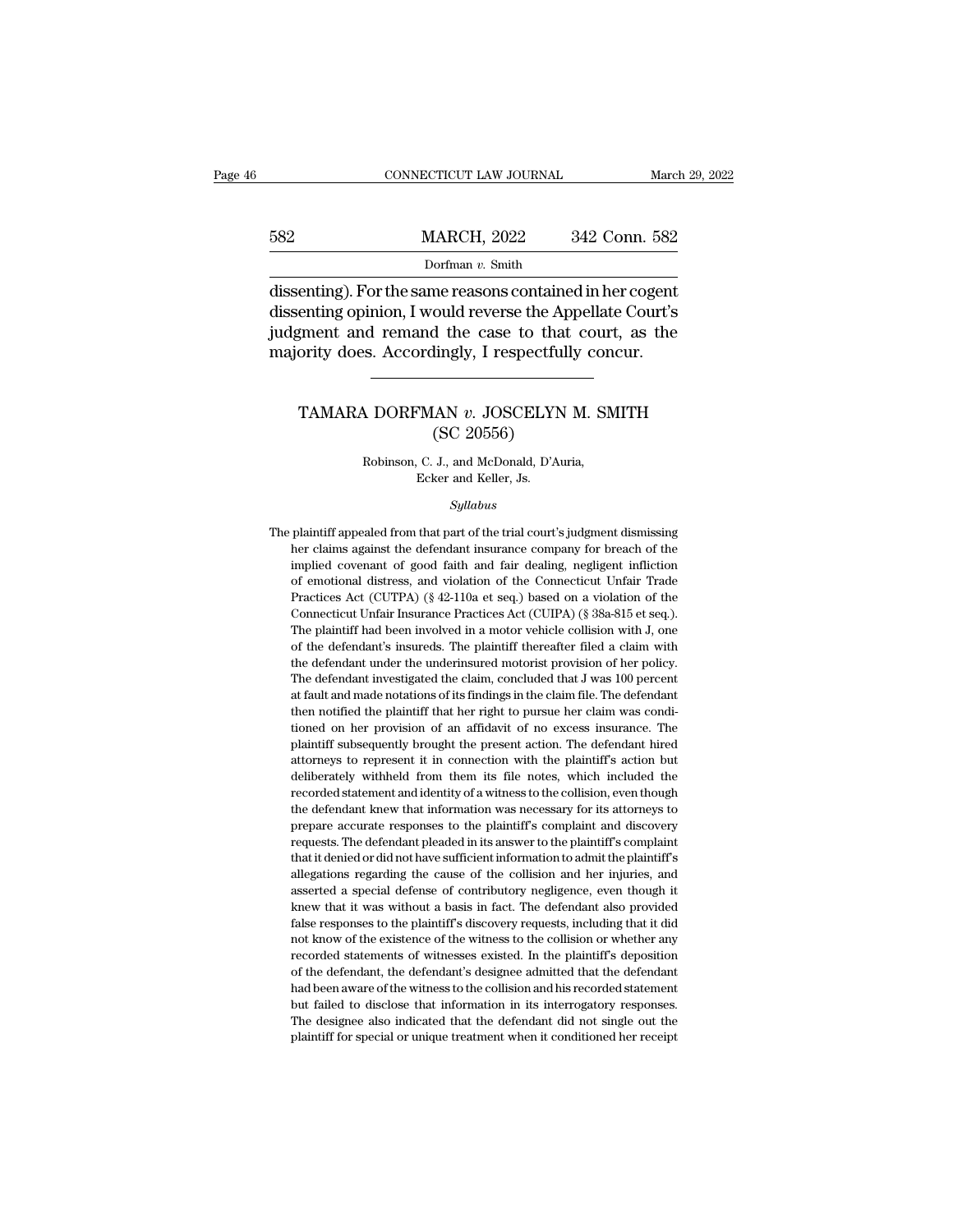dissenting). For the same reasons contained in her cogent dissenting opinion, I would reverse the Appellate Court's judgment and remand the case to that court, as the majority does. Accordingly, I respectfully concur.

---

## TAMARA DORFMAN *v.* JOSCELYN M. SMITH
## (SC 20556)

Robinson, C. J., and McDonald, D'Auria, Ecker and Keller, Js.

*Syllabus*

The plaintiff appealed from that part of the trial court's judgment dismissing her claims against the defendant insurance company for breach of the implied covenant of good faith and fair dealing, negligent infliction of emotional distress, and violation of the Connecticut Unfair Trade Practices Act (CUTPA) (§ 42-110a et seq.) based on a violation of the Connecticut Unfair Insurance Practices Act (CUIPA) (§ 38a-815 et seq.). The plaintiff had been involved in a motor vehicle collision with J, one of the defendant's insureds. The plaintiff thereafter filed a claim with the defendant under the underinsured motorist provision of her policy. The defendant investigated the claim, concluded that J was 100 percent at fault and made notations of its findings in the claim file. The defendant then notified the plaintiff that her right to pursue her claim was conditioned on her provision of an affidavit of no excess insurance. The plaintiff subsequently brought the present action. The defendant hired attorneys to represent it in connection with the plaintiff's action but deliberately withheld from them its file notes, which included the recorded statement and identity of a witness to the collision, even though the defendant knew that information was necessary for its attorneys to prepare accurate responses to the plaintiff's complaint and discovery requests. The defendant pleaded in its answer to the plaintiff's complaint that it denied or did not have sufficient information to admit the plaintiff's allegations regarding the cause of the collision and her injuries, and asserted a special defense of contributory negligence, even though it knew that it was without a basis in fact. The defendant also provided false responses to the plaintiff's discovery requests, including that it did not know of the existence of the witness to the collision or whether any recorded statements of witnesses existed. In the plaintiff's deposition of the defendant, the defendant's designee admitted that the defendant had been aware of the witness to the collision and his recorded statement but failed to disclose that information in its interrogatory responses. The designee also indicated that the defendant did not single out the plaintiff for special or unique treatment when it conditioned her receipt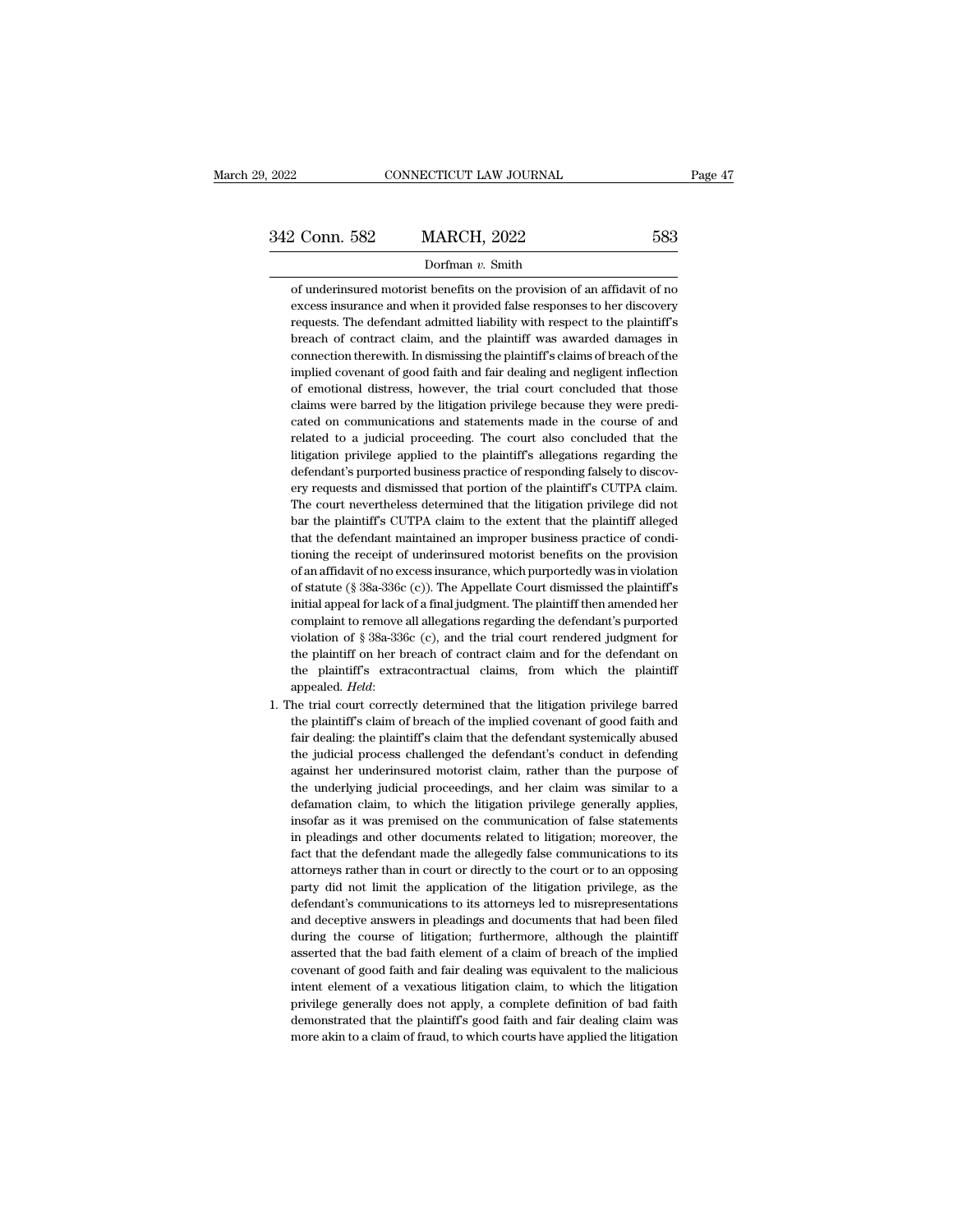of underinsured motorist benefits on the provision of an affidavit of no excess insurance and when it provided false responses to her discovery requests. The defendant admitted liability with respect to the plaintiff's breach of contract claim, and the plaintiff was awarded damages in connection therewith. In dismissing the plaintiff's claims of breach of the implied covenant of good faith and fair dealing and negligent inflection of emotional distress, however, the trial court concluded that those claims were barred by the litigation privilege because they were predicated on communications and statements made in the course of and related to a judicial proceeding. The court also concluded that the litigation privilege applied to the plaintiff's allegations regarding the defendant's purported business practice of responding falsely to discovery requests and dismissed that portion of the plaintiff's CUTPA claim. The court nevertheless determined that the litigation privilege did not bar the plaintiff's CUTPA claim to the extent that the plaintiff alleged that the defendant maintained an improper business practice of conditioning the receipt of underinsured motorist benefits on the provision of an affidavit of no excess insurance, which purportedly was in violation of statute (§ 38a-336c (c)). The Appellate Court dismissed the plaintiff's initial appeal for lack of a final judgment. The plaintiff then amended her complaint to remove all allegations regarding the defendant's purported violation of § 38a-336c (c), and the trial court rendered judgment for the plaintiff on her breach of contract claim and for the defendant on the plaintiff's extracontractual claims, from which the plaintiff appealed. *Held*:

1. The trial court correctly determined that the litigation privilege barred the plaintiff's claim of breach of the implied covenant of good faith and fair dealing: the plaintiff's claim that the defendant systemically abused the judicial process challenged the defendant's conduct in defending against her underinsured motorist claim, rather than the purpose of the underlying judicial proceedings, and her claim was similar to a defamation claim, to which the litigation privilege generally applies, insofar as it was premised on the communication of false statements in pleadings and other documents related to litigation; moreover, the fact that the defendant made the allegedly false communications to its attorneys rather than in court or directly to the court or to an opposing party did not limit the application of the litigation privilege, as the defendant's communications to its attorneys led to misrepresentations and deceptive answers in pleadings and documents that had been filed during the course of litigation; furthermore, although the plaintiff asserted that the bad faith element of a claim of breach of the implied covenant of good faith and fair dealing was equivalent to the malicious intent element of a vexatious litigation claim, to which the litigation privilege generally does not apply, a complete definition of bad faith demonstrated that the plaintiff's good faith and fair dealing claim was more akin to a claim of fraud, to which courts have applied the litigation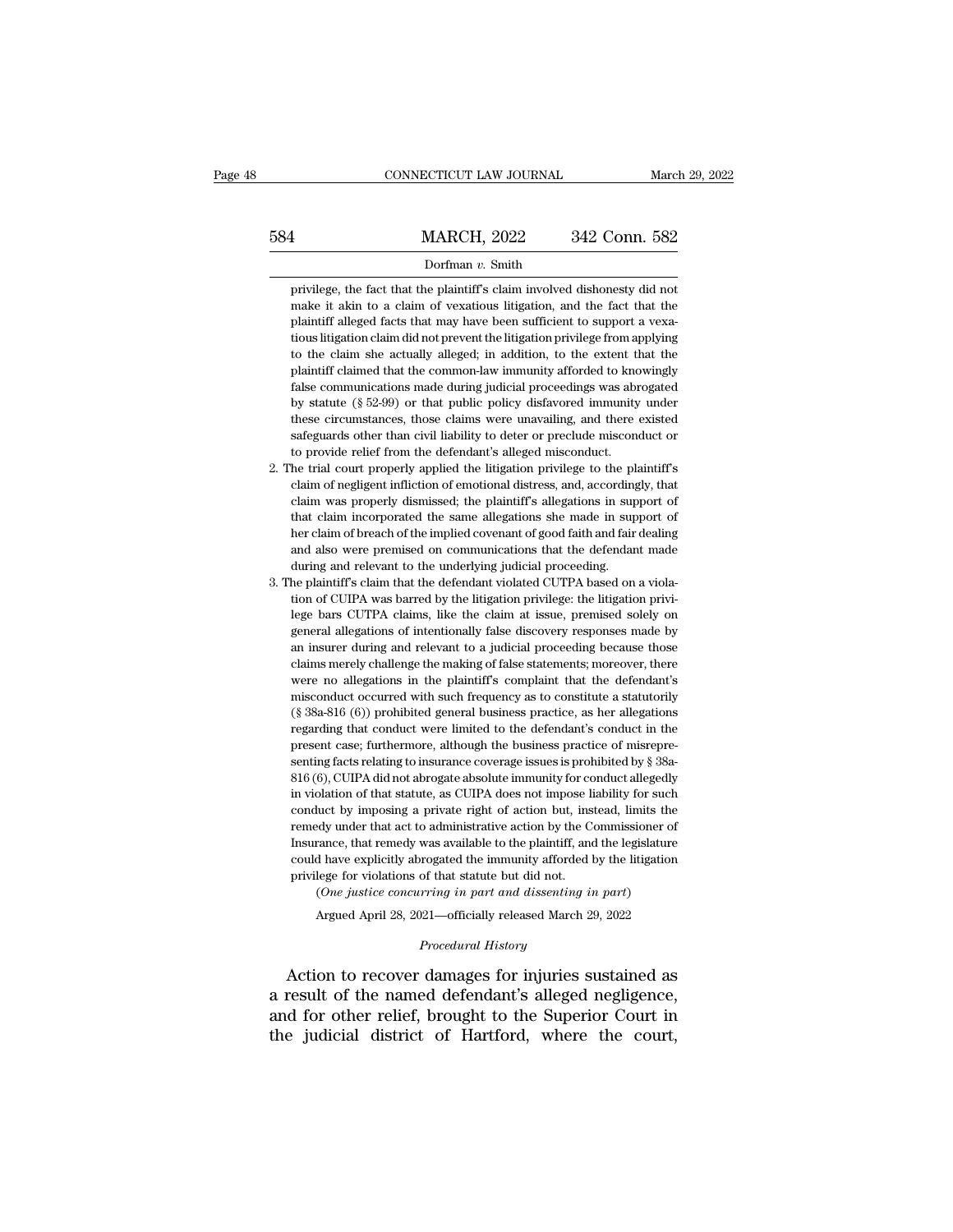privilege, the fact that the plaintiff's claim involved dishonesty did not make it akin to a claim of vexatious litigation, and the fact that the plaintiff alleged facts that may have been sufficient to support a vexatious litigation claim did not prevent the litigation privilege from applying to the claim she actually alleged; in addition, to the extent that the plaintiff claimed that the common-law immunity afforded to knowingly false communications made during judicial proceedings was abrogated by statute (§ 52-99) or that public policy disfavored immunity under these circumstances, those claims were unavailing, and there existed safeguards other than civil liability to deter or preclude misconduct or to provide relief from the defendant's alleged misconduct.

2. The trial court properly applied the litigation privilege to the plaintiff's claim of negligent infliction of emotional distress, and, accordingly, that claim was properly dismissed; the plaintiff's allegations in support of that claim incorporated the same allegations she made in support of her claim of breach of the implied covenant of good faith and fair dealing and also were premised on communications that the defendant made during and relevant to the underlying judicial proceeding.

3. The plaintiff's claim that the defendant violated CUTPA based on a violation of CUIPA was barred by the litigation privilege: the litigation privilege bars CUTPA claims, like the claim at issue, premised solely on general allegations of intentionally false discovery responses made by an insurer during and relevant to a judicial proceeding because those claims merely challenge the making of false statements; moreover, there were no allegations in the plaintiff's complaint that the defendant's misconduct occurred with such frequency as to constitute a statutorily (§ 38a-816 (6)) prohibited general business practice, as her allegations regarding that conduct were limited to the defendant's conduct in the present case; furthermore, although the business practice of misrepresenting facts relating to insurance coverage issues is prohibited by § 38a-816 (6), CUIPA did not abrogate absolute immunity for conduct allegedly in violation of that statute, as CUIPA does not impose liability for such conduct by imposing a private right of action but, instead, limits the remedy under that act to administrative action by the Commissioner of Insurance, that remedy was available to the plaintiff, and the legislature could have explicitly abrogated the immunity afforded by the litigation privilege for violations of that statute but did not.

(*One justice concurring in part and dissenting in part*)

Argued April 28, 2021—officially released March 29, 2022

*Procedural History*

Action to recover damages for injuries sustained as a result of the named defendant's alleged negligence, and for other relief, brought to the Superior Court in the judicial district of Hartford, where the court,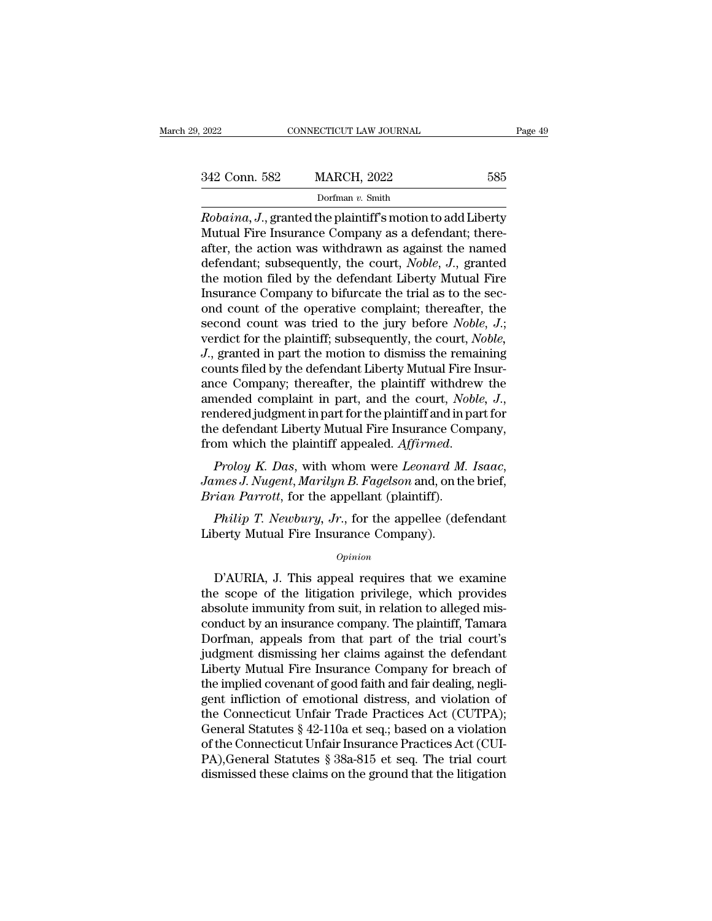*Robaina*, *J.*, granted the plaintiff's motion to add Liberty Mutual Fire Insurance Company as a defendant; thereafter, the action was withdrawn as against the named defendant; subsequently, the court, *Noble*, *J.*, granted the motion filed by the defendant Liberty Mutual Fire Insurance Company to bifurcate the trial as to the second count of the operative complaint; thereafter, the second count was tried to the jury before *Noble*, *J.*; verdict for the plaintiff; subsequently, the court, *Noble*, *J.*, granted in part the motion to dismiss the remaining counts filed by the defendant Liberty Mutual Fire Insurance Company; thereafter, the plaintiff withdrew the amended complaint in part, and the court, *Noble*, *J.*, rendered judgment in part for the plaintiff and in part for the defendant Liberty Mutual Fire Insurance Company, from which the plaintiff appealed. *Affirmed.*

*Proloy K. Das*, with whom were *Leonard M. Isaac*, *James J. Nugent*, *Marilyn B. Fagelson* and, on the brief, *Brian Parrott*, for the appellant (plaintiff).

*Philip T. Newbury*, *Jr.*, for the appellee (defendant Liberty Mutual Fire Insurance Company).

*Opinion*

D'AURIA, J. This appeal requires that we examine the scope of the litigation privilege, which provides absolute immunity from suit, in relation to alleged misconduct by an insurance company. The plaintiff, Tamara Dorfman, appeals from that part of the trial court's judgment dismissing her claims against the defendant Liberty Mutual Fire Insurance Company for breach of the implied covenant of good faith and fair dealing, negligent infliction of emotional distress, and violation of the Connecticut Unfair Trade Practices Act (CUTPA); General Statutes § 42-110a et seq.; based on a violation of the Connecticut Unfair Insurance Practices Act (CUIPA),General Statutes § 38a-815 et seq. The trial court dismissed these claims on the ground that the litigation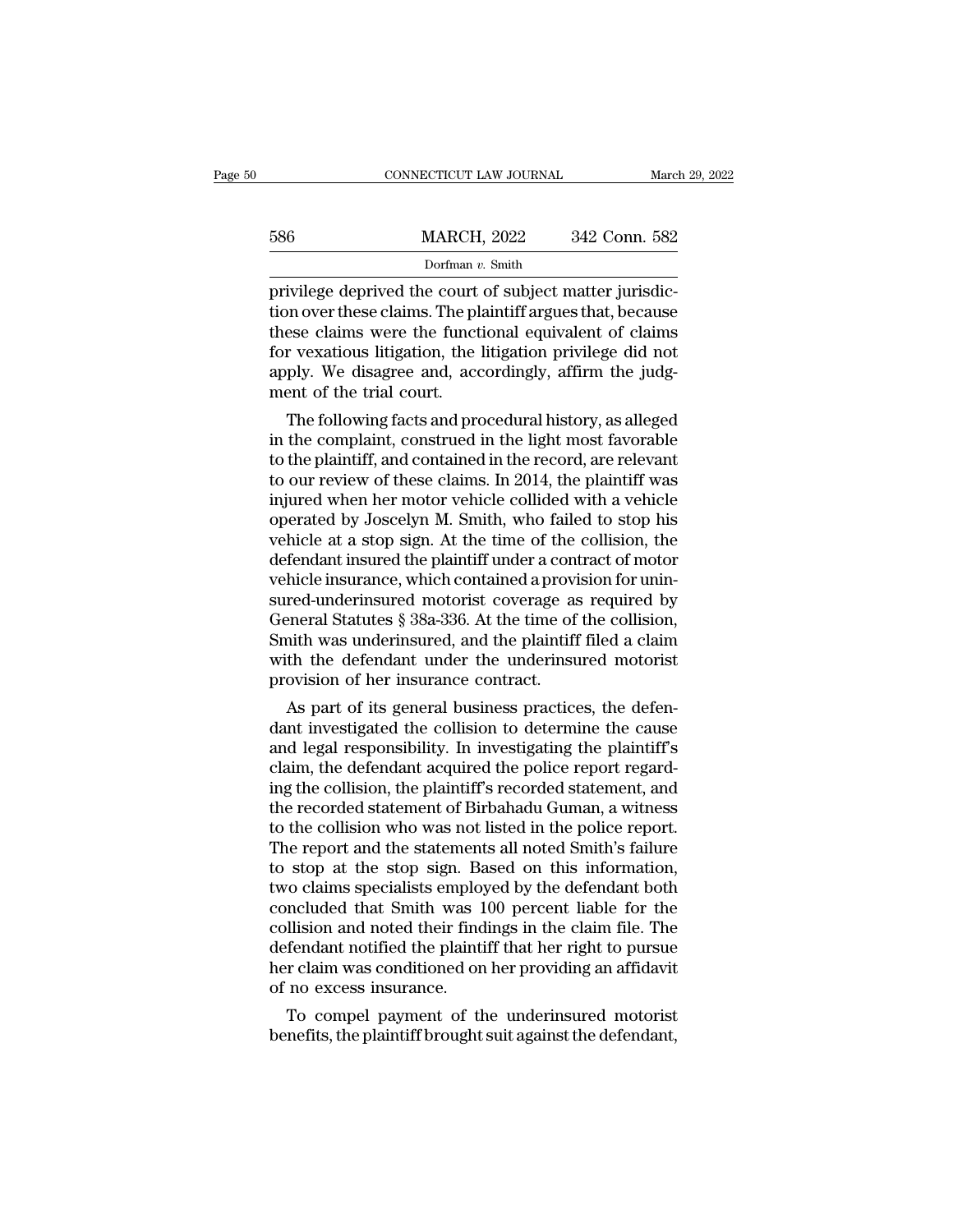privilege deprived the court of subject matter jurisdiction over these claims. The plaintiff argues that, because these claims were the functional equivalent of claims for vexatious litigation, the litigation privilege did not apply. We disagree and, accordingly, affirm the judgment of the trial court.

The following facts and procedural history, as alleged in the complaint, construed in the light most favorable to the plaintiff, and contained in the record, are relevant to our review of these claims. In 2014, the plaintiff was injured when her motor vehicle collided with a vehicle operated by Joscelyn M. Smith, who failed to stop his vehicle at a stop sign. At the time of the collision, the defendant insured the plaintiff under a contract of motor vehicle insurance, which contained a provision for uninsured-underinsured motorist coverage as required by General Statutes § 38a-336. At the time of the collision, Smith was underinsured, and the plaintiff filed a claim with the defendant under the underinsured motorist provision of her insurance contract.

As part of its general business practices, the defendant investigated the collision to determine the cause and legal responsibility. In investigating the plaintiff's claim, the defendant acquired the police report regarding the collision, the plaintiff's recorded statement, and the recorded statement of Birbahadu Guman, a witness to the collision who was not listed in the police report. The report and the statements all noted Smith's failure to stop at the stop sign. Based on this information, two claims specialists employed by the defendant both concluded that Smith was 100 percent liable for the collision and noted their findings in the claim file. The defendant notified the plaintiff that her right to pursue her claim was conditioned on her providing an affidavit of no excess insurance.

To compel payment of the underinsured motorist benefits, the plaintiff brought suit against the defendant,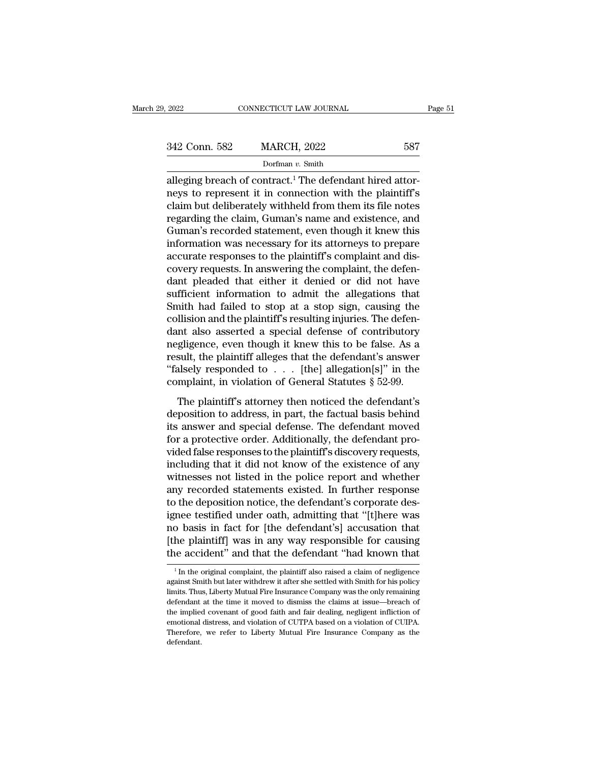alleging breach of contract.[1] The defendant hired attorneys to represent it in connection with the plaintiff's claim but deliberately withheld from them its file notes regarding the claim, Guman's name and existence, and Guman's recorded statement, even though it knew this information was necessary for its attorneys to prepare accurate responses to the plaintiff's complaint and discovery requests. In answering the complaint, the defendant pleaded that either it denied or did not have sufficient information to admit the allegations that Smith had failed to stop at a stop sign, causing the collision and the plaintiff's resulting injuries. The defendant also asserted a special defense of contributory negligence, even though it knew this to be false. As a result, the plaintiff alleges that the defendant's answer "falsely responded to . . . [the] allegation[s]" in the complaint, in violation of General Statutes § 52-99.

The plaintiff's attorney then noticed the defendant's deposition to address, in part, the factual basis behind its answer and special defense. The defendant moved for a protective order. Additionally, the defendant provided false responses to the plaintiff's discovery requests, including that it did not know of the existence of any witnesses not listed in the police report and whether any recorded statements existed. In further response to the deposition notice, the defendant's corporate designee testified under oath, admitting that "[t]here was no basis in fact for [the defendant's] accusation that [the plaintiff] was in any way responsible for causing the accident" and that the defendant "had known that

[1] In the original complaint, the plaintiff also raised a claim of negligence against Smith but later withdrew it after she settled with Smith for his policy limits. Thus, Liberty Mutual Fire Insurance Company was the only remaining defendant at the time it moved to dismiss the claims at issue—breach of the implied covenant of good faith and fair dealing, negligent infliction of emotional distress, and violation of CUTPA based on a violation of CUIPA. Therefore, we refer to Liberty Mutual Fire Insurance Company as the defendant.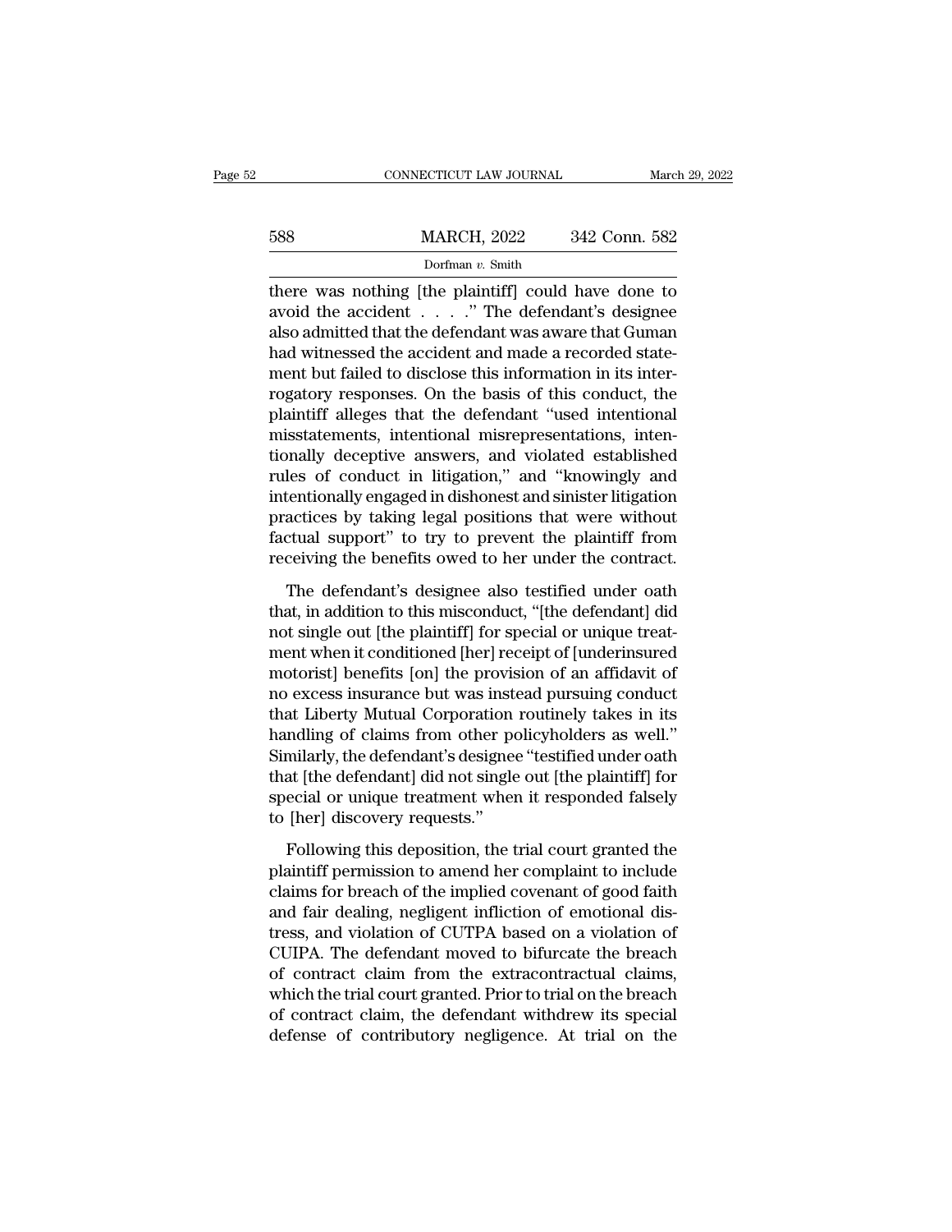there was nothing [the plaintiff] could have done to avoid the accident . . . ." The defendant's designee also admitted that the defendant was aware that Guman had witnessed the accident and made a recorded statement but failed to disclose this information in its interrogatory responses. On the basis of this conduct, the plaintiff alleges that the defendant "used intentional misstatements, intentional misrepresentations, intentionally deceptive answers, and violated established rules of conduct in litigation," and "knowingly and intentionally engaged in dishonest and sinister litigation practices by taking legal positions that were without factual support" to try to prevent the plaintiff from receiving the benefits owed to her under the contract.

The defendant's designee also testified under oath that, in addition to this misconduct, "[the defendant] did not single out [the plaintiff] for special or unique treatment when it conditioned [her] receipt of [underinsured motorist] benefits [on] the provision of an affidavit of no excess insurance but was instead pursuing conduct that Liberty Mutual Corporation routinely takes in its handling of claims from other policyholders as well." Similarly, the defendant's designee "testified under oath that [the defendant] did not single out [the plaintiff] for special or unique treatment when it responded falsely to [her] discovery requests."

Following this deposition, the trial court granted the plaintiff permission to amend her complaint to include claims for breach of the implied covenant of good faith and fair dealing, negligent infliction of emotional distress, and violation of CUTPA based on a violation of CUIPA. The defendant moved to bifurcate the breach of contract claim from the extracontractual claims, which the trial court granted. Prior to trial on the breach of contract claim, the defendant withdrew its special defense of contributory negligence. At trial on the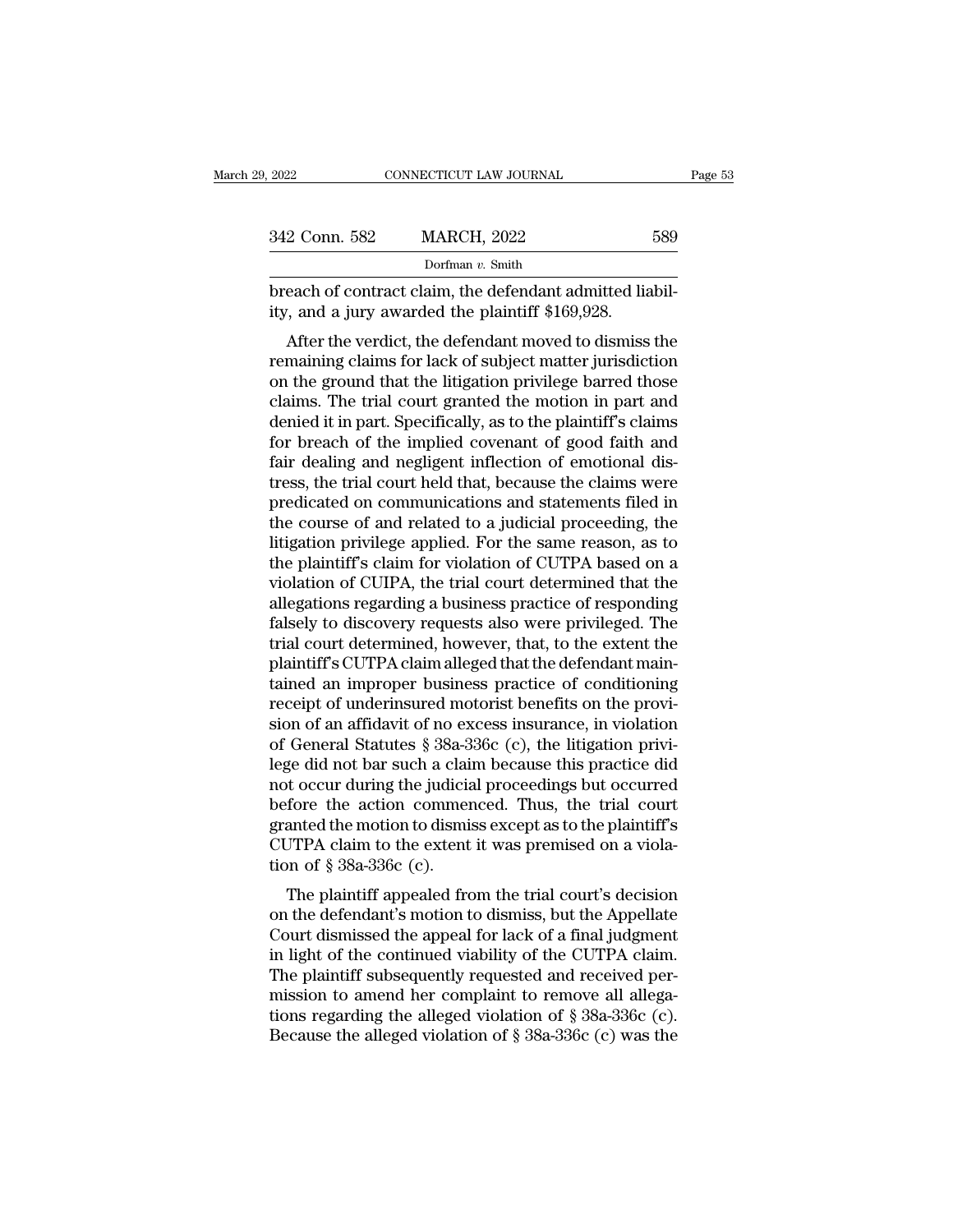breach of contract claim, the defendant admitted liability, and a jury awarded the plaintiff $169,928.

After the verdict, the defendant moved to dismiss the remaining claims for lack of subject matter jurisdiction on the ground that the litigation privilege barred those claims. The trial court granted the motion in part and denied it in part. Specifically, as to the plaintiff's claims for breach of the implied covenant of good faith and fair dealing and negligent inflection of emotional distress, the trial court held that, because the claims were predicated on communications and statements filed in the course of and related to a judicial proceeding, the litigation privilege applied. For the same reason, as to the plaintiff's claim for violation of CUTPA based on a violation of CUIPA, the trial court determined that the allegations regarding a business practice of responding falsely to discovery requests also were privileged. The trial court determined, however, that, to the extent the plaintiff's CUTPA claim alleged that the defendant maintained an improper business practice of conditioning receipt of underinsured motorist benefits on the provision of an affidavit of no excess insurance, in violation of General Statutes § 38a-336c (c), the litigation privilege did not bar such a claim because this practice did not occur during the judicial proceedings but occurred before the action commenced. Thus, the trial court granted the motion to dismiss except as to the plaintiff's CUTPA claim to the extent it was premised on a violation of § 38a-336c (c).

The plaintiff appealed from the trial court's decision on the defendant's motion to dismiss, but the Appellate Court dismissed the appeal for lack of a final judgment in light of the continued viability of the CUTPA claim. The plaintiff subsequently requested and received permission to amend her complaint to remove all allegations regarding the alleged violation of § 38a-336c (c). Because the alleged violation of § 38a-336c (c) was the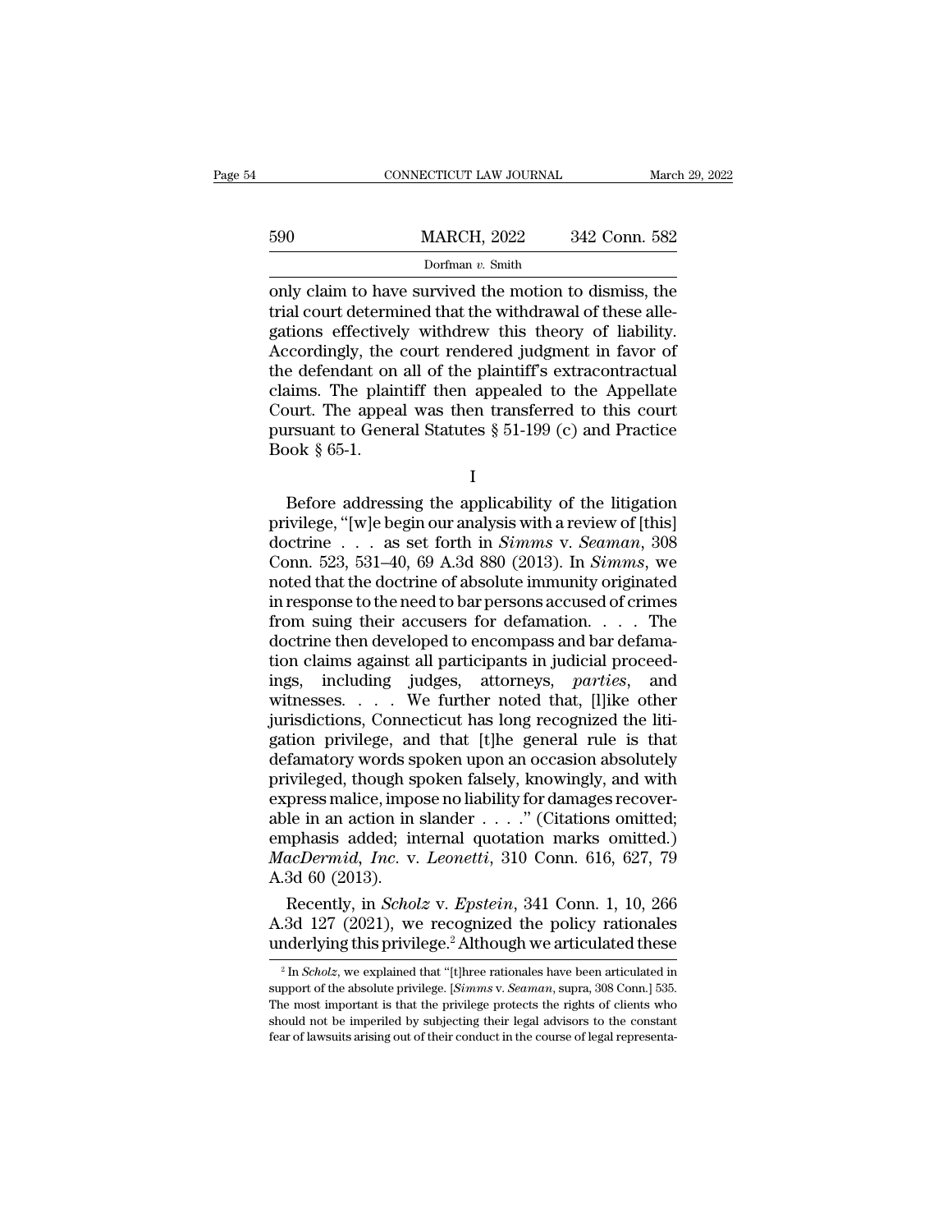only claim to have survived the motion to dismiss, the trial court determined that the withdrawal of these allegations effectively withdrew this theory of liability. Accordingly, the court rendered judgment in favor of the defendant on all of the plaintiff's extracontractual claims. The plaintiff then appealed to the Appellate Court. The appeal was then transferred to this court pursuant to General Statutes § 51-199 (c) and Practice Book § 65-1.

I

Before addressing the applicability of the litigation privilege, "[w]e begin our analysis with a review of [this] doctrine . . . as set forth in *Simms* v. *Seaman*, 308 Conn. 523, 531–40, 69 A.3d 880 (2013). In *Simms*, we noted that the doctrine of absolute immunity originated in response to the need to bar persons accused of crimes from suing their accusers for defamation. . . . The doctrine then developed to encompass and bar defamation claims against all participants in judicial proceedings, including judges, attorneys, *parties*, and witnesses. . . . We further noted that, [l]ike other jurisdictions, Connecticut has long recognized the litigation privilege, and that [t]he general rule is that defamatory words spoken upon an occasion absolutely privileged, though spoken falsely, knowingly, and with express malice, impose no liability for damages recoverable in an action in slander . . . ." (Citations omitted; emphasis added; internal quotation marks omitted.) *MacDermid, Inc.* v. *Leonetti*, 310 Conn. 616, 627, 79 A.3d 60 (2013).

Recently, in *Scholz* v. *Epstein*, 341 Conn. 1, 10, 266 A.3d 127 (2021), we recognized the policy rationales underlying this privilege.[2] Although we articulated these

[2] In *Scholz*, we explained that "[t]hree rationales have been articulated in support of the absolute privilege. [*Simms* v. *Seaman*, supra, 308 Conn.] 535. The most important is that the privilege protects the rights of clients who should not be imperiled by subjecting their legal advisors to the constant fear of lawsuits arising out of their conduct in the course of legal representa-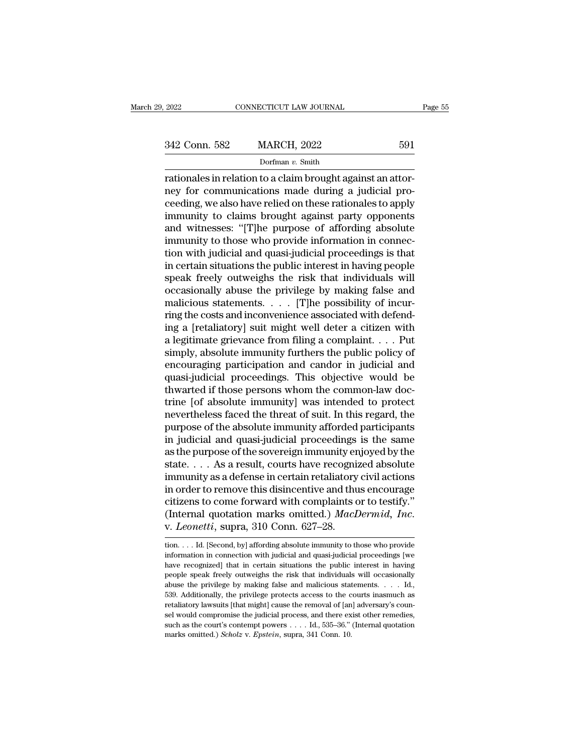rationales in relation to a claim brought against an attorney for communications made during a judicial proceeding, we also have relied on these rationales to apply immunity to claims brought against party opponents and witnesses: "[T]he purpose of affording absolute immunity to those who provide information in connection with judicial and quasi-judicial proceedings is that in certain situations the public interest in having people speak freely outweighs the risk that individuals will occasionally abuse the privilege by making false and malicious statements. . . . [T]he possibility of incurring the costs and inconvenience associated with defending a [retaliatory] suit might well deter a citizen with a legitimate grievance from filing a complaint. . . . Put simply, absolute immunity furthers the public policy of encouraging participation and candor in judicial and quasi-judicial proceedings. This objective would be thwarted if those persons whom the common-law doctrine [of absolute immunity] was intended to protect nevertheless faced the threat of suit. In this regard, the purpose of the absolute immunity afforded participants in judicial and quasi-judicial proceedings is the same as the purpose of the sovereign immunity enjoyed by the state. . . . As a result, courts have recognized absolute immunity as a defense in certain retaliatory civil actions in order to remove this disincentive and thus encourage citizens to come forward with complaints or to testify." (Internal quotation marks omitted.) *MacDermid, Inc.* v. *Leonetti*, supra, 310 Conn. 627–28.

tion. . . . Id. [Second, by] affording absolute immunity to those who provide information in connection with judicial and quasi-judicial proceedings [we have recognized] that in certain situations the public interest in having people speak freely outweighs the risk that individuals will occasionally abuse the privilege by making false and malicious statements. . . . Id., 539. Additionally, the privilege protects access to the courts inasmuch as retaliatory lawsuits [that might] cause the removal of [an] adversary's counsel would compromise the judicial process, and there exist other remedies, such as the court's contempt powers . . . . Id., 535–36." (Internal quotation marks omitted.) *Scholz* v. *Epstein*, supra, 341 Conn. 10.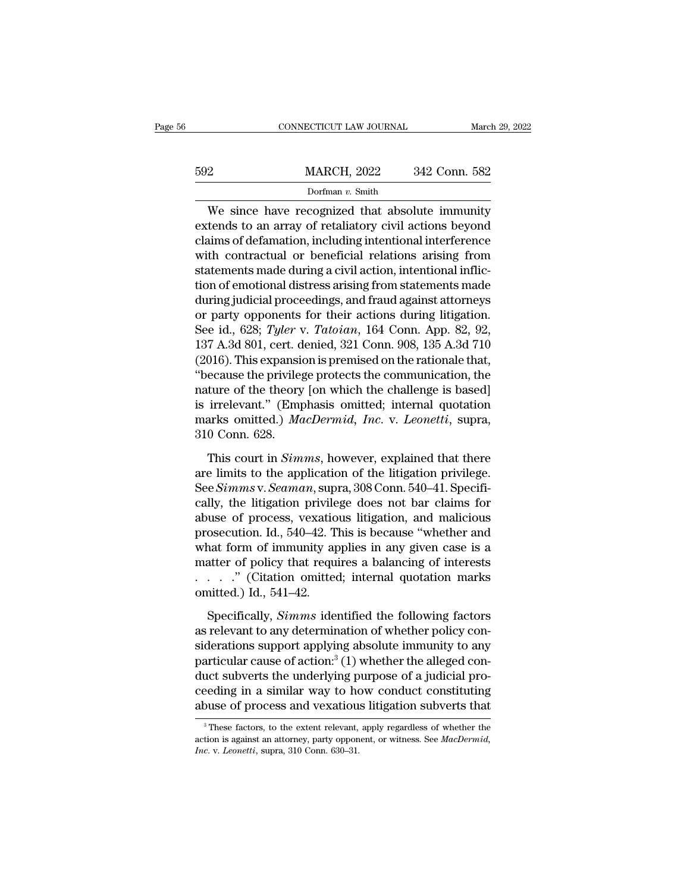We since have recognized that absolute immunity extends to an array of retaliatory civil actions beyond claims of defamation, including intentional interference with contractual or beneficial relations arising from statements made during a civil action, intentional infliction of emotional distress arising from statements made during judicial proceedings, and fraud against attorneys or party opponents for their actions during litigation. See id., 628; *Tyler* v. *Tatoian*, 164 Conn. App. 82, 92, 137 A.3d 801, cert. denied, 321 Conn. 908, 135 A.3d 710 (2016). This expansion is premised on the rationale that, "because the privilege protects the communication, the nature of the theory [on which the challenge is based] is irrelevant." (Emphasis omitted; internal quotation marks omitted.) *MacDermid, Inc.* v. *Leonetti*, supra, 310 Conn. 628.

This court in *Simms*, however, explained that there are limits to the application of the litigation privilege. See *Simms* v. *Seaman*, supra, 308 Conn. 540–41. Specifically, the litigation privilege does not bar claims for abuse of process, vexatious litigation, and malicious prosecution. Id., 540–42. This is because "whether and what form of immunity applies in any given case is a matter of policy that requires a balancing of interests . . . ." (Citation omitted; internal quotation marks omitted.) Id., 541–42.

Specifically, *Simms* identified the following factors as relevant to any determination of whether policy considerations support applying absolute immunity to any particular cause of action:[3] (1) whether the alleged conduct subverts the underlying purpose of a judicial proceeding in a similar way to how conduct constituting abuse of process and vexatious litigation subverts that

[3] These factors, to the extent relevant, apply regardless of whether the action is against an attorney, party opponent, or witness. See *MacDermid, Inc.* v. *Leonetti*, supra, 310 Conn. 630–31.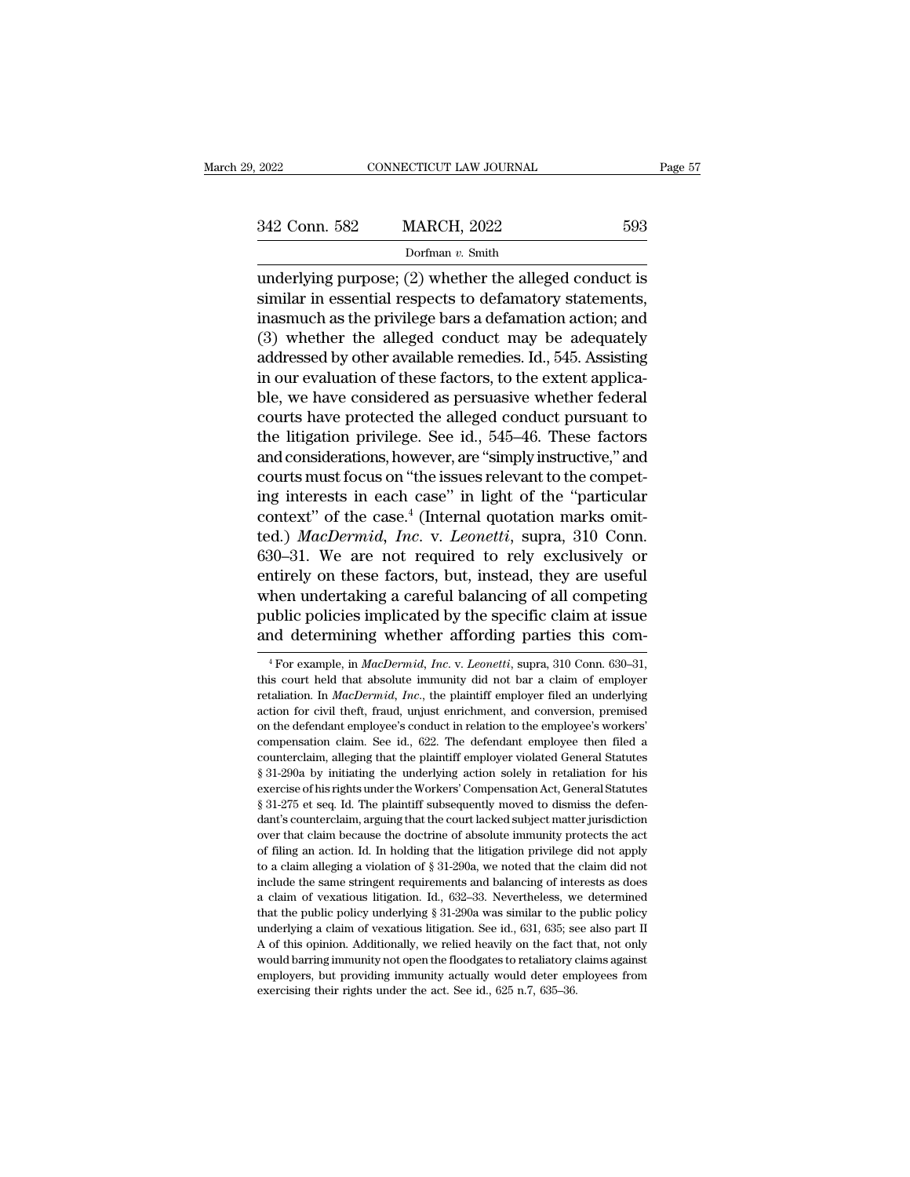underlying purpose; (2) whether the alleged conduct is similar in essential respects to defamatory statements, inasmuch as the privilege bars a defamation action; and (3) whether the alleged conduct may be adequately addressed by other available remedies. Id., 545. Assisting in our evaluation of these factors, to the extent applicable, we have considered as persuasive whether federal courts have protected the alleged conduct pursuant to the litigation privilege. See id., 545–46. These factors and considerations, however, are "simply instructive," and courts must focus on "the issues relevant to the competing interests in each case" in light of the "particular context" of the case.[4] (Internal quotation marks omitted.) *MacDermid, Inc.* v. *Leonetti*, supra, 310 Conn. 630–31. We are not required to rely exclusively or entirely on these factors, but, instead, they are useful when undertaking a careful balancing of all competing public policies implicated by the specific claim at issue and determining whether affording parties this com-

[4] For example, in *MacDermid, Inc.* v. *Leonetti*, supra, 310 Conn. 630–31, this court held that absolute immunity did not bar a claim of employer retaliation. In *MacDermid, Inc.*, the plaintiff employer filed an underlying action for civil theft, fraud, unjust enrichment, and conversion, premised on the defendant employee's conduct in relation to the employee's workers' compensation claim. See id., 622. The defendant employee then filed a counterclaim, alleging that the plaintiff employer violated General Statutes § 31-290a by initiating the underlying action solely in retaliation for his exercise of his rights under the Workers' Compensation Act, General Statutes § 31-275 et seq. Id. The plaintiff subsequently moved to dismiss the defendant's counterclaim, arguing that the court lacked subject matter jurisdiction over that claim because the doctrine of absolute immunity protects the act of filing an action. Id. In holding that the litigation privilege did not apply to a claim alleging a violation of § 31-290a, we noted that the claim did not include the same stringent requirements and balancing of interests as does a claim of vexatious litigation. Id., 632–33. Nevertheless, we determined that the public policy underlying § 31-290a was similar to the public policy underlying a claim of vexatious litigation. See id., 631, 635; see also part II A of this opinion. Additionally, we relied heavily on the fact that, not only would barring immunity not open the floodgates to retaliatory claims against employers, but providing immunity actually would deter employees from exercising their rights under the act. See id., 625 n.7, 635–36.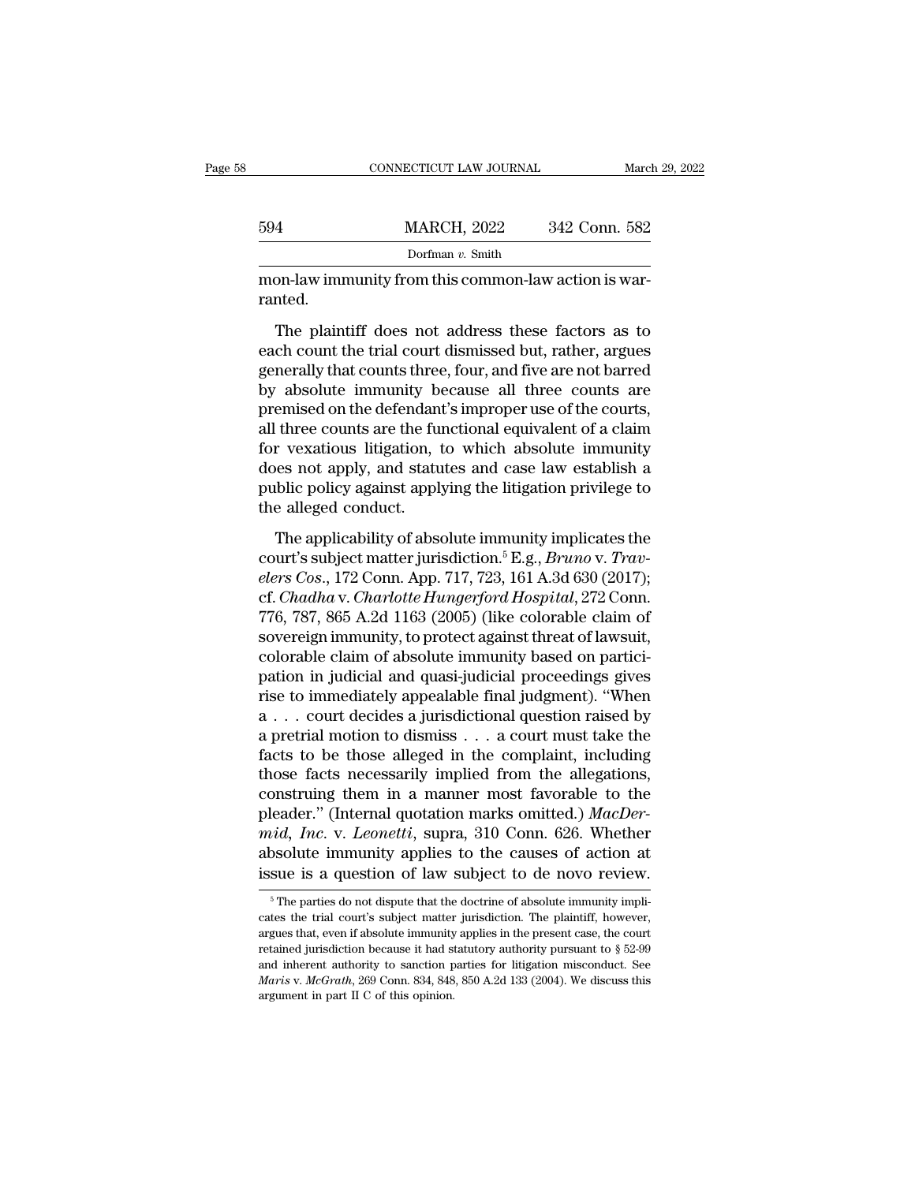mon-law immunity from this common-law action is warranted.

The plaintiff does not address these factors as to each count the trial court dismissed but, rather, argues generally that counts three, four, and five are not barred by absolute immunity because all three counts are premised on the defendant's improper use of the courts, all three counts are the functional equivalent of a claim for vexatious litigation, to which absolute immunity does not apply, and statutes and case law establish a public policy against applying the litigation privilege to the alleged conduct.

The applicability of absolute immunity implicates the court's subject matter jurisdiction.[5] E.g., *Bruno* v. *Travelers Cos.*, 172 Conn. App. 717, 723, 161 A.3d 630 (2017); cf. *Chadha* v. *Charlotte Hungerford Hospital*, 272 Conn. 776, 787, 865 A.2d 1163 (2005) (like colorable claim of sovereign immunity, to protect against threat of lawsuit, colorable claim of absolute immunity based on participation in judicial and quasi-judicial proceedings gives rise to immediately appealable final judgment). "When a . . . court decides a jurisdictional question raised by a pretrial motion to dismiss . . . a court must take the facts to be those alleged in the complaint, including those facts necessarily implied from the allegations, construing them in a manner most favorable to the pleader." (Internal quotation marks omitted.) *MacDermid, Inc.* v. *Leonetti*, supra, 310 Conn. 626. Whether absolute immunity applies to the causes of action at issue is a question of law subject to de novo review.

[5] The parties do not dispute that the doctrine of absolute immunity implicates the trial court's subject matter jurisdiction. The plaintiff, however, argues that, even if absolute immunity applies in the present case, the court retained jurisdiction because it had statutory authority pursuant to § 52-99 and inherent authority to sanction parties for litigation misconduct. See *Maris* v. *McGrath*, 269 Conn. 834, 848, 850 A.2d 133 (2004). We discuss this argument in part II C of this opinion.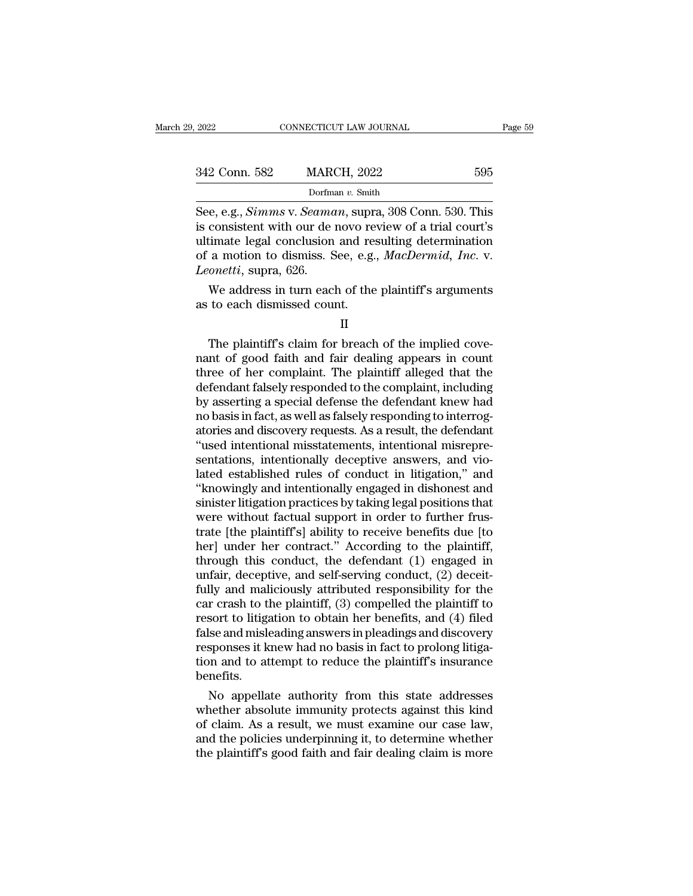See, e.g., *Simms* v. *Seaman*, supra, 308 Conn. 530. This is consistent with our de novo review of a trial court's ultimate legal conclusion and resulting determination of a motion to dismiss. See, e.g., *MacDermid, Inc.* v. *Leonetti*, supra, 626.

We address in turn each of the plaintiff's arguments as to each dismissed count.

II

The plaintiff's claim for breach of the implied covenant of good faith and fair dealing appears in count three of her complaint. The plaintiff alleged that the defendant falsely responded to the complaint, including by asserting a special defense the defendant knew had no basis in fact, as well as falsely responding to interrogatories and discovery requests. As a result, the defendant "used intentional misstatements, intentional misrepresentations, intentionally deceptive answers, and violated established rules of conduct in litigation," and "knowingly and intentionally engaged in dishonest and sinister litigation practices by taking legal positions that were without factual support in order to further frustrate [the plaintiff's] ability to receive benefits due [to her] under her contract." According to the plaintiff, through this conduct, the defendant (1) engaged in unfair, deceptive, and self-serving conduct, (2) deceitfully and maliciously attributed responsibility for the car crash to the plaintiff, (3) compelled the plaintiff to resort to litigation to obtain her benefits, and (4) filed false and misleading answers in pleadings and discovery responses it knew had no basis in fact to prolong litigation and to attempt to reduce the plaintiff's insurance benefits.

No appellate authority from this state addresses whether absolute immunity protects against this kind of claim. As a result, we must examine our case law, and the policies underpinning it, to determine whether the plaintiff's good faith and fair dealing claim is more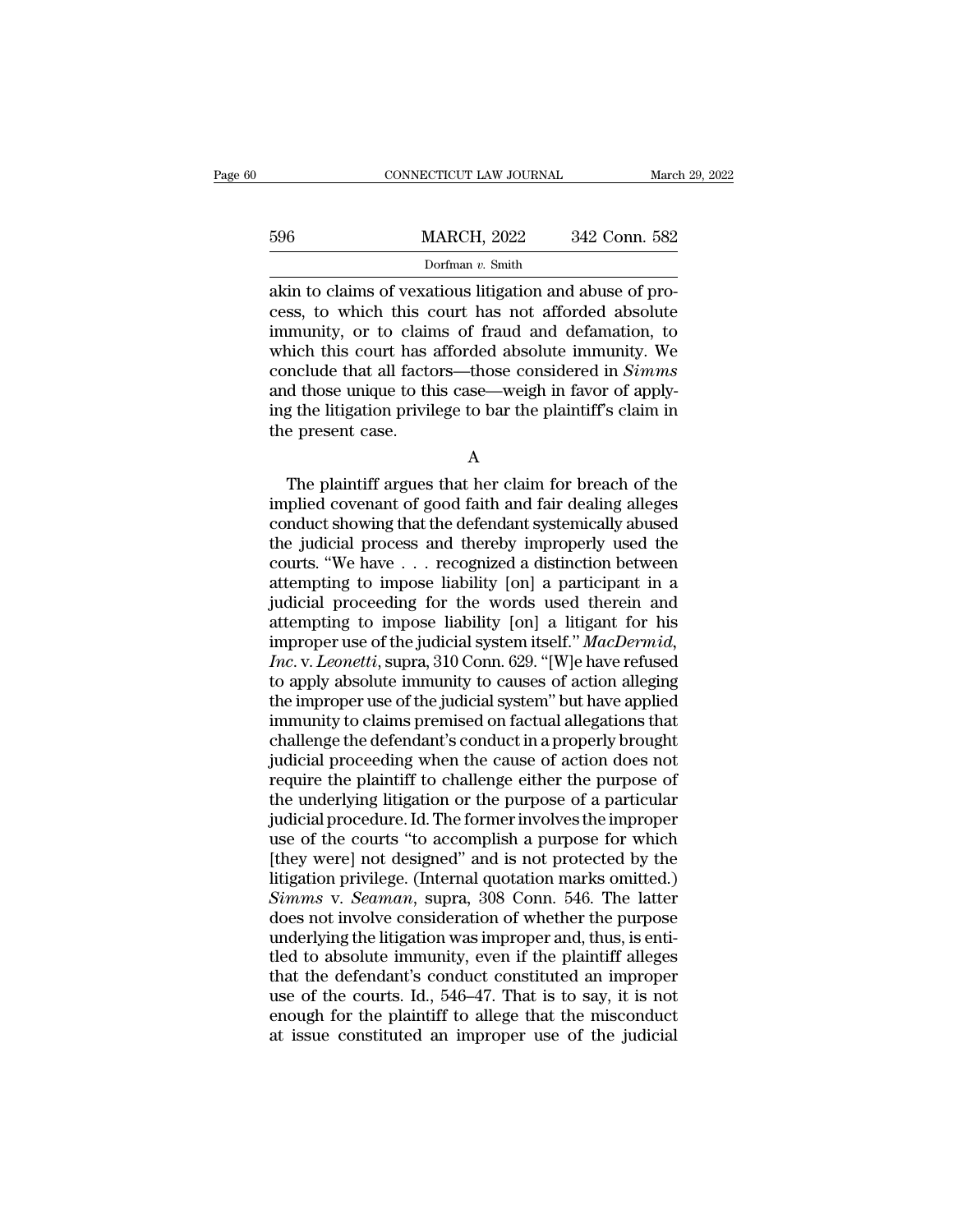akin to claims of vexatious litigation and abuse of process, to which this court has not afforded absolute immunity, or to claims of fraud and defamation, to which this court has afforded absolute immunity. We conclude that all factors—those considered in *Simms* and those unique to this case—weigh in favor of applying the litigation privilege to bar the plaintiff's claim in the present case.

A

The plaintiff argues that her claim for breach of the implied covenant of good faith and fair dealing alleges conduct showing that the defendant systemically abused the judicial process and thereby improperly used the courts. "We have . . . recognized a distinction between attempting to impose liability [on] a participant in a judicial proceeding for the words used therein and attempting to impose liability [on] a litigant for his improper use of the judicial system itself." *MacDermid, Inc.* v. *Leonetti*, supra, 310 Conn. 629. "[W]e have refused to apply absolute immunity to causes of action alleging the improper use of the judicial system" but have applied immunity to claims premised on factual allegations that challenge the defendant's conduct in a properly brought judicial proceeding when the cause of action does not require the plaintiff to challenge either the purpose of the underlying litigation or the purpose of a particular judicial procedure. Id. The former involves the improper use of the courts "to accomplish a purpose for which [they were] not designed" and is not protected by the litigation privilege. (Internal quotation marks omitted.) *Simms* v. *Seaman*, supra, 308 Conn. 546. The latter does not involve consideration of whether the purpose underlying the litigation was improper and, thus, is entitled to absolute immunity, even if the plaintiff alleges that the defendant's conduct constituted an improper use of the courts. Id., 546–47. That is to say, it is not enough for the plaintiff to allege that the misconduct at issue constituted an improper use of the judicial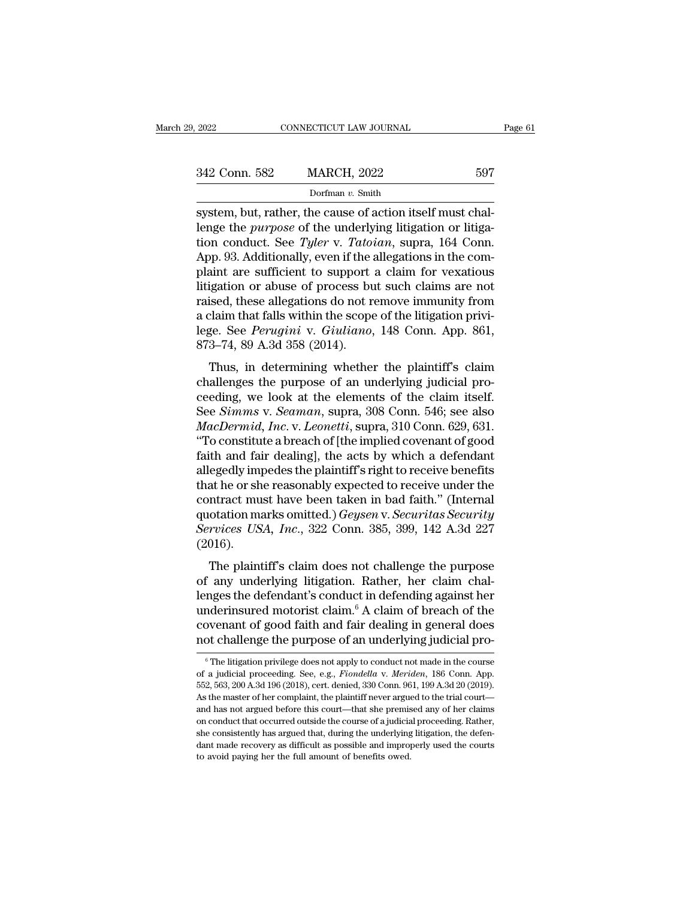system, but, rather, the cause of action itself must challenge the *purpose* of the underlying litigation or litigation conduct. See *Tyler* v. *Tatoian*, supra, 164 Conn. App. 93. Additionally, even if the allegations in the complaint are sufficient to support a claim for vexatious litigation or abuse of process but such claims are not raised, these allegations do not remove immunity from a claim that falls within the scope of the litigation privilege. See *Perugini* v. *Giuliano*, 148 Conn. App. 861, 873–74, 89 A.3d 358 (2014).

Thus, in determining whether the plaintiff's claim challenges the purpose of an underlying judicial proceeding, we look at the elements of the claim itself. See *Simms* v. *Seaman*, supra, 308 Conn. 546; see also *MacDermid, Inc.* v. *Leonetti*, supra, 310 Conn. 629, 631. "To constitute a breach of [the implied covenant of good faith and fair dealing], the acts by which a defendant allegedly impedes the plaintiff's right to receive benefits that he or she reasonably expected to receive under the contract must have been taken in bad faith." (Internal quotation marks omitted.) *Geysen* v. *Securitas Security Services USA, Inc.*, 322 Conn. 385, 399, 142 A.3d 227 (2016).

The plaintiff's claim does not challenge the purpose of any underlying litigation. Rather, her claim challenges the defendant's conduct in defending against her underinsured motorist claim.[6] A claim of breach of the covenant of good faith and fair dealing in general does not challenge the purpose of an underlying judicial pro-

[6] The litigation privilege does not apply to conduct not made in the course of a judicial proceeding. See, e.g., *Fiondella* v. *Meriden*, 186 Conn. App. 552, 563, 200 A.3d 196 (2018), cert. denied, 330 Conn. 961, 199 A.3d 20 (2019). As the master of her complaint, the plaintiff never argued to the trial court—and has not argued before this court—that she premised any of her claims on conduct that occurred outside the course of a judicial proceeding. Rather, she consistently has argued that, during the underlying litigation, the defendant made recovery as difficult as possible and improperly used the courts to avoid paying her the full amount of benefits owed.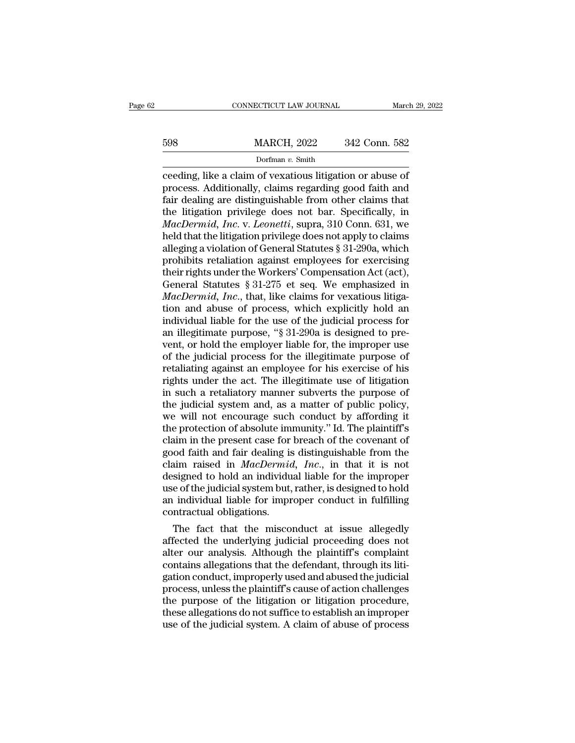ceeding, like a claim of vexatious litigation or abuse of process. Additionally, claims regarding good faith and fair dealing are distinguishable from other claims that the litigation privilege does not bar. Specifically, in *MacDermid, Inc.* v. *Leonetti*, supra, 310 Conn. 631, we held that the litigation privilege does not apply to claims alleging a violation of General Statutes § 31-290a, which prohibits retaliation against employees for exercising their rights under the Workers' Compensation Act (act), General Statutes § 31-275 et seq. We emphasized in *MacDermid, Inc.*, that, like claims for vexatious litigation and abuse of process, which explicitly hold an individual liable for the use of the judicial process for an illegitimate purpose, "§ 31-290a is designed to prevent, or hold the employer liable for, the improper use of the judicial process for the illegitimate purpose of retaliating against an employee for his exercise of his rights under the act. The illegitimate use of litigation in such a retaliatory manner subverts the purpose of the judicial system and, as a matter of public policy, we will not encourage such conduct by affording it the protection of absolute immunity." Id. The plaintiff's claim in the present case for breach of the covenant of good faith and fair dealing is distinguishable from the claim raised in *MacDermid, Inc.*, in that it is not designed to hold an individual liable for the improper use of the judicial system but, rather, is designed to hold an individual liable for improper conduct in fulfilling contractual obligations.

The fact that the misconduct at issue allegedly affected the underlying judicial proceeding does not alter our analysis. Although the plaintiff's complaint contains allegations that the defendant, through its litigation conduct, improperly used and abused the judicial process, unless the plaintiff's cause of action challenges the purpose of the litigation or litigation procedure, these allegations do not suffice to establish an improper use of the judicial system. A claim of abuse of process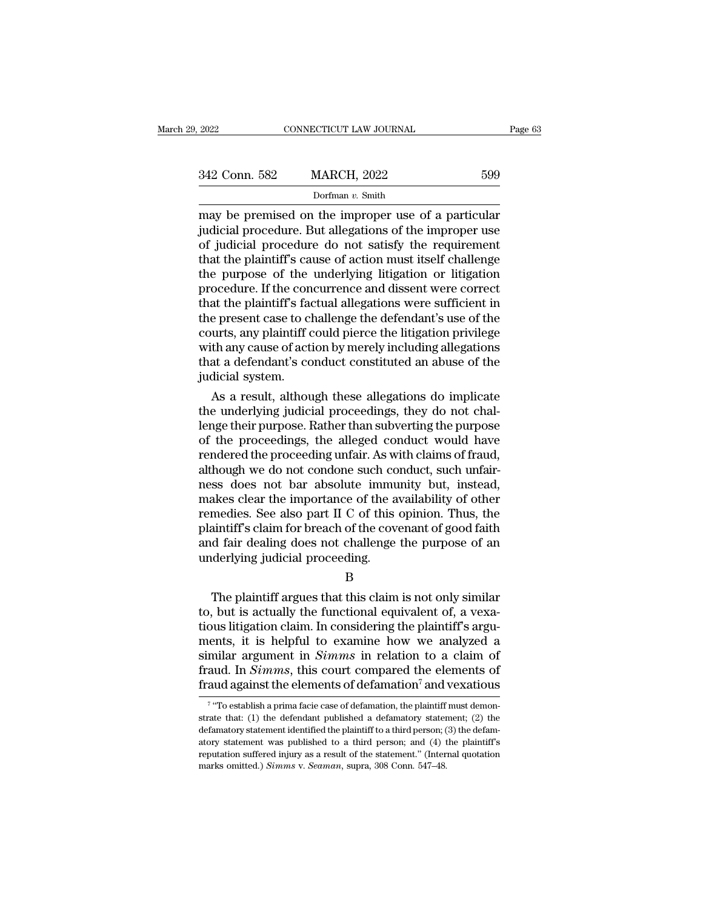may be premised on the improper use of a particular judicial procedure. But allegations of the improper use of judicial procedure do not satisfy the requirement that the plaintiff's cause of action must itself challenge the purpose of the underlying litigation or litigation procedure. If the concurrence and dissent were correct that the plaintiff's factual allegations were sufficient in the present case to challenge the defendant's use of the courts, any plaintiff could pierce the litigation privilege with any cause of action by merely including allegations that a defendant's conduct constituted an abuse of the judicial system.

As a result, although these allegations do implicate the underlying judicial proceedings, they do not challenge their purpose. Rather than subverting the purpose of the proceedings, the alleged conduct would have rendered the proceeding unfair. As with claims of fraud, although we do not condone such conduct, such unfairness does not bar absolute immunity but, instead, makes clear the importance of the availability of other remedies. See also part II C of this opinion. Thus, the plaintiff's claim for breach of the covenant of good faith and fair dealing does not challenge the purpose of an underlying judicial proceeding.

B

The plaintiff argues that this claim is not only similar to, but is actually the functional equivalent of, a vexatious litigation claim. In considering the plaintiff's arguments, it is helpful to examine how we analyzed a similar argument in *Simms* in relation to a claim of fraud. In *Simms*, this court compared the elements of fraud against the elements of defamation[7] and vexatious

[7] "To establish a prima facie case of defamation, the plaintiff must demonstrate that: (1) the defendant published a defamatory statement; (2) the defamatory statement identified the plaintiff to a third person; (3) the defamatory statement was published to a third person; and (4) the plaintiff's reputation suffered injury as a result of the statement." (Internal quotation marks omitted.) *Simms* v. *Seaman*, supra, 308 Conn. 547–48.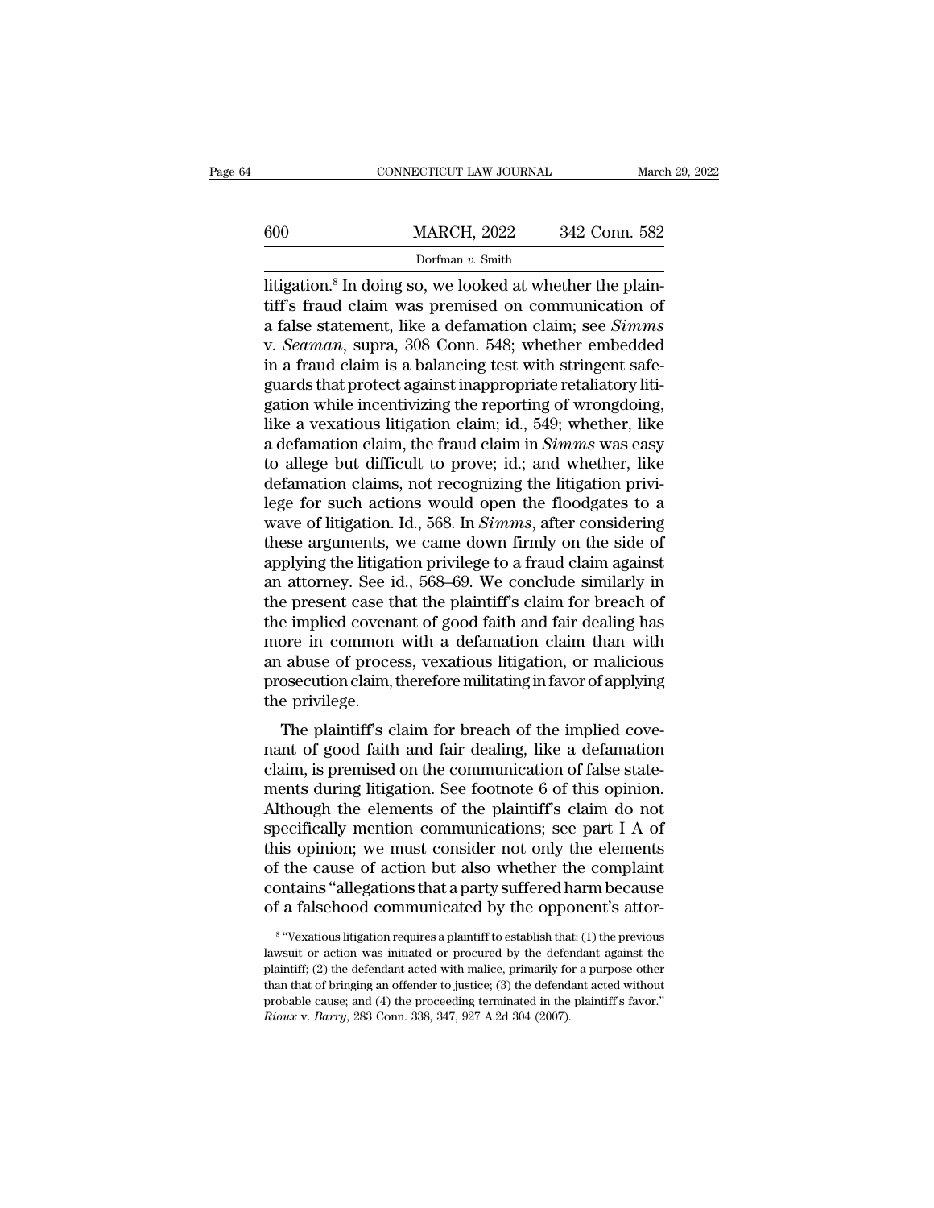litigation.[8] In doing so, we looked at whether the plaintiff's fraud claim was premised on communication of a false statement, like a defamation claim; see *Simms* v. *Seaman*, supra, 308 Conn. 548; whether embedded in a fraud claim is a balancing test with stringent safeguards that protect against inappropriate retaliatory litigation while incentivizing the reporting of wrongdoing, like a vexatious litigation claim; id., 549; whether, like a defamation claim, the fraud claim in *Simms* was easy to allege but difficult to prove; id.; and whether, like defamation claims, not recognizing the litigation privilege for such actions would open the floodgates to a wave of litigation. Id., 568. In *Simms*, after considering these arguments, we came down firmly on the side of applying the litigation privilege to a fraud claim against an attorney. See id., 568–69. We conclude similarly in the present case that the plaintiff's claim for breach of the implied covenant of good faith and fair dealing has more in common with a defamation claim than with an abuse of process, vexatious litigation, or malicious prosecution claim, therefore militating in favor of applying the privilege.

The plaintiff's claim for breach of the implied covenant of good faith and fair dealing, like a defamation claim, is premised on the communication of false statements during litigation. See footnote 6 of this opinion. Although the elements of the plaintiff's claim do not specifically mention communications; see part I A of this opinion; we must consider not only the elements of the cause of action but also whether the complaint contains "allegations that a party suffered harm because of a falsehood communicated by the opponent's attor-

[8] "Vexatious litigation requires a plaintiff to establish that: (1) the previous lawsuit or action was initiated or procured by the defendant against the plaintiff; (2) the defendant acted with malice, primarily for a purpose other than that of bringing an offender to justice; (3) the defendant acted without probable cause; and (4) the proceeding terminated in the plaintiff's favor." *Rioux* v. *Barry*, 283 Conn. 338, 347, 927 A.2d 304 (2007).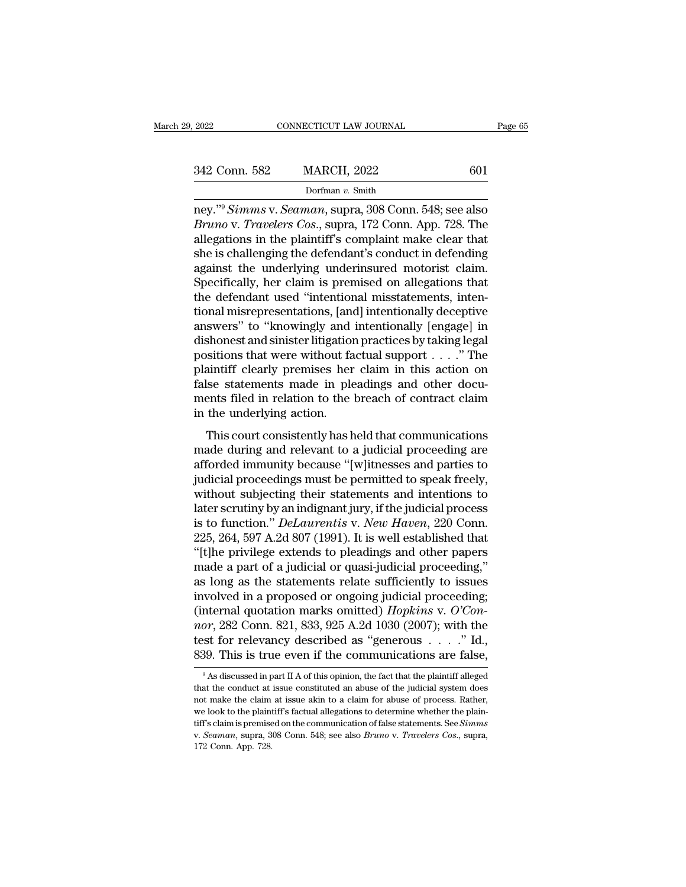ney."[9] *Simms* v. *Seaman*, supra, 308 Conn. 548; see also *Bruno* v. *Travelers Cos.*, supra, 172 Conn. App. 728. The allegations in the plaintiff's complaint make clear that she is challenging the defendant's conduct in defending against the underlying underinsured motorist claim. Specifically, her claim is premised on allegations that the defendant used "intentional misstatements, intentional misrepresentations, [and] intentionally deceptive answers" to "knowingly and intentionally [engage] in dishonest and sinister litigation practices by taking legal positions that were without factual support . . . ." The plaintiff clearly premises her claim in this action on false statements made in pleadings and other documents filed in relation to the breach of contract claim in the underlying action.

This court consistently has held that communications made during and relevant to a judicial proceeding are afforded immunity because "[w]itnesses and parties to judicial proceedings must be permitted to speak freely, without subjecting their statements and intentions to later scrutiny by an indignant jury, if the judicial process is to function." *DeLaurentis* v. *New Haven*, 220 Conn. 225, 264, 597 A.2d 807 (1991). It is well established that "[t]he privilege extends to pleadings and other papers made a part of a judicial or quasi-judicial proceeding," as long as the statements relate sufficiently to issues involved in a proposed or ongoing judicial proceeding; (internal quotation marks omitted) *Hopkins* v. *O'Connor*, 282 Conn. 821, 833, 925 A.2d 1030 (2007); with the test for relevancy described as "generous . . . ." Id., 839. This is true even if the communications are false,

[9] As discussed in part II A of this opinion, the fact that the plaintiff alleged that the conduct at issue constituted an abuse of the judicial system does not make the claim at issue akin to a claim for abuse of process. Rather, we look to the plaintiff's factual allegations to determine whether the plaintiff's claim is premised on the communication of false statements. See *Simms* v. *Seaman*, supra, 308 Conn. 548; see also *Bruno* v. *Travelers Cos.*, supra, 172 Conn. App. 728.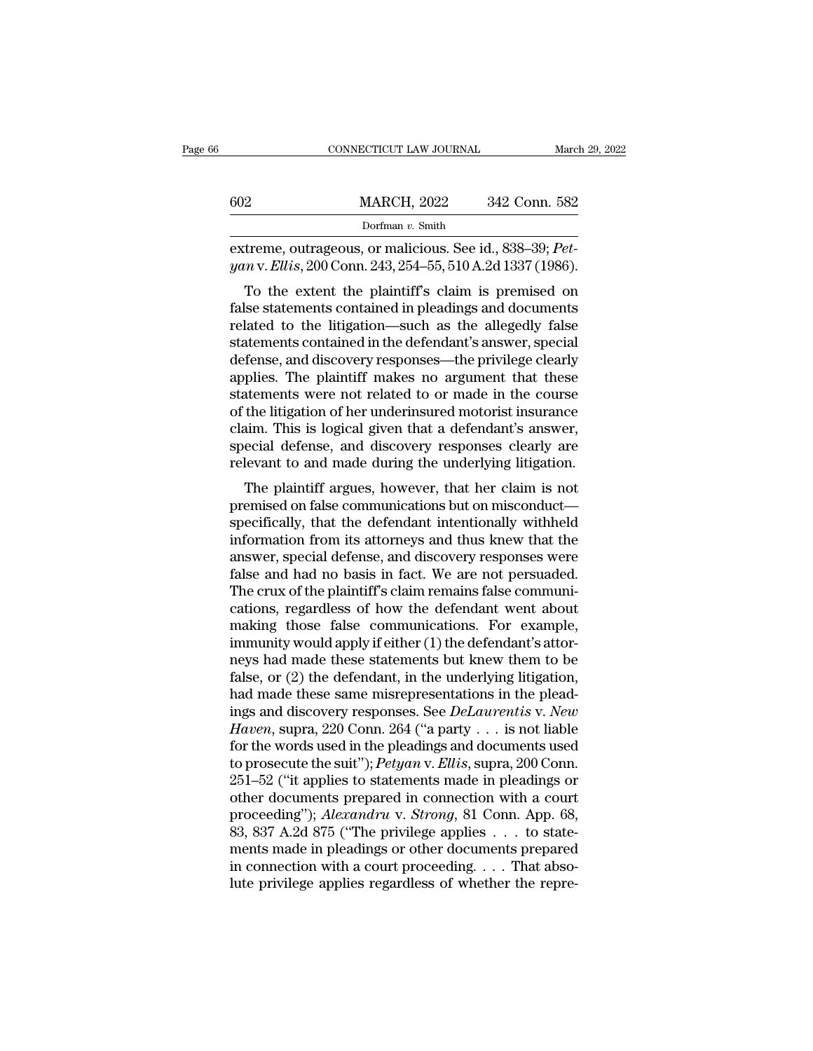extreme, outrageous, or malicious. See id., 838–39; *Petyan* v. *Ellis*, 200 Conn. 243, 254–55, 510 A.2d 1337 (1986).

To the extent the plaintiff's claim is premised on false statements contained in pleadings and documents related to the litigation—such as the allegedly false statements contained in the defendant's answer, special defense, and discovery responses—the privilege clearly applies. The plaintiff makes no argument that these statements were not related to or made in the course of the litigation of her underinsured motorist insurance claim. This is logical given that a defendant's answer, special defense, and discovery responses clearly are relevant to and made during the underlying litigation.

The plaintiff argues, however, that her claim is not premised on false communications but on misconduct—specifically, that the defendant intentionally withheld information from its attorneys and thus knew that the answer, special defense, and discovery responses were false and had no basis in fact. We are not persuaded. The crux of the plaintiff's claim remains false communications, regardless of how the defendant went about making those false communications. For example, immunity would apply if either (1) the defendant's attorneys had made these statements but knew them to be false, or (2) the defendant, in the underlying litigation, had made these same misrepresentations in the pleadings and discovery responses. See *DeLaurentis* v. *New Haven*, supra, 220 Conn. 264 ("a party . . . is not liable for the words used in the pleadings and documents used to prosecute the suit"); *Petyan* v. *Ellis*, supra, 200 Conn. 251–52 ("it applies to statements made in pleadings or other documents prepared in connection with a court proceeding"); *Alexandru* v. *Strong*, 81 Conn. App. 68, 83, 837 A.2d 875 ("The privilege applies . . . to statements made in pleadings or other documents prepared in connection with a court proceeding. . . . That absolute privilege applies regardless of whether the repre-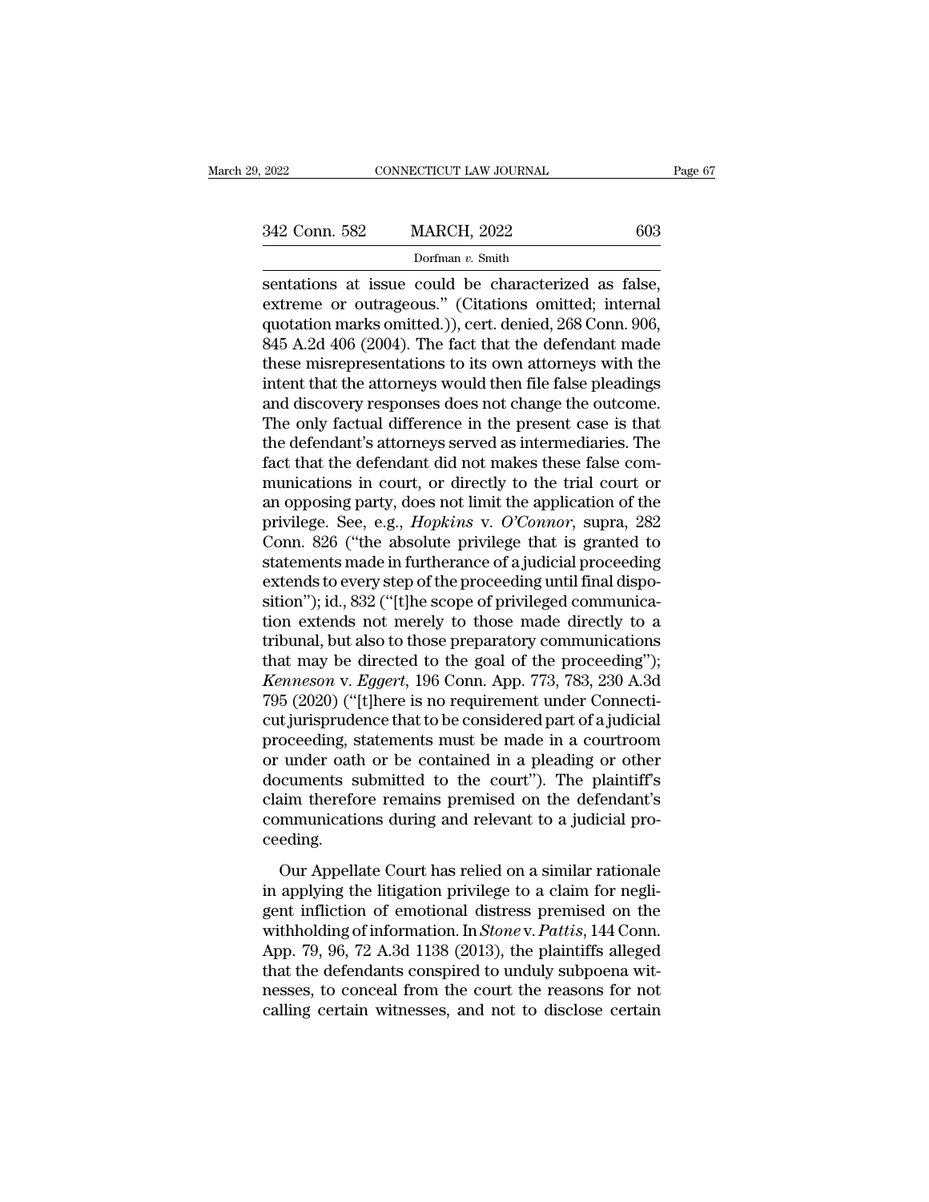sentations at issue could be characterized as false, extreme or outrageous." (Citations omitted; internal quotation marks omitted.)), cert. denied, 268 Conn. 906, 845 A.2d 406 (2004). The fact that the defendant made these misrepresentations to its own attorneys with the intent that the attorneys would then file false pleadings and discovery responses does not change the outcome. The only factual difference in the present case is that the defendant's attorneys served as intermediaries. The fact that the defendant did not makes these false communications in court, or directly to the trial court or an opposing party, does not limit the application of the privilege. See, e.g., *Hopkins* v. *O'Connor*, supra, 282 Conn. 826 ("the absolute privilege that is granted to statements made in furtherance of a judicial proceeding extends to every step of the proceeding until final disposition"); id., 832 ("[t]he scope of privileged communication extends not merely to those made directly to a tribunal, but also to those preparatory communications that may be directed to the goal of the proceeding"); *Kenneson* v. *Eggert*, 196 Conn. App. 773, 783, 230 A.3d 795 (2020) ("[t]here is no requirement under Connecticut jurisprudence that to be considered part of a judicial proceeding, statements must be made in a courtroom or under oath or be contained in a pleading or other documents submitted to the court"). The plaintiff's claim therefore remains premised on the defendant's communications during and relevant to a judicial proceeding.

Our Appellate Court has relied on a similar rationale in applying the litigation privilege to a claim for negligent infliction of emotional distress premised on the withholding of information. In *Stone* v. *Pattis*, 144 Conn. App. 79, 96, 72 A.3d 1138 (2013), the plaintiffs alleged that the defendants conspired to unduly subpoena witnesses, to conceal from the court the reasons for not calling certain witnesses, and not to disclose certain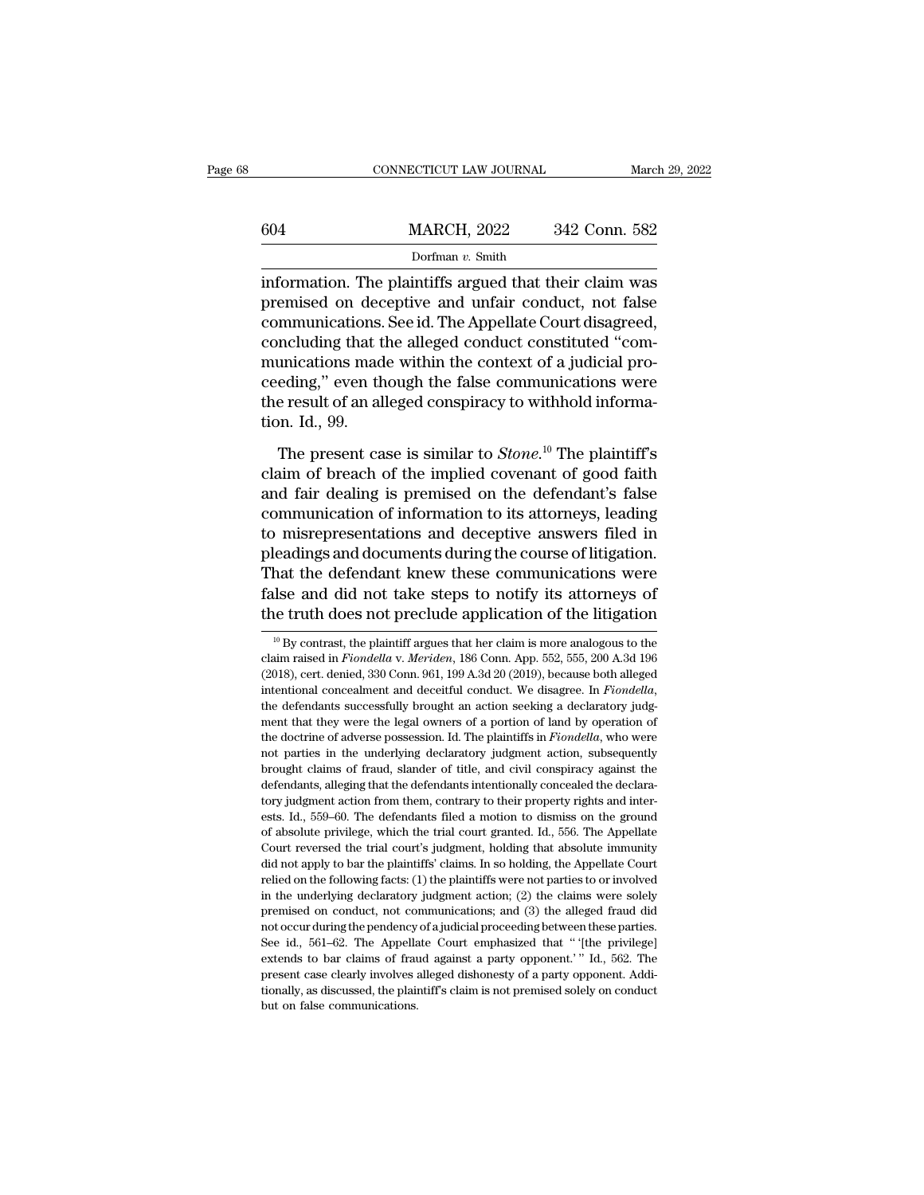information. The plaintiffs argued that their claim was premised on deceptive and unfair conduct, not false communications. See id. The Appellate Court disagreed, concluding that the alleged conduct constituted "communications made within the context of a judicial proceeding," even though the false communications were the result of an alleged conspiracy to withhold information. Id., 99.

The present case is similar to *Stone*.[10] The plaintiff's claim of breach of the implied covenant of good faith and fair dealing is premised on the defendant's false communication of information to its attorneys, leading to misrepresentations and deceptive answers filed in pleadings and documents during the course of litigation. That the defendant knew these communications were false and did not take steps to notify its attorneys of the truth does not preclude application of the litigation

[10] By contrast, the plaintiff argues that her claim is more analogous to the claim raised in *Fiondella* v. *Meriden*, 186 Conn. App. 552, 555, 200 A.3d 196 (2018), cert. denied, 330 Conn. 961, 199 A.3d 20 (2019), because both alleged intentional concealment and deceitful conduct. We disagree. In *Fiondella*, the defendants successfully brought an action seeking a declaratory judgment that they were the legal owners of a portion of land by operation of the doctrine of adverse possession. Id. The plaintiffs in *Fiondella*, who were not parties in the underlying declaratory judgment action, subsequently brought claims of fraud, slander of title, and civil conspiracy against the defendants, alleging that the defendants intentionally concealed the declaratory judgment action from them, contrary to their property rights and interests. Id., 559–60. The defendants filed a motion to dismiss on the ground of absolute privilege, which the trial court granted. Id., 556. The Appellate Court reversed the trial court's judgment, holding that absolute immunity did not apply to bar the plaintiffs' claims. In so holding, the Appellate Court relied on the following facts: (1) the plaintiffs were not parties to or involved in the underlying declaratory judgment action; (2) the claims were solely premised on conduct, not communications; and (3) the alleged fraud did not occur during the pendency of a judicial proceeding between these parties. See id., 561–62. The Appellate Court emphasized that " '[the privilege] extends to bar claims of fraud against a party opponent.' " Id., 562. The present case clearly involves alleged dishonesty of a party opponent. Additionally, as discussed, the plaintiff's claim is not premised solely on conduct but on false communications.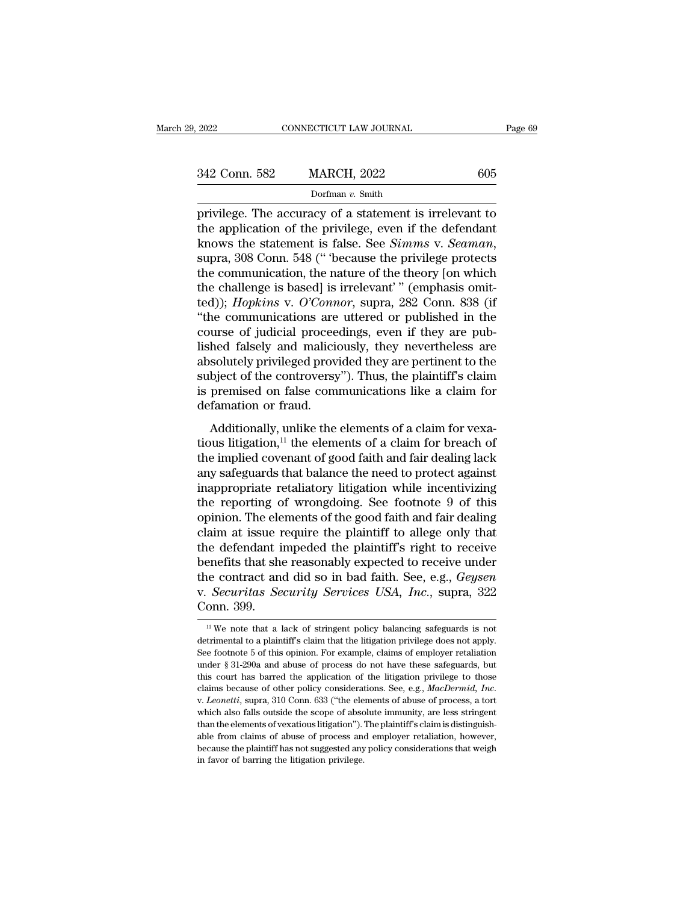privilege. The accuracy of a statement is irrelevant to the application of the privilege, even if the defendant knows the statement is false. See *Simms* v. *Seaman*, supra, 308 Conn. 548 (" 'because the privilege protects the communication, the nature of the theory [on which the challenge is based] is irrelevant' " (emphasis omitted)); *Hopkins* v. *O'Connor*, supra, 282 Conn. 838 (if "the communications are uttered or published in the course of judicial proceedings, even if they are published falsely and maliciously, they nevertheless are absolutely privileged provided they are pertinent to the subject of the controversy"). Thus, the plaintiff's claim is premised on false communications like a claim for defamation or fraud.

Additionally, unlike the elements of a claim for vexatious litigation,[11] the elements of a claim for breach of the implied covenant of good faith and fair dealing lack any safeguards that balance the need to protect against inappropriate retaliatory litigation while incentivizing the reporting of wrongdoing. See footnote 9 of this opinion. The elements of the good faith and fair dealing claim at issue require the plaintiff to allege only that the defendant impeded the plaintiff's right to receive benefits that she reasonably expected to receive under the contract and did so in bad faith. See, e.g., *Geysen* v. *Securitas Security Services USA, Inc.*, supra, 322 Conn. 399.

[11] We note that a lack of stringent policy balancing safeguards is not detrimental to a plaintiff's claim that the litigation privilege does not apply. See footnote 5 of this opinion. For example, claims of employer retaliation under § 31-290a and abuse of process do not have these safeguards, but this court has barred the application of the litigation privilege to those claims because of other policy considerations. See, e.g., *MacDermid, Inc.* v. *Leonetti*, supra, 310 Conn. 633 ("the elements of abuse of process, a tort which also falls outside the scope of absolute immunity, are less stringent than the elements of vexatious litigation"). The plaintiff's claim is distinguishable from claims of abuse of process and employer retaliation, however, because the plaintiff has not suggested any policy considerations that weigh in favor of barring the litigation privilege.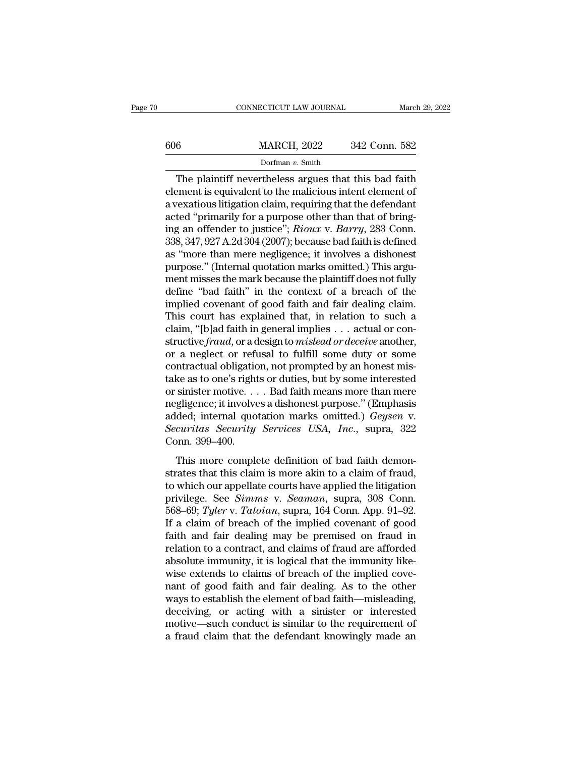The plaintiff nevertheless argues that this bad faith element is equivalent to the malicious intent element of a vexatious litigation claim, requiring that the defendant acted "primarily for a purpose other than that of bringing an offender to justice"; *Rioux* v. *Barry*, 283 Conn. 338, 347, 927 A.2d 304 (2007); because bad faith is defined as "more than mere negligence; it involves a dishonest purpose." (Internal quotation marks omitted.) This argument misses the mark because the plaintiff does not fully define "bad faith" in the context of a breach of the implied covenant of good faith and fair dealing claim. This court has explained that, in relation to such a claim, "[b]ad faith in general implies . . . actual or constructive *fraud*, or a design to *mislead or deceive* another, or a neglect or refusal to fulfill some duty or some contractual obligation, not prompted by an honest mistake as to one's rights or duties, but by some interested or sinister motive. . . . Bad faith means more than mere negligence; it involves a dishonest purpose." (Emphasis added; internal quotation marks omitted.) *Geysen* v. *Securitas Security Services USA, Inc.*, supra, 322 Conn. 399–400.

This more complete definition of bad faith demonstrates that this claim is more akin to a claim of fraud, to which our appellate courts have applied the litigation privilege. See *Simms* v. *Seaman*, supra, 308 Conn. 568–69; *Tyler* v. *Tatoian*, supra, 164 Conn. App. 91–92. If a claim of breach of the implied covenant of good faith and fair dealing may be premised on fraud in relation to a contract, and claims of fraud are afforded absolute immunity, it is logical that the immunity likewise extends to claims of breach of the implied covenant of good faith and fair dealing. As to the other ways to establish the element of bad faith—misleading, deceiving, or acting with a sinister or interested motive—such conduct is similar to the requirement of a fraud claim that the defendant knowingly made an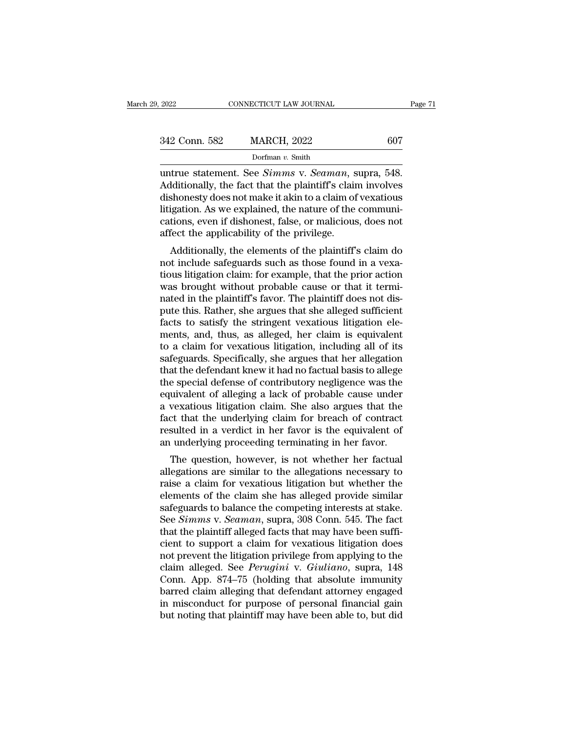untrue statement. See *Simms* v. *Seaman*, supra, 548. Additionally, the fact that the plaintiff's claim involves dishonesty does not make it akin to a claim of vexatious litigation. As we explained, the nature of the communications, even if dishonest, false, or malicious, does not affect the applicability of the privilege.

Additionally, the elements of the plaintiff's claim do not include safeguards such as those found in a vexatious litigation claim: for example, that the prior action was brought without probable cause or that it terminated in the plaintiff's favor. The plaintiff does not dispute this. Rather, she argues that she alleged sufficient facts to satisfy the stringent vexatious litigation elements, and, thus, as alleged, her claim is equivalent to a claim for vexatious litigation, including all of its safeguards. Specifically, she argues that her allegation that the defendant knew it had no factual basis to allege the special defense of contributory negligence was the equivalent of alleging a lack of probable cause under a vexatious litigation claim. She also argues that the fact that the underlying claim for breach of contract resulted in a verdict in her favor is the equivalent of an underlying proceeding terminating in her favor.

The question, however, is not whether her factual allegations are similar to the allegations necessary to raise a claim for vexatious litigation but whether the elements of the claim she has alleged provide similar safeguards to balance the competing interests at stake. See *Simms* v. *Seaman*, supra, 308 Conn. 545. The fact that the plaintiff alleged facts that may have been sufficient to support a claim for vexatious litigation does not prevent the litigation privilege from applying to the claim alleged. See *Perugini* v. *Giuliano*, supra, 148 Conn. App. 874–75 (holding that absolute immunity barred claim alleging that defendant attorney engaged in misconduct for purpose of personal financial gain but noting that plaintiff may have been able to, but did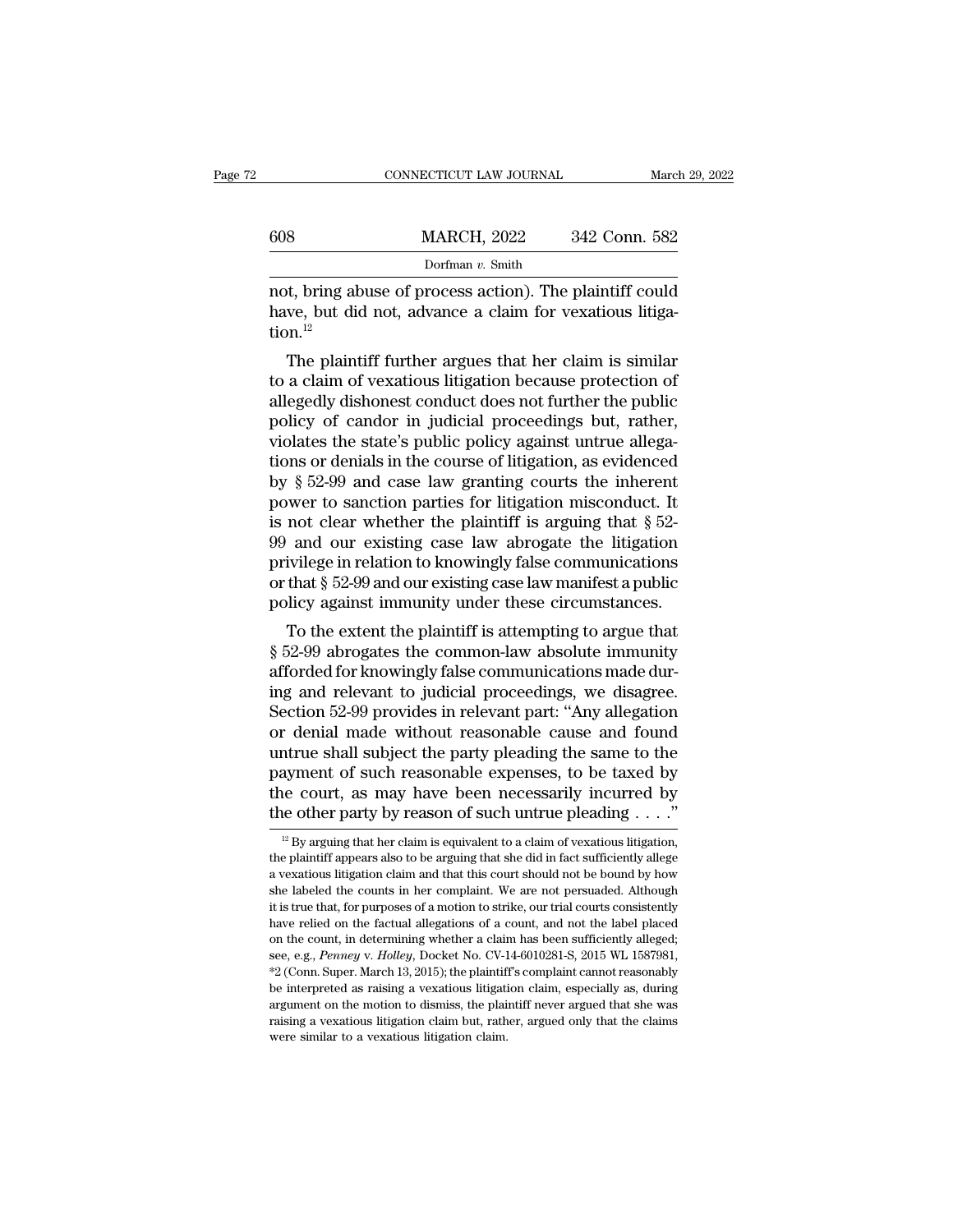not, bring abuse of process action). The plaintiff could have, but did not, advance a claim for vexatious litigation.[12]

The plaintiff further argues that her claim is similar to a claim of vexatious litigation because protection of allegedly dishonest conduct does not further the public policy of candor in judicial proceedings but, rather, violates the state's public policy against untrue allegations or denials in the course of litigation, as evidenced by § 52-99 and case law granting courts the inherent power to sanction parties for litigation misconduct. It is not clear whether the plaintiff is arguing that § 52-99 and our existing case law abrogate the litigation privilege in relation to knowingly false communications or that § 52-99 and our existing case law manifest a public policy against immunity under these circumstances.

To the extent the plaintiff is attempting to argue that § 52-99 abrogates the common-law absolute immunity afforded for knowingly false communications made during and relevant to judicial proceedings, we disagree. Section 52-99 provides in relevant part: "Any allegation or denial made without reasonable cause and found untrue shall subject the party pleading the same to the payment of such reasonable expenses, to be taxed by the court, as may have been necessarily incurred by the other party by reason of such untrue pleading . . . ."

[12] By arguing that her claim is equivalent to a claim of vexatious litigation, the plaintiff appears also to be arguing that she did in fact sufficiently allege a vexatious litigation claim and that this court should not be bound by how she labeled the counts in her complaint. We are not persuaded. Although it is true that, for purposes of a motion to strike, our trial courts consistently have relied on the factual allegations of a count, and not the label placed on the count, in determining whether a claim has been sufficiently alleged; see, e.g., *Penney* v. *Holley*, Docket No. CV-14-6010281-S, 2015 WL 1587981, *2 (Conn. Super. March 13, 2015); the plaintiff's complaint cannot reasonably be interpreted as raising a vexatious litigation claim, especially as, during argument on the motion to dismiss, the plaintiff never argued that she was raising a vexatious litigation claim but, rather, argued only that the claims were similar to a vexatious litigation claim.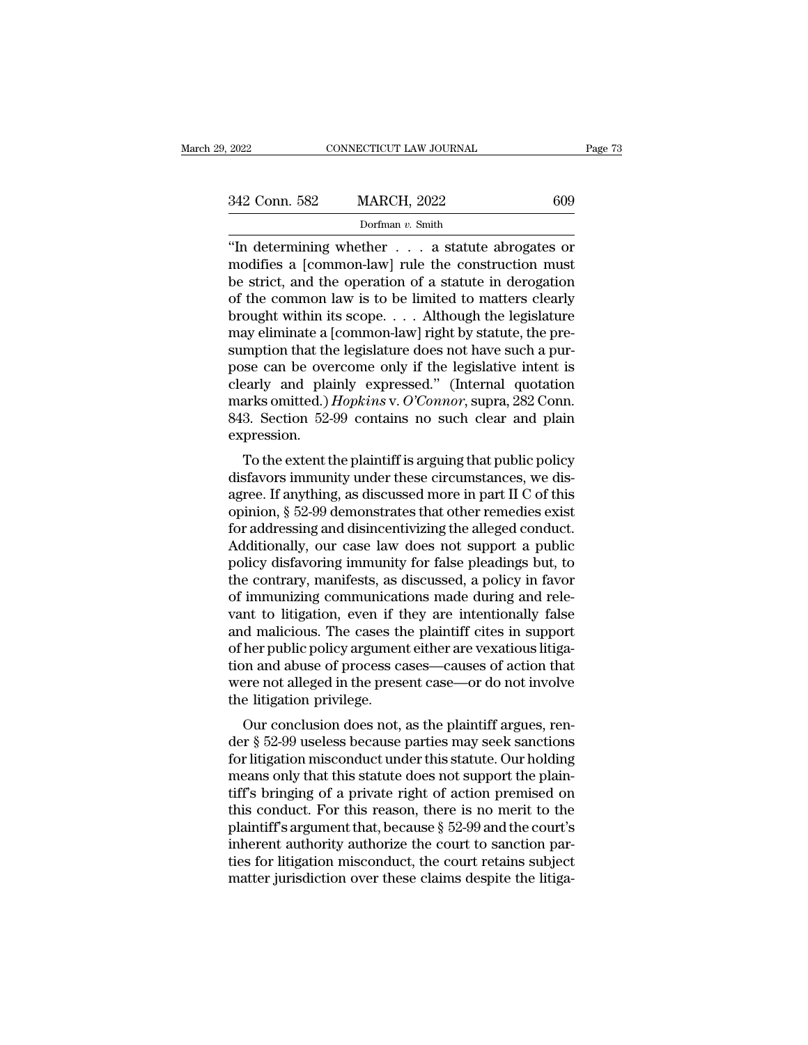"In determining whether . . . a statute abrogates or modifies a [common-law] rule the construction must be strict, and the operation of a statute in derogation of the common law is to be limited to matters clearly brought within its scope. . . . Although the legislature may eliminate a [common-law] right by statute, the presumption that the legislature does not have such a purpose can be overcome only if the legislative intent is clearly and plainly expressed." (Internal quotation marks omitted.) *Hopkins* v. *O'Connor*, supra, 282 Conn. 843. Section 52-99 contains no such clear and plain expression.

To the extent the plaintiff is arguing that public policy disfavors immunity under these circumstances, we disagree. If anything, as discussed more in part II C of this opinion, § 52-99 demonstrates that other remedies exist for addressing and disincentivizing the alleged conduct. Additionally, our case law does not support a public policy disfavoring immunity for false pleadings but, to the contrary, manifests, as discussed, a policy in favor of immunizing communications made during and relevant to litigation, even if they are intentionally false and malicious. The cases the plaintiff cites in support of her public policy argument either are vexatious litigation and abuse of process cases—causes of action that were not alleged in the present case—or do not involve the litigation privilege.

Our conclusion does not, as the plaintiff argues, render § 52-99 useless because parties may seek sanctions for litigation misconduct under this statute. Our holding means only that this statute does not support the plaintiff's bringing of a private right of action premised on this conduct. For this reason, there is no merit to the plaintiff's argument that, because § 52-99 and the court's inherent authority authorize the court to sanction parties for litigation misconduct, the court retains subject matter jurisdiction over these claims despite the litiga-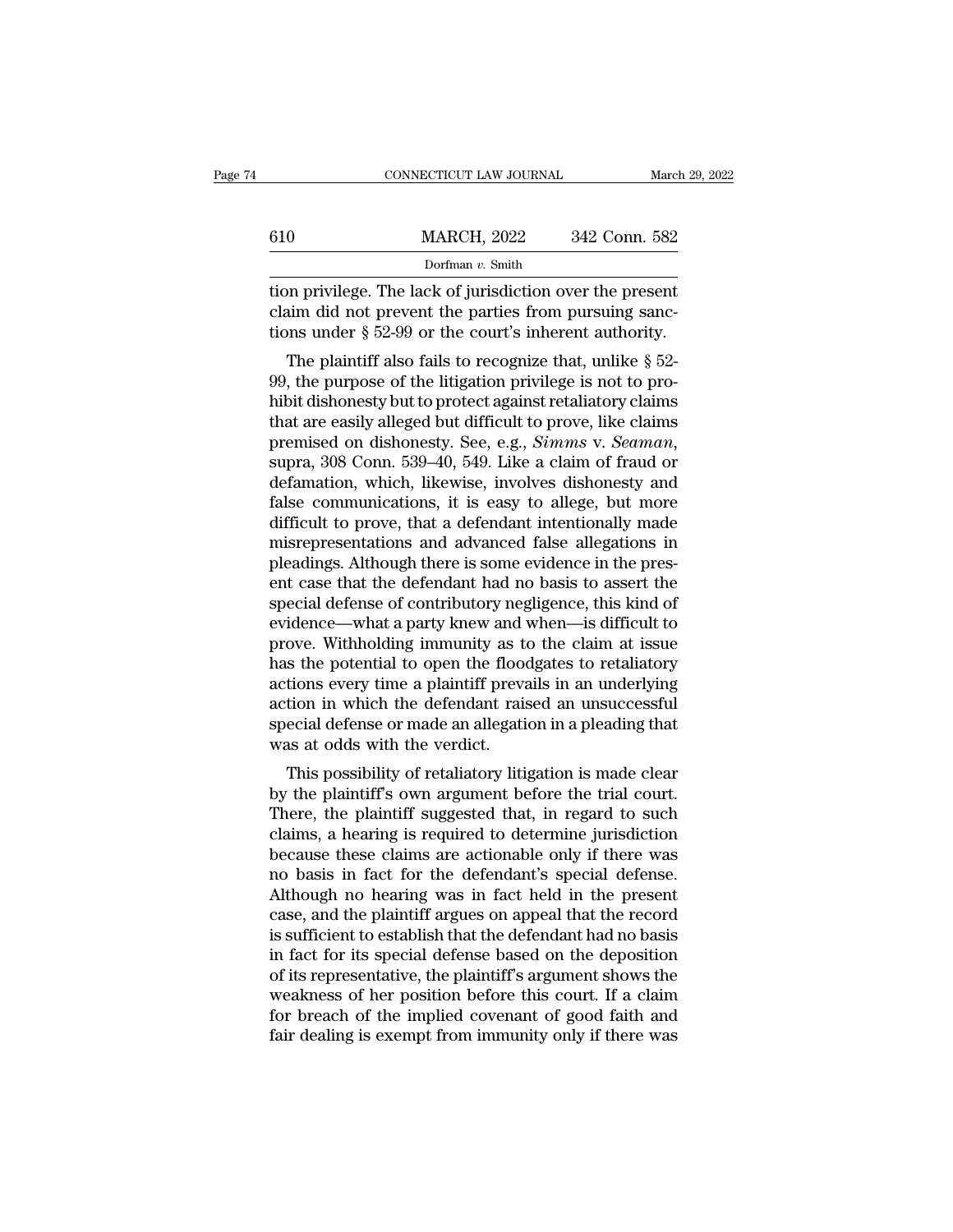tion privilege. The lack of jurisdiction over the present claim did not prevent the parties from pursuing sanctions under § 52-99 or the court's inherent authority.

The plaintiff also fails to recognize that, unlike § 52-99, the purpose of the litigation privilege is not to prohibit dishonesty but to protect against retaliatory claims that are easily alleged but difficult to prove, like claims premised on dishonesty. See, e.g., *Simms* v. *Seaman*, supra, 308 Conn. 539–40, 549. Like a claim of fraud or defamation, which, likewise, involves dishonesty and false communications, it is easy to allege, but more difficult to prove, that a defendant intentionally made misrepresentations and advanced false allegations in pleadings. Although there is some evidence in the present case that the defendant had no basis to assert the special defense of contributory negligence, this kind of evidence—what a party knew and when—is difficult to prove. Withholding immunity as to the claim at issue has the potential to open the floodgates to retaliatory actions every time a plaintiff prevails in an underlying action in which the defendant raised an unsuccessful special defense or made an allegation in a pleading that was at odds with the verdict.

This possibility of retaliatory litigation is made clear by the plaintiff's own argument before the trial court. There, the plaintiff suggested that, in regard to such claims, a hearing is required to determine jurisdiction because these claims are actionable only if there was no basis in fact for the defendant's special defense. Although no hearing was in fact held in the present case, and the plaintiff argues on appeal that the record is sufficient to establish that the defendant had no basis in fact for its special defense based on the deposition of its representative, the plaintiff's argument shows the weakness of her position before this court. If a claim for breach of the implied covenant of good faith and fair dealing is exempt from immunity only if there was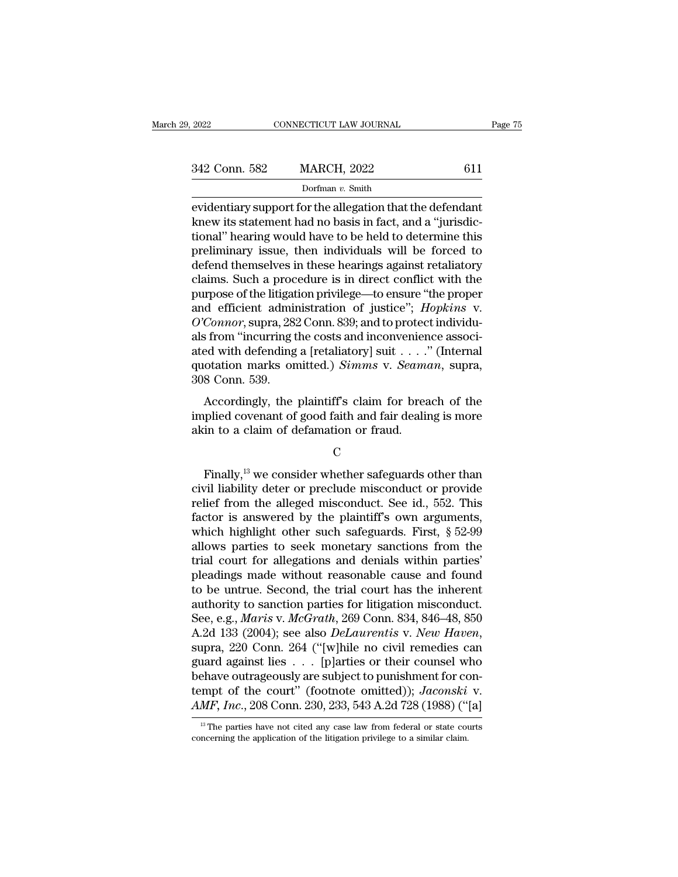evidentiary support for the allegation that the defendant knew its statement had no basis in fact, and a "jurisdictional" hearing would have to be held to determine this preliminary issue, then individuals will be forced to defend themselves in these hearings against retaliatory claims. Such a procedure is in direct conflict with the purpose of the litigation privilege—to ensure "the proper and efficient administration of justice"; *Hopkins* v. *O'Connor*, supra, 282 Conn. 839; and to protect individuals from "incurring the costs and inconvenience associated with defending a [retaliatory] suit . . . ." (Internal quotation marks omitted.) *Simms* v. *Seaman*, supra, 308 Conn. 539.

Accordingly, the plaintiff's claim for breach of the implied covenant of good faith and fair dealing is more akin to a claim of defamation or fraud.

C

Finally,[13] we consider whether safeguards other than civil liability deter or preclude misconduct or provide relief from the alleged misconduct. See id., 552. This factor is answered by the plaintiff's own arguments, which highlight other such safeguards. First, § 52-99 allows parties to seek monetary sanctions from the trial court for allegations and denials within parties' pleadings made without reasonable cause and found to be untrue. Second, the trial court has the inherent authority to sanction parties for litigation misconduct. See, e.g., *Maris* v. *McGrath*, 269 Conn. 834, 846–48, 850 A.2d 133 (2004); see also *DeLaurentis* v. *New Haven*, supra, 220 Conn. 264 ("[w]hile no civil remedies can guard against lies . . . [p]arties or their counsel who behave outrageously are subject to punishment for contempt of the court" (footnote omitted)); *Jaconski* v. *AMF, Inc.*, 208 Conn. 230, 233, 543 A.2d 728 (1988) ("[a]

[13] The parties have not cited any case law from federal or state courts concerning the application of the litigation privilege to a similar claim.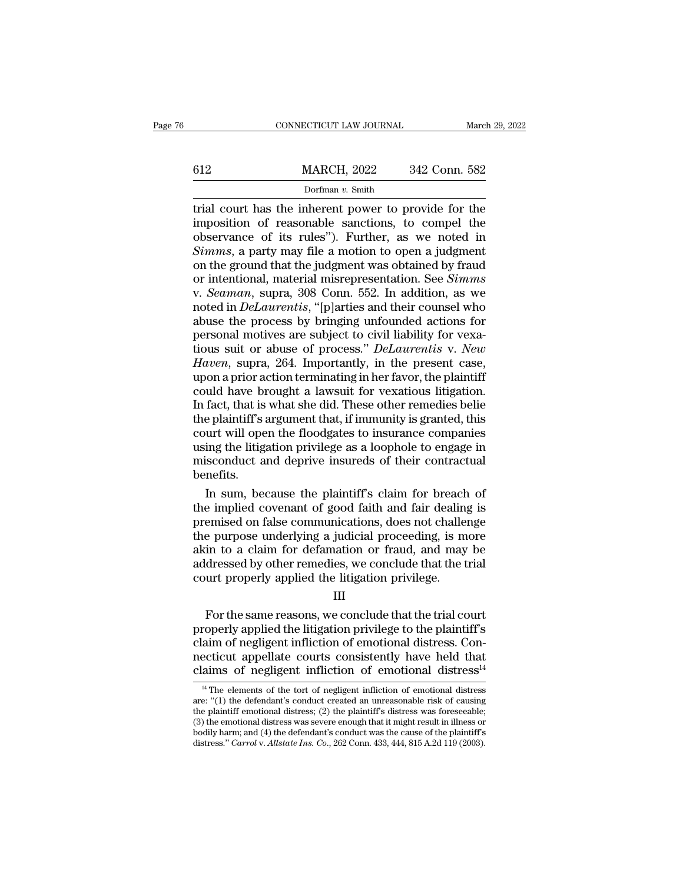trial court has the inherent power to provide for the imposition of reasonable sanctions, to compel the observance of its rules"). Further, as we noted in *Simms*, a party may file a motion to open a judgment on the ground that the judgment was obtained by fraud or intentional, material misrepresentation. See *Simms* v. *Seaman*, supra, 308 Conn. 552. In addition, as we noted in *DeLaurentis*, "[p]arties and their counsel who abuse the process by bringing unfounded actions for personal motives are subject to civil liability for vexatious suit or abuse of process." *DeLaurentis* v. *New Haven*, supra, 264. Importantly, in the present case, upon a prior action terminating in her favor, the plaintiff could have brought a lawsuit for vexatious litigation. In fact, that is what she did. These other remedies belie the plaintiff's argument that, if immunity is granted, this court will open the floodgates to insurance companies using the litigation privilege as a loophole to engage in misconduct and deprive insureds of their contractual benefits.

In sum, because the plaintiff's claim for breach of the implied covenant of good faith and fair dealing is premised on false communications, does not challenge the purpose underlying a judicial proceeding, is more akin to a claim for defamation or fraud, and may be addressed by other remedies, we conclude that the trial court properly applied the litigation privilege.

III

For the same reasons, we conclude that the trial court properly applied the litigation privilege to the plaintiff's claim of negligent infliction of emotional distress. Connecticut appellate courts consistently have held that claims of negligent infliction of emotional distress[14]

[14] The elements of the tort of negligent infliction of emotional distress are: "(1) the defendant's conduct created an unreasonable risk of causing the plaintiff emotional distress; (2) the plaintiff's distress was foreseeable; (3) the emotional distress was severe enough that it might result in illness or bodily harm; and (4) the defendant's conduct was the cause of the plaintiff's distress." *Carrol* v. *Allstate Ins. Co.*, 262 Conn. 433, 444, 815 A.2d 119 (2003).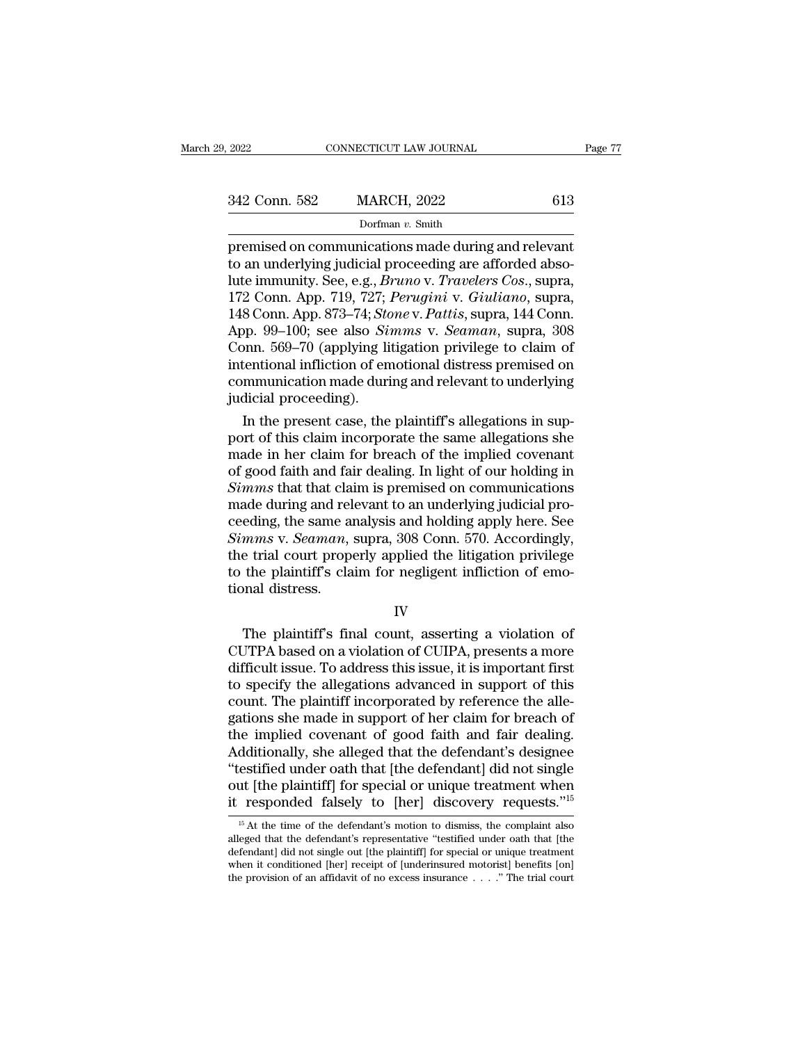premised on communications made during and relevant to an underlying judicial proceeding are afforded absolute immunity. See, e.g., *Bruno* v. *Travelers Cos.*, supra, 172 Conn. App. 719, 727; *Perugini* v. *Giuliano*, supra, 148 Conn. App. 873–74; *Stone* v. *Pattis*, supra, 144 Conn. App. 99–100; see also *Simms* v. *Seaman*, supra, 308 Conn. 569–70 (applying litigation privilege to claim of intentional infliction of emotional distress premised on communication made during and relevant to underlying judicial proceeding).

In the present case, the plaintiff's allegations in support of this claim incorporate the same allegations she made in her claim for breach of the implied covenant of good faith and fair dealing. In light of our holding in *Simms* that that claim is premised on communications made during and relevant to an underlying judicial proceeding, the same analysis and holding apply here. See *Simms* v. *Seaman*, supra, 308 Conn. 570. Accordingly, the trial court properly applied the litigation privilege to the plaintiff's claim for negligent infliction of emotional distress.

## IV

The plaintiff's final count, asserting a violation of CUTPA based on a violation of CUIPA, presents a more difficult issue. To address this issue, it is important first to specify the allegations advanced in support of this count. The plaintiff incorporated by reference the allegations she made in support of her claim for breach of the implied covenant of good faith and fair dealing. Additionally, she alleged that the defendant's designee "testified under oath that [the defendant] did not single out [the plaintiff] for special or unique treatment when it responded falsely to [her] discovery requests."[15]

[15] At the time of the defendant's motion to dismiss, the complaint also alleged that the defendant's representative "testified under oath that [the defendant] did not single out [the plaintiff] for special or unique treatment when it conditioned [her] receipt of [underinsured motorist] benefits [on] the provision of an affidavit of no excess insurance . . . ." The trial court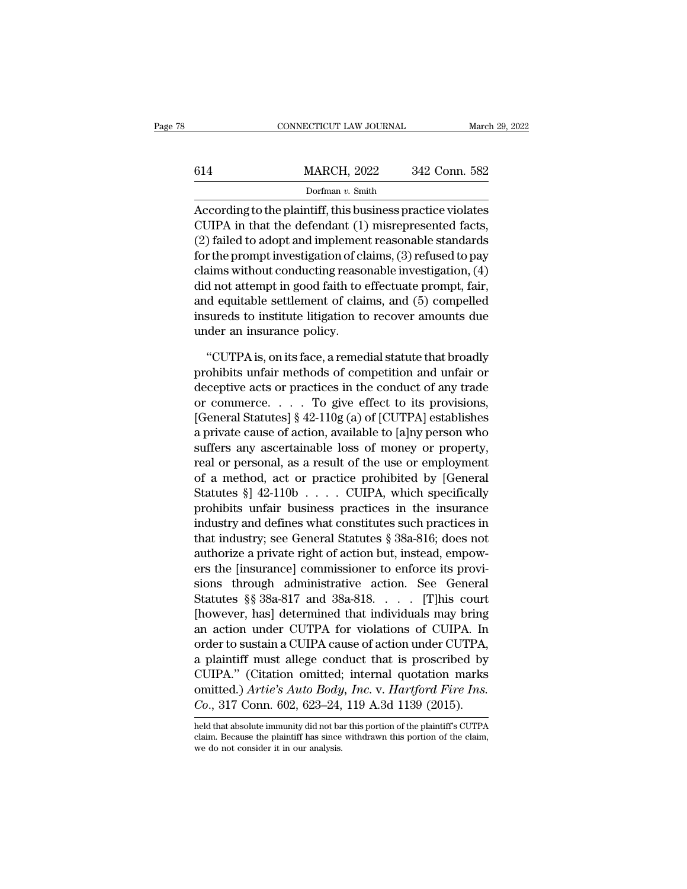According to the plaintiff, this business practice violates CUIPA in that the defendant (1) misrepresented facts, (2) failed to adopt and implement reasonable standards for the prompt investigation of claims, (3) refused to pay claims without conducting reasonable investigation, (4) did not attempt in good faith to effectuate prompt, fair, and equitable settlement of claims, and (5) compelled insureds to institute litigation to recover amounts due under an insurance policy.

"CUTPA is, on its face, a remedial statute that broadly prohibits unfair methods of competition and unfair or deceptive acts or practices in the conduct of any trade or commerce. . . . To give effect to its provisions, [General Statutes] § 42-110g (a) of [CUTPA] establishes a private cause of action, available to [a]ny person who suffers any ascertainable loss of money or property, real or personal, as a result of the use or employment of a method, act or practice prohibited by [General Statutes §] 42-110b . . . . CUIPA, which specifically prohibits unfair business practices in the insurance industry and defines what constitutes such practices in that industry; see General Statutes § 38a-816; does not authorize a private right of action but, instead, empowers the [insurance] commissioner to enforce its provisions through administrative action. See General Statutes §§ 38a-817 and 38a-818. . . . [T]his court [however, has] determined that individuals may bring an action under CUTPA for violations of CUIPA. In order to sustain a CUIPA cause of action under CUTPA, a plaintiff must allege conduct that is proscribed by CUIPA." (Citation omitted; internal quotation marks omitted.) *Artie's Auto Body, Inc.* v. *Hartford Fire Ins. Co.*, 317 Conn. 602, 623–24, 119 A.3d 1139 (2015).

held that absolute immunity did not bar this portion of the plaintiff's CUTPA claim. Because the plaintiff has since withdrawn this portion of the claim, we do not consider it in our analysis.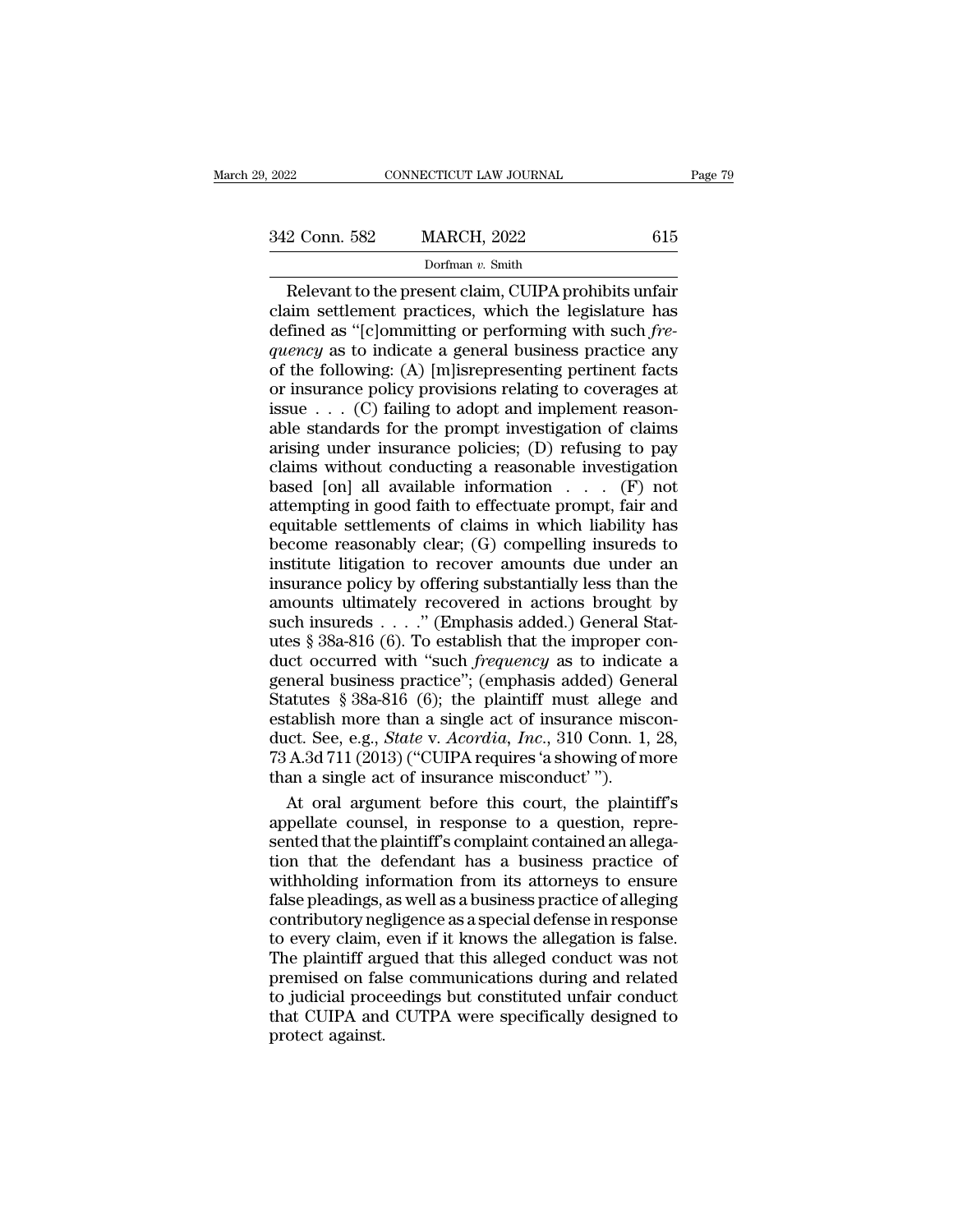Relevant to the present claim, CUIPA prohibits unfair claim settlement practices, which the legislature has defined as "[c]ommitting or performing with such *frequency* as to indicate a general business practice any of the following: (A) [m]isrepresenting pertinent facts or insurance policy provisions relating to coverages at issue . . . (C) failing to adopt and implement reasonable standards for the prompt investigation of claims arising under insurance policies; (D) refusing to pay claims without conducting a reasonable investigation based [on] all available information . . . (F) not attempting in good faith to effectuate prompt, fair and equitable settlements of claims in which liability has become reasonably clear; (G) compelling insureds to institute litigation to recover amounts due under an insurance policy by offering substantially less than the amounts ultimately recovered in actions brought by such insureds . . . ." (Emphasis added.) General Statutes § 38a-816 (6). To establish that the improper conduct occurred with "such *frequency* as to indicate a general business practice"; (emphasis added) General Statutes § 38a-816 (6); the plaintiff must allege and establish more than a single act of insurance misconduct. See, e.g., *State* v. *Acordia, Inc.*, 310 Conn. 1, 28, 73 A.3d 711 (2013) ("CUIPA requires 'a showing of more than a single act of insurance misconduct' ").

At oral argument before this court, the plaintiff's appellate counsel, in response to a question, represented that the plaintiff's complaint contained an allegation that the defendant has a business practice of withholding information from its attorneys to ensure false pleadings, as well as a business practice of alleging contributory negligence as a special defense in response to every claim, even if it knows the allegation is false. The plaintiff argued that this alleged conduct was not premised on false communications during and related to judicial proceedings but constituted unfair conduct that CUIPA and CUTPA were specifically designed to protect against.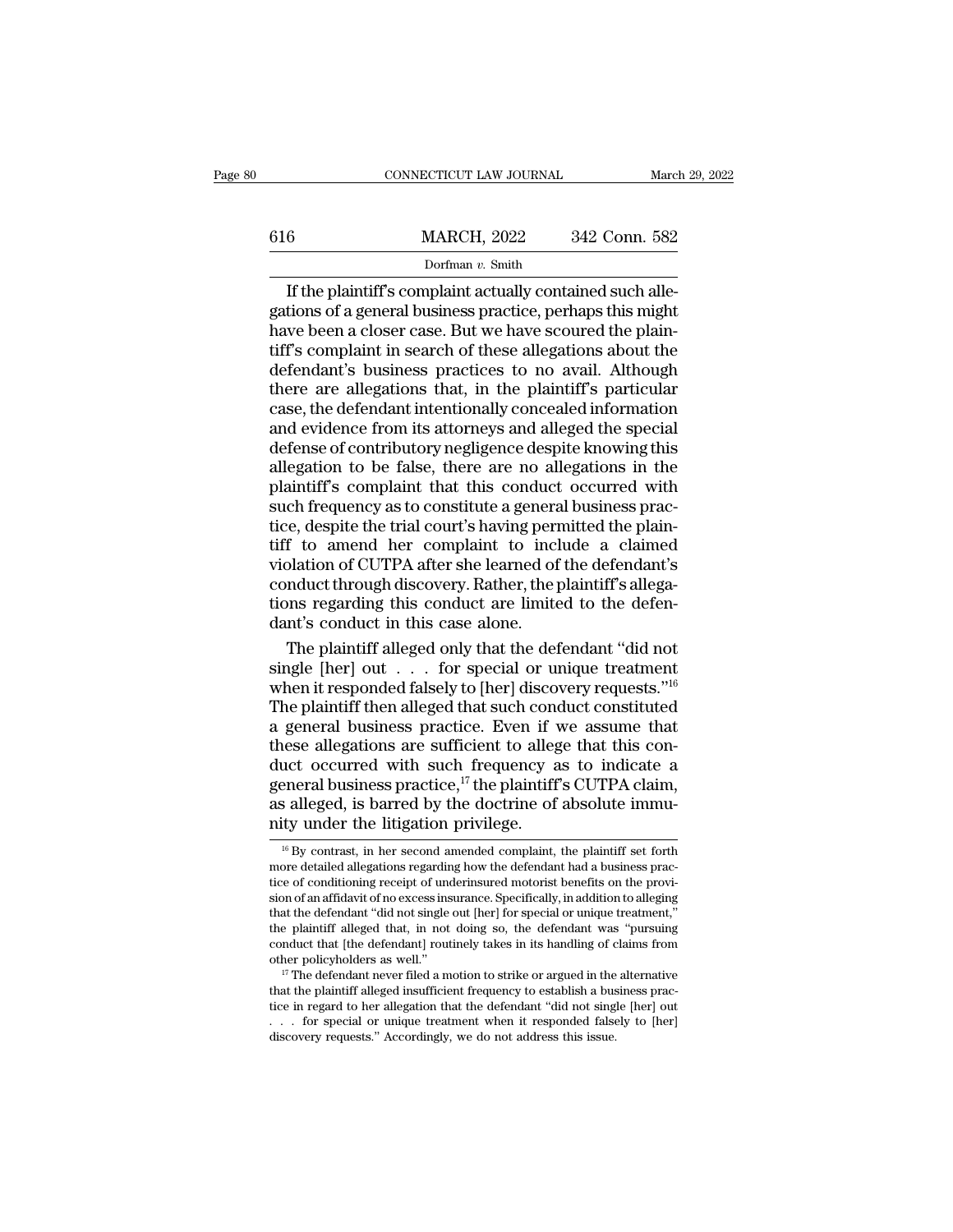If the plaintiff's complaint actually contained such allegations of a general business practice, perhaps this might have been a closer case. But we have scoured the plaintiff's complaint in search of these allegations about the defendant's business practices to no avail. Although there are allegations that, in the plaintiff's particular case, the defendant intentionally concealed information and evidence from its attorneys and alleged the special defense of contributory negligence despite knowing this allegation to be false, there are no allegations in the plaintiff's complaint that this conduct occurred with such frequency as to constitute a general business practice, despite the trial court's having permitted the plaintiff to amend her complaint to include a claimed violation of CUTPA after she learned of the defendant's conduct through discovery. Rather, the plaintiff's allegations regarding this conduct are limited to the defendant's conduct in this case alone.

The plaintiff alleged only that the defendant "did not single [her] out . . . for special or unique treatment when it responded falsely to [her] discovery requests."[16] The plaintiff then alleged that such conduct constituted a general business practice. Even if we assume that these allegations are sufficient to allege that this conduct occurred with such frequency as to indicate a general business practice,[17] the plaintiff's CUTPA claim, as alleged, is barred by the doctrine of absolute immunity under the litigation privilege.

[16] By contrast, in her second amended complaint, the plaintiff set forth more detailed allegations regarding how the defendant had a business practice of conditioning receipt of underinsured motorist benefits on the provision of an affidavit of no excess insurance. Specifically, in addition to alleging that the defendant "did not single out [her] for special or unique treatment," the plaintiff alleged that, in not doing so, the defendant was "pursuing conduct that [the defendant] routinely takes in its handling of claims from other policyholders as well."

[17] The defendant never filed a motion to strike or argued in the alternative that the plaintiff alleged insufficient frequency to establish a business practice in regard to her allegation that the defendant "did not single [her] out . . . for special or unique treatment when it responded falsely to [her] discovery requests." Accordingly, we do not address this issue.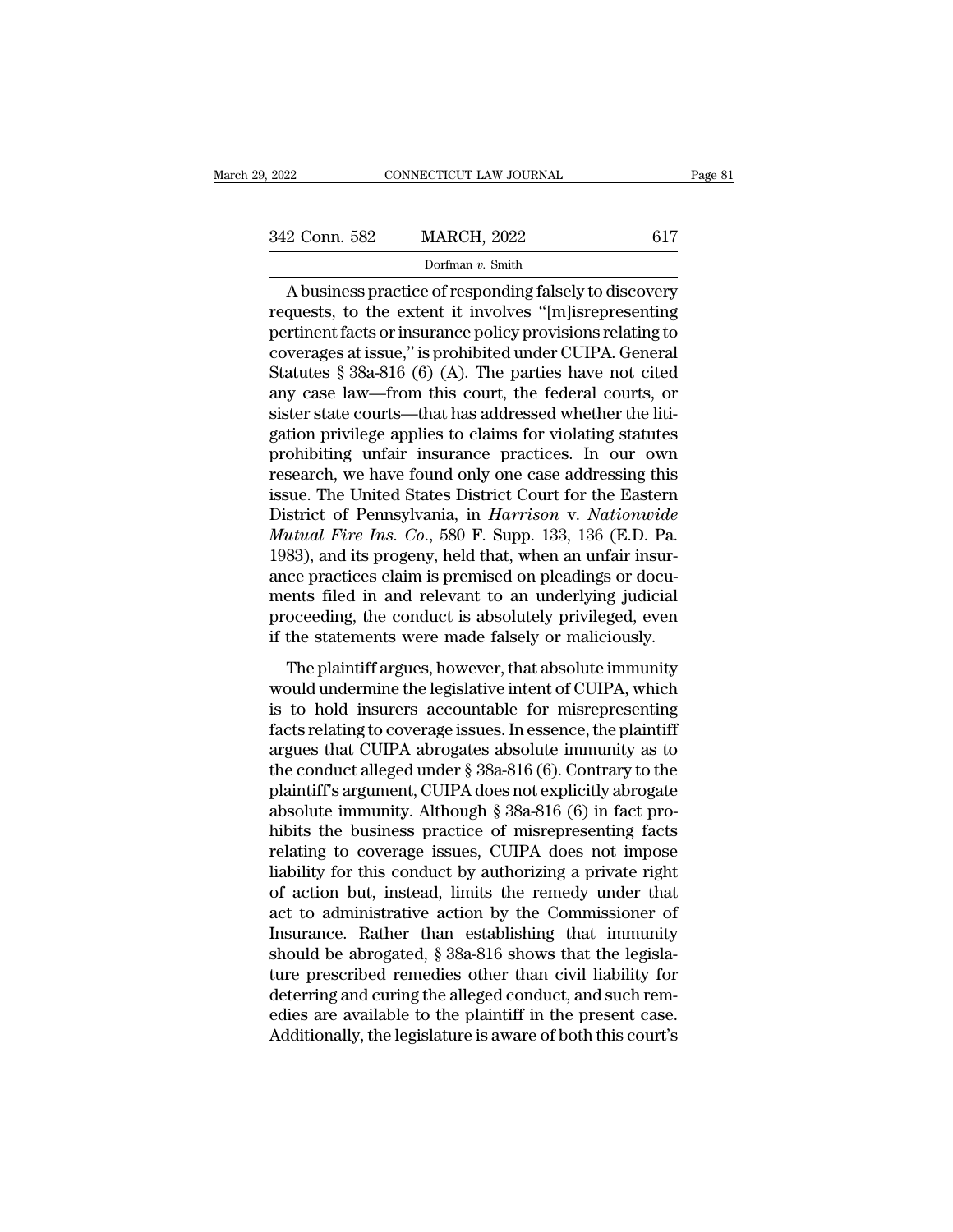A business practice of responding falsely to discovery requests, to the extent it involves "[m]isrepresenting pertinent facts or insurance policy provisions relating to coverages at issue," is prohibited under CUIPA. General Statutes § 38a-816 (6) (A). The parties have not cited any case law—from this court, the federal courts, or sister state courts—that has addressed whether the litigation privilege applies to claims for violating statutes prohibiting unfair insurance practices. In our own research, we have found only one case addressing this issue. The United States District Court for the Eastern District of Pennsylvania, in *Harrison* v. *Nationwide Mutual Fire Ins. Co.*, 580 F. Supp. 133, 136 (E.D. Pa. 1983), and its progeny, held that, when an unfair insurance practices claim is premised on pleadings or documents filed in and relevant to an underlying judicial proceeding, the conduct is absolutely privileged, even if the statements were made falsely or maliciously.

The plaintiff argues, however, that absolute immunity would undermine the legislative intent of CUIPA, which is to hold insurers accountable for misrepresenting facts relating to coverage issues. In essence, the plaintiff argues that CUIPA abrogates absolute immunity as to the conduct alleged under § 38a-816 (6). Contrary to the plaintiff's argument, CUIPA does not explicitly abrogate absolute immunity. Although § 38a-816 (6) in fact prohibits the business practice of misrepresenting facts relating to coverage issues, CUIPA does not impose liability for this conduct by authorizing a private right of action but, instead, limits the remedy under that act to administrative action by the Commissioner of Insurance. Rather than establishing that immunity should be abrogated, § 38a-816 shows that the legislature prescribed remedies other than civil liability for deterring and curing the alleged conduct, and such remedies are available to the plaintiff in the present case. Additionally, the legislature is aware of both this court's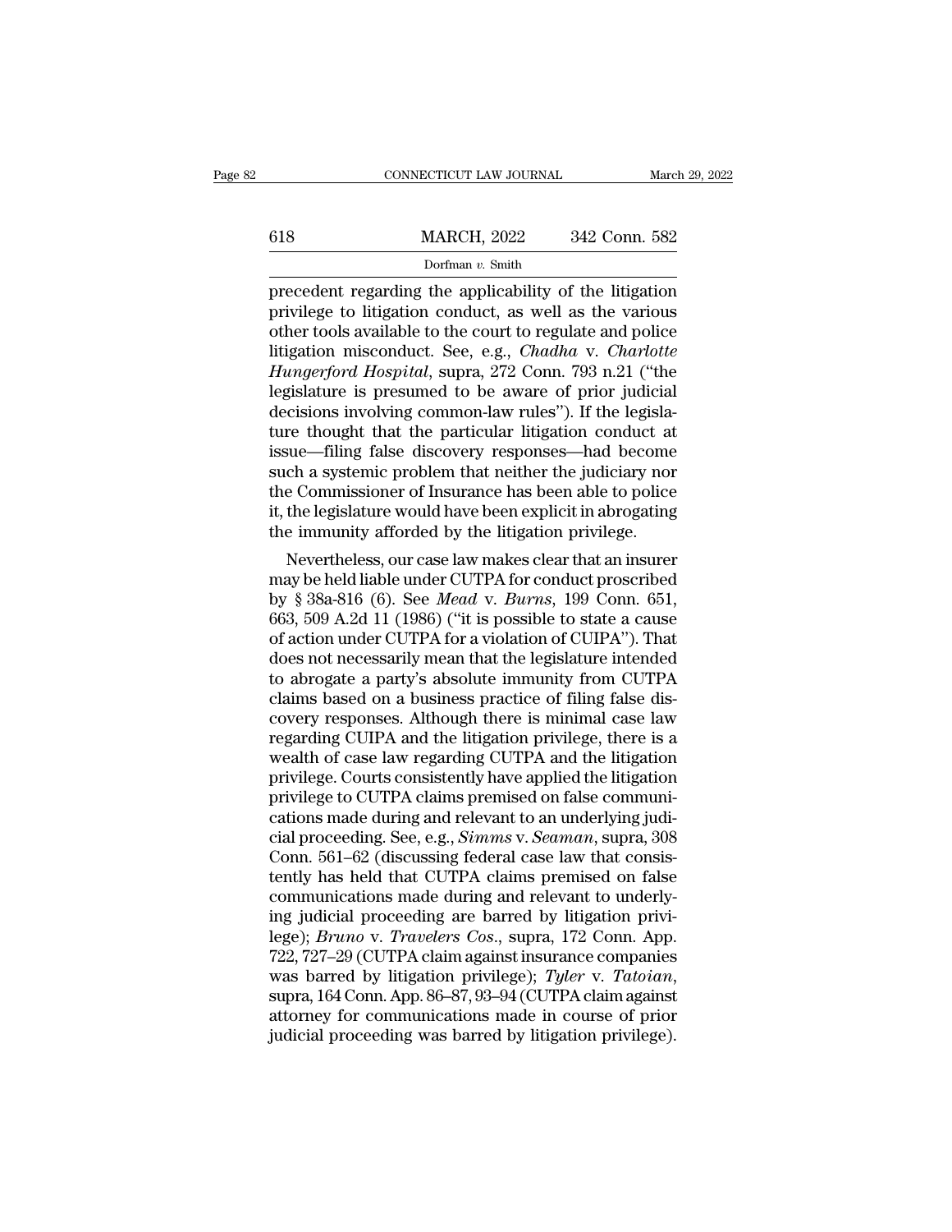precedent regarding the applicability of the litigation privilege to litigation conduct, as well as the various other tools available to the court to regulate and police litigation misconduct. See, e.g., *Chadha* v. *Charlotte Hungerford Hospital*, supra, 272 Conn. 793 n.21 ("the legislature is presumed to be aware of prior judicial decisions involving common-law rules"). If the legislature thought that the particular litigation conduct at issue—filing false discovery responses—had become such a systemic problem that neither the judiciary nor the Commissioner of Insurance has been able to police it, the legislature would have been explicit in abrogating the immunity afforded by the litigation privilege.

Nevertheless, our case law makes clear that an insurer may be held liable under CUTPA for conduct proscribed by § 38a-816 (6). See *Mead* v. *Burns*, 199 Conn. 651, 663, 509 A.2d 11 (1986) ("it is possible to state a cause of action under CUTPA for a violation of CUIPA"). That does not necessarily mean that the legislature intended to abrogate a party's absolute immunity from CUTPA claims based on a business practice of filing false discovery responses. Although there is minimal case law regarding CUIPA and the litigation privilege, there is a wealth of case law regarding CUTPA and the litigation privilege. Courts consistently have applied the litigation privilege to CUTPA claims premised on false communications made during and relevant to an underlying judicial proceeding. See, e.g., *Simms* v. *Seaman*, supra, 308 Conn. 561–62 (discussing federal case law that consistently has held that CUTPA claims premised on false communications made during and relevant to underlying judicial proceeding are barred by litigation privilege); *Bruno* v. *Travelers Cos.*, supra, 172 Conn. App. 722, 727–29 (CUTPA claim against insurance companies was barred by litigation privilege); *Tyler* v. *Tatoian*, supra, 164 Conn. App. 86–87, 93–94 (CUTPA claim against attorney for communications made in course of prior judicial proceeding was barred by litigation privilege).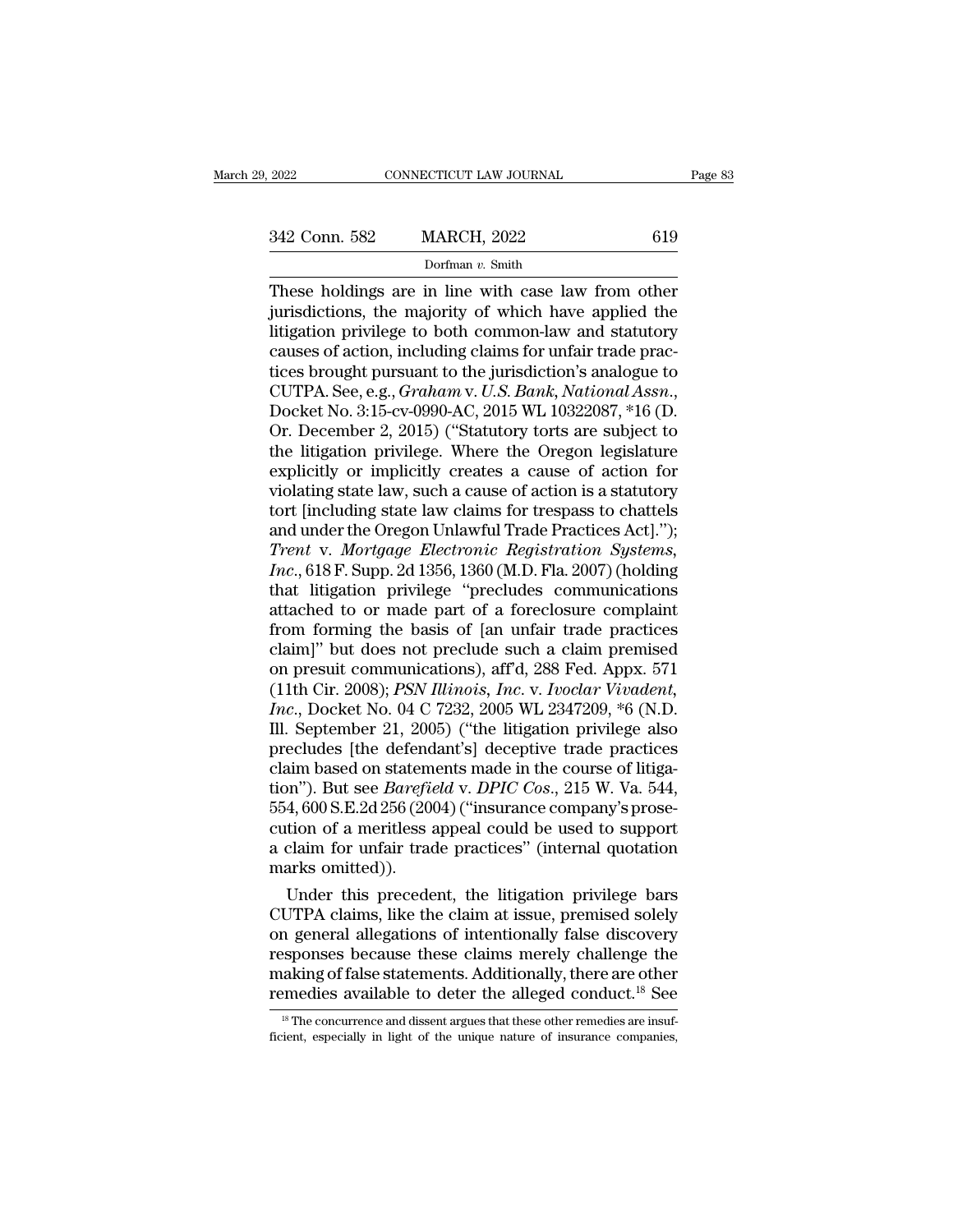These holdings are in line with case law from other jurisdictions, the majority of which have applied the litigation privilege to both common-law and statutory causes of action, including claims for unfair trade practices brought pursuant to the jurisdiction's analogue to CUTPA. See, e.g., *Graham* v. *U.S. Bank, National Assn.*, Docket No. 3:15-cv-0990-AC, 2015 WL 10322087, *16 (D. Or. December 2, 2015) ("Statutory torts are subject to the litigation privilege. Where the Oregon legislature explicitly or implicitly creates a cause of action for violating state law, such a cause of action is a statutory tort [including state law claims for trespass to chattels and under the Oregon Unlawful Trade Practices Act]."); *Trent* v. *Mortgage Electronic Registration Systems, Inc.*, 618 F. Supp. 2d 1356, 1360 (M.D. Fla. 2007) (holding that litigation privilege "precludes communications attached to or made part of a foreclosure complaint from forming the basis of [an unfair trade practices claim]" but does not preclude such a claim premised on presuit communications), aff'd, 288 Fed. Appx. 571 (11th Cir. 2008); *PSN Illinois, Inc.* v. *Ivoclar Vivadent, Inc.*, Docket No. 04 C 7232, 2005 WL 2347209, *6 (N.D. Ill. September 21, 2005) ("the litigation privilege also precludes [the defendant's] deceptive trade practices claim based on statements made in the course of litigation"). But see *Barefield* v. *DPIC Cos.*, 215 W. Va. 544, 554, 600 S.E.2d 256 (2004) ("insurance company's prosecution of a meritless appeal could be used to support a claim for unfair trade practices" (internal quotation marks omitted)).

Under this precedent, the litigation privilege bars CUTPA claims, like the claim at issue, premised solely on general allegations of intentionally false discovery responses because these claims merely challenge the making of false statements. Additionally, there are other remedies available to deter the alleged conduct.[18] See

[18] The concurrence and dissent argues that these other remedies are insufficient, especially in light of the unique nature of insurance companies,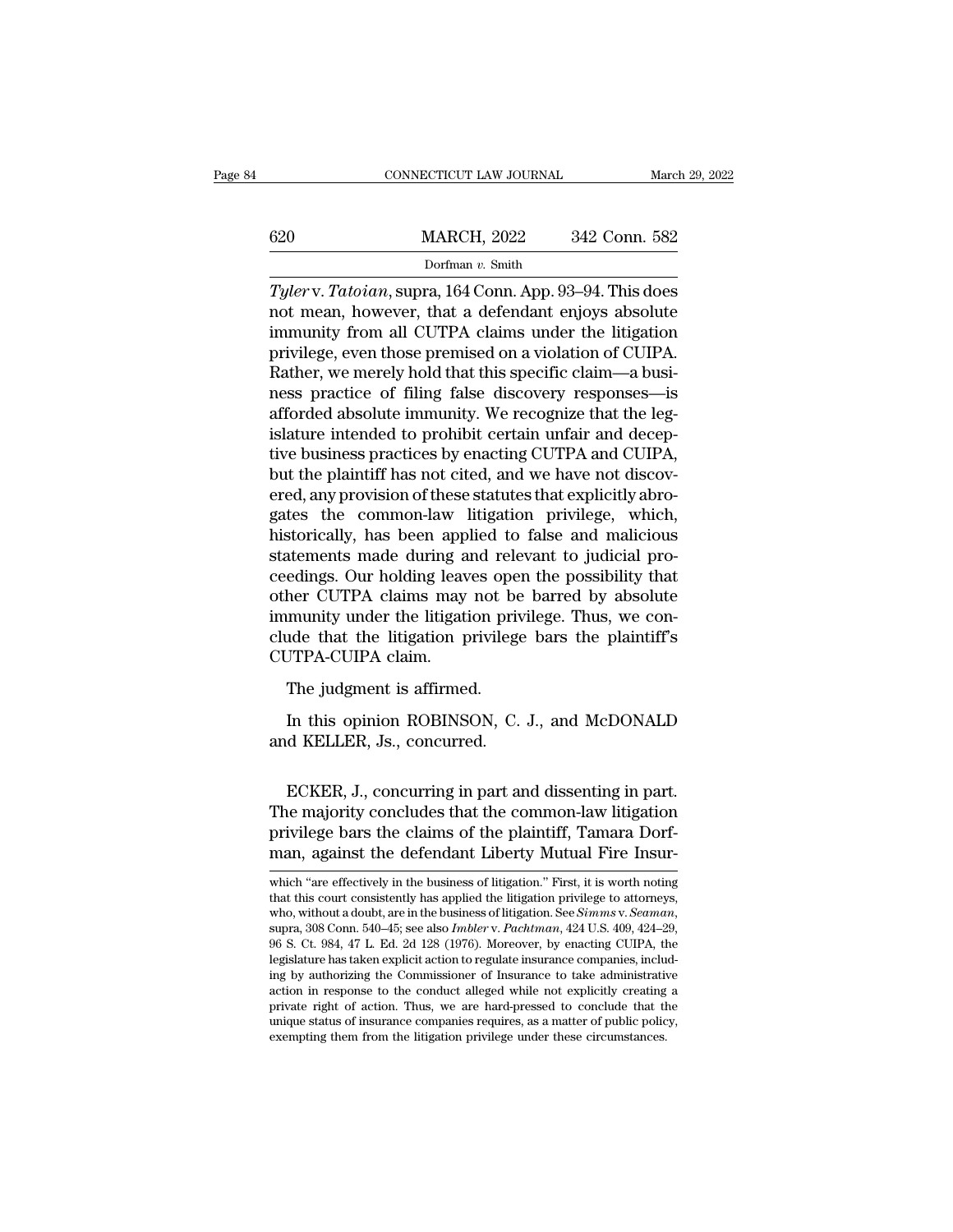*Tyler* v. *Tatoian*, supra, 164 Conn. App. 93–94. This does not mean, however, that a defendant enjoys absolute immunity from all CUTPA claims under the litigation privilege, even those premised on a violation of CUIPA. Rather, we merely hold that this specific claim—a business practice of filing false discovery responses—is afforded absolute immunity. We recognize that the legislature intended to prohibit certain unfair and deceptive business practices by enacting CUTPA and CUIPA, but the plaintiff has not cited, and we have not discovered, any provision of these statutes that explicitly abrogates the common-law litigation privilege, which, historically, has been applied to false and malicious statements made during and relevant to judicial proceedings. Our holding leaves open the possibility that other CUTPA claims may not be barred by absolute immunity under the litigation privilege. Thus, we conclude that the litigation privilege bars the plaintiff's CUTPA-CUIPA claim.

The judgment is affirmed.

In this opinion ROBINSON, C. J., and McDONALD and KELLER, Js., concurred.

ECKER, J., concurring in part and dissenting in part. The majority concludes that the common-law litigation privilege bars the claims of the plaintiff, Tamara Dorfman, against the defendant Liberty Mutual Fire Insur-

---

which "are effectively in the business of litigation." First, it is worth noting that this court consistently has applied the litigation privilege to attorneys, who, without a doubt, are in the business of litigation. See *Simms* v. *Seaman*, supra, 308 Conn. 540–45; see also *Imbler* v. *Pachtman*, 424 U.S. 409, 424–29, 96 S. Ct. 984, 47 L. Ed. 2d 128 (1976). Moreover, by enacting CUIPA, the legislature has taken explicit action to regulate insurance companies, including by authorizing the Commissioner of Insurance to take administrative action in response to the conduct alleged while not explicitly creating a private right of action. Thus, we are hard-pressed to conclude that the unique status of insurance companies requires, as a matter of public policy, exempting them from the litigation privilege under these circumstances.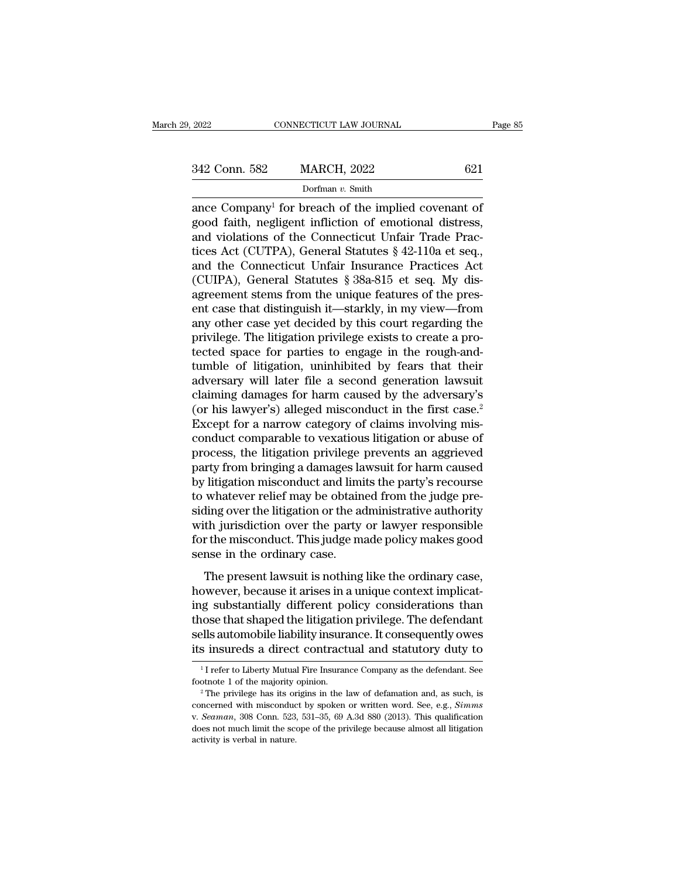ance Company[1] for breach of the implied covenant of good faith, negligent infliction of emotional distress, and violations of the Connecticut Unfair Trade Practices Act (CUTPA), General Statutes § 42-110a et seq., and the Connecticut Unfair Insurance Practices Act (CUIPA), General Statutes § 38a-815 et seq. My disagreement stems from the unique features of the present case that distinguish it—starkly, in my view—from any other case yet decided by this court regarding the privilege. The litigation privilege exists to create a protected space for parties to engage in the rough-and-tumble of litigation, uninhibited by fears that their adversary will later file a second generation lawsuit claiming damages for harm caused by the adversary's (or his lawyer's) alleged misconduct in the first case.[2] Except for a narrow category of claims involving misconduct comparable to vexatious litigation or abuse of process, the litigation privilege prevents an aggrieved party from bringing a damages lawsuit for harm caused by litigation misconduct and limits the party's recourse to whatever relief may be obtained from the judge presiding over the litigation or the administrative authority with jurisdiction over the party or lawyer responsible for the misconduct. This judge made policy makes good sense in the ordinary case.

The present lawsuit is nothing like the ordinary case, however, because it arises in a unique context implicating substantially different policy considerations than those that shaped the litigation privilege. The defendant sells automobile liability insurance. It consequently owes its insureds a direct contractual and statutory duty to

[1] I refer to Liberty Mutual Fire Insurance Company as the defendant. See footnote 1 of the majority opinion.

[2] The privilege has its origins in the law of defamation and, as such, is concerned with misconduct by spoken or written word. See, e.g., *Simms* v. *Seaman*, 308 Conn. 523, 531–35, 69 A.3d 880 (2013). This qualification does not much limit the scope of the privilege because almost all litigation activity is verbal in nature.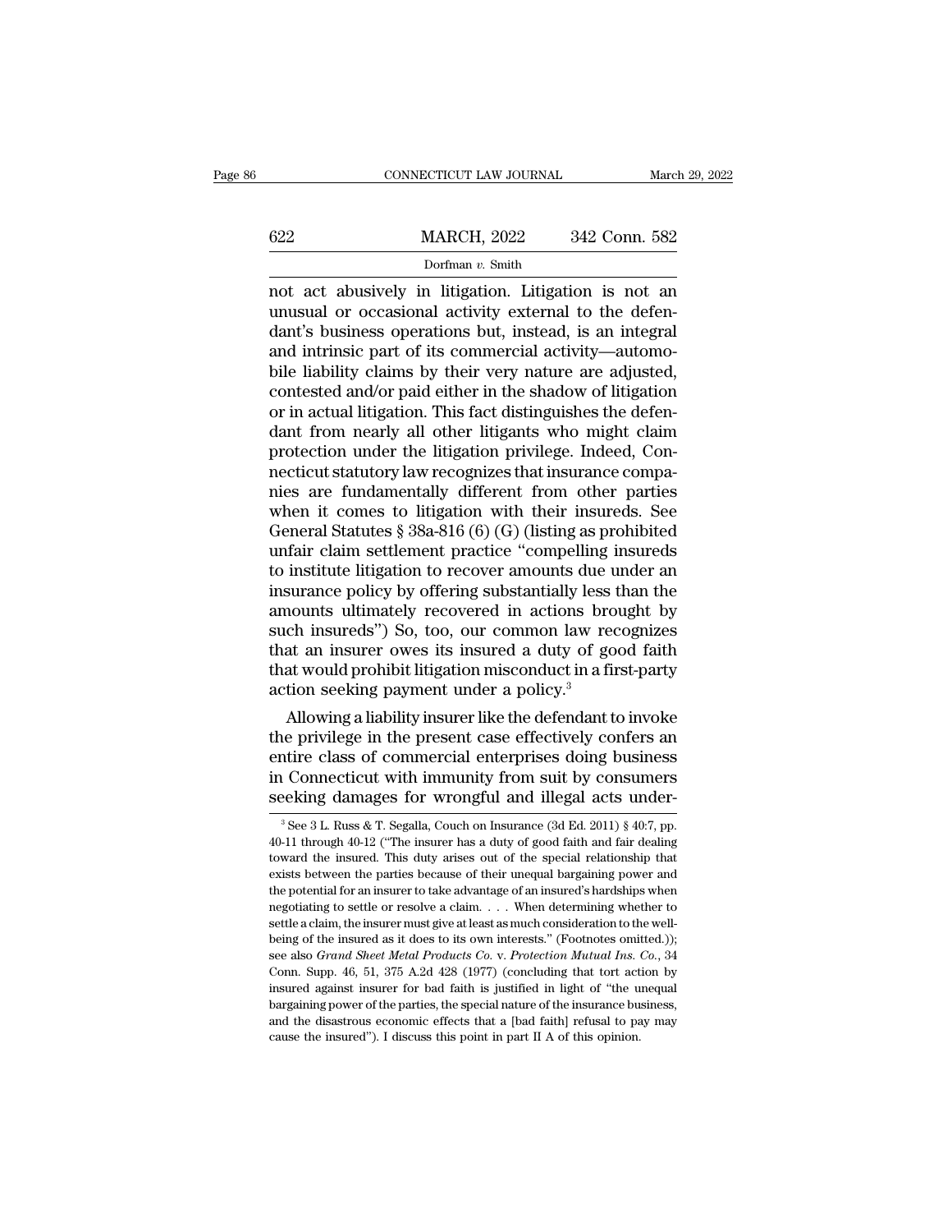not act abusively in litigation. Litigation is not an unusual or occasional activity external to the defendant's business operations but, instead, is an integral and intrinsic part of its commercial activity—automobile liability claims by their very nature are adjusted, contested and/or paid either in the shadow of litigation or in actual litigation. This fact distinguishes the defendant from nearly all other litigants who might claim protection under the litigation privilege. Indeed, Connecticut statutory law recognizes that insurance companies are fundamentally different from other parties when it comes to litigation with their insureds. See General Statutes § 38a-816 (6) (G) (listing as prohibited unfair claim settlement practice "compelling insureds to institute litigation to recover amounts due under an insurance policy by offering substantially less than the amounts ultimately recovered in actions brought by such insureds") So, too, our common law recognizes that an insurer owes its insured a duty of good faith that would prohibit litigation misconduct in a first-party action seeking payment under a policy.[3]

Allowing a liability insurer like the defendant to invoke the privilege in the present case effectively confers an entire class of commercial enterprises doing business in Connecticut with immunity from suit by consumers seeking damages for wrongful and illegal acts under-

[3] See 3 L. Russ & T. Segalla, Couch on Insurance (3d Ed. 2011) § 40:7, pp. 40-11 through 40-12 ("The insurer has a duty of good faith and fair dealing toward the insured. This duty arises out of the special relationship that exists between the parties because of their unequal bargaining power and the potential for an insurer to take advantage of an insured's hardships when negotiating to settle or resolve a claim. . . . When determining whether to settle a claim, the insurer must give at least as much consideration to the well-being of the insured as it does to its own interests." (Footnotes omitted.)); see also *Grand Sheet Metal Products Co.* v. *Protection Mutual Ins. Co.*, 34 Conn. Supp. 46, 51, 375 A.2d 428 (1977) (concluding that tort action by insured against insurer for bad faith is justified in light of "the unequal bargaining power of the parties, the special nature of the insurance business, and the disastrous economic effects that a [bad faith] refusal to pay may cause the insured"). I discuss this point in part II A of this opinion.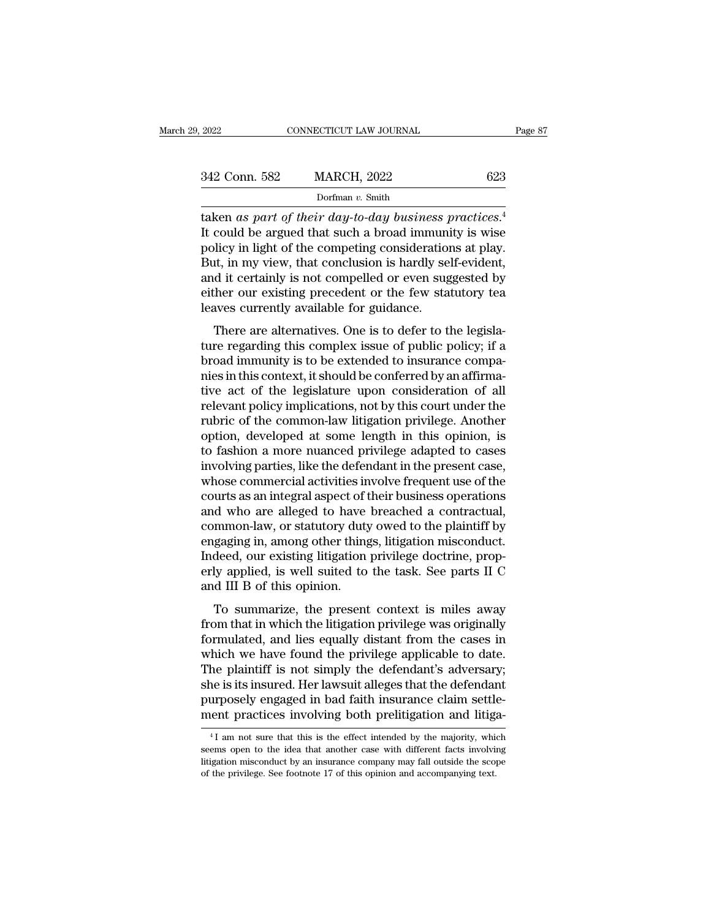taken *as part of their day-to-day business practices.*[4] It could be argued that such a broad immunity is wise policy in light of the competing considerations at play. But, in my view, that conclusion is hardly self-evident, and it certainly is not compelled or even suggested by either our existing precedent or the few statutory tea leaves currently available for guidance.

There are alternatives. One is to defer to the legislature regarding this complex issue of public policy; if a broad immunity is to be extended to insurance companies in this context, it should be conferred by an affirmative act of the legislature upon consideration of all relevant policy implications, not by this court under the rubric of the common-law litigation privilege. Another option, developed at some length in this opinion, is to fashion a more nuanced privilege adapted to cases involving parties, like the defendant in the present case, whose commercial activities involve frequent use of the courts as an integral aspect of their business operations and who are alleged to have breached a contractual, common-law, or statutory duty owed to the plaintiff by engaging in, among other things, litigation misconduct. Indeed, our existing litigation privilege doctrine, properly applied, is well suited to the task. See parts II C and III B of this opinion.

To summarize, the present context is miles away from that in which the litigation privilege was originally formulated, and lies equally distant from the cases in which we have found the privilege applicable to date. The plaintiff is not simply the defendant's adversary; she is its insured. Her lawsuit alleges that the defendant purposely engaged in bad faith insurance claim settlement practices involving both prelitigation and litiga-

[4] I am not sure that this is the effect intended by the majority, which seems open to the idea that another case with different facts involving litigation misconduct by an insurance company may fall outside the scope of the privilege. See footnote 17 of this opinion and accompanying text.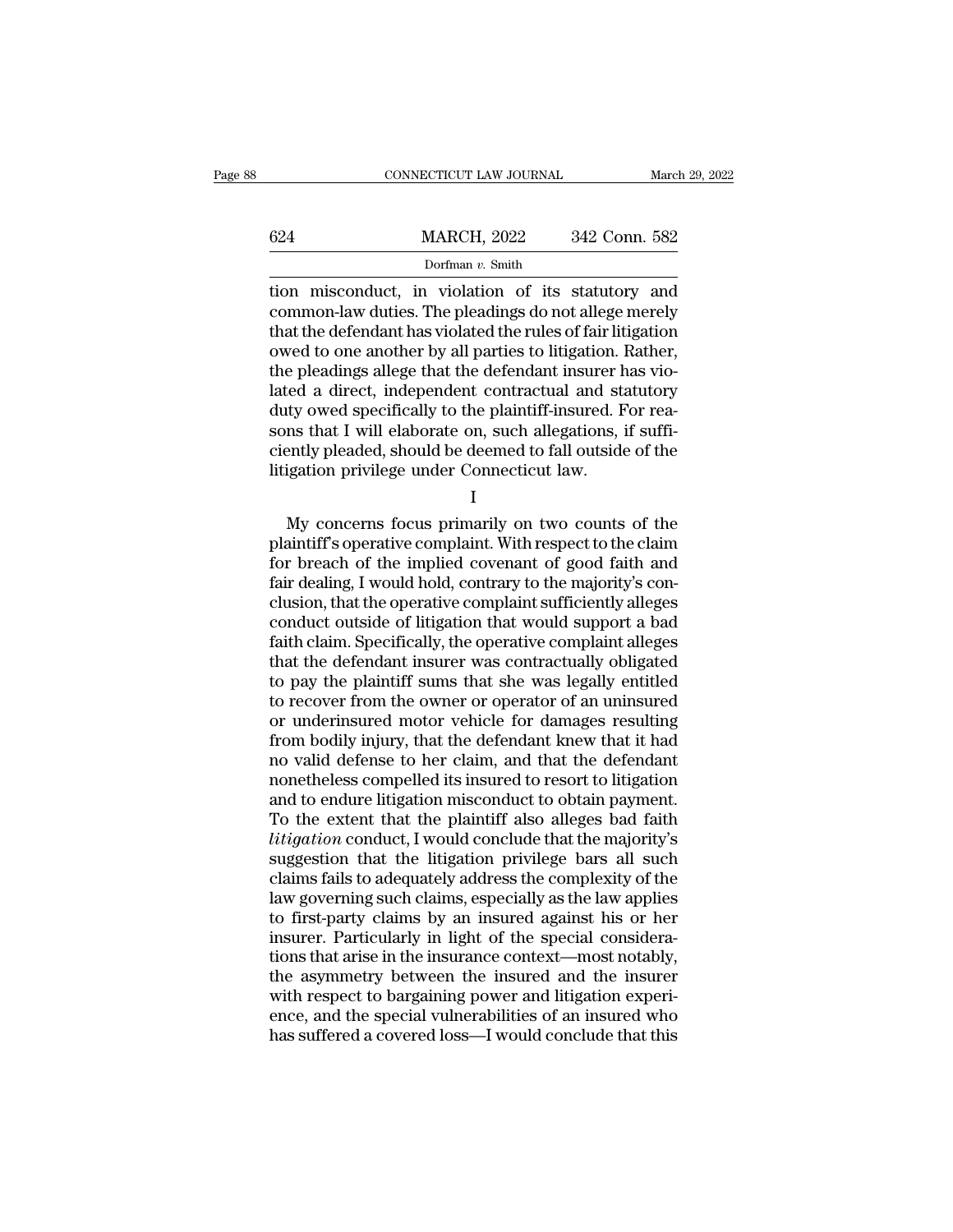tion misconduct, in violation of its statutory and common-law duties. The pleadings do not allege merely that the defendant has violated the rules of fair litigation owed to one another by all parties to litigation. Rather, the pleadings allege that the defendant insurer has violated a direct, independent contractual and statutory duty owed specifically to the plaintiff-insured. For reasons that I will elaborate on, such allegations, if sufficiently pleaded, should be deemed to fall outside of the litigation privilege under Connecticut law.

I

My concerns focus primarily on two counts of the plaintiff's operative complaint. With respect to the claim for breach of the implied covenant of good faith and fair dealing, I would hold, contrary to the majority's conclusion, that the operative complaint sufficiently alleges conduct outside of litigation that would support a bad faith claim. Specifically, the operative complaint alleges that the defendant insurer was contractually obligated to pay the plaintiff sums that she was legally entitled to recover from the owner or operator of an uninsured or underinsured motor vehicle for damages resulting from bodily injury, that the defendant knew that it had no valid defense to her claim, and that the defendant nonetheless compelled its insured to resort to litigation and to endure litigation misconduct to obtain payment. To the extent that the plaintiff also alleges bad faith *litigation* conduct, I would conclude that the majority's suggestion that the litigation privilege bars all such claims fails to adequately address the complexity of the law governing such claims, especially as the law applies to first-party claims by an insured against his or her insurer. Particularly in light of the special considerations that arise in the insurance context—most notably, the asymmetry between the insured and the insurer with respect to bargaining power and litigation experience, and the special vulnerabilities of an insured who has suffered a covered loss—I would conclude that this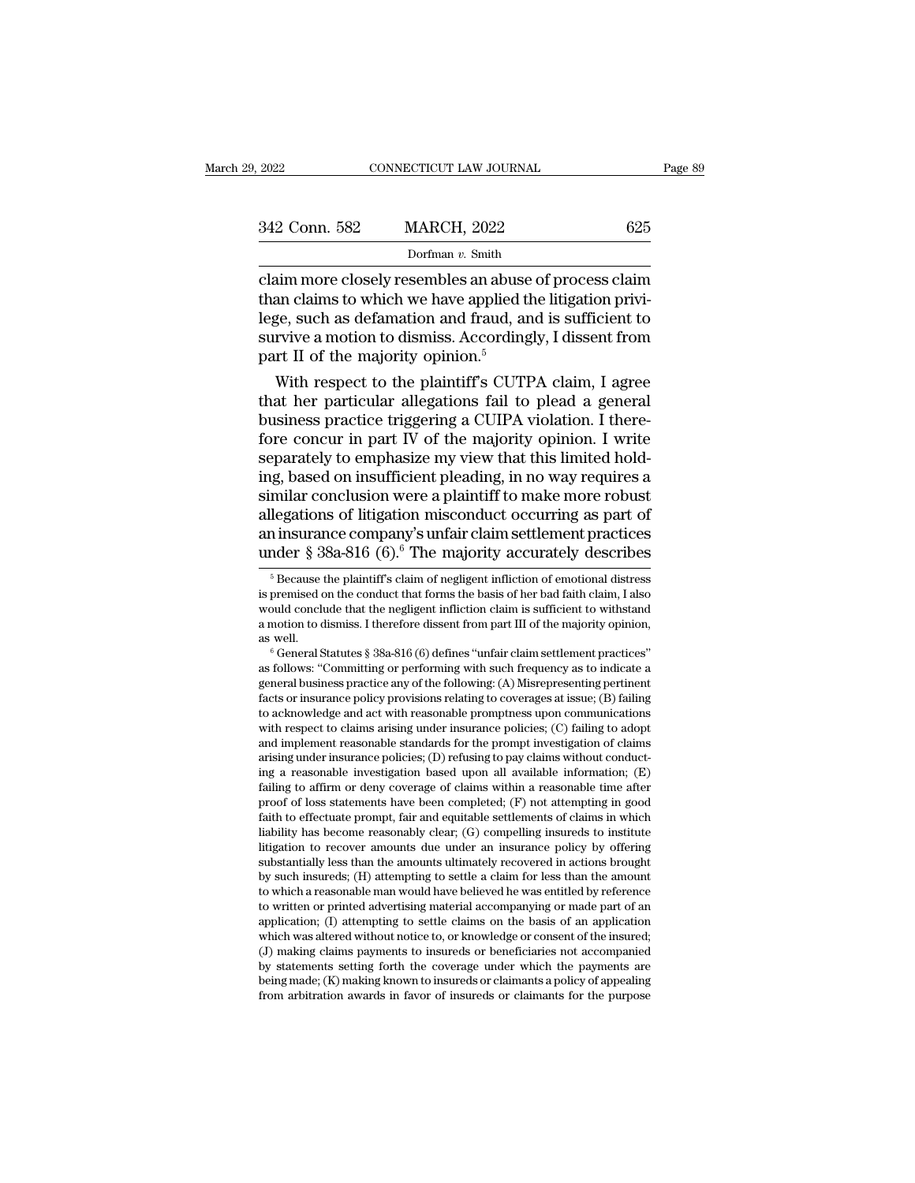claim more closely resembles an abuse of process claim than claims to which we have applied the litigation privilege, such as defamation and fraud, and is sufficient to survive a motion to dismiss. Accordingly, I dissent from part II of the majority opinion.[5]

With respect to the plaintiff's CUTPA claim, I agree that her particular allegations fail to plead a general business practice triggering a CUIPA violation. I therefore concur in part IV of the majority opinion. I write separately to emphasize my view that this limited holding, based on insufficient pleading, in no way requires a similar conclusion were a plaintiff to make more robust allegations of litigation misconduct occurring as part of an insurance company's unfair claim settlement practices under § 38a-816 (6).[6] The majority accurately describes

---

[5] Because the plaintiff's claim of negligent infliction of emotional distress is premised on the conduct that forms the basis of her bad faith claim, I also would conclude that the negligent infliction claim is sufficient to withstand a motion to dismiss. I therefore dissent from part III of the majority opinion, as well.

[6] General Statutes § 38a-816 (6) defines "unfair claim settlement practices" as follows: "Committing or performing with such frequency as to indicate a general business practice any of the following: (A) Misrepresenting pertinent facts or insurance policy provisions relating to coverages at issue; (B) failing to acknowledge and act with reasonable promptness upon communications with respect to claims arising under insurance policies; (C) failing to adopt and implement reasonable standards for the prompt investigation of claims arising under insurance policies; (D) refusing to pay claims without conducting a reasonable investigation based upon all available information; (E) failing to affirm or deny coverage of claims within a reasonable time after proof of loss statements have been completed; (F) not attempting in good faith to effectuate prompt, fair and equitable settlements of claims in which liability has become reasonably clear; (G) compelling insureds to institute litigation to recover amounts due under an insurance policy by offering substantially less than the amounts ultimately recovered in actions brought by such insureds; (H) attempting to settle a claim for less than the amount to which a reasonable man would have believed he was entitled by reference to written or printed advertising material accompanying or made part of an application; (I) attempting to settle claims on the basis of an application which was altered without notice to, or knowledge or consent of the insured; (J) making claims payments to insureds or beneficiaries not accompanied by statements setting forth the coverage under which the payments are being made; (K) making known to insureds or claimants a policy of appealing from arbitration awards in favor of insureds or claimants for the purpose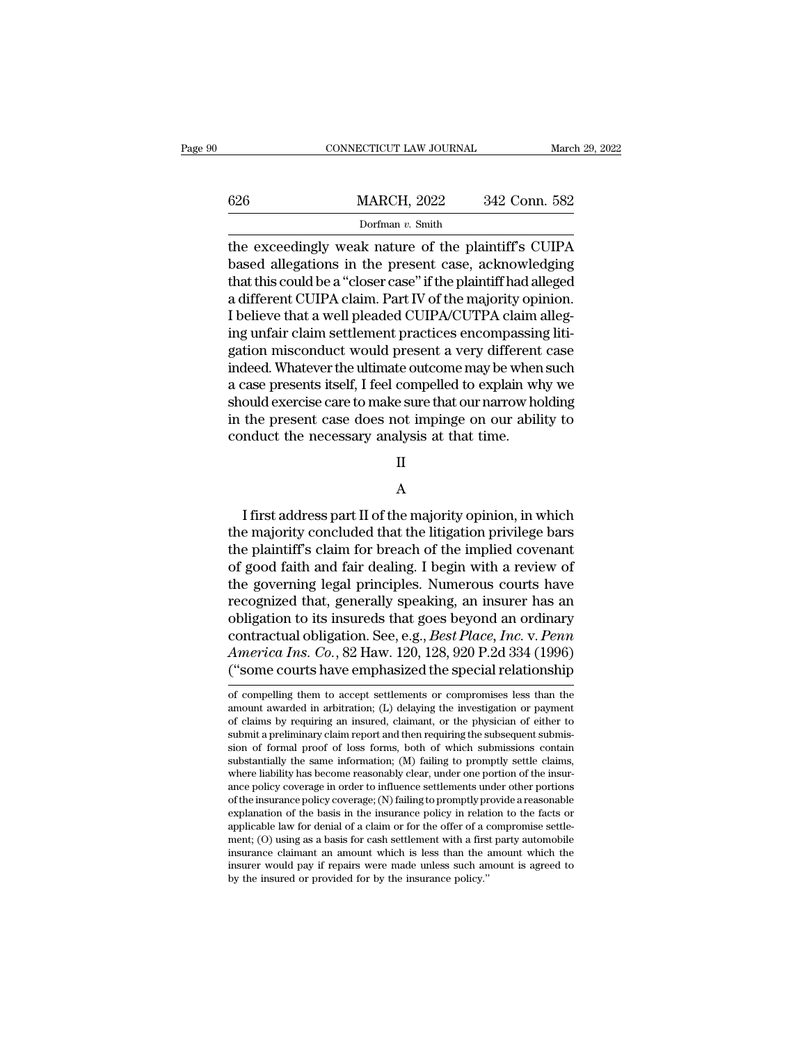the exceedingly weak nature of the plaintiff's CUIPA based allegations in the present case, acknowledging that this could be a "closer case" if the plaintiff had alleged a different CUIPA claim. Part IV of the majority opinion. I believe that a well pleaded CUIPA/CUTPA claim alleging unfair claim settlement practices encompassing litigation misconduct would present a very different case indeed. Whatever the ultimate outcome may be when such a case presents itself, I feel compelled to explain why we should exercise care to make sure that our narrow holding in the present case does not impinge on our ability to conduct the necessary analysis at that time.

## II

### A

I first address part II of the majority opinion, in which the majority concluded that the litigation privilege bars the plaintiff's claim for breach of the implied covenant of good faith and fair dealing. I begin with a review of the governing legal principles. Numerous courts have recognized that, generally speaking, an insurer has an obligation to its insureds that goes beyond an ordinary contractual obligation. See, e.g., *Best Place, Inc.* v. *Penn America Ins. Co.*, 82 Haw. 120, 128, 920 P.2d 334 (1996) ("some courts have emphasized the special relationship

---

of compelling them to accept settlements or compromises less than the amount awarded in arbitration; (L) delaying the investigation or payment of claims by requiring an insured, claimant, or the physician of either to submit a preliminary claim report and then requiring the subsequent submission of formal proof of loss forms, both of which submissions contain substantially the same information; (M) failing to promptly settle claims, where liability has become reasonably clear, under one portion of the insurance policy coverage in order to influence settlements under other portions of the insurance policy coverage; (N) failing to promptly provide a reasonable explanation of the basis in the insurance policy in relation to the facts or applicable law for denial of a claim or for the offer of a compromise settlement; (O) using as a basis for cash settlement with a first party automobile insurance claimant an amount which is less than the amount which the insurer would pay if repairs were made unless such amount is agreed to by the insured or provided for by the insurance policy."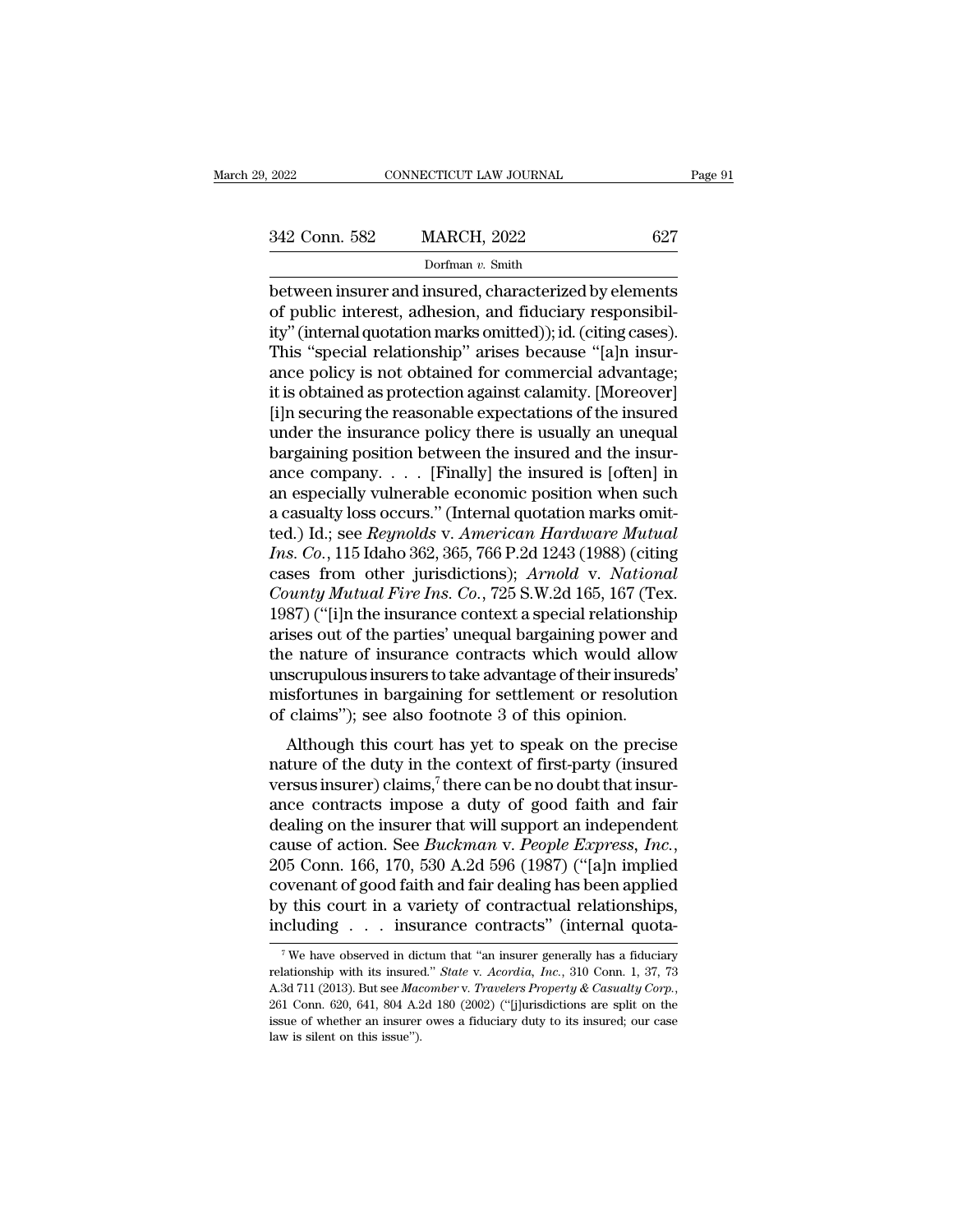between insurer and insured, characterized by elements of public interest, adhesion, and fiduciary responsibility" (internal quotation marks omitted)); id. (citing cases). This "special relationship" arises because "[a]n insurance policy is not obtained for commercial advantage; it is obtained as protection against calamity. [Moreover] [i]n securing the reasonable expectations of the insured under the insurance policy there is usually an unequal bargaining position between the insured and the insurance company. . . . [Finally] the insured is [often] in an especially vulnerable economic position when such a casualty loss occurs." (Internal quotation marks omitted.) Id.; see *Reynolds* v. *American Hardware Mutual Ins. Co.*, 115 Idaho 362, 365, 766 P.2d 1243 (1988) (citing cases from other jurisdictions); *Arnold* v. *National County Mutual Fire Ins. Co.*, 725 S.W.2d 165, 167 (Tex. 1987) ("[i]n the insurance context a special relationship arises out of the parties' unequal bargaining power and the nature of insurance contracts which would allow unscrupulous insurers to take advantage of their insureds' misfortunes in bargaining for settlement or resolution of claims"); see also footnote 3 of this opinion.

Although this court has yet to speak on the precise nature of the duty in the context of first-party (insured versus insurer) claims,[7] there can be no doubt that insurance contracts impose a duty of good faith and fair dealing on the insurer that will support an independent cause of action. See *Buckman* v. *People Express, Inc.*, 205 Conn. 166, 170, 530 A.2d 596 (1987) ("[a]n implied covenant of good faith and fair dealing has been applied by this court in a variety of contractual relationships, including . . . insurance contracts" (internal quota-

[7] We have observed in dictum that "an insurer generally has a fiduciary relationship with its insured." *State* v. *Acordia, Inc.*, 310 Conn. 1, 37, 73 A.3d 711 (2013). But see *Macomber* v. *Travelers Property & Casualty Corp.*, 261 Conn. 620, 641, 804 A.2d 180 (2002) ("[j]urisdictions are split on the issue of whether an insurer owes a fiduciary duty to its insured; our case law is silent on this issue").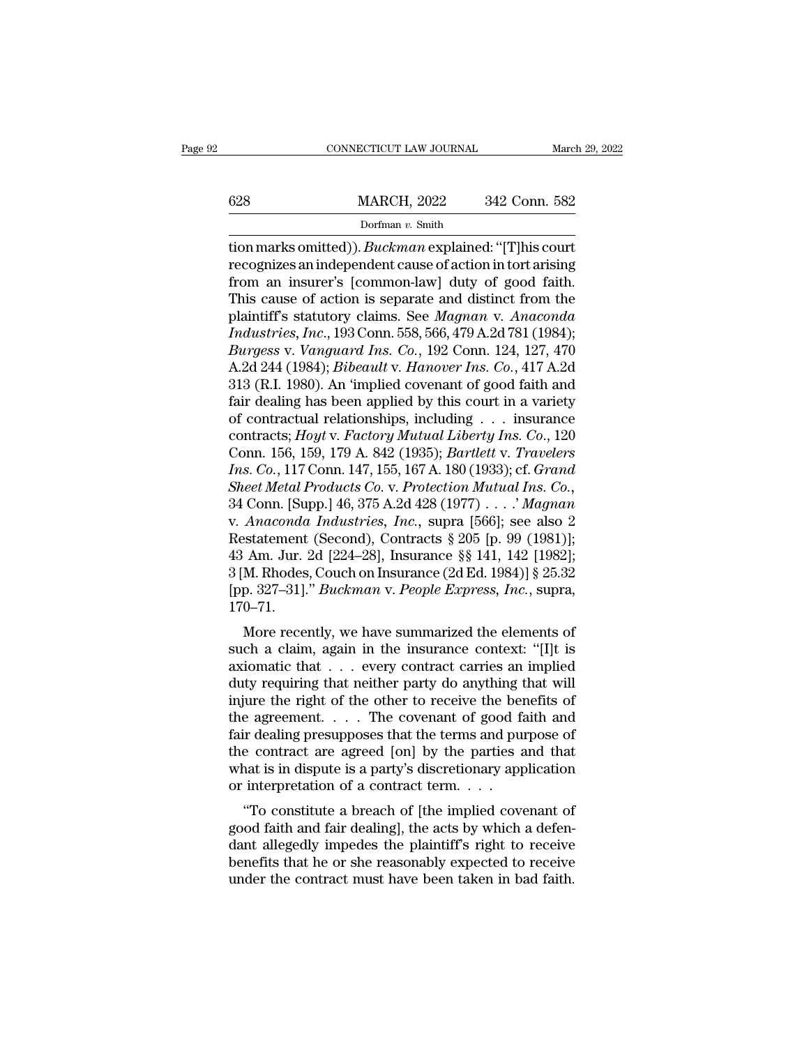tion marks omitted)). *Buckman* explained: "[T]his court recognizes an independent cause of action in tort arising from an insurer's [common-law] duty of good faith. This cause of action is separate and distinct from the plaintiff's statutory claims. See *Magnan* v. *Anaconda Industries, Inc.*, 193 Conn. 558, 566, 479 A.2d 781 (1984); *Burgess* v. *Vanguard Ins. Co.*, 192 Conn. 124, 127, 470 A.2d 244 (1984); *Bibeault* v. *Hanover Ins. Co.*, 417 A.2d 313 (R.I. 1980). An 'implied covenant of good faith and fair dealing has been applied by this court in a variety of contractual relationships, including . . . insurance contracts; *Hoyt* v. *Factory Mutual Liberty Ins. Co.*, 120 Conn. 156, 159, 179 A. 842 (1935); *Bartlett* v. *Travelers Ins. Co.*, 117 Conn. 147, 155, 167 A. 180 (1933); cf. *Grand Sheet Metal Products Co.* v. *Protection Mutual Ins. Co.*, 34 Conn. [Supp.] 46, 375 A.2d 428 (1977) . . . .' *Magnan* v. *Anaconda Industries, Inc.*, supra [566]; see also 2 Restatement (Second), Contracts § 205 [p. 99 (1981)]; 43 Am. Jur. 2d [224–28], Insurance §§ 141, 142 [1982]; 3 [M. Rhodes, Couch on Insurance (2d Ed. 1984)] § 25.32 [pp. 327–31]." *Buckman* v. *People Express, Inc.*, supra, 170–71.

More recently, we have summarized the elements of such a claim, again in the insurance context: "[I]t is axiomatic that . . . every contract carries an implied duty requiring that neither party do anything that will injure the right of the other to receive the benefits of the agreement. . . . The covenant of good faith and fair dealing presupposes that the terms and purpose of the contract are agreed [on] by the parties and that what is in dispute is a party's discretionary application or interpretation of a contract term. . . .

"To constitute a breach of [the implied covenant of good faith and fair dealing], the acts by which a defendant allegedly impedes the plaintiff's right to receive benefits that he or she reasonably expected to receive under the contract must have been taken in bad faith.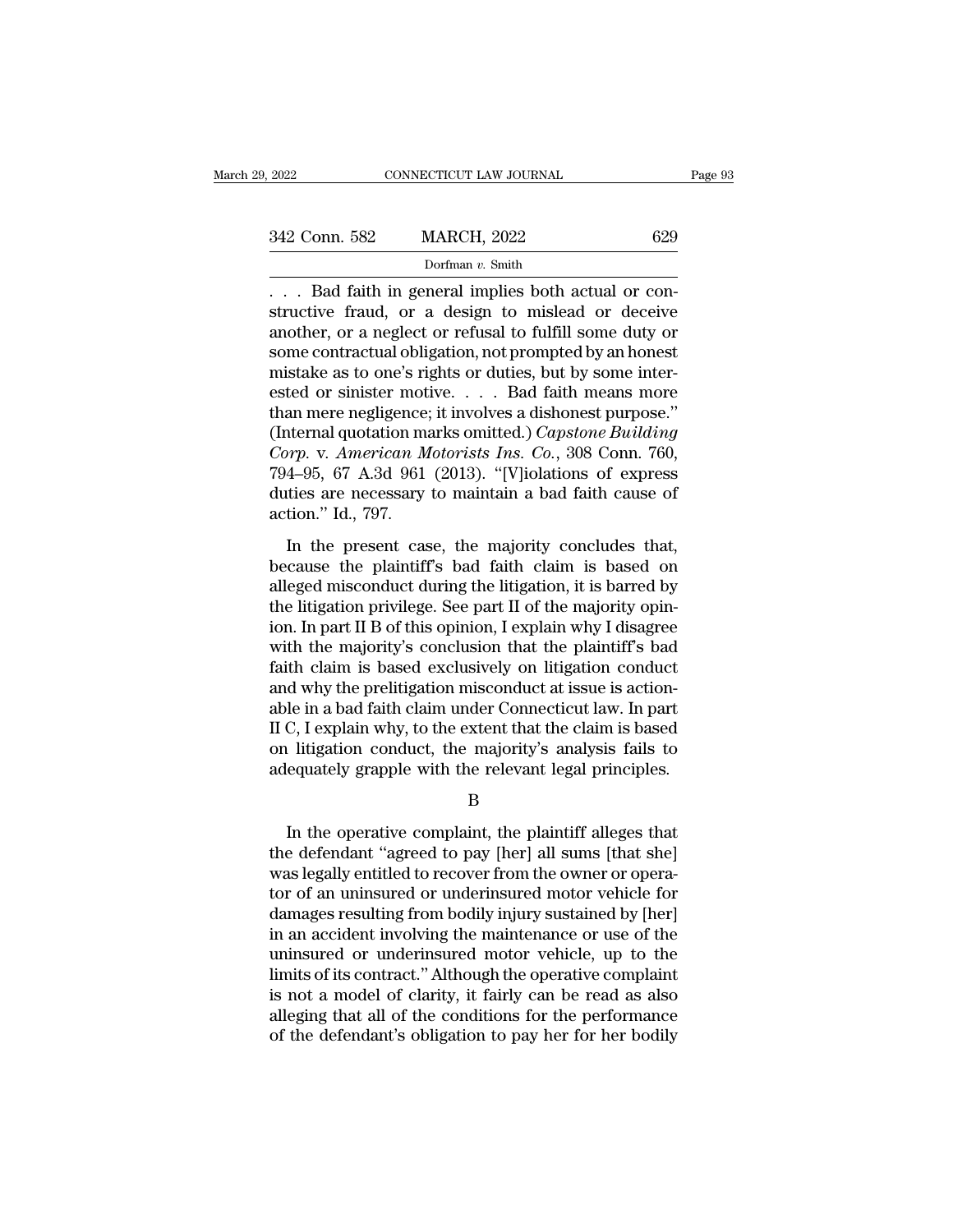. . . Bad faith in general implies both actual or constructive fraud, or a design to mislead or deceive another, or a neglect or refusal to fulfill some duty or some contractual obligation, not prompted by an honest mistake as to one's rights or duties, but by some interested or sinister motive. . . . Bad faith means more than mere negligence; it involves a dishonest purpose." (Internal quotation marks omitted.) *Capstone Building Corp.* v. *American Motorists Ins. Co.*, 308 Conn. 760, 794–95, 67 A.3d 961 (2013). "[V]iolations of express duties are necessary to maintain a bad faith cause of action." Id., 797.

In the present case, the majority concludes that, because the plaintiff's bad faith claim is based on alleged misconduct during the litigation, it is barred by the litigation privilege. See part II of the majority opinion. In part II B of this opinion, I explain why I disagree with the majority's conclusion that the plaintiff's bad faith claim is based exclusively on litigation conduct and why the prelitigation misconduct at issue is actionable in a bad faith claim under Connecticut law. In part II C, I explain why, to the extent that the claim is based on litigation conduct, the majority's analysis fails to adequately grapple with the relevant legal principles.

B

In the operative complaint, the plaintiff alleges that the defendant "agreed to pay [her] all sums [that she] was legally entitled to recover from the owner or operator of an uninsured or underinsured motor vehicle for damages resulting from bodily injury sustained by [her] in an accident involving the maintenance or use of the uninsured or underinsured motor vehicle, up to the limits of its contract." Although the operative complaint is not a model of clarity, it fairly can be read as also alleging that all of the conditions for the performance of the defendant's obligation to pay her for her bodily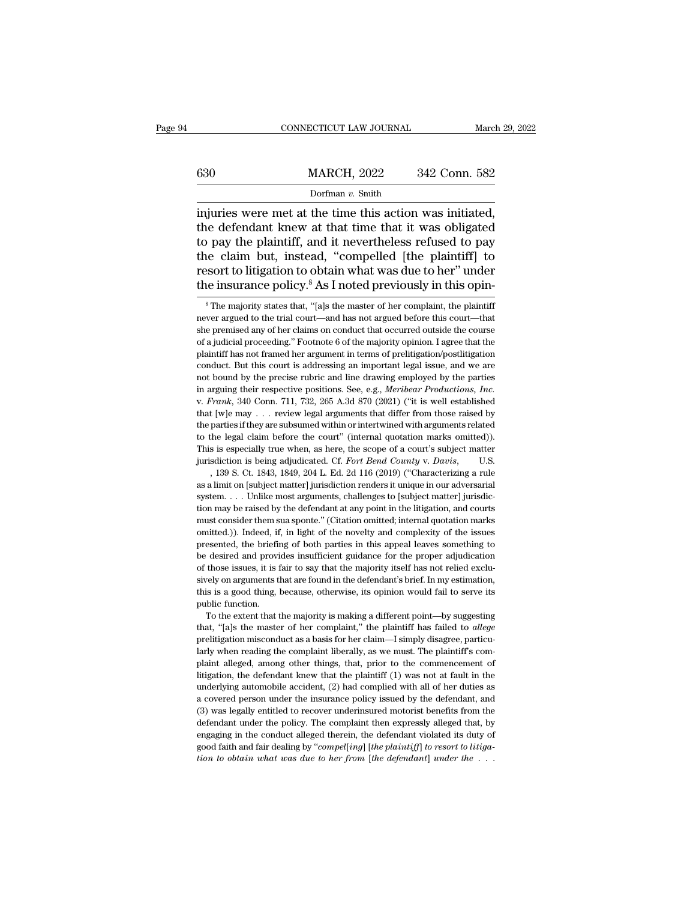injuries were met at the time this action was initiated, the defendant knew at that time that it was obligated to pay the plaintiff, and it nevertheless refused to pay the claim but, instead, "compelled [the plaintiff] to resort to litigation to obtain what was due to her" under the insurance policy.[8] As I noted previously in this opin-

[8] The majority states that, "[a]s the master of her complaint, the plaintiff never argued to the trial court—and has not argued before this court—that she premised any of her claims on conduct that occurred outside the course of a judicial proceeding." Footnote 6 of the majority opinion. I agree that the plaintiff has not framed her argument in terms of prelitigation/postlitigation conduct. But this court is addressing an important legal issue, and we are not bound by the precise rubric and line drawing employed by the parties in arguing their respective positions. See, e.g., *Meribear Productions, Inc.* v. *Frank*, 340 Conn. 711, 732, 265 A.3d 870 (2021) ("it is well established that [w]e may . . . review legal arguments that differ from those raised by the parties if they are subsumed within or intertwined with arguments related to the legal claim before the court" (internal quotation marks omitted)). This is especially true when, as here, the scope of a court's subject matter jurisdiction is being adjudicated. Cf. *Fort Bend County* v. *Davis*, U.S. , 139 S. Ct. 1843, 1849, 204 L. Ed. 2d 116 (2019) ("Characterizing a rule as a limit on [subject matter] jurisdiction renders it unique in our adversarial system. . . . Unlike most arguments, challenges to [subject matter] jurisdiction may be raised by the defendant at any point in the litigation, and courts must consider them sua sponte." (Citation omitted; internal quotation marks omitted.)). Indeed, if, in light of the novelty and complexity of the issues presented, the briefing of both parties in this appeal leaves something to be desired and provides insufficient guidance for the proper adjudication of those issues, it is fair to say that the majority itself has not relied exclusively on arguments that are found in the defendant's brief. In my estimation, this is a good thing, because, otherwise, its opinion would fail to serve its public function.

To the extent that the majority is making a different point—by suggesting that, "[a]s the master of her complaint," the plaintiff has failed to *allege* prelitigation misconduct as a basis for her claim—I simply disagree, particularly when reading the complaint liberally, as we must. The plaintiff's complaint alleged, among other things, that, prior to the commencement of litigation, the defendant knew that the plaintiff (1) was not at fault in the underlying automobile accident, (2) had complied with all of her duties as a covered person under the insurance policy issued by the defendant, and (3) was legally entitled to recover underinsured motorist benefits from the defendant under the policy. The complaint then expressly alleged that, by engaging in the conduct alleged therein, the defendant violated its duty of good faith and fair dealing by "*compel[ing] [the plaintiff] to resort to litigation to obtain what was due to her from [the defendant] under the . . .*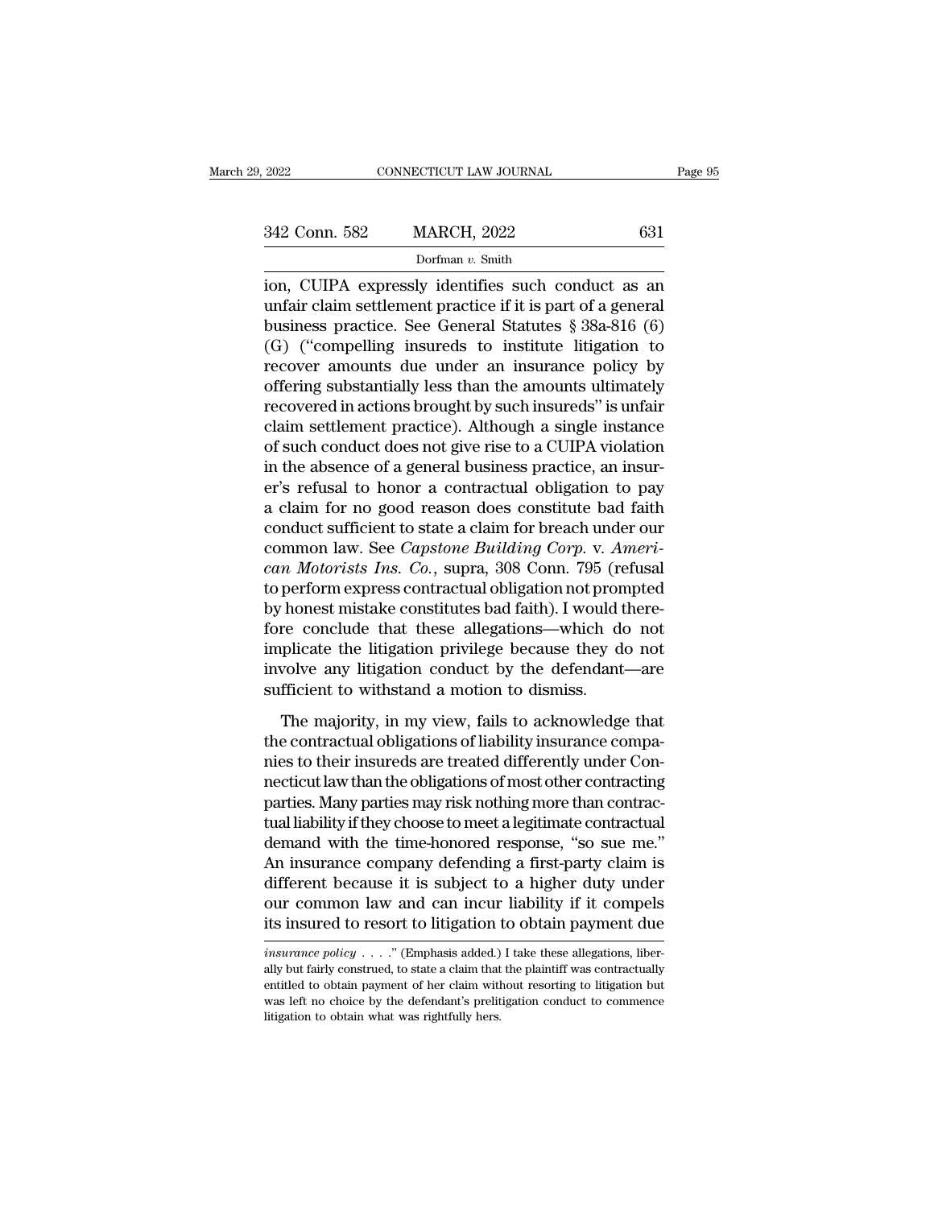ion, CUIPA expressly identifies such conduct as an unfair claim settlement practice if it is part of a general business practice. See General Statutes § 38a-816 (6) (G) ("compelling insureds to institute litigation to recover amounts due under an insurance policy by offering substantially less than the amounts ultimately recovered in actions brought by such insureds" is unfair claim settlement practice). Although a single instance of such conduct does not give rise to a CUIPA violation in the absence of a general business practice, an insurer's refusal to honor a contractual obligation to pay a claim for no good reason does constitute bad faith conduct sufficient to state a claim for breach under our common law. See *Capstone Building Corp.* v. *American Motorists Ins. Co.*, supra, 308 Conn. 795 (refusal to perform express contractual obligation not prompted by honest mistake constitutes bad faith). I would therefore conclude that these allegations—which do not implicate the litigation privilege because they do not involve any litigation conduct by the defendant—are sufficient to withstand a motion to dismiss.

The majority, in my view, fails to acknowledge that the contractual obligations of liability insurance companies to their insureds are treated differently under Connecticut law than the obligations of most other contracting parties. Many parties may risk nothing more than contractual liability if they choose to meet a legitimate contractual demand with the time-honored response, "so sue me." An insurance company defending a first-party claim is different because it is subject to a higher duty under our common law and can incur liability if it compels its insured to resort to litigation to obtain payment due

*insurance policy* . . . ." (Emphasis added.) I take these allegations, liberally but fairly construed, to state a claim that the plaintiff was contractually entitled to obtain payment of her claim without resorting to litigation but was left no choice by the defendant's prelitigation conduct to commence litigation to obtain what was rightfully hers.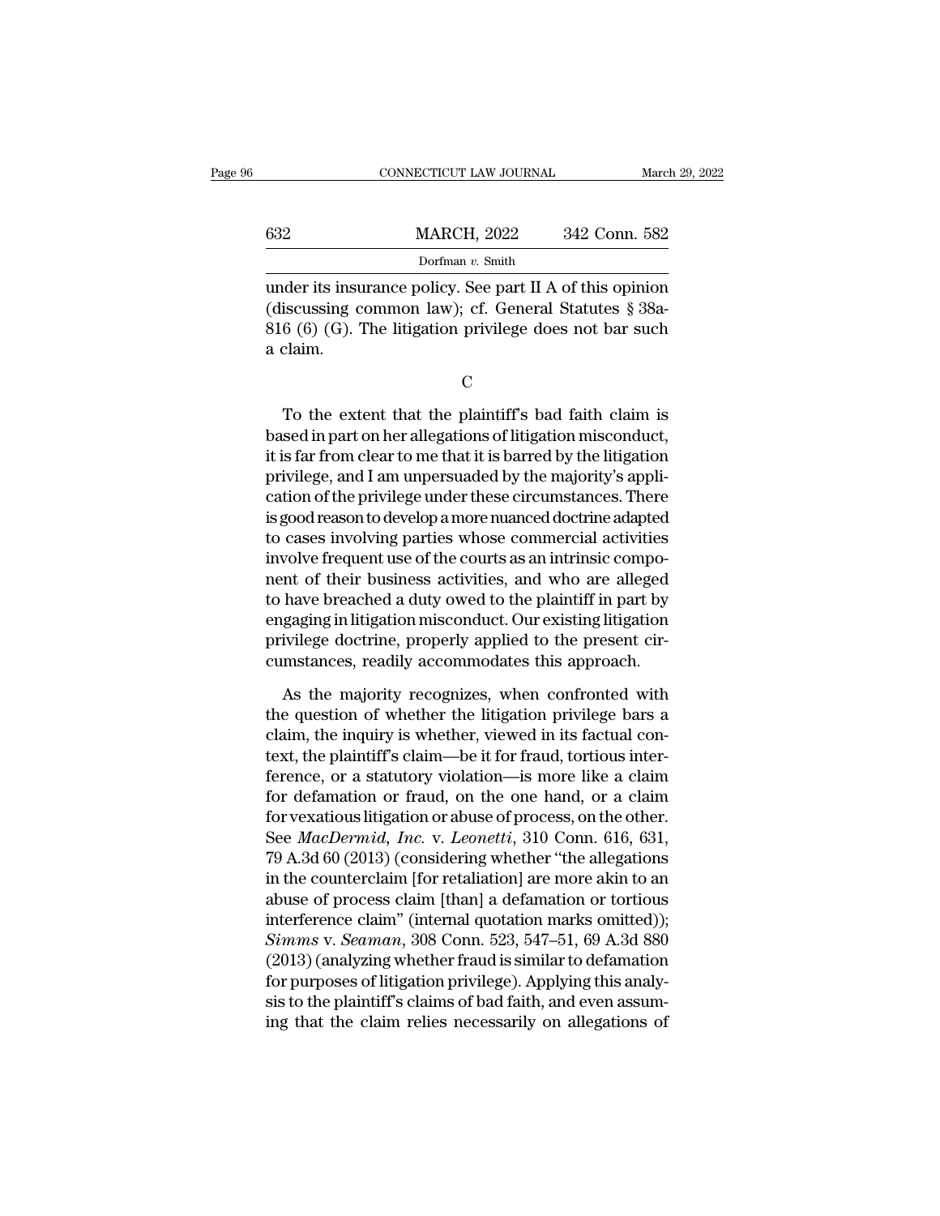under its insurance policy. See part II A of this opinion (discussing common law); cf. General Statutes § 38a-816 (6) (G). The litigation privilege does not bar such a claim.

C

To the extent that the plaintiff's bad faith claim is based in part on her allegations of litigation misconduct, it is far from clear to me that it is barred by the litigation privilege, and I am unpersuaded by the majority's application of the privilege under these circumstances. There is good reason to develop a more nuanced doctrine adapted to cases involving parties whose commercial activities involve frequent use of the courts as an intrinsic component of their business activities, and who are alleged to have breached a duty owed to the plaintiff in part by engaging in litigation misconduct. Our existing litigation privilege doctrine, properly applied to the present circumstances, readily accommodates this approach.

As the majority recognizes, when confronted with the question of whether the litigation privilege bars a claim, the inquiry is whether, viewed in its factual context, the plaintiff's claim—be it for fraud, tortious interference, or a statutory violation—is more like a claim for defamation or fraud, on the one hand, or a claim for vexatious litigation or abuse of process, on the other. See *MacDermid, Inc.* v. *Leonetti*, 310 Conn. 616, 631, 79 A.3d 60 (2013) (considering whether "the allegations in the counterclaim [for retaliation] are more akin to an abuse of process claim [than] a defamation or tortious interference claim" (internal quotation marks omitted)); *Simms* v. *Seaman*, 308 Conn. 523, 547–51, 69 A.3d 880 (2013) (analyzing whether fraud is similar to defamation for purposes of litigation privilege). Applying this analysis to the plaintiff's claims of bad faith, and even assuming that the claim relies necessarily on allegations of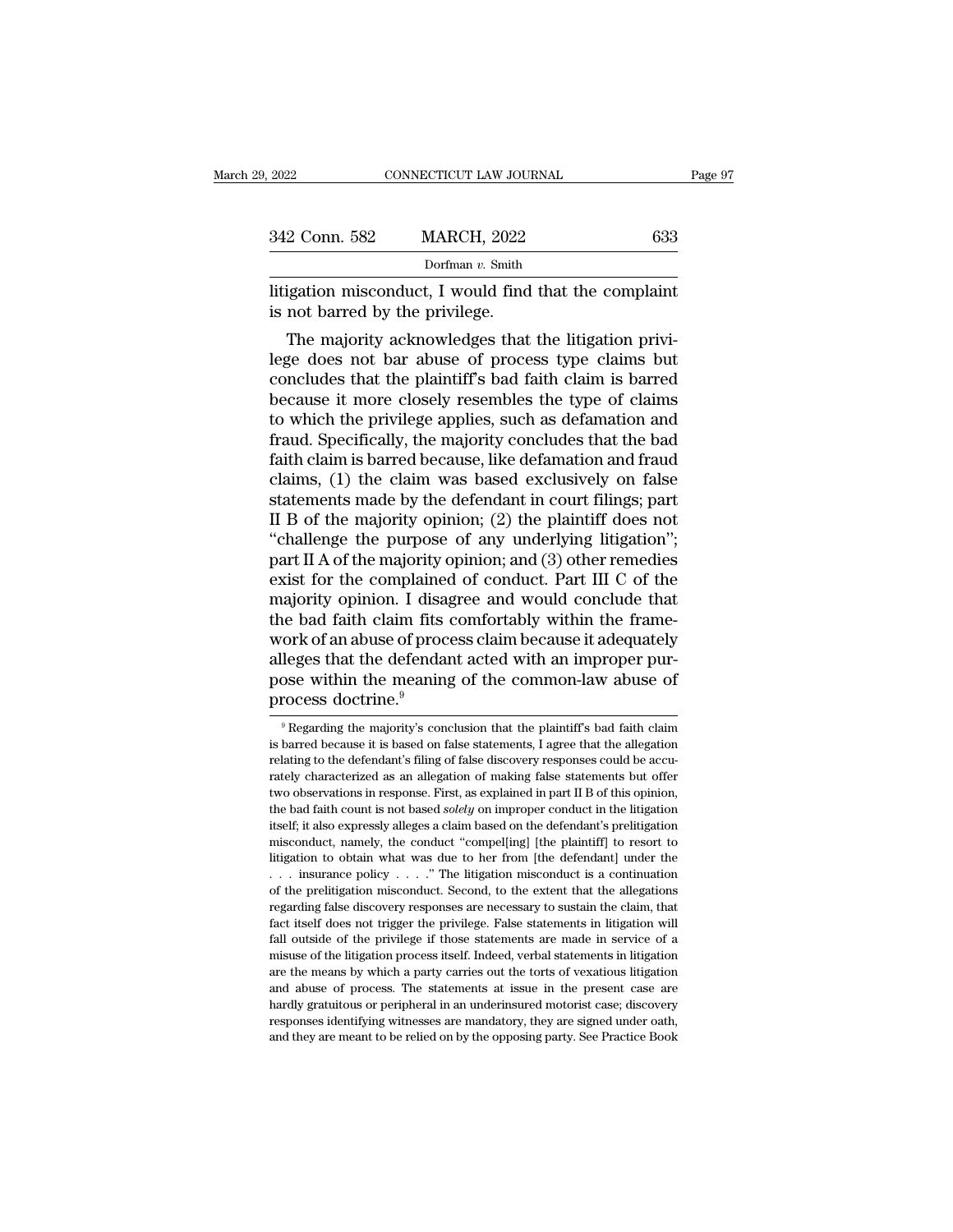litigation misconduct, I would find that the complaint is not barred by the privilege.

The majority acknowledges that the litigation privilege does not bar abuse of process type claims but concludes that the plaintiff's bad faith claim is barred because it more closely resembles the type of claims to which the privilege applies, such as defamation and fraud. Specifically, the majority concludes that the bad faith claim is barred because, like defamation and fraud claims, (1) the claim was based exclusively on false statements made by the defendant in court filings; part II B of the majority opinion; (2) the plaintiff does not "challenge the purpose of any underlying litigation"; part II A of the majority opinion; and (3) other remedies exist for the complained of conduct. Part III C of the majority opinion. I disagree and would conclude that the bad faith claim fits comfortably within the framework of an abuse of process claim because it adequately alleges that the defendant acted with an improper purpose within the meaning of the common-law abuse of process doctrine.[9]

[9] Regarding the majority's conclusion that the plaintiff's bad faith claim is barred because it is based on false statements, I agree that the allegation relating to the defendant's filing of false discovery responses could be accurately characterized as an allegation of making false statements but offer two observations in response. First, as explained in part II B of this opinion, the bad faith count is not based *solely* on improper conduct in the litigation itself; it also expressly alleges a claim based on the defendant's prelitigation misconduct, namely, the conduct "compel[ing] [the plaintiff] to resort to litigation to obtain what was due to her from [the defendant] under the . . . insurance policy . . . ." The litigation misconduct is a continuation of the prelitigation misconduct. Second, to the extent that the allegations regarding false discovery responses are necessary to sustain the claim, that fact itself does not trigger the privilege. False statements in litigation will fall outside of the privilege if those statements are made in service of a misuse of the litigation process itself. Indeed, verbal statements in litigation are the means by which a party carries out the torts of vexatious litigation and abuse of process. The statements at issue in the present case are hardly gratuitous or peripheral in an underinsured motorist case; discovery responses identifying witnesses are mandatory, they are signed under oath, and they are meant to be relied on by the opposing party. See Practice Book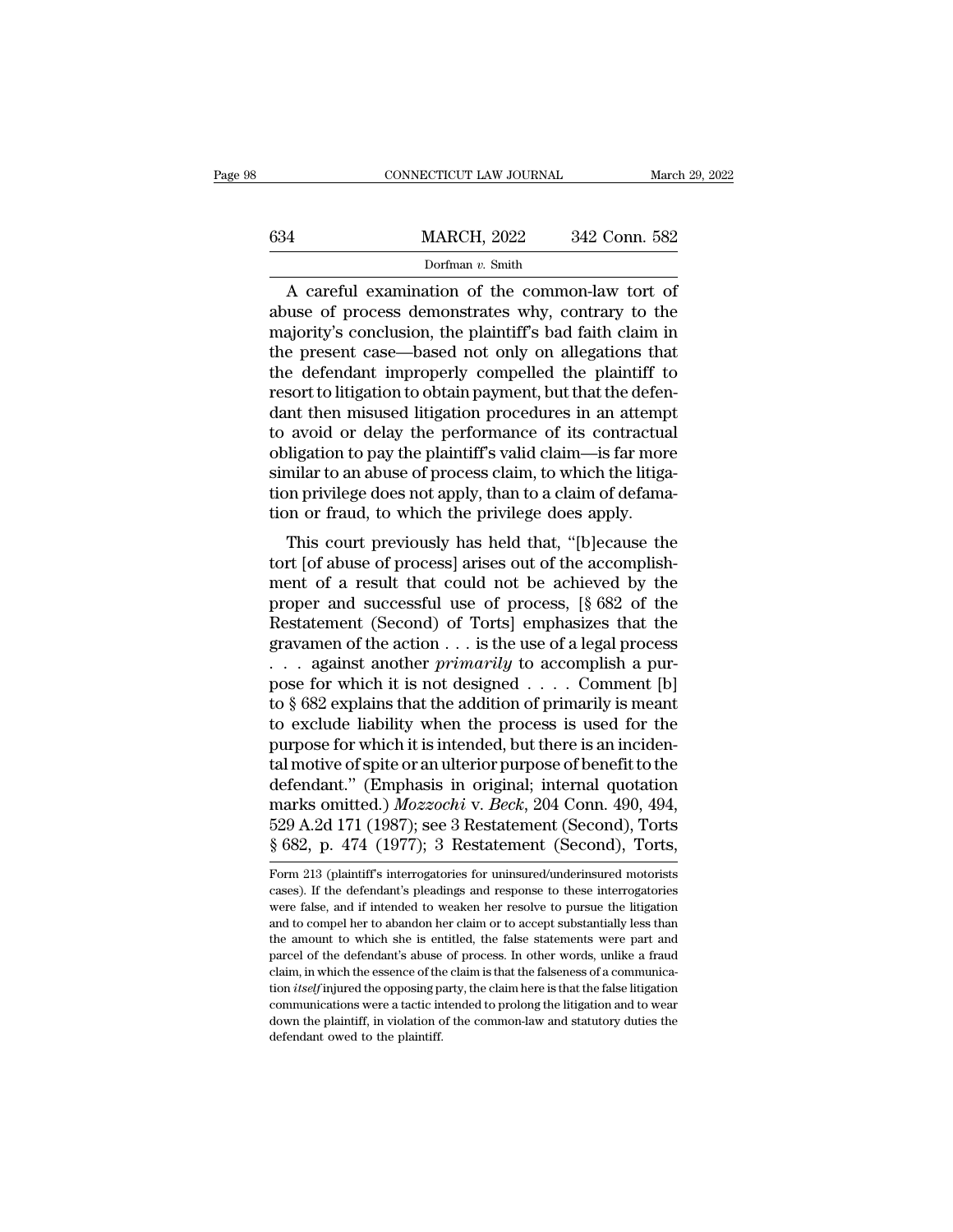A careful examination of the common-law tort of abuse of process demonstrates why, contrary to the majority's conclusion, the plaintiff's bad faith claim in the present case—based not only on allegations that the defendant improperly compelled the plaintiff to resort to litigation to obtain payment, but that the defendant then misused litigation procedures in an attempt to avoid or delay the performance of its contractual obligation to pay the plaintiff's valid claim—is far more similar to an abuse of process claim, to which the litigation privilege does not apply, than to a claim of defamation or fraud, to which the privilege does apply.

This court previously has held that, "[b]ecause the tort [of abuse of process] arises out of the accomplishment of a result that could not be achieved by the proper and successful use of process, [§ 682 of the Restatement (Second) of Torts] emphasizes that the gravamen of the action . . . is the use of a legal process . . . against another *primarily* to accomplish a purpose for which it is not designed . . . . Comment [b] to § 682 explains that the addition of primarily is meant to exclude liability when the process is used for the purpose for which it is intended, but there is an incidental motive of spite or an ulterior purpose of benefit to the defendant." (Emphasis in original; internal quotation marks omitted.) *Mozzochi* v. *Beck*, 204 Conn. 490, 494, 529 A.2d 171 (1987); see 3 Restatement (Second), Torts § 682, p. 474 (1977); 3 Restatement (Second), Torts,

Form 213 (plaintiff's interrogatories for uninsured/underinsured motorists cases). If the defendant's pleadings and response to these interrogatories were false, and if intended to weaken her resolve to pursue the litigation and to compel her to abandon her claim or to accept substantially less than the amount to which she is entitled, the false statements were part and parcel of the defendant's abuse of process. In other words, unlike a fraud claim, in which the essence of the claim is that the falseness of a communication *itself* injured the opposing party, the claim here is that the false litigation communications were a tactic intended to prolong the litigation and to wear down the plaintiff, in violation of the common-law and statutory duties the defendant owed to the plaintiff.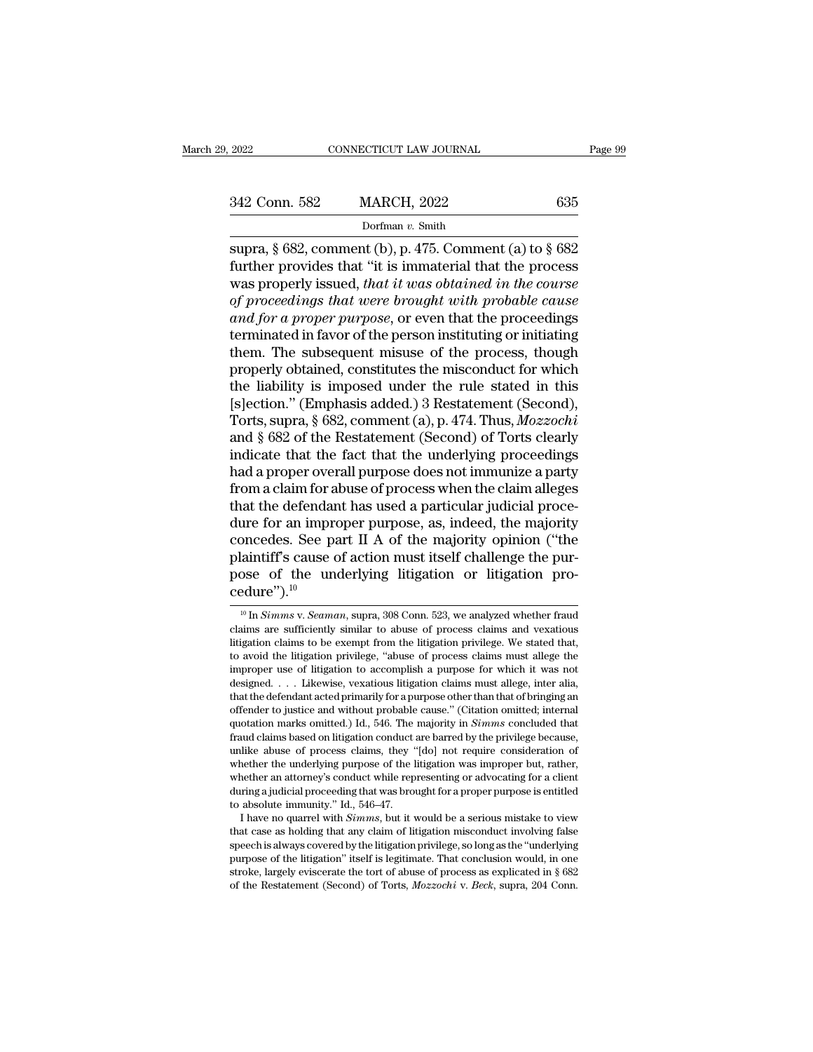supra, § 682, comment (b), p. 475. Comment (a) to § 682 further provides that "it is immaterial that the process was properly issued, *that it was obtained in the course of proceedings that were brought with probable cause and for a proper purpose*, or even that the proceedings terminated in favor of the person instituting or initiating them. The subsequent misuse of the process, though properly obtained, constitutes the misconduct for which the liability is imposed under the rule stated in this [s]ection." (Emphasis added.) 3 Restatement (Second), Torts, supra, § 682, comment (a), p. 474. Thus, *Mozzochi* and § 682 of the Restatement (Second) of Torts clearly indicate that the fact that the underlying proceedings had a proper overall purpose does not immunize a party from a claim for abuse of process when the claim alleges that the defendant has used a particular judicial procedure for an improper purpose, as, indeed, the majority concedes. See part II A of the majority opinion ("the plaintiff's cause of action must itself challenge the purpose of the underlying litigation or litigation procedure").[10]

[10] In *Simms* v. *Seaman*, supra, 308 Conn. 523, we analyzed whether fraud claims are sufficiently similar to abuse of process claims and vexatious litigation claims to be exempt from the litigation privilege. We stated that, to avoid the litigation privilege, "abuse of process claims must allege the improper use of litigation to accomplish a purpose for which it was not designed. . . . Likewise, vexatious litigation claims must allege, inter alia, that the defendant acted primarily for a purpose other than that of bringing an offender to justice and without probable cause." (Citation omitted; internal quotation marks omitted.) Id., 546. The majority in *Simms* concluded that fraud claims based on litigation conduct are barred by the privilege because, unlike abuse of process claims, they "[do] not require consideration of whether the underlying purpose of the litigation was improper but, rather, whether an attorney's conduct while representing or advocating for a client during a judicial proceeding that was brought for a proper purpose is entitled to absolute immunity." Id., 546–47.

I have no quarrel with *Simms*, but it would be a serious mistake to view that case as holding that any claim of litigation misconduct involving false speech is always covered by the litigation privilege, so long as the "underlying purpose of the litigation" itself is legitimate. That conclusion would, in one stroke, largely eviscerate the tort of abuse of process as explicated in § 682 of the Restatement (Second) of Torts, *Mozzochi* v. *Beck*, supra, 204 Conn.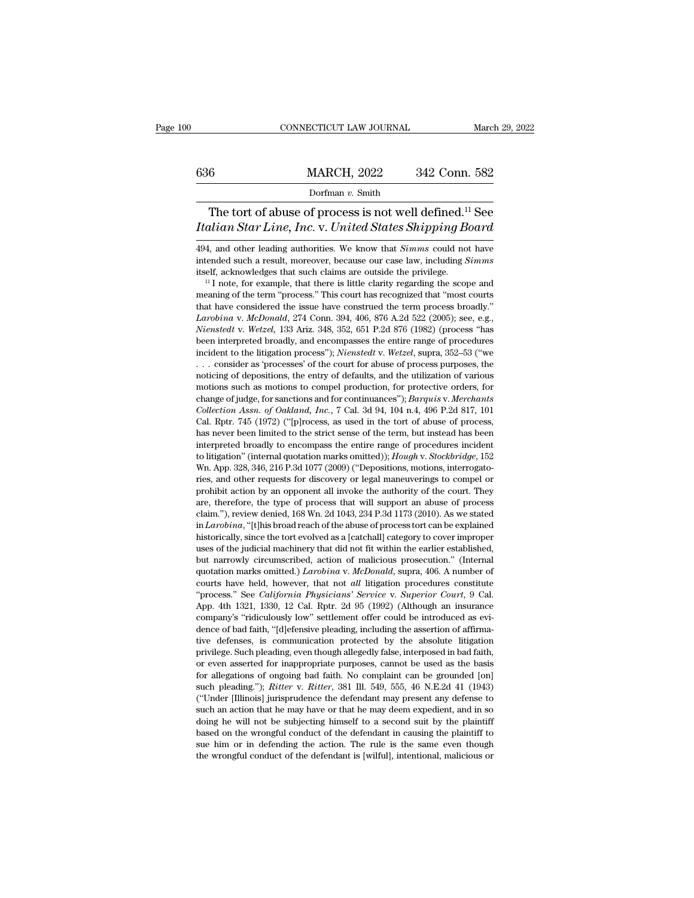The tort of abuse of process is not well defined.[11] See *Italian Star Line, Inc.* v. *United States Shipping Board*

494, and other leading authorities. We know that *Simms* could not have intended such a result, moreover, because our case law, including *Simms* itself, acknowledges that such claims are outside the privilege.

[11] I note, for example, that there is little clarity regarding the scope and meaning of the term "process." This court has recognized that "most courts that have considered the issue have construed the term process broadly." *Larobina* v. *McDonald*, 274 Conn. 394, 406, 876 A.2d 522 (2005); see, e.g., *Nienstedt* v. *Wetzel*, 133 Ariz. 348, 352, 651 P.2d 876 (1982) (process "has been interpreted broadly, and encompasses the entire range of procedures incident to the litigation process"); *Nienstedt* v. *Wetzel*, supra, 352–53 ("we . . . consider as 'processes' of the court for abuse of process purposes, the noticing of depositions, the entry of defaults, and the utilization of various motions such as motions to compel production, for protective orders, for change of judge, for sanctions and for continuances"); *Barquis* v. *Merchants Collection Assn. of Oakland, Inc.*, 7 Cal. 3d 94, 104 n.4, 496 P.2d 817, 101 Cal. Rptr. 745 (1972) ("[p]rocess, as used in the tort of abuse of process, has never been limited to the strict sense of the term, but instead has been interpreted broadly to encompass the entire range of procedures incident to litigation" (internal quotation marks omitted)); *Hough* v. *Stockbridge*, 152 Wn. App. 328, 346, 216 P.3d 1077 (2009) ("Depositions, motions, interrogatories, and other requests for discovery or legal maneuverings to compel or prohibit action by an opponent all invoke the authority of the court. They are, therefore, the type of process that will support an abuse of process claim."), review denied, 168 Wn. 2d 1043, 234 P.3d 1173 (2010). As we stated in *Larobina*, "[t]his broad reach of the abuse of process tort can be explained historically, since the tort evolved as a [catchall] category to cover improper uses of the judicial machinery that did not fit within the earlier established, but narrowly circumscribed, action of malicious prosecution." (Internal quotation marks omitted.) *Larobina* v. *McDonald*, supra, 406. A number of courts have held, however, that not *all* litigation procedures constitute "process." See *California Physicians' Service* v. *Superior Court*, 9 Cal. App. 4th 1321, 1330, 12 Cal. Rptr. 2d 95 (1992) (Although an insurance company's "ridiculously low" settlement offer could be introduced as evidence of bad faith, "[d]efensive pleading, including the assertion of affirmative defenses, is communication protected by the absolute litigation privilege. Such pleading, even though allegedly false, interposed in bad faith, or even asserted for inappropriate purposes, cannot be used as the basis for allegations of ongoing bad faith. No complaint can be grounded [on] such pleading."); *Ritter* v. *Ritter*, 381 Ill. 549, 555, 46 N.E.2d 41 (1943) ("Under [Illinois] jurisprudence the defendant may present any defense to such an action that he may have or that he may deem expedient, and in so doing he will not be subjecting himself to a second suit by the plaintiff based on the wrongful conduct of the defendant in causing the plaintiff to sue him or in defending the action. The rule is the same even though the wrongful conduct of the defendant is [wilful], intentional, malicious or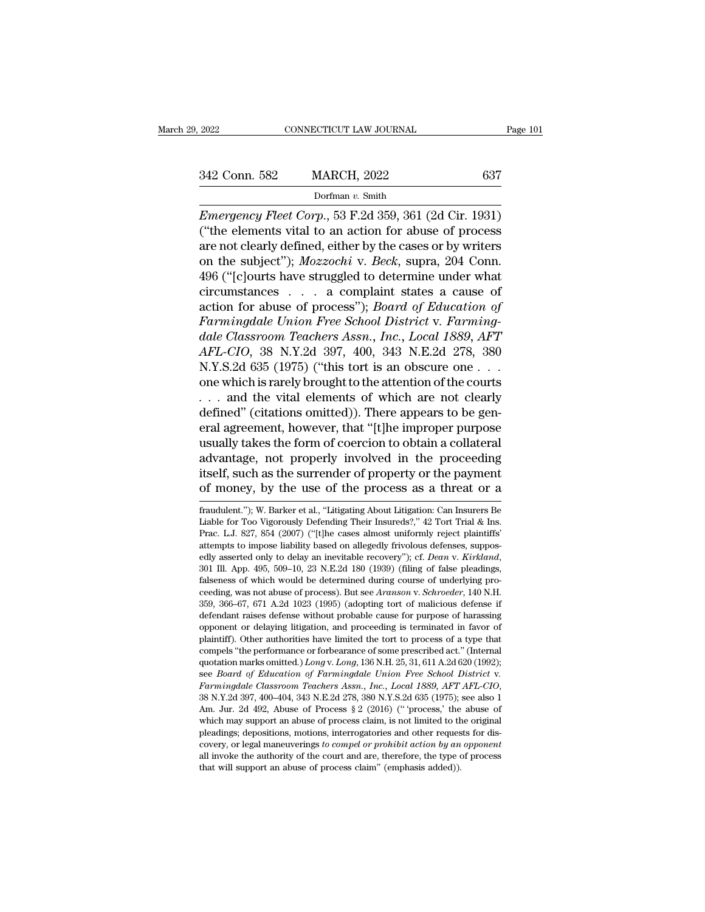*Emergency Fleet Corp.*, 53 F.2d 359, 361 (2d Cir. 1931) ("the elements vital to an action for abuse of process are not clearly defined, either by the cases or by writers on the subject"); *Mozzochi* v. *Beck*, supra, 204 Conn. 496 ("[c]ourts have struggled to determine under what circumstances . . . a complaint states a cause of action for abuse of process"); *Board of Education of Farmingdale Union Free School District* v. *Farmingdale Classroom Teachers Assn., Inc., Local 1889, AFT AFL-CIO*, 38 N.Y.2d 397, 400, 343 N.E.2d 278, 380 N.Y.S.2d 635 (1975) ("this tort is an obscure one . . . one which is rarely brought to the attention of the courts . . . and the vital elements of which are not clearly defined" (citations omitted)). There appears to be general agreement, however, that "[t]he improper purpose usually takes the form of coercion to obtain a collateral advantage, not properly involved in the proceeding itself, such as the surrender of property or the payment of money, by the use of the process as a threat or a

fraudulent."); W. Barker et al., "Litigating About Litigation: Can Insurers Be Liable for Too Vigorously Defending Their Insureds?," 42 Tort Trial & Ins. Prac. L.J. 827, 854 (2007) ("[t]he cases almost uniformly reject plaintiffs' attempts to impose liability based on allegedly frivolous defenses, supposedly asserted only to delay an inevitable recovery"); cf. *Dean* v. *Kirkland*, 301 Ill. App. 495, 509–10, 23 N.E.2d 180 (1939) (filing of false pleadings, falseness of which would be determined during course of underlying proceeding, was not abuse of process). But see *Aranson* v. *Schroeder*, 140 N.H. 359, 366–67, 671 A.2d 1023 (1995) (adopting tort of malicious defense if defendant raises defense without probable cause for purpose of harassing opponent or delaying litigation, and proceeding is terminated in favor of plaintiff). Other authorities have limited the tort to process of a type that compels "the performance or forbearance of some prescribed act." (Internal quotation marks omitted.) *Long* v. *Long*, 136 N.H. 25, 31, 611 A.2d 620 (1992); see *Board of Education of Farmingdale Union Free School District* v. *Farmingdale Classroom Teachers Assn., Inc., Local 1889, AFT AFL-CIO*, 38 N.Y.2d 397, 400–404, 343 N.E.2d 278, 380 N.Y.S.2d 635 (1975); see also 1 Am. Jur. 2d 492, Abuse of Process § 2 (2016) ("'process,' the abuse of which may support an abuse of process claim, is not limited to the original pleadings; depositions, motions, interrogatories and other requests for discovery, or legal maneuverings *to compel or prohibit action by an opponent* all invoke the authority of the court and are, therefore, the type of process that will support an abuse of process claim" (emphasis added)).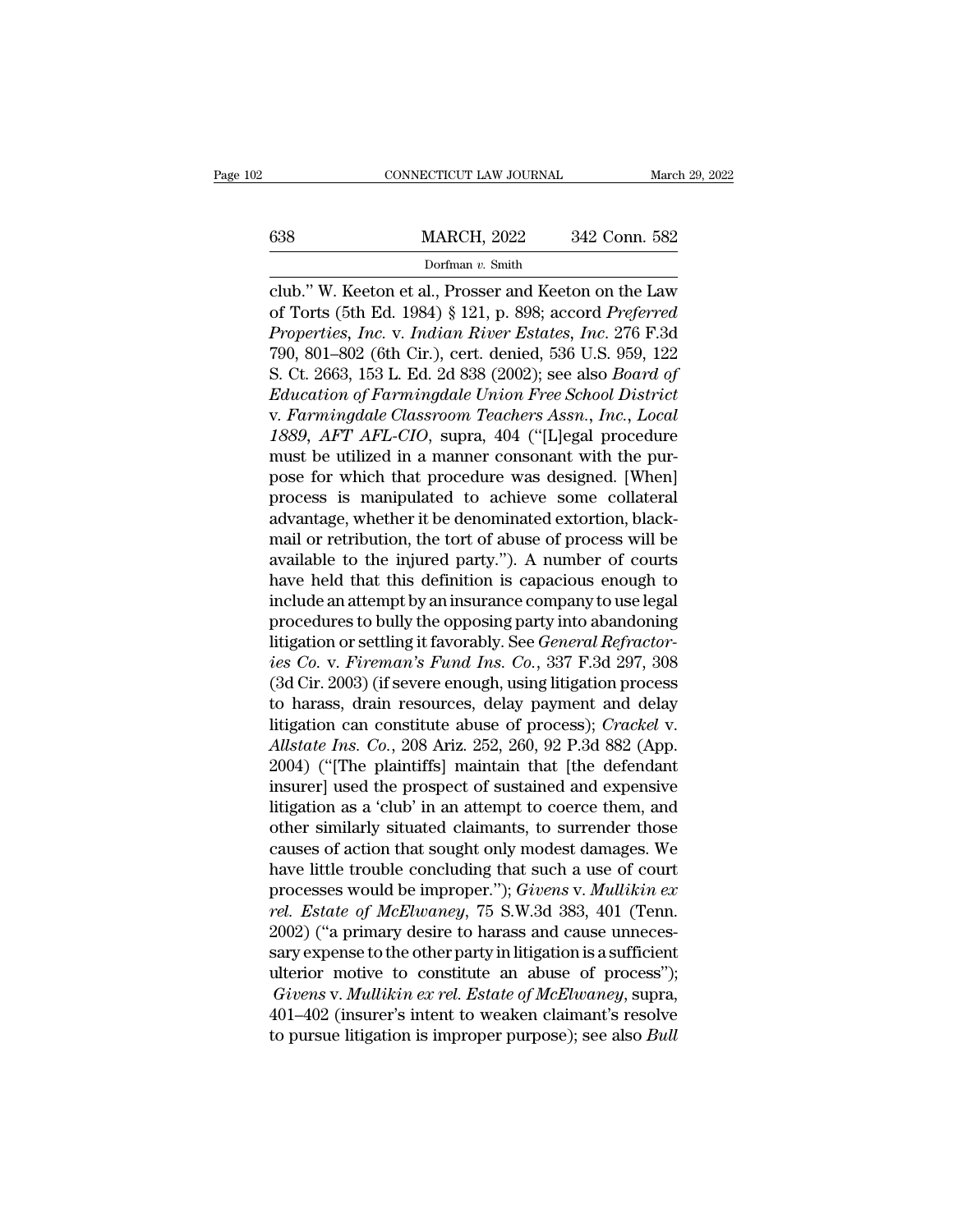club." W. Keeton et al., Prosser and Keeton on the Law of Torts (5th Ed. 1984) § 121, p. 898; accord *Preferred Properties, Inc.* v. *Indian River Estates, Inc.* 276 F.3d 790, 801–802 (6th Cir.), cert. denied, 536 U.S. 959, 122 S. Ct. 2663, 153 L. Ed. 2d 838 (2002); see also *Board of Education of Farmingdale Union Free School District* v. *Farmingdale Classroom Teachers Assn., Inc., Local 1889, AFT AFL-CIO*, supra, 404 ("[L]egal procedure must be utilized in a manner consonant with the purpose for which that procedure was designed. [When] process is manipulated to achieve some collateral advantage, whether it be denominated extortion, blackmail or retribution, the tort of abuse of process will be available to the injured party."). A number of courts have held that this definition is capacious enough to include an attempt by an insurance company to use legal procedures to bully the opposing party into abandoning litigation or settling it favorably. See *General Refractories Co.* v. *Fireman's Fund Ins. Co.*, 337 F.3d 297, 308 (3d Cir. 2003) (if severe enough, using litigation process to harass, drain resources, delay payment and delay litigation can constitute abuse of process); *Crackel* v. *Allstate Ins. Co.*, 208 Ariz. 252, 260, 92 P.3d 882 (App. 2004) ("[The plaintiffs] maintain that [the defendant insurer] used the prospect of sustained and expensive litigation as a 'club' in an attempt to coerce them, and other similarly situated claimants, to surrender those causes of action that sought only modest damages. We have little trouble concluding that such a use of court processes would be improper."); *Givens* v. *Mullikin ex rel. Estate of McElwaney*, 75 S.W.3d 383, 401 (Tenn. 2002) ("a primary desire to harass and cause unnecessary expense to the other party in litigation is a sufficient ulterior motive to constitute an abuse of process"); *Givens* v. *Mullikin ex rel. Estate of McElwaney*, supra, 401–402 (insurer's intent to weaken claimant's resolve to pursue litigation is improper purpose); see also *Bull*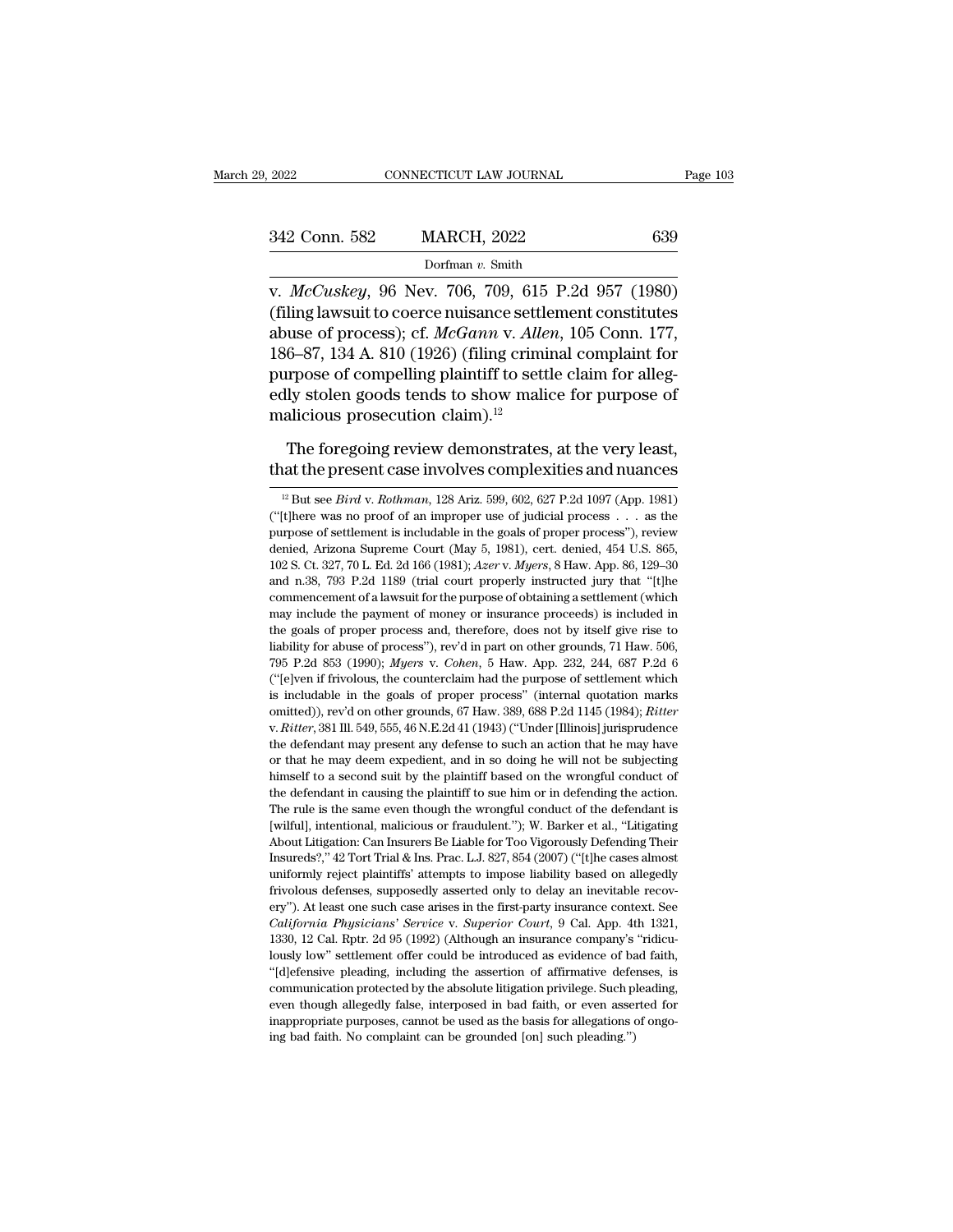v. *McCuskey*, 96 Nev. 706, 709, 615 P.2d 957 (1980) (filing lawsuit to coerce nuisance settlement constitutes abuse of process); cf. *McGann* v. *Allen*, 105 Conn. 177, 186–87, 134 A. 810 (1926) (filing criminal complaint for purpose of compelling plaintiff to settle claim for allegedly stolen goods tends to show malice for purpose of malicious prosecution claim).[12]

The foregoing review demonstrates, at the very least, that the present case involves complexities and nuances

[12] But see *Bird* v. *Rothman*, 128 Ariz. 599, 602, 627 P.2d 1097 (App. 1981) ("[t]here was no proof of an improper use of judicial process . . . as the purpose of settlement is includable in the goals of proper process"), review denied, Arizona Supreme Court (May 5, 1981), cert. denied, 454 U.S. 865, 102 S. Ct. 327, 70 L. Ed. 2d 166 (1981); *Azer* v. *Myers*, 8 Haw. App. 86, 129–30 and n.38, 793 P.2d 1189 (trial court properly instructed jury that "[t]he commencement of a lawsuit for the purpose of obtaining a settlement (which may include the payment of money or insurance proceeds) is included in the goals of proper process and, therefore, does not by itself give rise to liability for abuse of process"), rev'd in part on other grounds, 71 Haw. 506, 795 P.2d 853 (1990); *Myers* v. *Cohen*, 5 Haw. App. 232, 244, 687 P.2d 6 ("[e]ven if frivolous, the counterclaim had the purpose of settlement which is includable in the goals of proper process" (internal quotation marks omitted)), rev'd on other grounds, 67 Haw. 389, 688 P.2d 1145 (1984); *Ritter* v. *Ritter*, 381 Ill. 549, 555, 46 N.E.2d 41 (1943) ("Under [Illinois] jurisprudence the defendant may present any defense to such an action that he may have or that he may deem expedient, and in so doing he will not be subjecting himself to a second suit by the plaintiff based on the wrongful conduct of the defendant in causing the plaintiff to sue him or in defending the action. The rule is the same even though the wrongful conduct of the defendant is [wilful], intentional, malicious or fraudulent."); W. Barker et al., "Litigating About Litigation: Can Insurers Be Liable for Too Vigorously Defending Their Insureds?," 42 Tort Trial & Ins. Prac. L.J. 827, 854 (2007) ("[t]he cases almost uniformly reject plaintiffs' attempts to impose liability based on allegedly frivolous defenses, supposedly asserted only to delay an inevitable recovery"). At least one such case arises in the first-party insurance context. See *California Physicians' Service* v. *Superior Court*, 9 Cal. App. 4th 1321, 1330, 12 Cal. Rptr. 2d 95 (1992) (Although an insurance company's "ridiculously low" settlement offer could be introduced as evidence of bad faith, "[d]efensive pleading, including the assertion of affirmative defenses, is communication protected by the absolute litigation privilege. Such pleading, even though allegedly false, interposed in bad faith, or even asserted for inappropriate purposes, cannot be used as the basis for allegations of ongoing bad faith. No complaint can be grounded [on] such pleading.")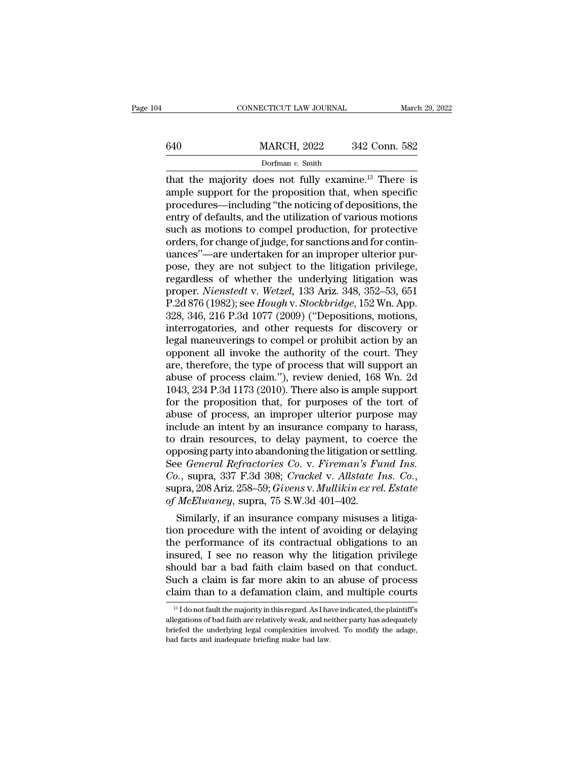that the majority does not fully examine.[13] There is ample support for the proposition that, when specific procedures—including "the noticing of depositions, the entry of defaults, and the utilization of various motions such as motions to compel production, for protective orders, for change of judge, for sanctions and for continuances"—are undertaken for an improper ulterior purpose, they are not subject to the litigation privilege, regardless of whether the underlying litigation was proper. *Nienstedt* v. *Wetzel*, 133 Ariz. 348, 352–53, 651 P.2d 876 (1982); see *Hough* v. *Stockbridge*, 152 Wn. App. 328, 346, 216 P.3d 1077 (2009) ("Depositions, motions, interrogatories, and other requests for discovery or legal maneuverings to compel or prohibit action by an opponent all invoke the authority of the court. They are, therefore, the type of process that will support an abuse of process claim."), review denied, 168 Wn. 2d 1043, 234 P.3d 1173 (2010). There also is ample support for the proposition that, for purposes of the tort of abuse of process, an improper ulterior purpose may include an intent by an insurance company to harass, to drain resources, to delay payment, to coerce the opposing party into abandoning the litigation or settling. See *General Refractories Co.* v. *Fireman's Fund Ins. Co.*, supra, 337 F.3d 308; *Crackel* v. *Allstate Ins. Co.*, supra, 208 Ariz. 258–59; *Givens* v. *Mullikin ex rel. Estate of McElwaney*, supra, 75 S.W.3d 401–402.

Similarly, if an insurance company misuses a litigation procedure with the intent of avoiding or delaying the performance of its contractual obligations to an insured, I see no reason why the litigation privilege should bar a bad faith claim based on that conduct. Such a claim is far more akin to an abuse of process claim than to a defamation claim, and multiple courts

[13] I do not fault the majority in this regard. As I have indicated, the plaintiff's allegations of bad faith are relatively weak, and neither party has adequately briefed the underlying legal complexities involved. To modify the adage, bad facts and inadequate briefing make bad law.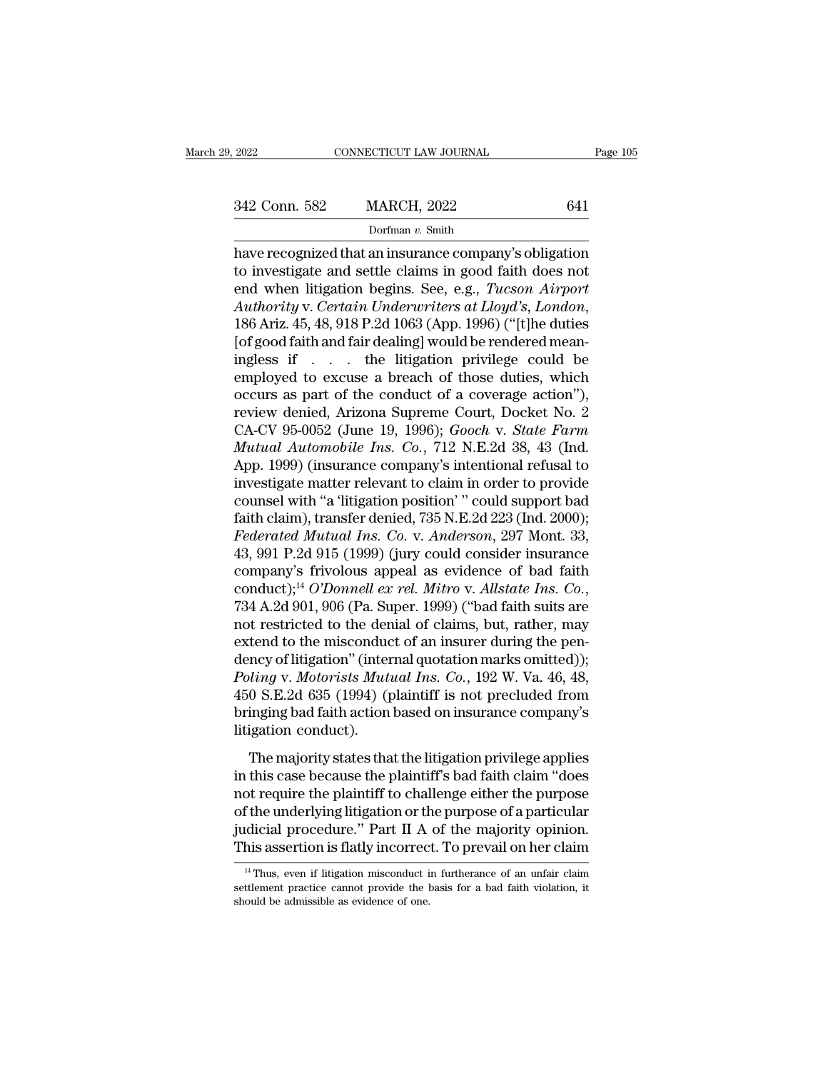have recognized that an insurance company's obligation to investigate and settle claims in good faith does not end when litigation begins. See, e.g., *Tucson Airport Authority* v. *Certain Underwriters at Lloyd's, London*, 186 Ariz. 45, 48, 918 P.2d 1063 (App. 1996) ("[t]he duties [of good faith and fair dealing] would be rendered meaningless if . . . the litigation privilege could be employed to excuse a breach of those duties, which occurs as part of the conduct of a coverage action"), review denied, Arizona Supreme Court, Docket No. 2 CA-CV 95-0052 (June 19, 1996); *Gooch* v. *State Farm Mutual Automobile Ins. Co.*, 712 N.E.2d 38, 43 (Ind. App. 1999) (insurance company's intentional refusal to investigate matter relevant to claim in order to provide counsel with "a 'litigation position' " could support bad faith claim), transfer denied, 735 N.E.2d 223 (Ind. 2000); *Federated Mutual Ins. Co.* v. *Anderson*, 297 Mont. 33, 43, 991 P.2d 915 (1999) (jury could consider insurance company's frivolous appeal as evidence of bad faith conduct);[14] *O'Donnell ex rel. Mitro* v. *Allstate Ins. Co.*, 734 A.2d 901, 906 (Pa. Super. 1999) ("bad faith suits are not restricted to the denial of claims, but, rather, may extend to the misconduct of an insurer during the pendency of litigation" (internal quotation marks omitted)); *Poling* v. *Motorists Mutual Ins. Co.*, 192 W. Va. 46, 48, 450 S.E.2d 635 (1994) (plaintiff is not precluded from bringing bad faith action based on insurance company's litigation conduct).

The majority states that the litigation privilege applies in this case because the plaintiff's bad faith claim "does not require the plaintiff to challenge either the purpose of the underlying litigation or the purpose of a particular judicial procedure." Part II A of the majority opinion. This assertion is flatly incorrect. To prevail on her claim

[14] Thus, even if litigation misconduct in furtherance of an unfair claim settlement practice cannot provide the basis for a bad faith violation, it should be admissible as evidence of one.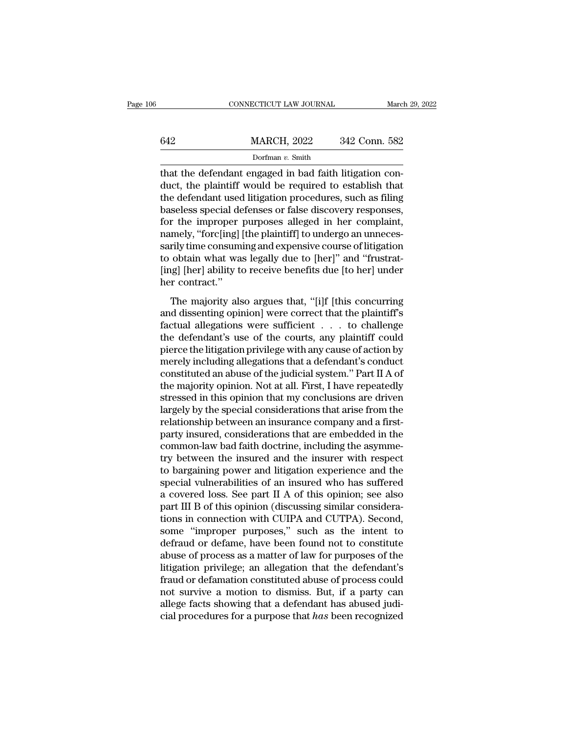that the defendant engaged in bad faith litigation conduct, the plaintiff would be required to establish that the defendant used litigation procedures, such as filing baseless special defenses or false discovery responses, for the improper purposes alleged in her complaint, namely, "forc[ing] [the plaintiff] to undergo an unnecessarily time consuming and expensive course of litigation to obtain what was legally due to [her]" and "frustrat[ing] [her] ability to receive benefits due [to her] under her contract."

The majority also argues that, "[i]f [this concurring and dissenting opinion] were correct that the plaintiff's factual allegations were sufficient . . . to challenge the defendant's use of the courts, any plaintiff could pierce the litigation privilege with any cause of action by merely including allegations that a defendant's conduct constituted an abuse of the judicial system." Part II A of the majority opinion. Not at all. First, I have repeatedly stressed in this opinion that my conclusions are driven largely by the special considerations that arise from the relationship between an insurance company and a first-party insured, considerations that are embedded in the common-law bad faith doctrine, including the asymmetry between the insured and the insurer with respect to bargaining power and litigation experience and the special vulnerabilities of an insured who has suffered a covered loss. See part II A of this opinion; see also part III B of this opinion (discussing similar considerations in connection with CUIPA and CUTPA). Second, some "improper purposes," such as the intent to defraud or defame, have been found not to constitute abuse of process as a matter of law for purposes of the litigation privilege; an allegation that the defendant's fraud or defamation constituted abuse of process could not survive a motion to dismiss. But, if a party can allege facts showing that a defendant has abused judicial procedures for a purpose that *has* been recognized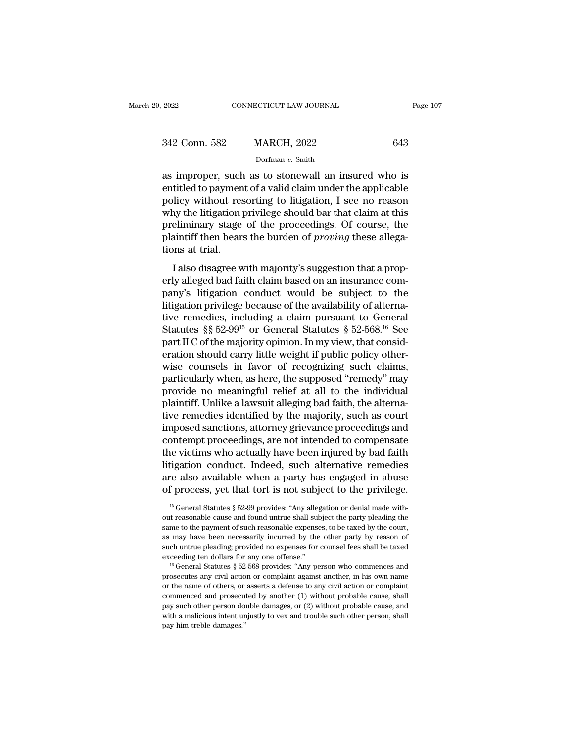as improper, such as to stonewall an insured who is entitled to payment of a valid claim under the applicable policy without resorting to litigation, I see no reason why the litigation privilege should bar that claim at this preliminary stage of the proceedings. Of course, the plaintiff then bears the burden of *proving* these allegations at trial.

I also disagree with majority's suggestion that a properly alleged bad faith claim based on an insurance company's litigation conduct would be subject to the litigation privilege because of the availability of alternative remedies, including a claim pursuant to General Statutes §§ 52-99[15] or General Statutes § 52-568.[16] See part II C of the majority opinion. In my view, that consideration should carry little weight if public policy otherwise counsels in favor of recognizing such claims, particularly when, as here, the supposed "remedy" may provide no meaningful relief at all to the individual plaintiff. Unlike a lawsuit alleging bad faith, the alternative remedies identified by the majority, such as court imposed sanctions, attorney grievance proceedings and contempt proceedings, are not intended to compensate the victims who actually have been injured by bad faith litigation conduct. Indeed, such alternative remedies are also available when a party has engaged in abuse of process, yet that tort is not subject to the privilege.

[15] General Statutes § 52-99 provides: "Any allegation or denial made without reasonable cause and found untrue shall subject the party pleading the same to the payment of such reasonable expenses, to be taxed by the court, as may have been necessarily incurred by the other party by reason of such untrue pleading; provided no expenses for counsel fees shall be taxed exceeding ten dollars for any one offense."

[16] General Statutes § 52-568 provides: "Any person who commences and prosecutes any civil action or complaint against another, in his own name or the name of others, or asserts a defense to any civil action or complaint commenced and prosecuted by another (1) without probable cause, shall pay such other person double damages, or (2) without probable cause, and with a malicious intent unjustly to vex and trouble such other person, shall pay him treble damages."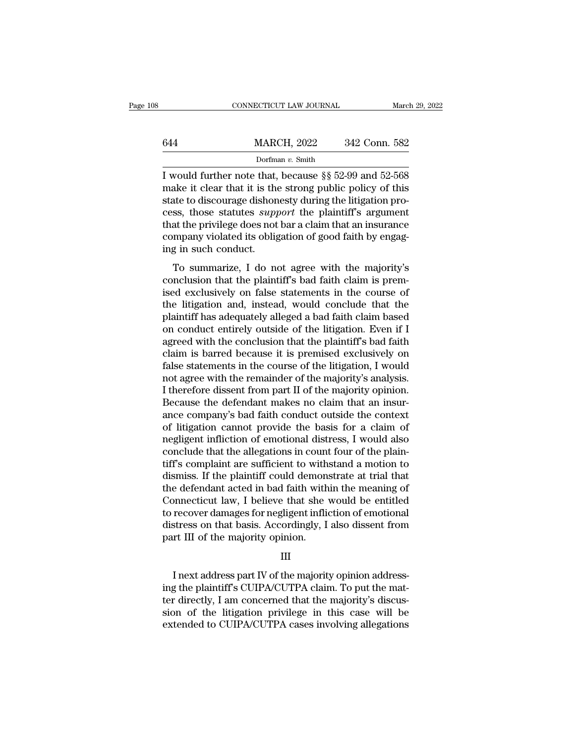I would further note that, because §§ 52-99 and 52-568 make it clear that it is the strong public policy of this state to discourage dishonesty during the litigation process, those statutes *support* the plaintiff's argument that the privilege does not bar a claim that an insurance company violated its obligation of good faith by engaging in such conduct.

To summarize, I do not agree with the majority's conclusion that the plaintiff's bad faith claim is premised exclusively on false statements in the course of the litigation and, instead, would conclude that the plaintiff has adequately alleged a bad faith claim based on conduct entirely outside of the litigation. Even if I agreed with the conclusion that the plaintiff's bad faith claim is barred because it is premised exclusively on false statements in the course of the litigation, I would not agree with the remainder of the majority's analysis. I therefore dissent from part II of the majority opinion. Because the defendant makes no claim that an insurance company's bad faith conduct outside the context of litigation cannot provide the basis for a claim of negligent infliction of emotional distress, I would also conclude that the allegations in count four of the plaintiff's complaint are sufficient to withstand a motion to dismiss. If the plaintiff could demonstrate at trial that the defendant acted in bad faith within the meaning of Connecticut law, I believe that she would be entitled to recover damages for negligent infliction of emotional distress on that basis. Accordingly, I also dissent from part III of the majority opinion.

III

I next address part IV of the majority opinion addressing the plaintiff's CUIPA/CUTPA claim. To put the matter directly, I am concerned that the majority's discussion of the litigation privilege in this case will be extended to CUIPA/CUTPA cases involving allegations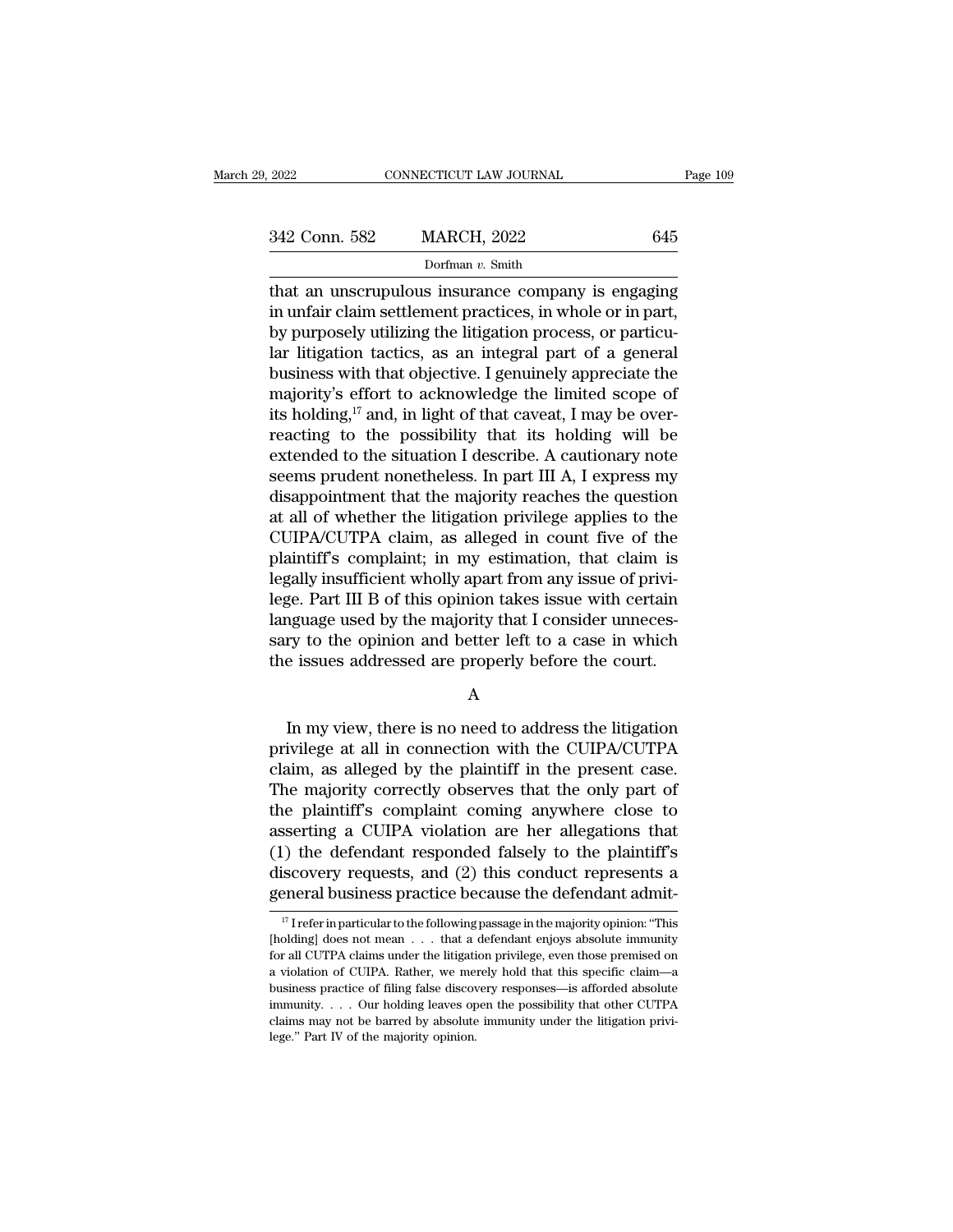that an unscrupulous insurance company is engaging in unfair claim settlement practices, in whole or in part, by purposely utilizing the litigation process, or particular litigation tactics, as an integral part of a general business with that objective. I genuinely appreciate the majority's effort to acknowledge the limited scope of its holding,[17] and, in light of that caveat, I may be overreacting to the possibility that its holding will be extended to the situation I describe. A cautionary note seems prudent nonetheless. In part III A, I express my disappointment that the majority reaches the question at all of whether the litigation privilege applies to the CUIPA/CUTPA claim, as alleged in count five of the plaintiff's complaint; in my estimation, that claim is legally insufficient wholly apart from any issue of privilege. Part III B of this opinion takes issue with certain language used by the majority that I consider unnecessary to the opinion and better left to a case in which the issues addressed are properly before the court.

A

In my view, there is no need to address the litigation privilege at all in connection with the CUIPA/CUTPA claim, as alleged by the plaintiff in the present case. The majority correctly observes that the only part of the plaintiff's complaint coming anywhere close to asserting a CUIPA violation are her allegations that (1) the defendant responded falsely to the plaintiff's discovery requests, and (2) this conduct represents a general business practice because the defendant admit-

[17] I refer in particular to the following passage in the majority opinion: "This [holding] does not mean . . . that a defendant enjoys absolute immunity for all CUTPA claims under the litigation privilege, even those premised on a violation of CUIPA. Rather, we merely hold that this specific claim—a business practice of filing false discovery responses—is afforded absolute immunity. . . . Our holding leaves open the possibility that other CUTPA claims may not be barred by absolute immunity under the litigation privilege." Part IV of the majority opinion.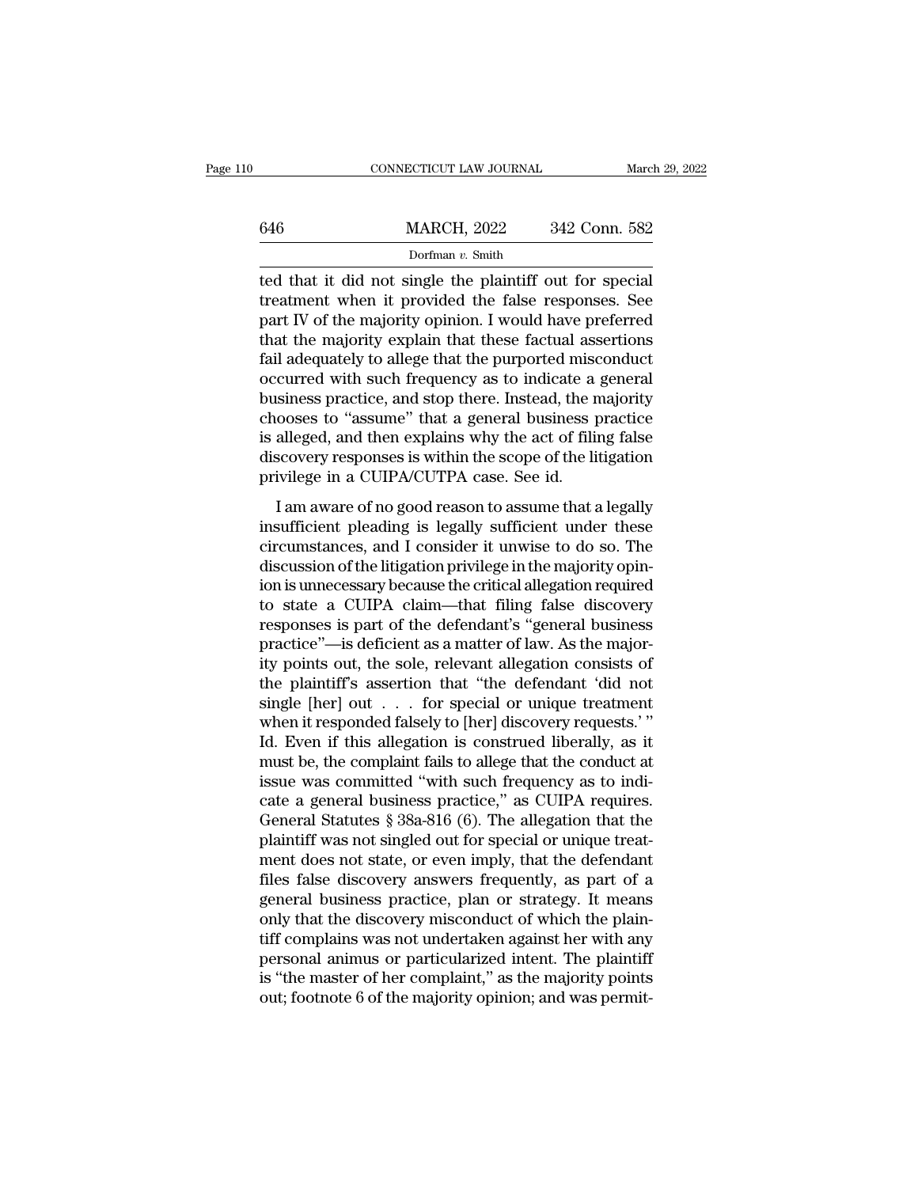ted that it did not single the plaintiff out for special treatment when it provided the false responses. See part IV of the majority opinion. I would have preferred that the majority explain that these factual assertions fail adequately to allege that the purported misconduct occurred with such frequency as to indicate a general business practice, and stop there. Instead, the majority chooses to "assume" that a general business practice is alleged, and then explains why the act of filing false discovery responses is within the scope of the litigation privilege in a CUIPA/CUTPA case. See id.

I am aware of no good reason to assume that a legally insufficient pleading is legally sufficient under these circumstances, and I consider it unwise to do so. The discussion of the litigation privilege in the majority opinion is unnecessary because the critical allegation required to state a CUIPA claim—that filing false discovery responses is part of the defendant's "general business practice"—is deficient as a matter of law. As the majority points out, the sole, relevant allegation consists of the plaintiff's assertion that "the defendant 'did not single [her] out . . . for special or unique treatment when it responded falsely to [her] discovery requests.'" Id. Even if this allegation is construed liberally, as it must be, the complaint fails to allege that the conduct at issue was committed "with such frequency as to indicate a general business practice," as CUIPA requires. General Statutes § 38a-816 (6). The allegation that the plaintiff was not singled out for special or unique treatment does not state, or even imply, that the defendant files false discovery answers frequently, as part of a general business practice, plan or strategy. It means only that the discovery misconduct of which the plaintiff complains was not undertaken against her with any personal animus or particularized intent. The plaintiff is "the master of her complaint," as the majority points out; footnote 6 of the majority opinion; and was permit-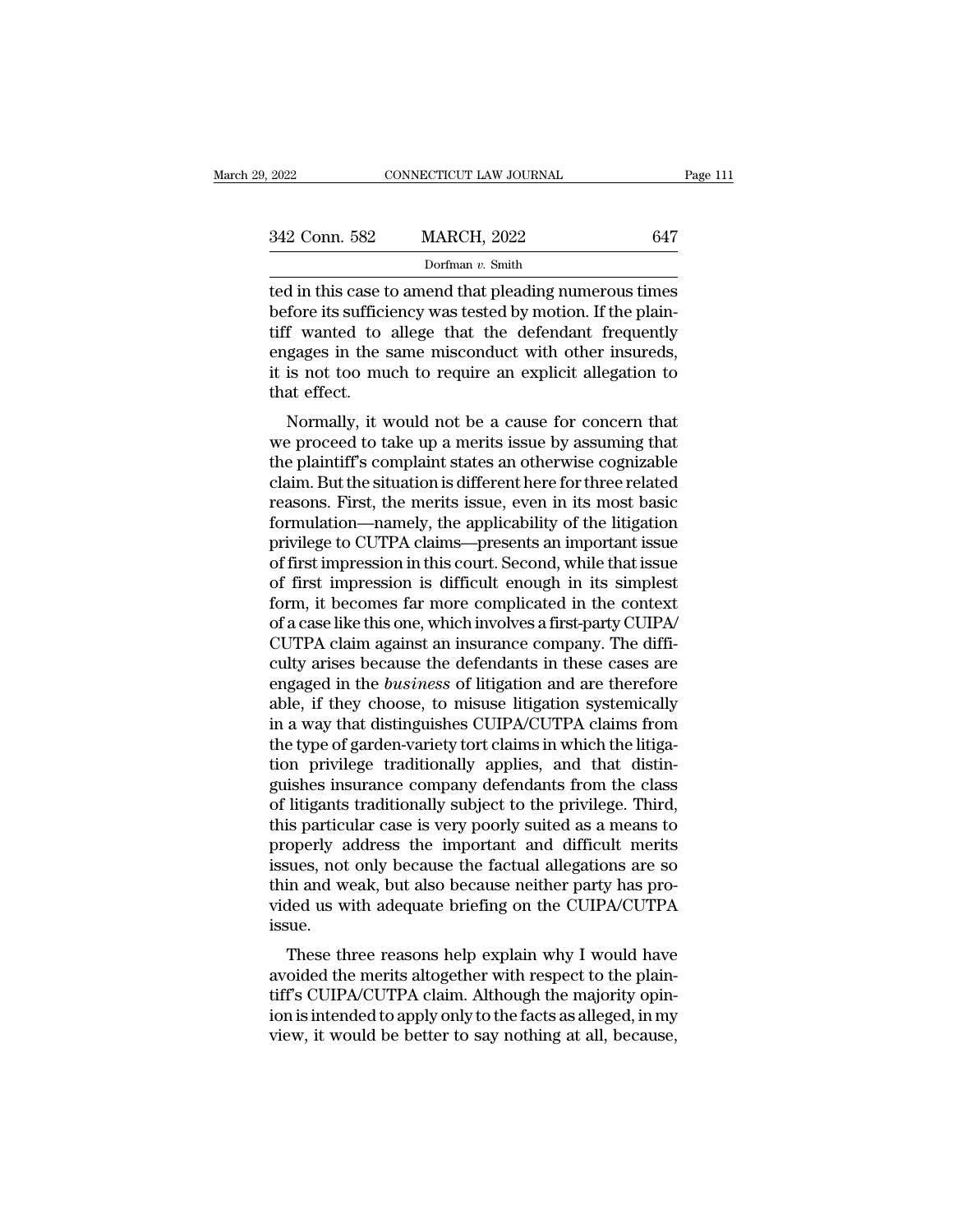ted in this case to amend that pleading numerous times before its sufficiency was tested by motion. If the plaintiff wanted to allege that the defendant frequently engages in the same misconduct with other insureds, it is not too much to require an explicit allegation to that effect.

Normally, it would not be a cause for concern that we proceed to take up a merits issue by assuming that the plaintiff's complaint states an otherwise cognizable claim. But the situation is different here for three related reasons. First, the merits issue, even in its most basic formulation—namely, the applicability of the litigation privilege to CUTPA claims—presents an important issue of first impression in this court. Second, while that issue of first impression is difficult enough in its simplest form, it becomes far more complicated in the context of a case like this one, which involves a first-party CUIPA/CUTPA claim against an insurance company. The difficulty arises because the defendants in these cases are engaged in the *business* of litigation and are therefore able, if they choose, to misuse litigation systemically in a way that distinguishes CUIPA/CUTPA claims from the type of garden-variety tort claims in which the litigation privilege traditionally applies, and that distinguishes insurance company defendants from the class of litigants traditionally subject to the privilege. Third, this particular case is very poorly suited as a means to properly address the important and difficult merits issues, not only because the factual allegations are so thin and weak, but also because neither party has provided us with adequate briefing on the CUIPA/CUTPA issue.

These three reasons help explain why I would have avoided the merits altogether with respect to the plaintiff's CUIPA/CUTPA claim. Although the majority opinion is intended to apply only to the facts as alleged, in my view, it would be better to say nothing at all, because,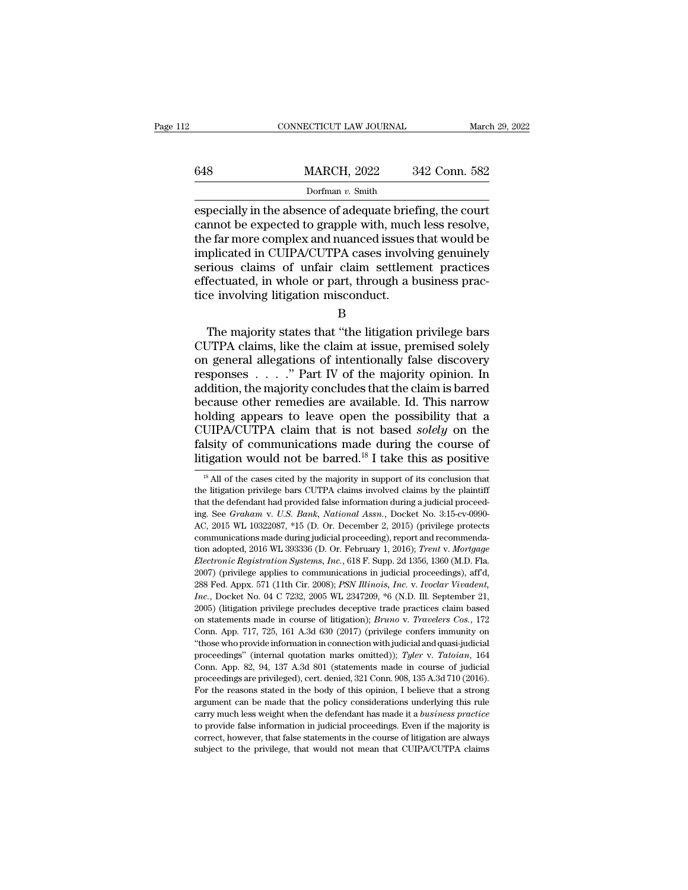especially in the absence of adequate briefing, the court cannot be expected to grapple with, much less resolve, the far more complex and nuanced issues that would be implicated in CUIPA/CUTPA cases involving genuinely serious claims of unfair claim settlement practices effectuated, in whole or part, through a business practice involving litigation misconduct.

B

The majority states that "the litigation privilege bars CUTPA claims, like the claim at issue, premised solely on general allegations of intentionally false discovery responses . . . ." Part IV of the majority opinion. In addition, the majority concludes that the claim is barred because other remedies are available. Id. This narrow holding appears to leave open the possibility that a CUIPA/CUTPA claim that is not based *solely* on the falsity of communications made during the course of litigation would not be barred.[18] I take this as positive

[18] All of the cases cited by the majority in support of its conclusion that the litigation privilege bars CUTPA claims involved claims by the plaintiff that the defendant had provided false information during a judicial proceeding. See *Graham* v. *U.S. Bank, National Assn.*, Docket No. 3:15-cv-0990-AC, 2015 WL 10322087, *15 (D. Or. December 2, 2015) (privilege protects communications made during judicial proceeding), report and recommendation adopted, 2016 WL 393336 (D. Or. February 1, 2016); *Trent* v. *Mortgage Electronic Registration Systems, Inc.*, 618 F. Supp. 2d 1356, 1360 (M.D. Fla. 2007) (privilege applies to communications in judicial proceedings), aff'd, 288 Fed. Appx. 571 (11th Cir. 2008); *PSN Illinois, Inc.* v. *Ivoclar Vivadent, Inc.*, Docket No. 04 C 7232, 2005 WL 2347209, *6 (N.D. Ill. September 21, 2005) (litigation privilege precludes deceptive trade practices claim based on statements made in course of litigation); *Bruno* v. *Travelers Cos.*, 172 Conn. App. 717, 725, 161 A.3d 630 (2017) (privilege confers immunity on "those who provide information in connection with judicial and quasi-judicial proceedings" (internal quotation marks omitted)); *Tyler* v. *Tatoian*, 164 Conn. App. 82, 94, 137 A.3d 801 (statements made in course of judicial proceedings are privileged), cert. denied, 321 Conn. 908, 135 A.3d 710 (2016). For the reasons stated in the body of this opinion, I believe that a strong argument can be made that the policy considerations underlying this rule carry much less weight when the defendant has made it a *business practice* to provide false information in judicial proceedings. Even if the majority is correct, however, that false statements in the course of litigation are always subject to the privilege, that would not mean that CUIPA/CUTPA claims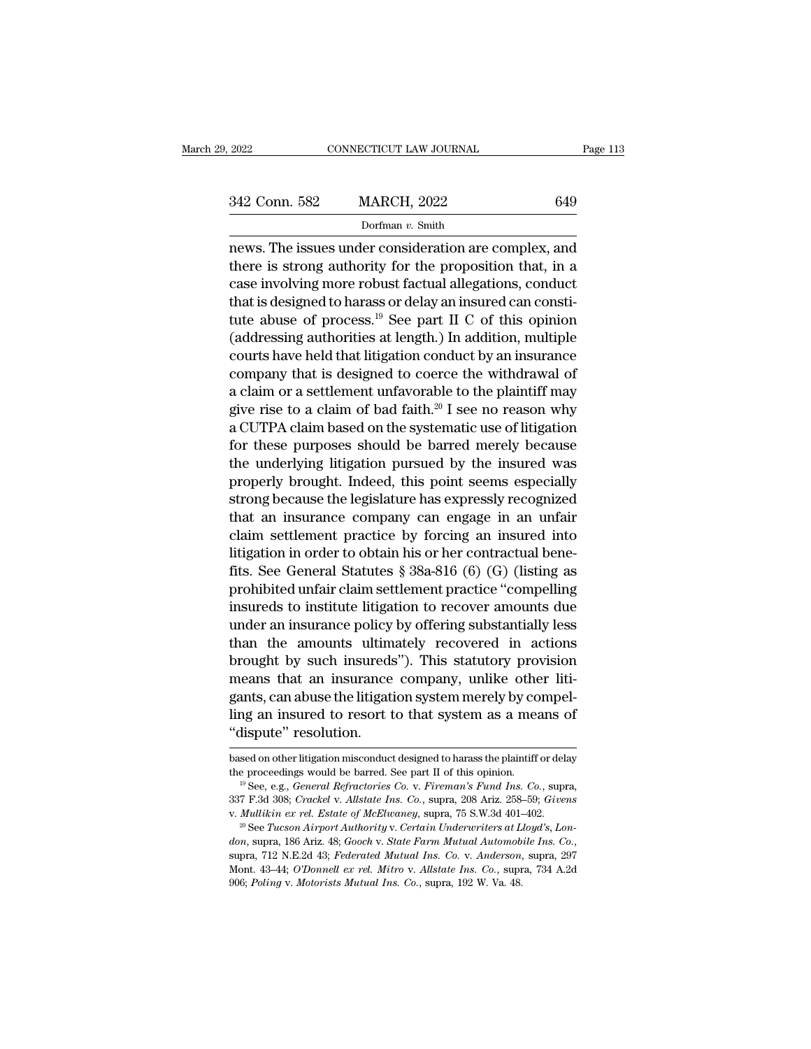news. The issues under consideration are complex, and there is strong authority for the proposition that, in a case involving more robust factual allegations, conduct that is designed to harass or delay an insured can constitute abuse of process.[19] See part II C of this opinion (addressing authorities at length.) In addition, multiple courts have held that litigation conduct by an insurance company that is designed to coerce the withdrawal of a claim or a settlement unfavorable to the plaintiff may give rise to a claim of bad faith.[20] I see no reason why a CUTPA claim based on the systematic use of litigation for these purposes should be barred merely because the underlying litigation pursued by the insured was properly brought. Indeed, this point seems especially strong because the legislature has expressly recognized that an insurance company can engage in an unfair claim settlement practice by forcing an insured into litigation in order to obtain his or her contractual benefits. See General Statutes § 38a-816 (6) (G) (listing as prohibited unfair claim settlement practice "compelling insureds to institute litigation to recover amounts due under an insurance policy by offering substantially less than the amounts ultimately recovered in actions brought by such insureds"). This statutory provision means that an insurance company, unlike other litigants, can abuse the litigation system merely by compelling an insured to resort to that system as a means of "dispute" resolution.

---

based on other litigation misconduct designed to harass the plaintiff or delay the proceedings would be barred. See part II of this opinion.

[19] See, e.g., *General Refractories Co.* v. *Fireman's Fund Ins. Co.*, supra, 337 F.3d 308; *Crackel* v. *Allstate Ins. Co.*, supra, 208 Ariz. 258–59; *Givens* v. *Mullikin ex rel. Estate of McElwaney*, supra, 75 S.W.3d 401–402.

[20] See *Tucson Airport Authority* v. *Certain Underwriters at Lloyd's, London*, supra, 186 Ariz. 48; *Gooch* v. *State Farm Mutual Automobile Ins. Co.*, supra, 712 N.E.2d 43; *Federated Mutual Ins. Co.* v. *Anderson*, supra, 297 Mont. 43–44; *O'Donnell ex rel. Mitro* v. *Allstate Ins. Co.*, supra, 734 A.2d 906; *Poling* v. *Motorists Mutual Ins. Co.*, supra, 192 W. Va. 48.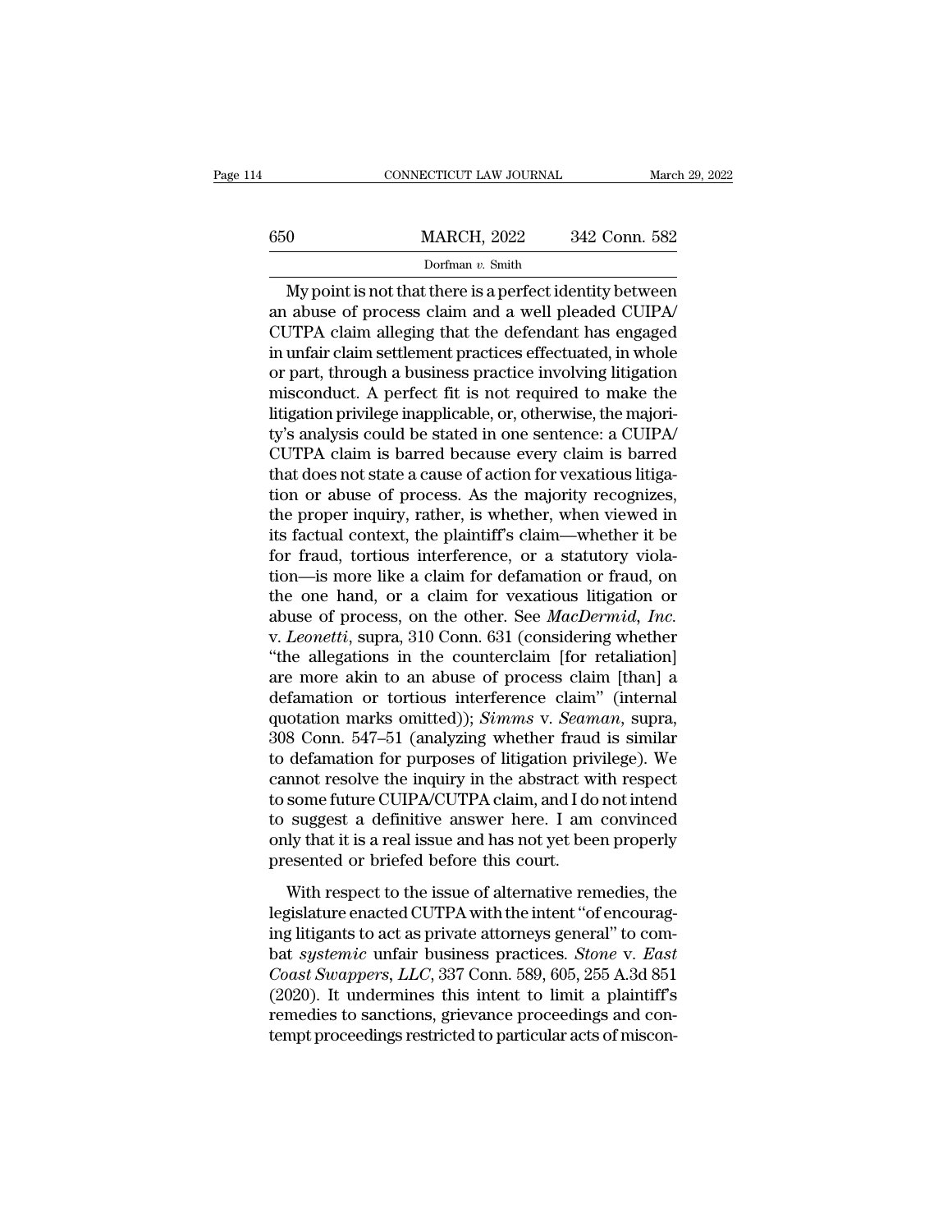My point is not that there is a perfect identity between an abuse of process claim and a well pleaded CUIPA/CUTPA claim alleging that the defendant has engaged in unfair claim settlement practices effectuated, in whole or part, through a business practice involving litigation misconduct. A perfect fit is not required to make the litigation privilege inapplicable, or, otherwise, the majority's analysis could be stated in one sentence: a CUIPA/CUTPA claim is barred because every claim is barred that does not state a cause of action for vexatious litigation or abuse of process. As the majority recognizes, the proper inquiry, rather, is whether, when viewed in its factual context, the plaintiff's claim—whether it be for fraud, tortious interference, or a statutory violation—is more like a claim for defamation or fraud, on the one hand, or a claim for vexatious litigation or abuse of process, on the other. See *MacDermid, Inc.* v. *Leonetti*, supra, 310 Conn. 631 (considering whether "the allegations in the counterclaim [for retaliation] are more akin to an abuse of process claim [than] a defamation or tortious interference claim" (internal quotation marks omitted)); *Simms* v. *Seaman*, supra, 308 Conn. 547–51 (analyzing whether fraud is similar to defamation for purposes of litigation privilege). We cannot resolve the inquiry in the abstract with respect to some future CUIPA/CUTPA claim, and I do not intend to suggest a definitive answer here. I am convinced only that it is a real issue and has not yet been properly presented or briefed before this court.

With respect to the issue of alternative remedies, the legislature enacted CUTPA with the intent "of encouraging litigants to act as private attorneys general" to combat *systemic* unfair business practices. *Stone* v. *East Coast Swappers, LLC*, 337 Conn. 589, 605, 255 A.3d 851 (2020). It undermines this intent to limit a plaintiff's remedies to sanctions, grievance proceedings and contempt proceedings restricted to particular acts of miscon-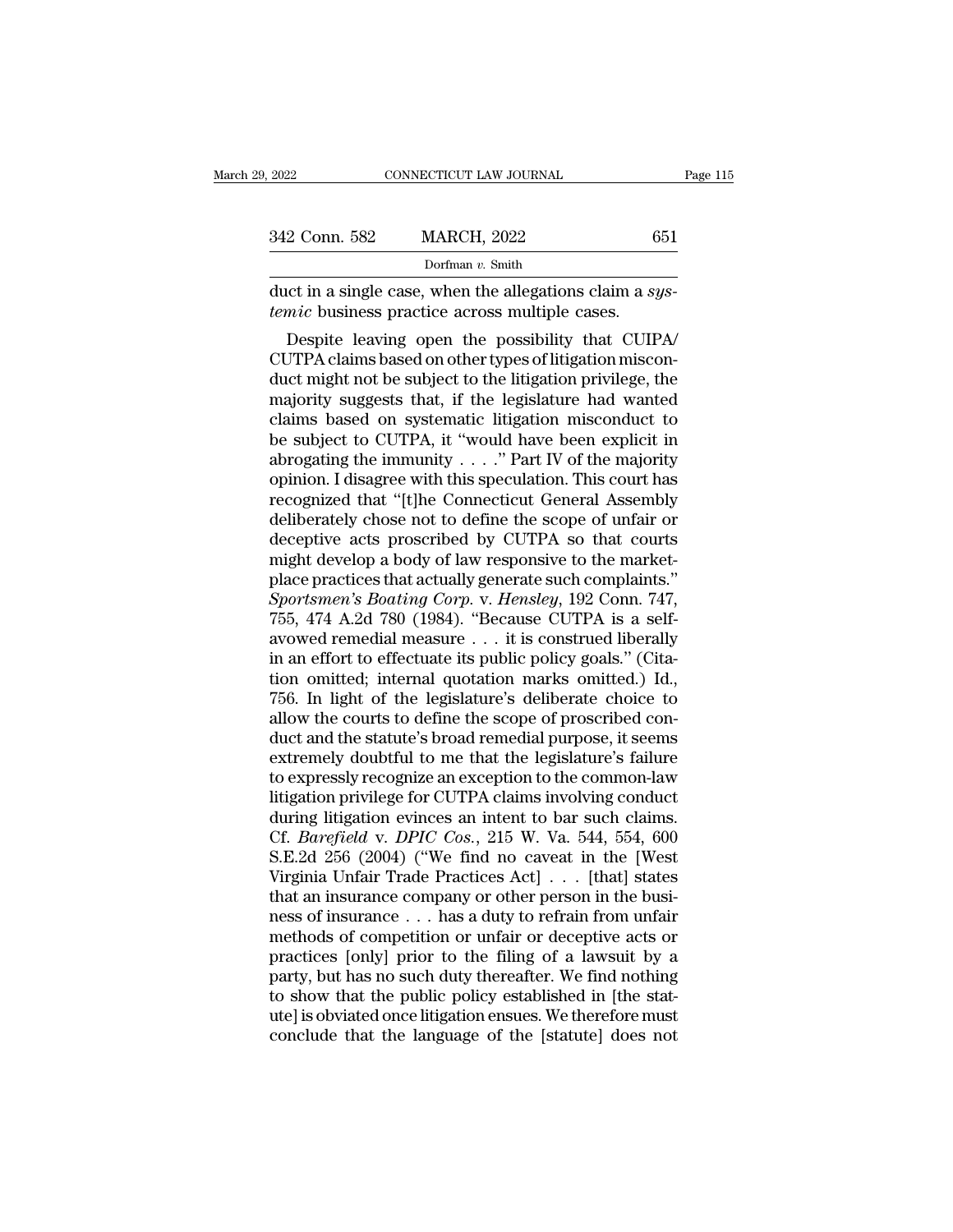duct in a single case, when the allegations claim a *systemic* business practice across multiple cases.

Despite leaving open the possibility that CUIPA/CUTPA claims based on other types of litigation misconduct might not be subject to the litigation privilege, the majority suggests that, if the legislature had wanted claims based on systematic litigation misconduct to be subject to CUTPA, it "would have been explicit in abrogating the immunity . . . ." Part IV of the majority opinion. I disagree with this speculation. This court has recognized that "[t]he Connecticut General Assembly deliberately chose not to define the scope of unfair or deceptive acts proscribed by CUTPA so that courts might develop a body of law responsive to the marketplace practices that actually generate such complaints." *Sportsmen's Boating Corp.* v. *Hensley*, 192 Conn. 747, 755, 474 A.2d 780 (1984). "Because CUTPA is a self-avowed remedial measure . . . it is construed liberally in an effort to effectuate its public policy goals." (Citation omitted; internal quotation marks omitted.) Id., 756. In light of the legislature's deliberate choice to allow the courts to define the scope of proscribed conduct and the statute's broad remedial purpose, it seems extremely doubtful to me that the legislature's failure to expressly recognize an exception to the common-law litigation privilege for CUTPA claims involving conduct during litigation evinces an intent to bar such claims. Cf. *Barefield* v. *DPIC Cos.*, 215 W. Va. 544, 554, 600 S.E.2d 256 (2004) ("We find no caveat in the [West Virginia Unfair Trade Practices Act] . . . [that] states that an insurance company or other person in the business of insurance . . . has a duty to refrain from unfair methods of competition or unfair or deceptive acts or practices [only] prior to the filing of a lawsuit by a party, but has no such duty thereafter. We find nothing to show that the public policy established in [the statute] is obviated once litigation ensues. We therefore must conclude that the language of the [statute] does not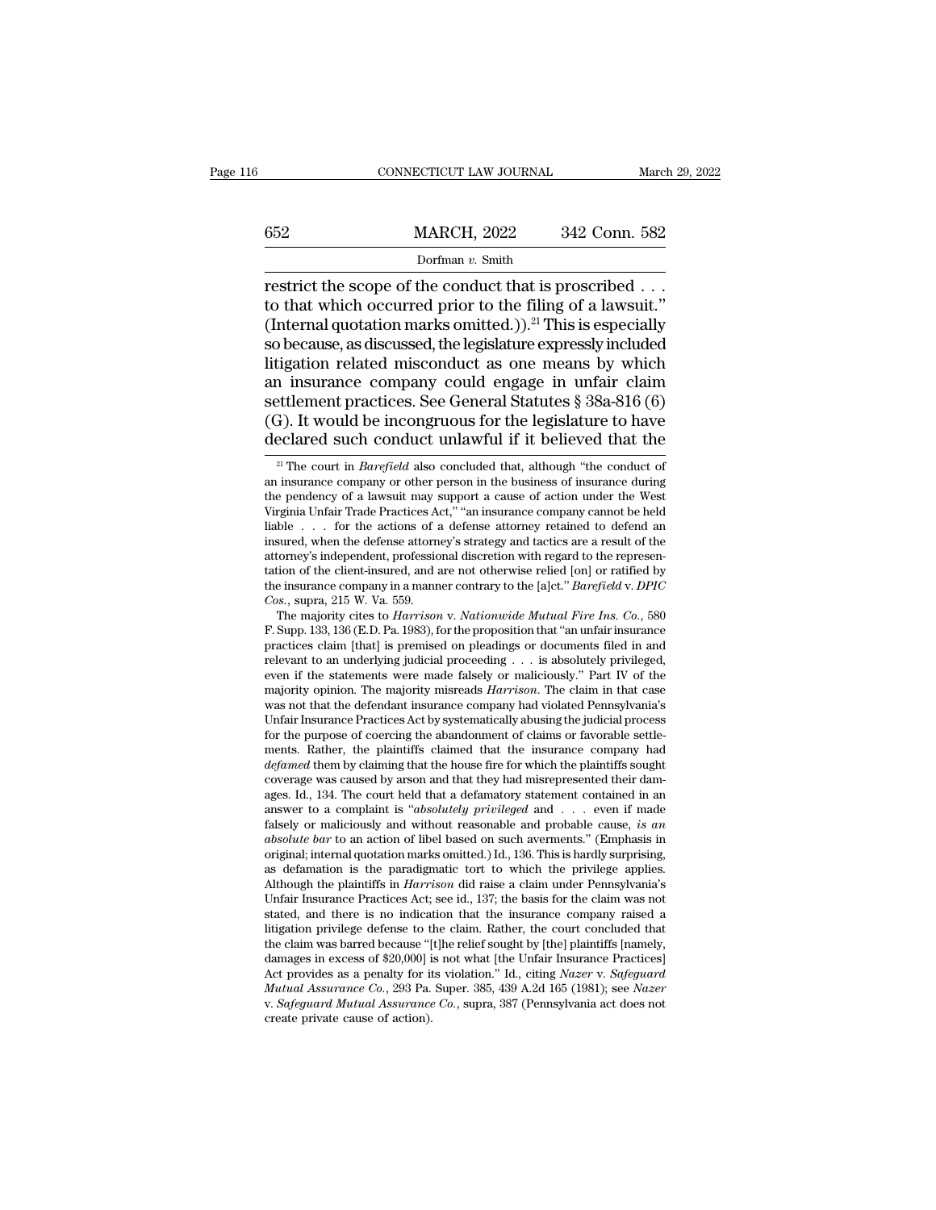restrict the scope of the conduct that is proscribed . . . to that which occurred prior to the filing of a lawsuit." (Internal quotation marks omitted.)).[21] This is especially so because, as discussed, the legislature expressly included litigation related misconduct as one means by which an insurance company could engage in unfair claim settlement practices. See General Statutes § 38a-816 (6) (G). It would be incongruous for the legislature to have declared such conduct unlawful if it believed that the

[21] The court in *Barefield* also concluded that, although "the conduct of an insurance company or other person in the business of insurance during the pendency of a lawsuit may support a cause of action under the West Virginia Unfair Trade Practices Act," "an insurance company cannot be held liable . . . for the actions of a defense attorney retained to defend an insured, when the defense attorney's strategy and tactics are a result of the attorney's independent, professional discretion with regard to the representation of the client-insured, and are not otherwise relied [on] or ratified by the insurance company in a manner contrary to the [a]ct." *Barefield* v. *DPIC Cos.*, supra, 215 W. Va. 559.

The majority cites to *Harrison* v. *Nationwide Mutual Fire Ins. Co.*, 580 F. Supp. 133, 136 (E.D. Pa. 1983), for the proposition that "an unfair insurance practices claim [that] is premised on pleadings or documents filed in and relevant to an underlying judicial proceeding . . . is absolutely privileged, even if the statements were made falsely or maliciously." Part IV of the majority opinion. The majority misreads *Harrison*. The claim in that case was not that the defendant insurance company had violated Pennsylvania's Unfair Insurance Practices Act by systematically abusing the judicial process for the purpose of coercing the abandonment of claims or favorable settlements. Rather, the plaintiffs claimed that the insurance company had *defamed* them by claiming that the house fire for which the plaintiffs sought coverage was caused by arson and that they had misrepresented their damages. Id., 134. The court held that a defamatory statement contained in an answer to a complaint is "*absolutely privileged* and . . . even if made falsely or maliciously and without reasonable and probable cause, *is an absolute bar* to an action of libel based on such averments." (Emphasis in original; internal quotation marks omitted.) Id., 136. This is hardly surprising, as defamation is the paradigmatic tort to which the privilege applies. Although the plaintiffs in *Harrison* did raise a claim under Pennsylvania's Unfair Insurance Practices Act; see id., 137; the basis for the claim was not stated, and there is no indication that the insurance company raised a litigation privilege defense to the claim. Rather, the court concluded that the claim was barred because "[t]he relief sought by [the] plaintiffs [namely, damages in excess of $20,000] is not what [the Unfair Insurance Practices] Act provides as a penalty for its violation." Id., citing *Nazer* v. *Safeguard Mutual Assurance Co.*, 293 Pa. Super. 385, 439 A.2d 165 (1981); see *Nazer* v. *Safeguard Mutual Assurance Co.*, supra, 387 (Pennsylvania act does not create private cause of action).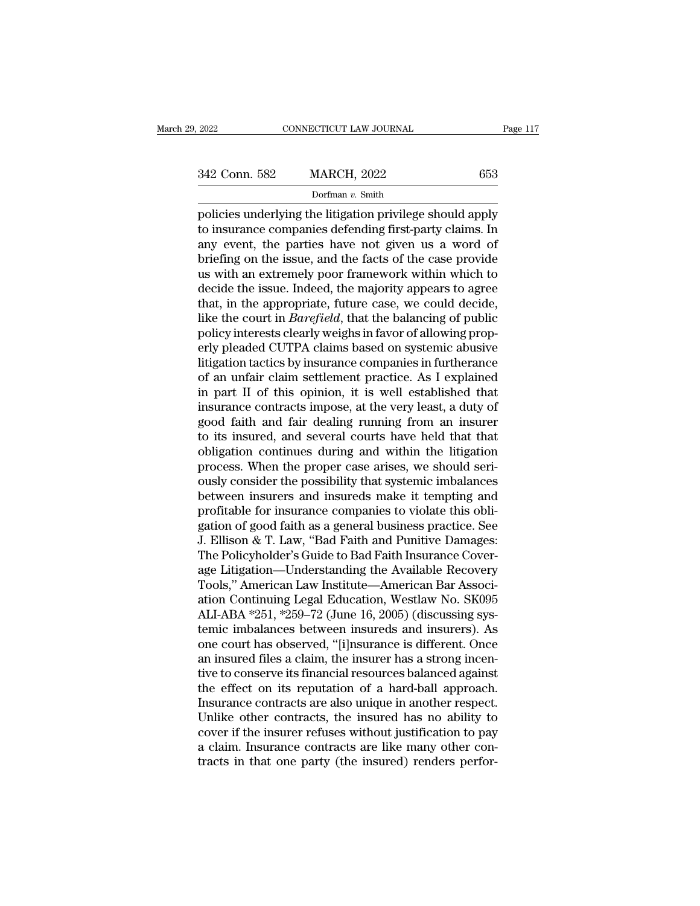policies underlying the litigation privilege should apply to insurance companies defending first-party claims. In any event, the parties have not given us a word of briefing on the issue, and the facts of the case provide us with an extremely poor framework within which to decide the issue. Indeed, the majority appears to agree that, in the appropriate, future case, we could decide, like the court in *Barefield*, that the balancing of public policy interests clearly weighs in favor of allowing properly pleaded CUTPA claims based on systemic abusive litigation tactics by insurance companies in furtherance of an unfair claim settlement practice. As I explained in part II of this opinion, it is well established that insurance contracts impose, at the very least, a duty of good faith and fair dealing running from an insurer to its insured, and several courts have held that that obligation continues during and within the litigation process. When the proper case arises, we should seriously consider the possibility that systemic imbalances between insurers and insureds make it tempting and profitable for insurance companies to violate this obligation of good faith as a general business practice. See J. Ellison & T. Law, "Bad Faith and Punitive Damages: The Policyholder's Guide to Bad Faith Insurance Coverage Litigation—Understanding the Available Recovery Tools," American Law Institute—American Bar Association Continuing Legal Education, Westlaw No. SK095 ALI-ABA *251, *259–72 (June 16, 2005) (discussing systemic imbalances between insureds and insurers). As one court has observed, "[i]nsurance is different. Once an insured files a claim, the insurer has a strong incentive to conserve its financial resources balanced against the effect on its reputation of a hard-ball approach. Insurance contracts are also unique in another respect. Unlike other contracts, the insured has no ability to cover if the insurer refuses without justification to pay a claim. Insurance contracts are like many other contracts in that one party (the insured) renders perfor-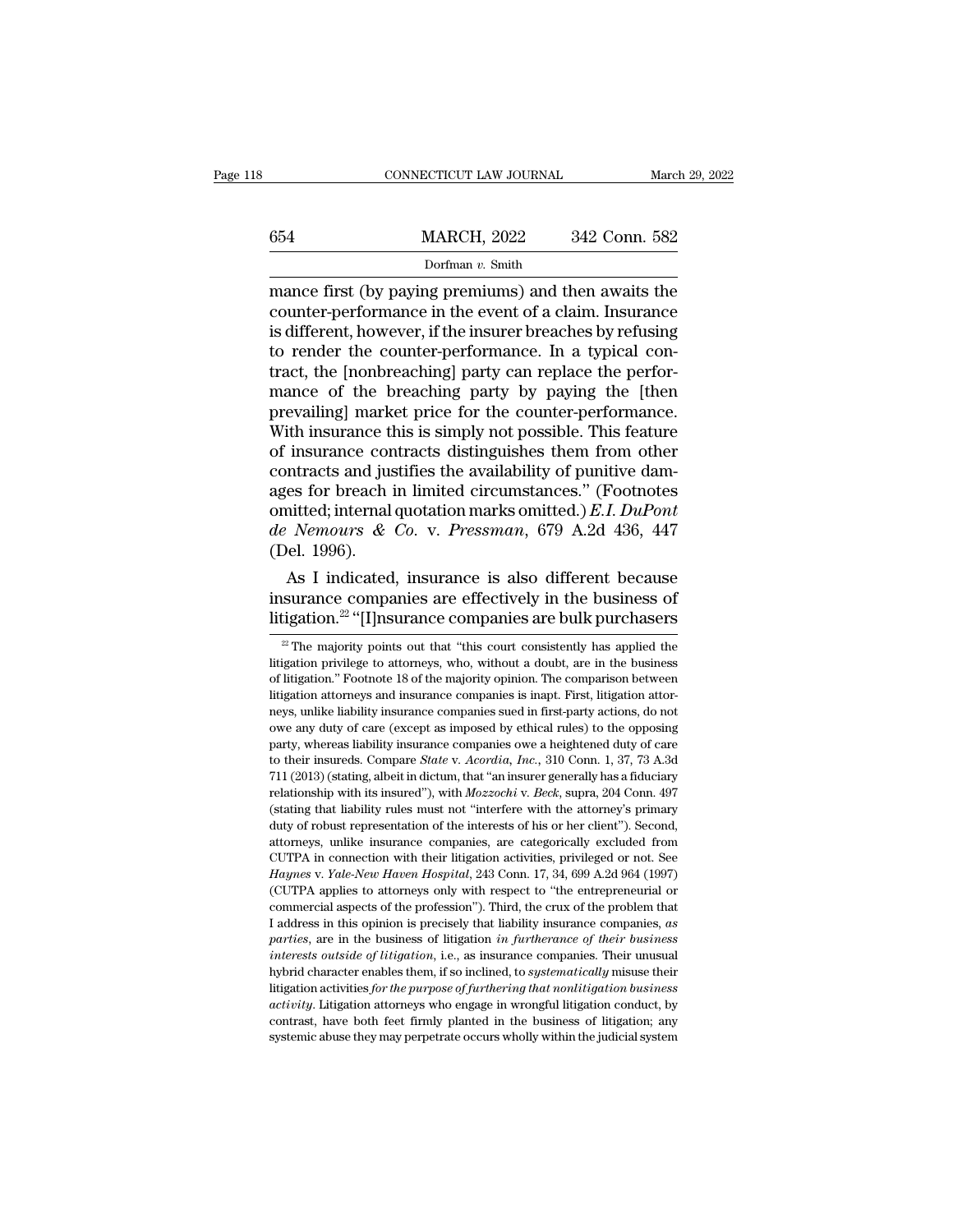mance first (by paying premiums) and then awaits the counter-performance in the event of a claim. Insurance is different, however, if the insurer breaches by refusing to render the counter-performance. In a typical contract, the [nonbreaching] party can replace the performance of the breaching party by paying the [then prevailing] market price for the counter-performance. With insurance this is simply not possible. This feature of insurance contracts distinguishes them from other contracts and justifies the availability of punitive damages for breach in limited circumstances.'' (Footnotes omitted; internal quotation marks omitted.) *E.I. DuPont de Nemours & Co.* v. *Pressman*, 679 A.2d 436, 447 (Del. 1996).

As I indicated, insurance is also different because insurance companies are effectively in the business of litigation.[22] ''[I]nsurance companies are bulk purchasers

[22] The majority points out that ''this court consistently has applied the litigation privilege to attorneys, who, without a doubt, are in the business of litigation.'' Footnote 18 of the majority opinion. The comparison between litigation attorneys and insurance companies is inapt. First, litigation attorneys, unlike liability insurance companies sued in first-party actions, do not owe any duty of care (except as imposed by ethical rules) to the opposing party, whereas liability insurance companies owe a heightened duty of care to their insureds. Compare *State* v. *Acordia, Inc.*, 310 Conn. 1, 37, 73 A.3d 711 (2013) (stating, albeit in dictum, that ''an insurer generally has a fiduciary relationship with its insured''), with *Mozzochi* v. *Beck*, supra, 204 Conn. 497 (stating that liability rules must not ''interfere with the attorney's primary duty of robust representation of the interests of his or her client''). Second, attorneys, unlike insurance companies, are categorically excluded from CUTPA in connection with their litigation activities, privileged or not. See *Haynes* v. *Yale-New Haven Hospital*, 243 Conn. 17, 34, 699 A.2d 964 (1997) (CUTPA applies to attorneys only with respect to ''the entrepreneurial or commercial aspects of the profession''). Third, the crux of the problem that I address in this opinion is precisely that liability insurance companies, *as parties*, are in the business of litigation *in furtherance of their business interests outside of litigation*, i.e., as insurance companies. Their unusual hybrid character enables them, if so inclined, to *systematically* misuse their litigation activities *for the purpose of furthering that nonlitigation business activity*. Litigation attorneys who engage in wrongful litigation conduct, by contrast, have both feet firmly planted in the business of litigation; any systemic abuse they may perpetrate occurs wholly within the judicial system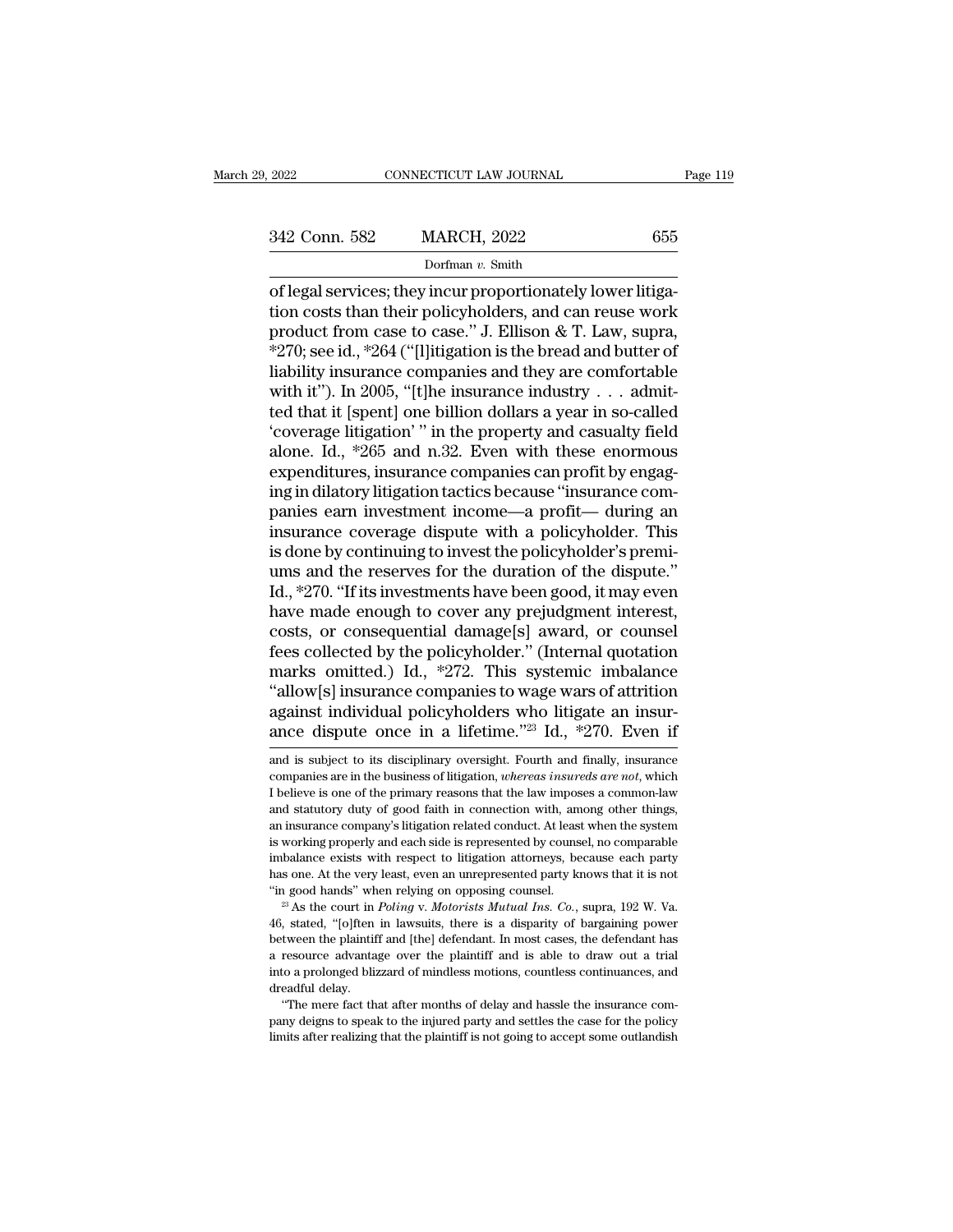of legal services; they incur proportionately lower litigation costs than their policyholders, and can reuse work product from case to case." J. Ellison & T. Law, supra, *270; see id., *264 ("[l]itigation is the bread and butter of liability insurance companies and they are comfortable with it"). In 2005, "[t]he insurance industry . . . admitted that it [spent] one billion dollars a year in so-called 'coverage litigation' " in the property and casualty field alone. Id., *265 and n.32. Even with these enormous expenditures, insurance companies can profit by engaging in dilatory litigation tactics because "insurance companies earn investment income—a profit— during an insurance coverage dispute with a policyholder. This is done by continuing to invest the policyholder's premiums and the reserves for the duration of the dispute." Id., *270. "If its investments have been good, it may even have made enough to cover any prejudgment interest, costs, or consequential damage[s] award, or counsel fees collected by the policyholder." (Internal quotation marks omitted.) Id., *272. This systemic imbalance "allow[s] insurance companies to wage wars of attrition against individual policyholders who litigate an insurance dispute once in a lifetime."[23] Id., *270. Even if

and is subject to its disciplinary oversight. Fourth and finally, insurance companies are in the business of litigation, *whereas insureds are not*, which I believe is one of the primary reasons that the law imposes a common-law and statutory duty of good faith in connection with, among other things, an insurance company's litigation related conduct. At least when the system is working properly and each side is represented by counsel, no comparable imbalance exists with respect to litigation attorneys, because each party has one. At the very least, even an unrepresented party knows that it is not "in good hands" when relying on opposing counsel.

[23] As the court in *Poling* v. *Motorists Mutual Ins. Co.*, supra, 192 W. Va. 46, stated, "[o]ften in lawsuits, there is a disparity of bargaining power between the plaintiff and [the] defendant. In most cases, the defendant has a resource advantage over the plaintiff and is able to draw out a trial into a prolonged blizzard of mindless motions, countless continuances, and dreadful delay.

"The mere fact that after months of delay and hassle the insurance company deigns to speak to the injured party and settles the case for the policy limits after realizing that the plaintiff is not going to accept some outlandish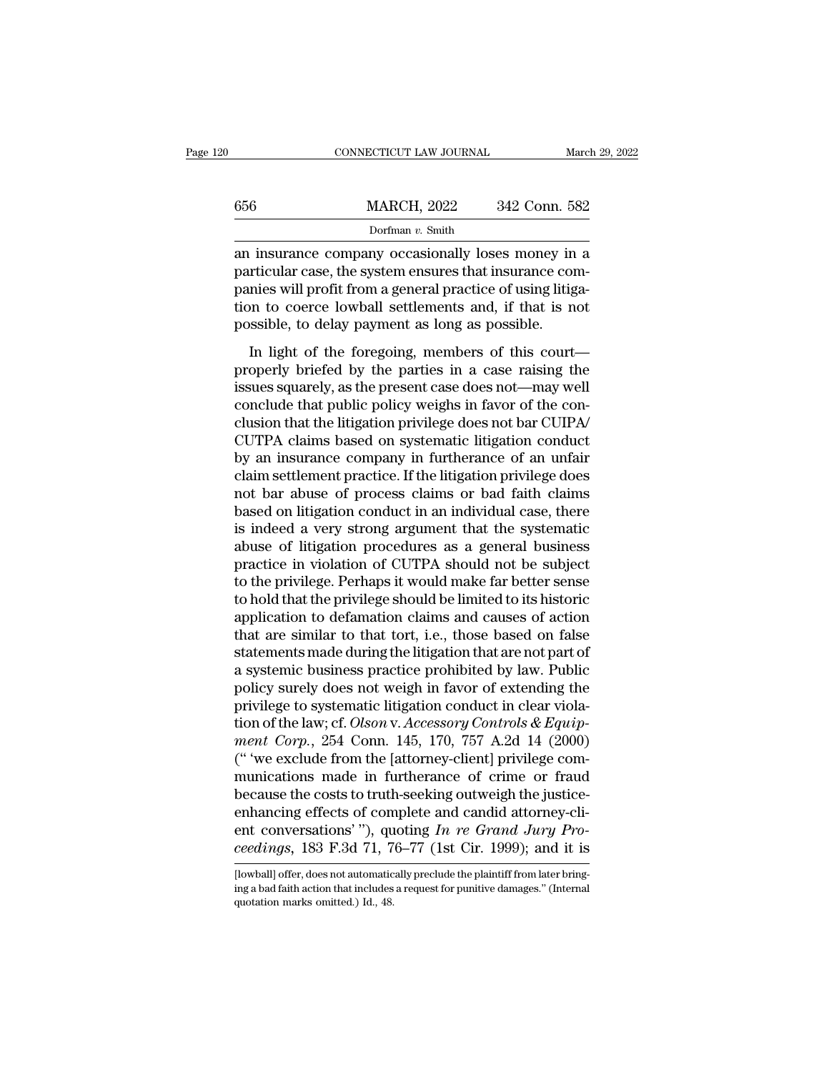an insurance company occasionally loses money in a particular case, the system ensures that insurance companies will profit from a general practice of using litigation to coerce lowball settlements and, if that is not possible, to delay payment as long as possible.

In light of the foregoing, members of this court—properly briefed by the parties in a case raising the issues squarely, as the present case does not—may well conclude that public policy weighs in favor of the conclusion that the litigation privilege does not bar CUIPA/CUTPA claims based on systematic litigation conduct by an insurance company in furtherance of an unfair claim settlement practice. If the litigation privilege does not bar abuse of process claims or bad faith claims based on litigation conduct in an individual case, there is indeed a very strong argument that the systematic abuse of litigation procedures as a general business practice in violation of CUTPA should not be subject to the privilege. Perhaps it would make far better sense to hold that the privilege should be limited to its historic application to defamation claims and causes of action that are similar to that tort, i.e., those based on false statements made during the litigation that are not part of a systemic business practice prohibited by law. Public policy surely does not weigh in favor of extending the privilege to systematic litigation conduct in clear violation of the law; cf. *Olson* v. *Accessory Controls & Equipment Corp.*, 254 Conn. 145, 170, 757 A.2d 14 (2000) (" 'we exclude from the [attorney-client] privilege communications made in furtherance of crime or fraud because the costs to truth-seeking outweigh the justice-enhancing effects of complete and candid attorney-client conversations' "), quoting *In re Grand Jury Proceedings*, 183 F.3d 71, 76–77 (1st Cir. 1999); and it is

[lowball] offer, does not automatically preclude the plaintiff from later bringing a bad faith action that includes a request for punitive damages." (Internal quotation marks omitted.) Id., 48.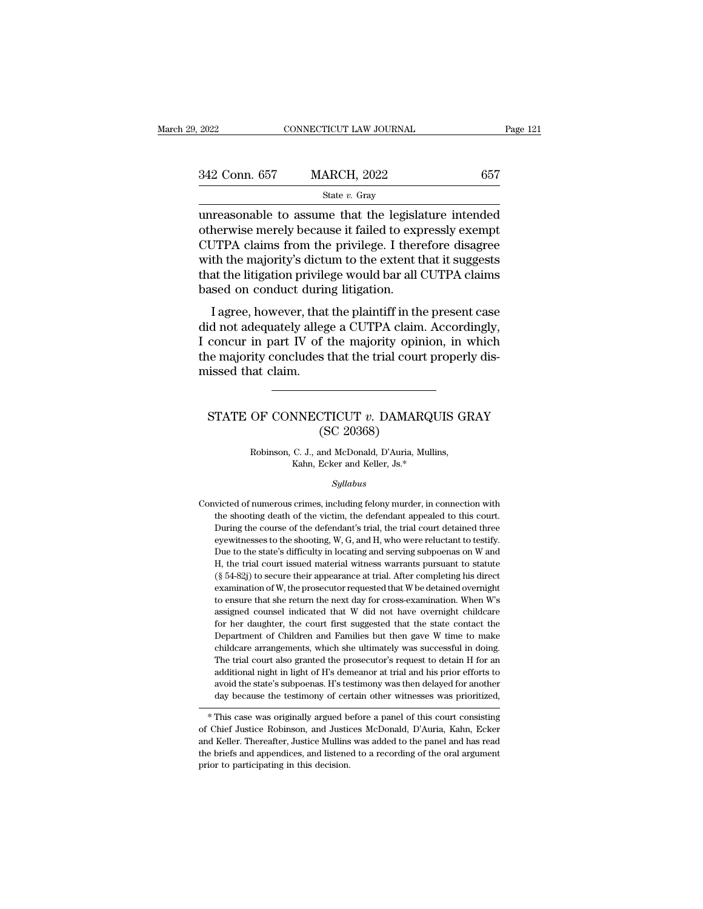unreasonable to assume that the legislature intended otherwise merely because it failed to expressly exempt CUTPA claims from the privilege. I therefore disagree with the majority's dictum to the extent that it suggests that the litigation privilege would bar all CUTPA claims based on conduct during litigation.

I agree, however, that the plaintiff in the present case did not adequately allege a CUTPA claim. Accordingly, I concur in part IV of the majority opinion, in which the majority concludes that the trial court properly dismissed that claim.

---

# STATE OF CONNECTICUT *v.* DAMARQUIS GRAY (SC 20368)

Robinson, C. J., and McDonald, D'Auria, Mullins, Kahn, Ecker and Keller, Js.*

*Syllabus*

Convicted of numerous crimes, including felony murder, in connection with the shooting death of the victim, the defendant appealed to this court. During the course of the defendant's trial, the trial court detained three eyewitnesses to the shooting, W, G, and H, who were reluctant to testify. Due to the state's difficulty in locating and serving subpoenas on W and H, the trial court issued material witness warrants pursuant to statute (§ 54-82j) to secure their appearance at trial. After completing his direct examination of W, the prosecutor requested that W be detained overnight to ensure that she return the next day for cross-examination. When W's assigned counsel indicated that W did not have overnight childcare for her daughter, the court first suggested that the state contact the Department of Children and Families but then gave W time to make childcare arrangements, which she ultimately was successful in doing. The trial court also granted the prosecutor's request to detain H for an additional night in light of H's demeanor at trial and his prior efforts to avoid the state's subpoenas. H's testimony was then delayed for another day because the testimony of certain other witnesses was prioritized,

---

* This case was originally argued before a panel of this court consisting of Chief Justice Robinson, and Justices McDonald, D'Auria, Kahn, Ecker and Keller. Thereafter, Justice Mullins was added to the panel and has read the briefs and appendices, and listened to a recording of the oral argument prior to participating in this decision.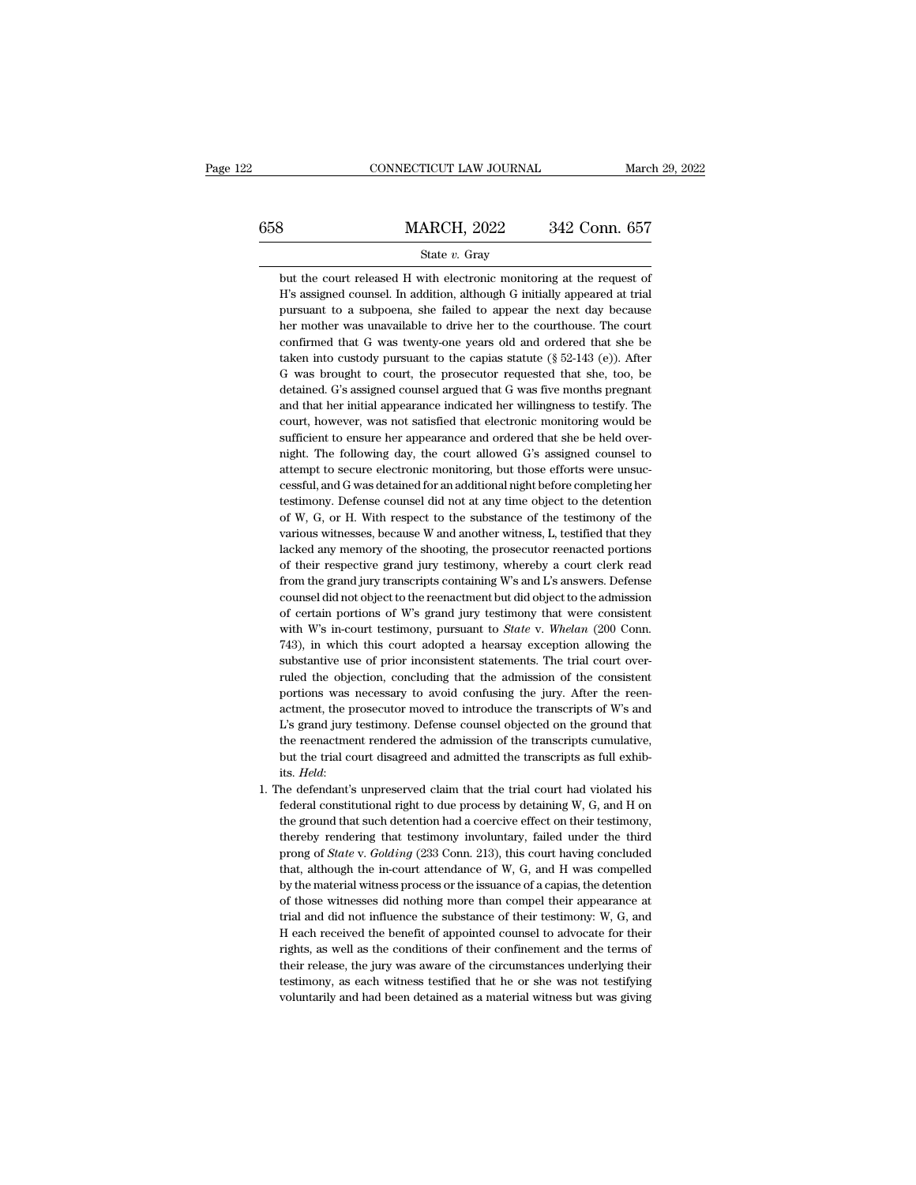but the court released H with electronic monitoring at the request of H's assigned counsel. In addition, although G initially appeared at trial pursuant to a subpoena, she failed to appear the next day because her mother was unavailable to drive her to the courthouse. The court confirmed that G was twenty-one years old and ordered that she be taken into custody pursuant to the capias statute (§ 52-143 (e)). After G was brought to court, the prosecutor requested that she, too, be detained. G's assigned counsel argued that G was five months pregnant and that her initial appearance indicated her willingness to testify. The court, however, was not satisfied that electronic monitoring would be sufficient to ensure her appearance and ordered that she be held overnight. The following day, the court allowed G's assigned counsel to attempt to secure electronic monitoring, but those efforts were unsuccessful, and G was detained for an additional night before completing her testimony. Defense counsel did not at any time object to the detention of W, G, or H. With respect to the substance of the testimony of the various witnesses, because W and another witness, L, testified that they lacked any memory of the shooting, the prosecutor reenacted portions of their respective grand jury testimony, whereby a court clerk read from the grand jury transcripts containing W's and L's answers. Defense counsel did not object to the reenactment but did object to the admission of certain portions of W's grand jury testimony that were consistent with W's in-court testimony, pursuant to *State* v. *Whelan* (200 Conn. 743), in which this court adopted a hearsay exception allowing the substantive use of prior inconsistent statements. The trial court overruled the objection, concluding that the admission of the consistent portions was necessary to avoid confusing the jury. After the reenactment, the prosecutor moved to introduce the transcripts of W's and L's grand jury testimony. Defense counsel objected on the ground that the reenactment rendered the admission of the transcripts cumulative, but the trial court disagreed and admitted the transcripts as full exhibits. *Held*:

1. The defendant's unpreserved claim that the trial court had violated his federal constitutional right to due process by detaining W, G, and H on the ground that such detention had a coercive effect on their testimony, thereby rendering that testimony involuntary, failed under the third prong of *State* v. *Golding* (233 Conn. 213), this court having concluded that, although the in-court attendance of W, G, and H was compelled by the material witness process or the issuance of a capias, the detention of those witnesses did nothing more than compel their appearance at trial and did not influence the substance of their testimony: W, G, and H each received the benefit of appointed counsel to advocate for their rights, as well as the conditions of their confinement and the terms of their release, the jury was aware of the circumstances underlying their testimony, as each witness testified that he or she was not testifying voluntarily and had been detained as a material witness but was giving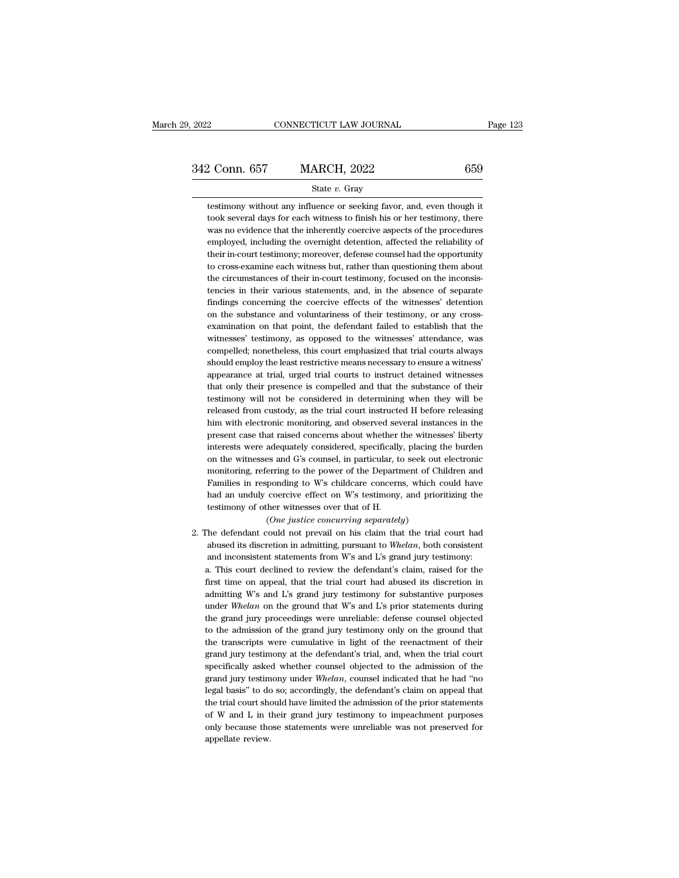testimony without any influence or seeking favor, and, even though it took several days for each witness to finish his or her testimony, there was no evidence that the inherently coercive aspects of the procedures employed, including the overnight detention, affected the reliability of their in-court testimony; moreover, defense counsel had the opportunity to cross-examine each witness but, rather than questioning them about the circumstances of their in-court testimony, focused on the inconsistencies in their various statements, and, in the absence of separate findings concerning the coercive effects of the witnesses' detention on the substance and voluntariness of their testimony, or any cross-examination on that point, the defendant failed to establish that the witnesses' testimony, as opposed to the witnesses' attendance, was compelled; nonetheless, this court emphasized that trial courts always should employ the least restrictive means necessary to ensure a witness' appearance at trial, urged trial courts to instruct detained witnesses that only their presence is compelled and that the substance of their testimony will not be considered in determining when they will be released from custody, as the trial court instructed H before releasing him with electronic monitoring, and observed several instances in the present case that raised concerns about whether the witnesses' liberty interests were adequately considered, specifically, placing the burden on the witnesses and G's counsel, in particular, to seek out electronic monitoring, referring to the power of the Department of Children and Families in responding to W's childcare concerns, which could have had an unduly coercive effect on W's testimony, and prioritizing the testimony of other witnesses over that of H.

(*One justice concurring separately*)

2. The defendant could not prevail on his claim that the trial court had abused its discretion in admitting, pursuant to *Whelan*, both consistent and inconsistent statements from W's and L's grand jury testimony:

   a. This court declined to review the defendant's claim, raised for the first time on appeal, that the trial court had abused its discretion in admitting W's and L's grand jury testimony for substantive purposes under *Whelan* on the ground that W's and L's prior statements during the grand jury proceedings were unreliable: defense counsel objected to the admission of the grand jury testimony only on the ground that the transcripts were cumulative in light of the reenactment of their grand jury testimony at the defendant's trial, and, when the trial court specifically asked whether counsel objected to the admission of the grand jury testimony under *Whelan*, counsel indicated that he had "no legal basis" to do so; accordingly, the defendant's claim on appeal that the trial court should have limited the admission of the prior statements of W and L in their grand jury testimony to impeachment purposes only because those statements were unreliable was not preserved for appellate review.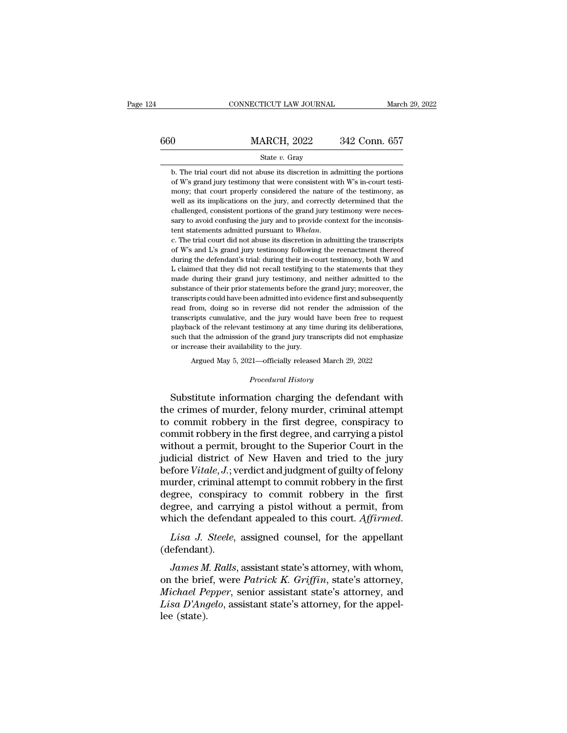b. The trial court did not abuse its discretion in admitting the portions of W's grand jury testimony that were consistent with W's in-court testimony; that court properly considered the nature of the testimony, as well as its implications on the jury, and correctly determined that the challenged, consistent portions of the grand jury testimony were necessary to avoid confusing the jury and to provide context for the inconsistent statements admitted pursuant to *Whelan*.

c. The trial court did not abuse its discretion in admitting the transcripts of W's and L's grand jury testimony following the reenactment thereof during the defendant's trial: during their in-court testimony, both W and L claimed that they did not recall testifying to the statements that they made during their grand jury testimony, and neither admitted to the substance of their prior statements before the grand jury; moreover, the transcripts could have been admitted into evidence first and subsequently read from, doing so in reverse did not render the admission of the transcripts cumulative, and the jury would have been free to request playback of the relevant testimony at any time during its deliberations, such that the admission of the grand jury transcripts did not emphasize or increase their availability to the jury.

Argued May 5, 2021—officially released March 29, 2022

*Procedural History*

Substitute information charging the defendant with the crimes of murder, felony murder, criminal attempt to commit robbery in the first degree, conspiracy to commit robbery in the first degree, and carrying a pistol without a permit, brought to the Superior Court in the judicial district of New Haven and tried to the jury before *Vitale, J.*; verdict and judgment of guilty of felony murder, criminal attempt to commit robbery in the first degree, conspiracy to commit robbery in the first degree, and carrying a pistol without a permit, from which the defendant appealed to this court. *Affirmed.*

*Lisa J. Steele*, assigned counsel, for the appellant (defendant).

*James M. Ralls*, assistant state's attorney, with whom, on the brief, were *Patrick K. Griffin*, state's attorney, *Michael Pepper*, senior assistant state's attorney, and *Lisa D'Angelo*, assistant state's attorney, for the appellee (state).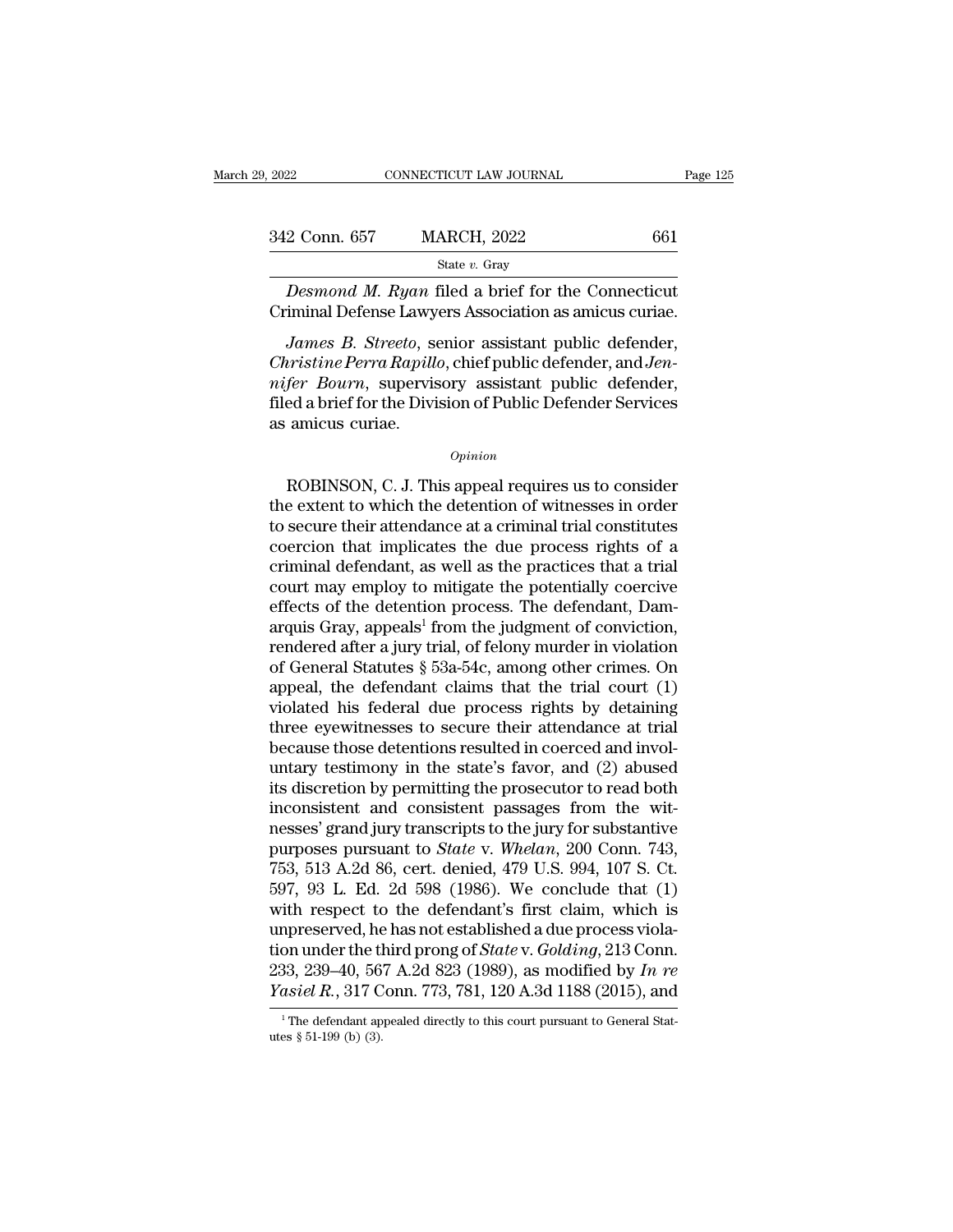*Desmond M. Ryan* filed a brief for the Connecticut Criminal Defense Lawyers Association as amicus curiae.

*James B. Streeto*, senior assistant public defender, *Christine Perra Rapillo*, chief public defender, and *Jennifer Bourn*, supervisory assistant public defender, filed a brief for the Division of Public Defender Services as amicus curiae.

*Opinion*

ROBINSON, C. J. This appeal requires us to consider the extent to which the detention of witnesses in order to secure their attendance at a criminal trial constitutes coercion that implicates the due process rights of a criminal defendant, as well as the practices that a trial court may employ to mitigate the potentially coercive effects of the detention process. The defendant, Damarquis Gray, appeals[1] from the judgment of conviction, rendered after a jury trial, of felony murder in violation of General Statutes § 53a-54c, among other crimes. On appeal, the defendant claims that the trial court (1) violated his federal due process rights by detaining three eyewitnesses to secure their attendance at trial because those detentions resulted in coerced and involuntary testimony in the state's favor, and (2) abused its discretion by permitting the prosecutor to read both inconsistent and consistent passages from the witnesses' grand jury transcripts to the jury for substantive purposes pursuant to *State* v. *Whelan*, 200 Conn. 743, 753, 513 A.2d 86, cert. denied, 479 U.S. 994, 107 S. Ct. 597, 93 L. Ed. 2d 598 (1986). We conclude that (1) with respect to the defendant's first claim, which is unpreserved, he has not established a due process violation under the third prong of *State* v. *Golding*, 213 Conn. 233, 239–40, 567 A.2d 823 (1989), as modified by *In re Yasiel R.*, 317 Conn. 773, 781, 120 A.3d 1188 (2015), and

[1] The defendant appealed directly to this court pursuant to General Statutes § 51-199 (b) (3).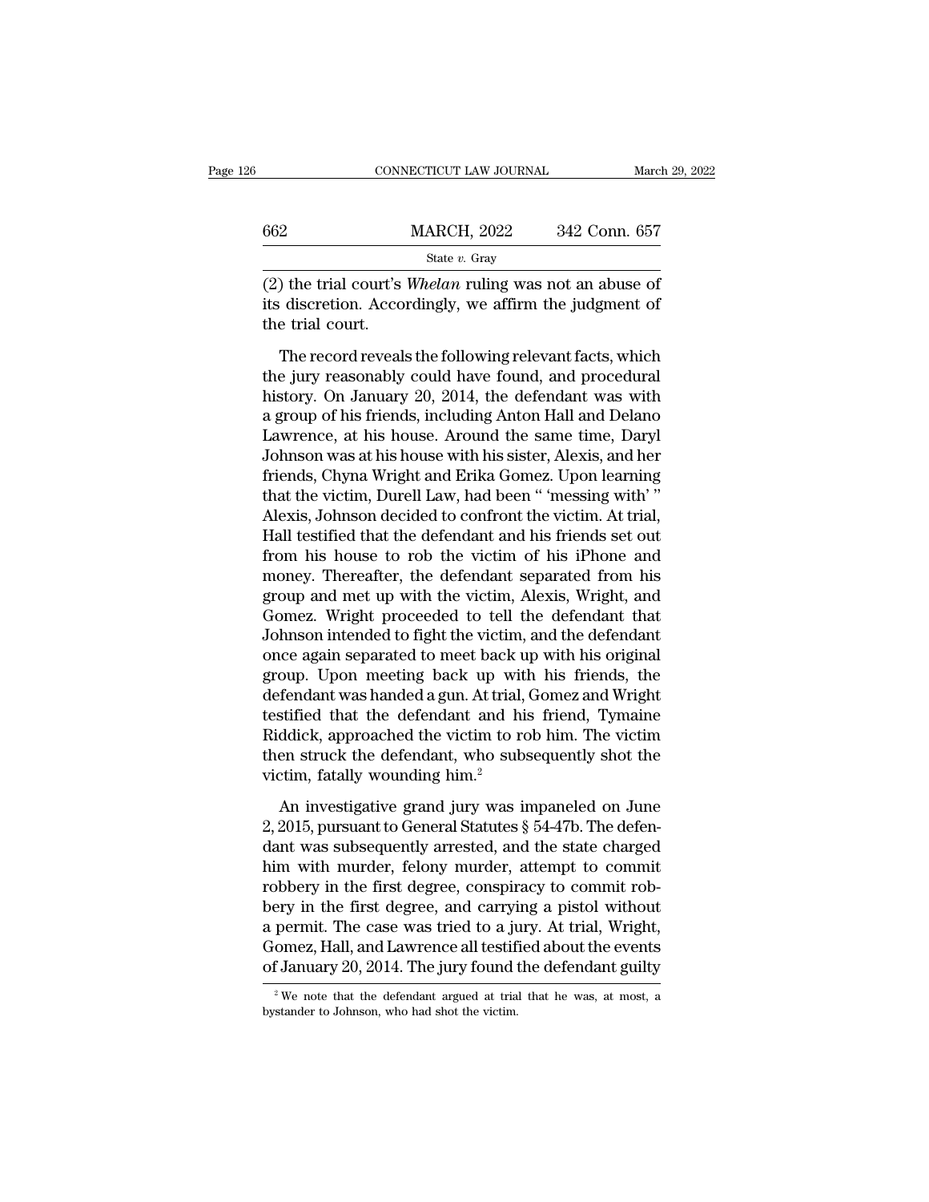(2) the trial court's *Whelan* ruling was not an abuse of its discretion. Accordingly, we affirm the judgment of the trial court.

The record reveals the following relevant facts, which the jury reasonably could have found, and procedural history. On January 20, 2014, the defendant was with a group of his friends, including Anton Hall and Delano Lawrence, at his house. Around the same time, Daryl Johnson was at his house with his sister, Alexis, and her friends, Chyna Wright and Erika Gomez. Upon learning that the victim, Durell Law, had been " 'messing with' " Alexis, Johnson decided to confront the victim. At trial, Hall testified that the defendant and his friends set out from his house to rob the victim of his iPhone and money. Thereafter, the defendant separated from his group and met up with the victim, Alexis, Wright, and Gomez. Wright proceeded to tell the defendant that Johnson intended to fight the victim, and the defendant once again separated to meet back up with his original group. Upon meeting back up with his friends, the defendant was handed a gun. At trial, Gomez and Wright testified that the defendant and his friend, Tymaine Riddick, approached the victim to rob him. The victim then struck the defendant, who subsequently shot the victim, fatally wounding him.[2]

An investigative grand jury was impaneled on June 2, 2015, pursuant to General Statutes § 54-47b. The defendant was subsequently arrested, and the state charged him with murder, felony murder, attempt to commit robbery in the first degree, conspiracy to commit robbery in the first degree, and carrying a pistol without a permit. The case was tried to a jury. At trial, Wright, Gomez, Hall, and Lawrence all testified about the events of January 20, 2014. The jury found the defendant guilty

[2] We note that the defendant argued at trial that he was, at most, a bystander to Johnson, who had shot the victim.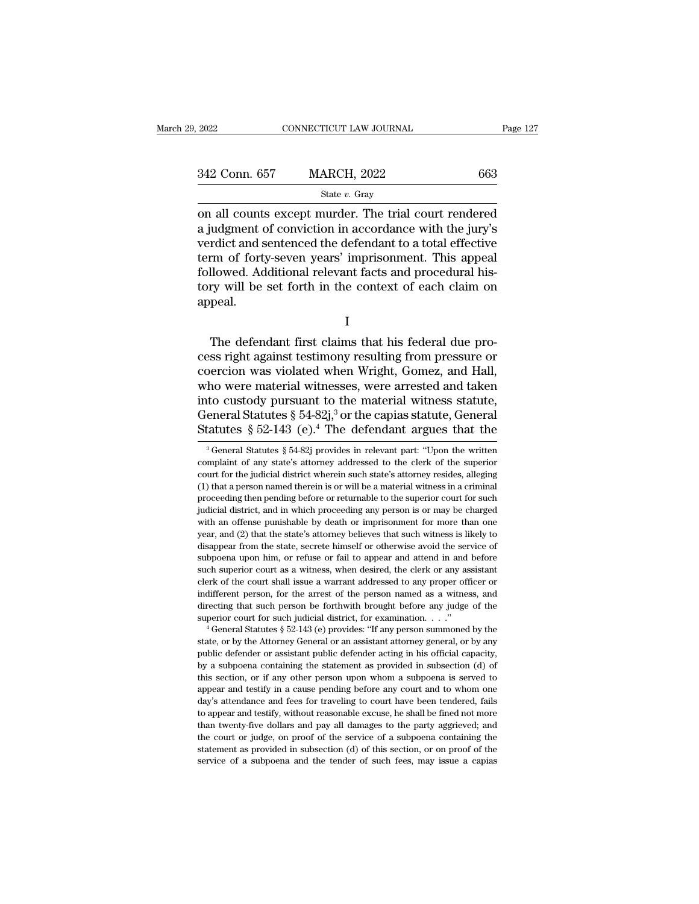on all counts except murder. The trial court rendered a judgment of conviction in accordance with the jury's verdict and sentenced the defendant to a total effective term of forty-seven years' imprisonment. This appeal followed. Additional relevant facts and procedural history will be set forth in the context of each claim on appeal.

## I

The defendant first claims that his federal due process right against testimony resulting from pressure or coercion was violated when Wright, Gomez, and Hall, who were material witnesses, were arrested and taken into custody pursuant to the material witness statute, General Statutes § 54-82j,[3] or the capias statute, General Statutes § 52-143 (e).[4] The defendant argues that the

---

[3] General Statutes § 54-82j provides in relevant part: "Upon the written complaint of any state's attorney addressed to the clerk of the superior court for the judicial district wherein such state's attorney resides, alleging (1) that a person named therein is or will be a material witness in a criminal proceeding then pending before or returnable to the superior court for such judicial district, and in which proceeding any person is or may be charged with an offense punishable by death or imprisonment for more than one year, and (2) that the state's attorney believes that such witness is likely to disappear from the state, secrete himself or otherwise avoid the service of subpoena upon him, or refuse or fail to appear and attend in and before such superior court as a witness, when desired, the clerk or any assistant clerk of the court shall issue a warrant addressed to any proper officer or indifferent person, for the arrest of the person named as a witness, and directing that such person be forthwith brought before any judge of the superior court for such judicial district, for examination. . . ."

[4] General Statutes § 52-143 (e) provides: "If any person summoned by the state, or by the Attorney General or an assistant attorney general, or by any public defender or assistant public defender acting in his official capacity, by a subpoena containing the statement as provided in subsection (d) of this section, or if any other person upon whom a subpoena is served to appear and testify in a cause pending before any court and to whom one day's attendance and fees for traveling to court have been tendered, fails to appear and testify, without reasonable excuse, he shall be fined not more than twenty-five dollars and pay all damages to the party aggrieved; and the court or judge, on proof of the service of a subpoena containing the statement as provided in subsection (d) of this section, or on proof of the service of a subpoena and the tender of such fees, may issue a capias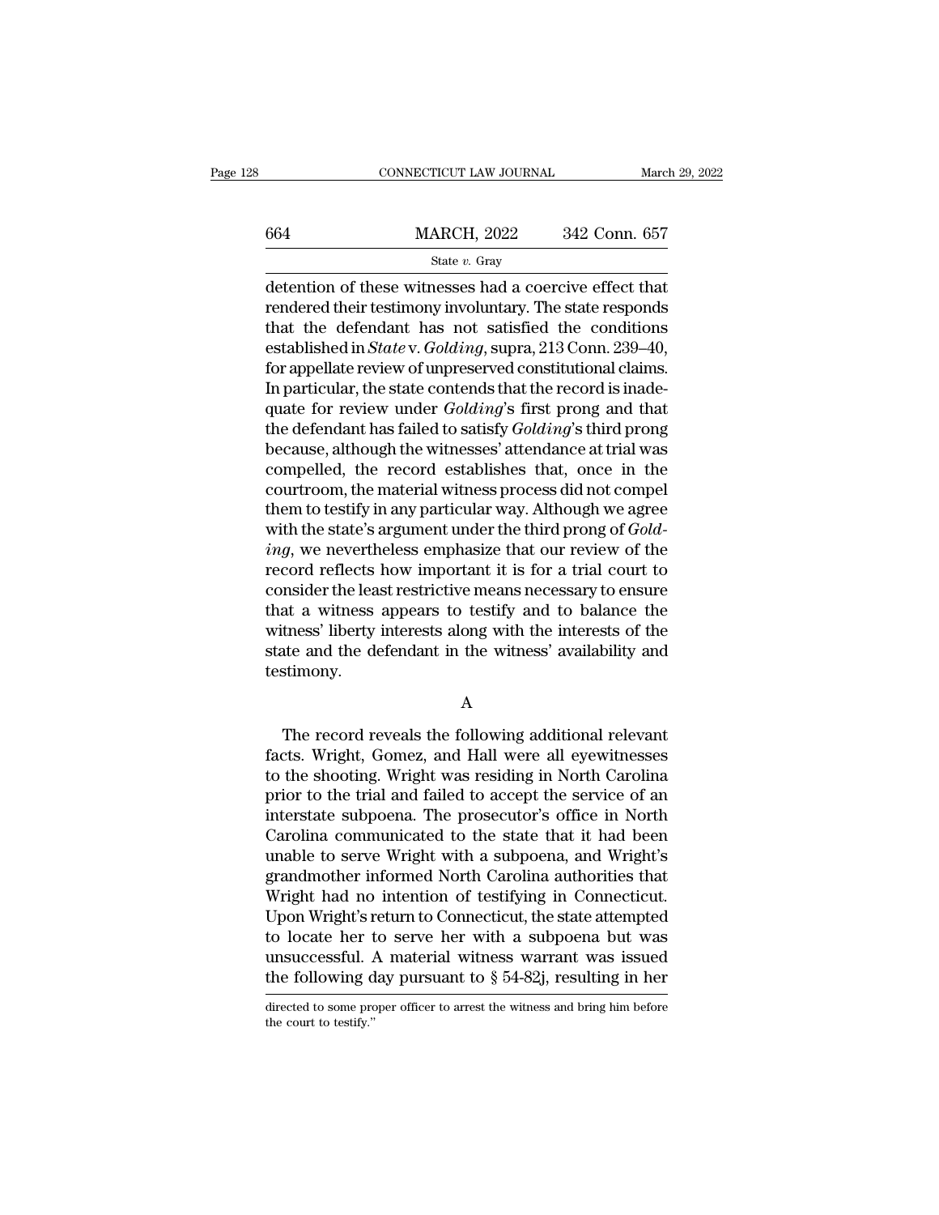detention of these witnesses had a coercive effect that rendered their testimony involuntary. The state responds that the defendant has not satisfied the conditions established in *State* v. *Golding*, supra, 213 Conn. 239–40, for appellate review of unpreserved constitutional claims. In particular, the state contends that the record is inadequate for review under *Golding*'s first prong and that the defendant has failed to satisfy *Golding*'s third prong because, although the witnesses' attendance at trial was compelled, the record establishes that, once in the courtroom, the material witness process did not compel them to testify in any particular way. Although we agree with the state's argument under the third prong of *Golding*, we nevertheless emphasize that our review of the record reflects how important it is for a trial court to consider the least restrictive means necessary to ensure that a witness appears to testify and to balance the witness' liberty interests along with the interests of the state and the defendant in the witness' availability and testimony.

A

The record reveals the following additional relevant facts. Wright, Gomez, and Hall were all eyewitnesses to the shooting. Wright was residing in North Carolina prior to the trial and failed to accept the service of an interstate subpoena. The prosecutor's office in North Carolina communicated to the state that it had been unable to serve Wright with a subpoena, and Wright's grandmother informed North Carolina authorities that Wright had no intention of testifying in Connecticut. Upon Wright's return to Connecticut, the state attempted to locate her to serve her with a subpoena but was unsuccessful. A material witness warrant was issued the following day pursuant to § 54-82j, resulting in her

directed to some proper officer to arrest the witness and bring him before the court to testify."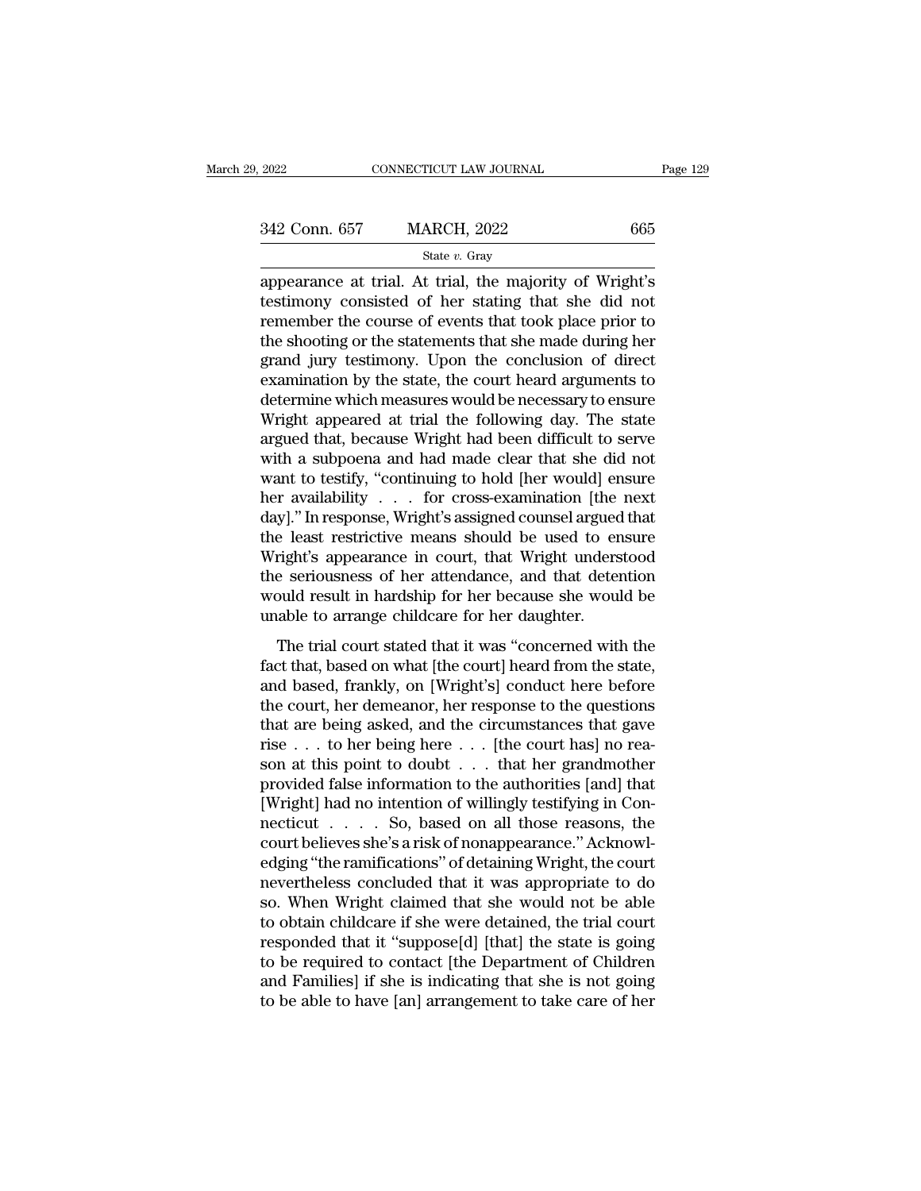appearance at trial. At trial, the majority of Wright's testimony consisted of her stating that she did not remember the course of events that took place prior to the shooting or the statements that she made during her grand jury testimony. Upon the conclusion of direct examination by the state, the court heard arguments to determine which measures would be necessary to ensure Wright appeared at trial the following day. The state argued that, because Wright had been difficult to serve with a subpoena and had made clear that she did not want to testify, "continuing to hold [her would] ensure her availability . . . for cross-examination [the next day]." In response, Wright's assigned counsel argued that the least restrictive means should be used to ensure Wright's appearance in court, that Wright understood the seriousness of her attendance, and that detention would result in hardship for her because she would be unable to arrange childcare for her daughter.

The trial court stated that it was "concerned with the fact that, based on what [the court] heard from the state, and based, frankly, on [Wright's] conduct here before the court, her demeanor, her response to the questions that are being asked, and the circumstances that gave rise . . . to her being here . . . [the court has] no reason at this point to doubt . . . that her grandmother provided false information to the authorities [and] that [Wright] had no intention of willingly testifying in Connecticut . . . . So, based on all those reasons, the court believes she's a risk of nonappearance." Acknowledging "the ramifications" of detaining Wright, the court nevertheless concluded that it was appropriate to do so. When Wright claimed that she would not be able to obtain childcare if she were detained, the trial court responded that it "suppose[d] [that] the state is going to be required to contact [the Department of Children and Families] if she is indicating that she is not going to be able to have [an] arrangement to take care of her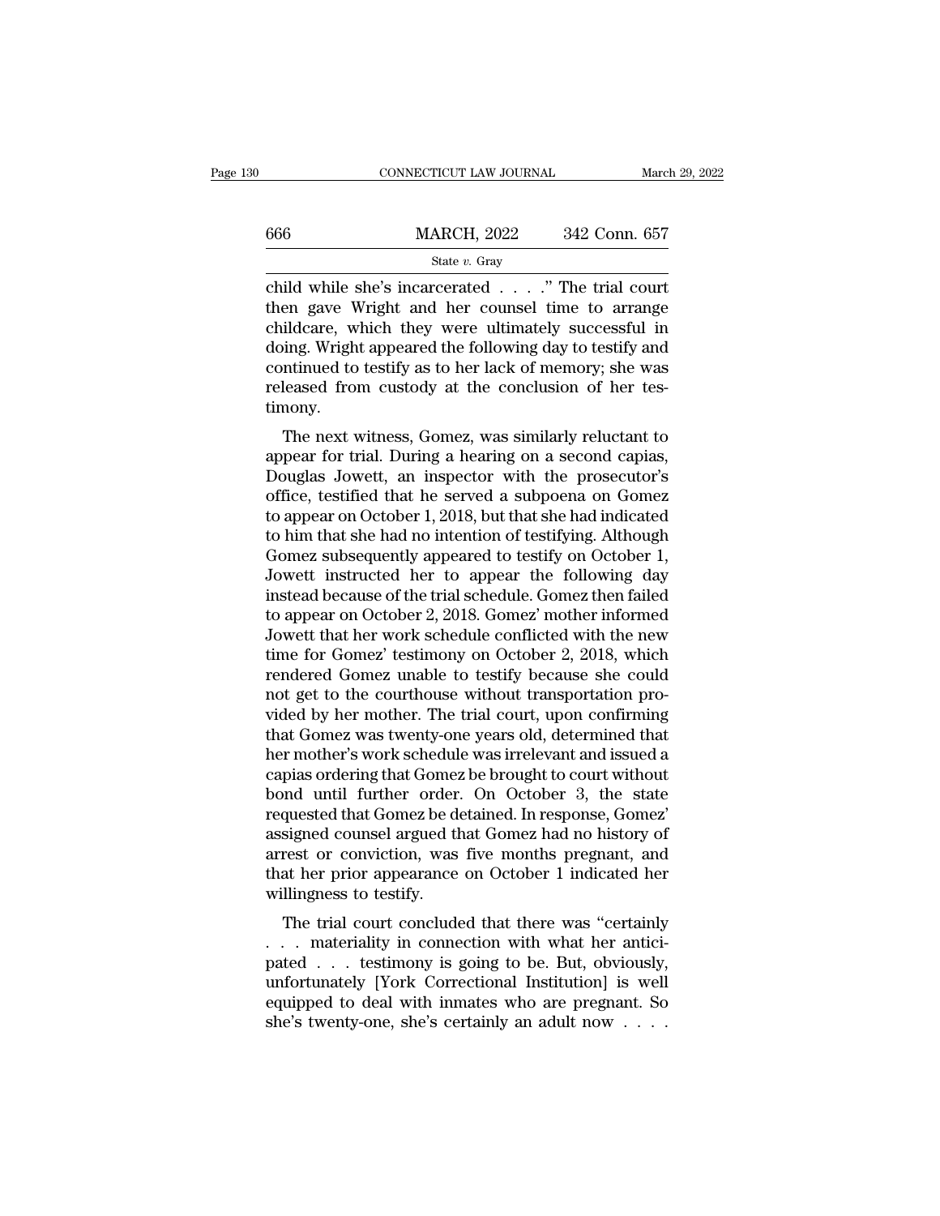child while she's incarcerated . . . ." The trial court then gave Wright and her counsel time to arrange childcare, which they were ultimately successful in doing. Wright appeared the following day to testify and continued to testify as to her lack of memory; she was released from custody at the conclusion of her testimony.

The next witness, Gomez, was similarly reluctant to appear for trial. During a hearing on a second capias, Douglas Jowett, an inspector with the prosecutor's office, testified that he served a subpoena on Gomez to appear on October 1, 2018, but that she had indicated to him that she had no intention of testifying. Although Gomez subsequently appeared to testify on October 1, Jowett instructed her to appear the following day instead because of the trial schedule. Gomez then failed to appear on October 2, 2018. Gomez' mother informed Jowett that her work schedule conflicted with the new time for Gomez' testimony on October 2, 2018, which rendered Gomez unable to testify because she could not get to the courthouse without transportation provided by her mother. The trial court, upon confirming that Gomez was twenty-one years old, determined that her mother's work schedule was irrelevant and issued a capias ordering that Gomez be brought to court without bond until further order. On October 3, the state requested that Gomez be detained. In response, Gomez' assigned counsel argued that Gomez had no history of arrest or conviction, was five months pregnant, and that her prior appearance on October 1 indicated her willingness to testify.

The trial court concluded that there was "certainly . . . materiality in connection with what her anticipated . . . testimony is going to be. But, obviously, unfortunately [York Correctional Institution] is well equipped to deal with inmates who are pregnant. So she's twenty-one, she's certainly an adult now . . . .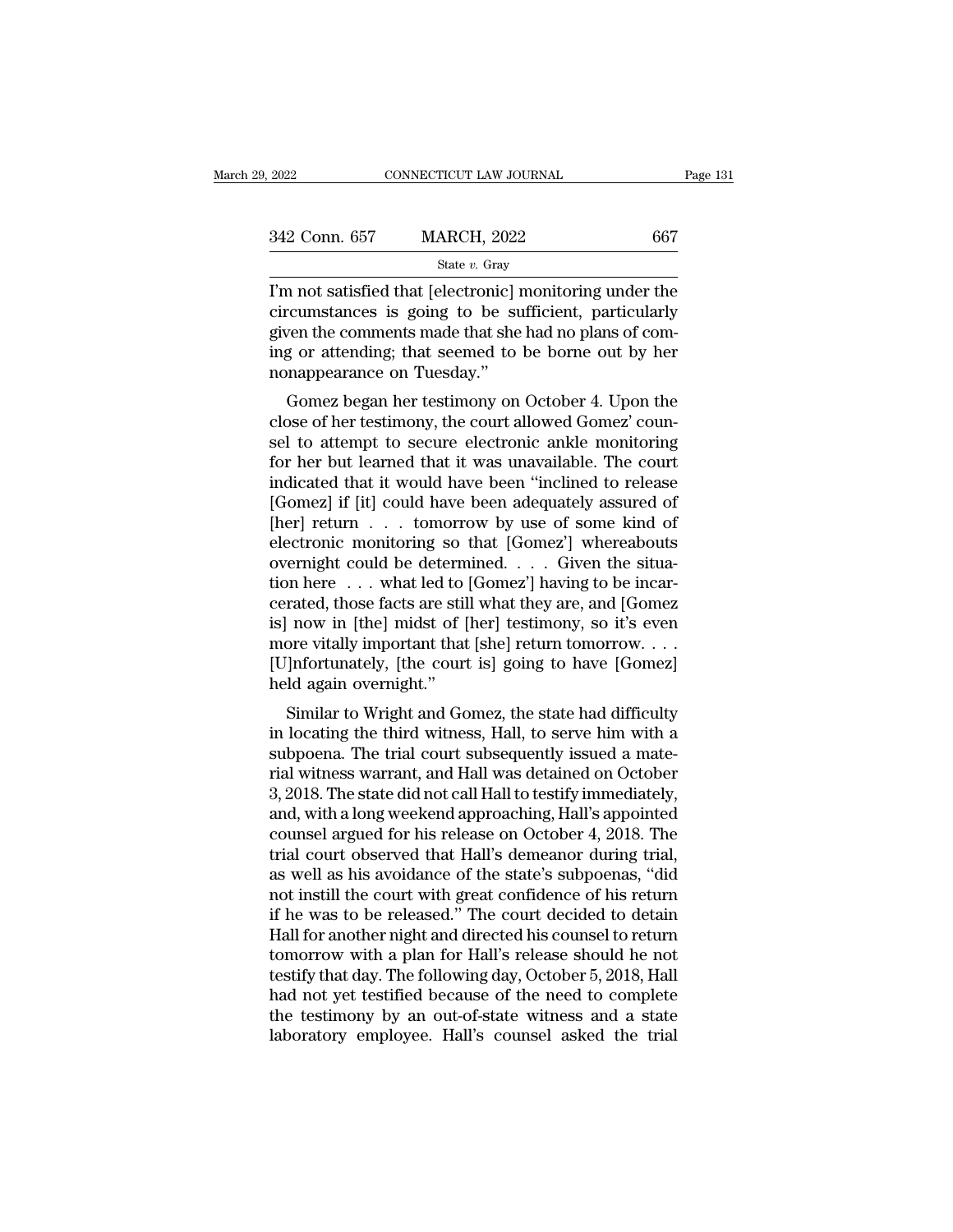I'm not satisfied that [electronic] monitoring under the circumstances is going to be sufficient, particularly given the comments made that she had no plans of coming or attending; that seemed to be borne out by her nonappearance on Tuesday."

Gomez began her testimony on October 4. Upon the close of her testimony, the court allowed Gomez' counsel to attempt to secure electronic ankle monitoring for her but learned that it was unavailable. The court indicated that it would have been "inclined to release [Gomez] if [it] could have been adequately assured of [her] return . . . tomorrow by use of some kind of electronic monitoring so that [Gomez'] whereabouts overnight could be determined. . . . Given the situation here . . . what led to [Gomez'] having to be incarcerated, those facts are still what they are, and [Gomez is] now in [the] midst of [her] testimony, so it's even more vitally important that [she] return tomorrow. . . . [U]nfortunately, [the court is] going to have [Gomez] held again overnight."

Similar to Wright and Gomez, the state had difficulty in locating the third witness, Hall, to serve him with a subpoena. The trial court subsequently issued a material witness warrant, and Hall was detained on October 3, 2018. The state did not call Hall to testify immediately, and, with a long weekend approaching, Hall's appointed counsel argued for his release on October 4, 2018. The trial court observed that Hall's demeanor during trial, as well as his avoidance of the state's subpoenas, "did not instill the court with great confidence of his return if he was to be released." The court decided to detain Hall for another night and directed his counsel to return tomorrow with a plan for Hall's release should he not testify that day. The following day, October 5, 2018, Hall had not yet testified because of the need to complete the testimony by an out-of-state witness and a state laboratory employee. Hall's counsel asked the trial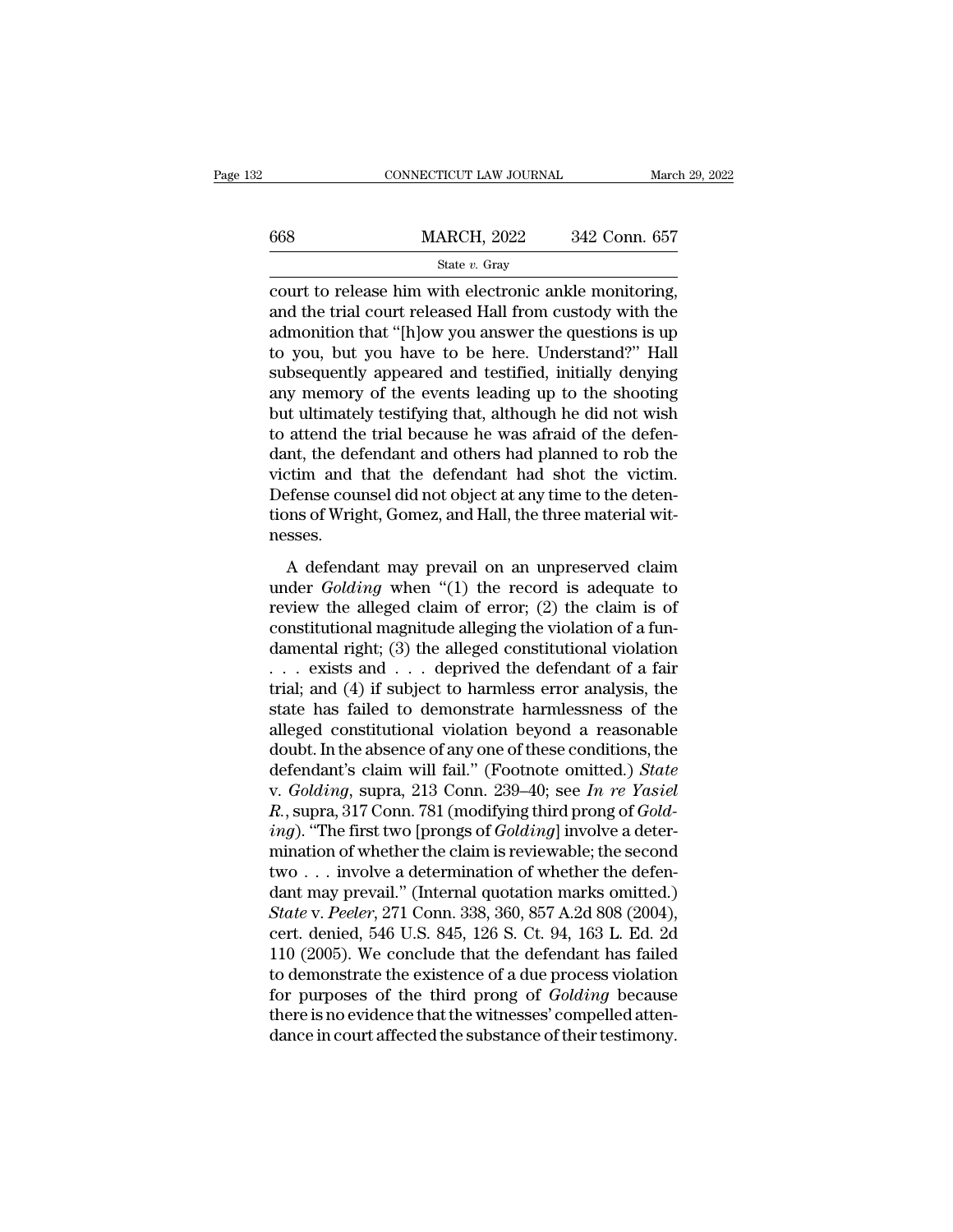court to release him with electronic ankle monitoring, and the trial court released Hall from custody with the admonition that "[h]ow you answer the questions is up to you, but you have to be here. Understand?" Hall subsequently appeared and testified, initially denying any memory of the events leading up to the shooting but ultimately testifying that, although he did not wish to attend the trial because he was afraid of the defendant, the defendant and others had planned to rob the victim and that the defendant had shot the victim. Defense counsel did not object at any time to the detentions of Wright, Gomez, and Hall, the three material witnesses.

A defendant may prevail on an unpreserved claim under *Golding* when "(1) the record is adequate to review the alleged claim of error; (2) the claim is of constitutional magnitude alleging the violation of a fundamental right; (3) the alleged constitutional violation . . . exists and . . . deprived the defendant of a fair trial; and (4) if subject to harmless error analysis, the state has failed to demonstrate harmlessness of the alleged constitutional violation beyond a reasonable doubt. In the absence of any one of these conditions, the defendant's claim will fail." (Footnote omitted.) *State* v. *Golding*, supra, 213 Conn. 239–40; see *In re Yasiel R.*, supra, 317 Conn. 781 (modifying third prong of *Golding*). "The first two [prongs of *Golding*] involve a determination of whether the claim is reviewable; the second two . . . involve a determination of whether the defendant may prevail." (Internal quotation marks omitted.) *State* v. *Peeler*, 271 Conn. 338, 360, 857 A.2d 808 (2004), cert. denied, 546 U.S. 845, 126 S. Ct. 94, 163 L. Ed. 2d 110 (2005). We conclude that the defendant has failed to demonstrate the existence of a due process violation for purposes of the third prong of *Golding* because there is no evidence that the witnesses' compelled attendance in court affected the substance of their testimony.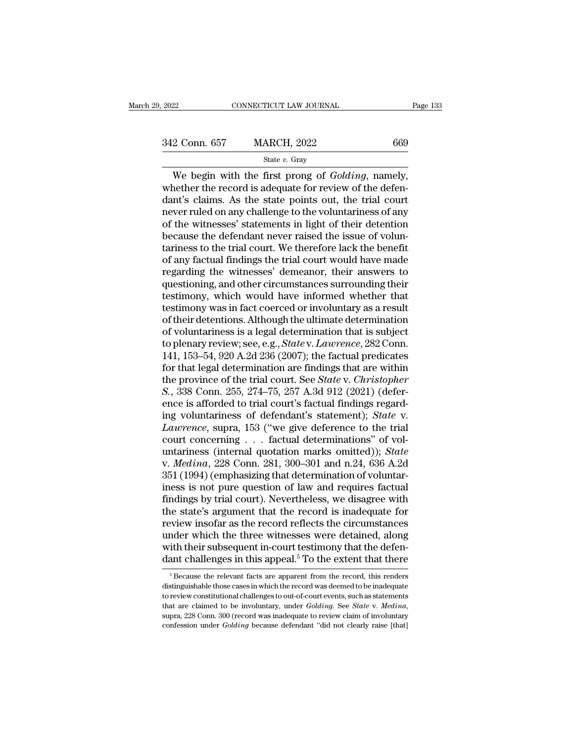We begin with the first prong of *Golding*, namely, whether the record is adequate for review of the defendant's claims. As the state points out, the trial court never ruled on any challenge to the voluntariness of any of the witnesses' statements in light of their detention because the defendant never raised the issue of voluntariness to the trial court. We therefore lack the benefit of any factual findings the trial court would have made regarding the witnesses' demeanor, their answers to questioning, and other circumstances surrounding their testimony, which would have informed whether that testimony was in fact coerced or involuntary as a result of their detentions. Although the ultimate determination of voluntariness is a legal determination that is subject to plenary review; see, e.g., *State* v. *Lawrence*, 282 Conn. 141, 153–54, 920 A.2d 236 (2007); the factual predicates for that legal determination are findings that are within the province of the trial court. See *State* v. *Christopher S.*, 338 Conn. 255, 274–75, 257 A.3d 912 (2021) (deference is afforded to trial court's factual findings regarding voluntariness of defendant's statement); *State* v. *Lawrence*, supra, 153 ("we give deference to the trial court concerning . . . factual determinations" of voluntariness (internal quotation marks omitted)); *State* v. *Medina*, 228 Conn. 281, 300–301 and n.24, 636 A.2d 351 (1994) (emphasizing that determination of voluntariness is not pure question of law and requires factual findings by trial court). Nevertheless, we disagree with the state's argument that the record is inadequate for review insofar as the record reflects the circumstances under which the three witnesses were detained, along with their subsequent in-court testimony that the defendant challenges in this appeal.[5] To the extent that there

[5] Because the relevant facts are apparent from the record, this renders distinguishable those cases in which the record was deemed to be inadequate to review constitutional challenges to out-of-court events, such as statements that are claimed to be involuntary, under *Golding*. See *State* v. *Medina*, supra, 228 Conn. 300 (record was inadequate to review claim of involuntary confession under *Golding* because defendant "did not clearly raise [that]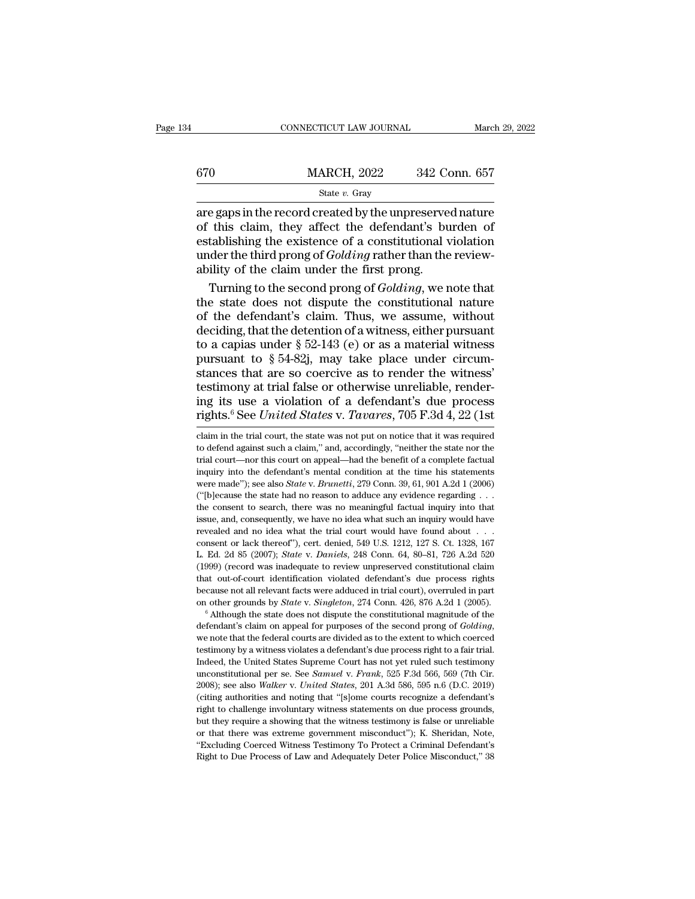are gaps in the record created by the unpreserved nature of this claim, they affect the defendant's burden of establishing the existence of a constitutional violation under the third prong of *Golding* rather than the reviewability of the claim under the first prong.

Turning to the second prong of *Golding*, we note that the state does not dispute the constitutional nature of the defendant's claim. Thus, we assume, without deciding, that the detention of a witness, either pursuant to a capias under § 52-143 (e) or as a material witness pursuant to § 54-82j, may take place under circumstances that are so coercive as to render the witness' testimony at trial false or otherwise unreliable, rendering its use a violation of a defendant's due process rights.[6] See *United States* v. *Tavares*, 705 F.3d 4, 22 (1st

claim in the trial court, the state was not put on notice that it was required to defend against such a claim," and, accordingly, "neither the state nor the trial court—nor this court on appeal—had the benefit of a complete factual inquiry into the defendant's mental condition at the time his statements were made"); see also *State* v. *Brunetti*, 279 Conn. 39, 61, 901 A.2d 1 (2006) ("[b]ecause the state had no reason to adduce any evidence regarding . . . the consent to search, there was no meaningful factual inquiry into that issue, and, consequently, we have no idea what such an inquiry would have revealed and no idea what the trial court would have found about . . . consent or lack thereof"), cert. denied, 549 U.S. 1212, 127 S. Ct. 1328, 167 L. Ed. 2d 85 (2007); *State* v. *Daniels,* 248 Conn. 64, 80–81, 726 A.2d 520 (1999) (record was inadequate to review unpreserved constitutional claim that out-of-court identification violated defendant's due process rights because not all relevant facts were adduced in trial court), overruled in part on other grounds by *State* v. *Singleton*, 274 Conn. 426, 876 A.2d 1 (2005).

[6] Although the state does not dispute the constitutional magnitude of the defendant's claim on appeal for purposes of the second prong of *Golding*, we note that the federal courts are divided as to the extent to which coerced testimony by a witness violates a defendant's due process right to a fair trial. Indeed, the United States Supreme Court has not yet ruled such testimony unconstitutional per se. See *Samuel* v. *Frank*, 525 F.3d 566, 569 (7th Cir. 2008); see also *Walker* v. *United States*, 201 A.3d 586, 595 n.6 (D.C. 2019) (citing authorities and noting that "[s]ome courts recognize a defendant's right to challenge involuntary witness statements on due process grounds, but they require a showing that the witness testimony is false or unreliable or that there was extreme government misconduct"); K. Sheridan, Note, "Excluding Coerced Witness Testimony To Protect a Criminal Defendant's Right to Due Process of Law and Adequately Deter Police Misconduct," 38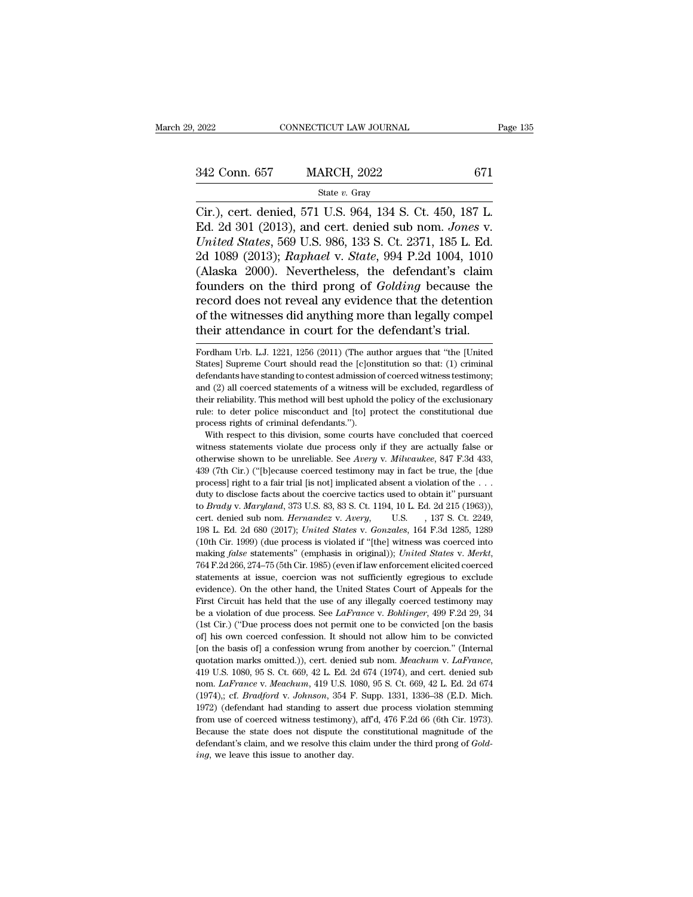Cir.), cert. denied, 571 U.S. 964, 134 S. Ct. 450, 187 L. Ed. 2d 301 (2013), and cert. denied sub nom. *Jones* v. *United States*, 569 U.S. 986, 133 S. Ct. 2371, 185 L. Ed. 2d 1089 (2013); *Raphael* v. *State*, 994 P.2d 1004, 1010 (Alaska 2000). Nevertheless, the defendant's claim founders on the third prong of *Golding* because the record does not reveal any evidence that the detention of the witnesses did anything more than legally compel their attendance in court for the defendant's trial.

---

Fordham Urb. L.J. 1221, 1256 (2011) (The author argues that "the [United States] Supreme Court should read the [c]onstitution so that: (1) criminal defendants have standing to contest admission of coerced witness testimony; and (2) all coerced statements of a witness will be excluded, regardless of their reliability. This method will best uphold the policy of the exclusionary rule: to deter police misconduct and [to] protect the constitutional due process rights of criminal defendants.").

With respect to this division, some courts have concluded that coerced witness statements violate due process only if they are actually false or otherwise shown to be unreliable. See *Avery* v. *Milwaukee*, 847 F.3d 433, 439 (7th Cir.) ("[b]ecause coerced testimony may in fact be true, the [due process] right to a fair trial [is not] implicated absent a violation of the . . . duty to disclose facts about the coercive tactics used to obtain it" pursuant to *Brady* v. *Maryland*, 373 U.S. 83, 83 S. Ct. 1194, 10 L. Ed. 2d 215 (1963)), cert. denied sub nom. *Hernandez* v. *Avery*, U.S. , 137 S. Ct. 2249, 198 L. Ed. 2d 680 (2017); *United States* v. *Gonzales*, 164 F.3d 1285, 1289 (10th Cir. 1999) (due process is violated if "[the] witness was coerced into making *false* statements" (emphasis in original)); *United States* v. *Merkt*, 764 F.2d 266, 274–75 (5th Cir. 1985) (even if law enforcement elicited coerced statements at issue, coercion was not sufficiently egregious to exclude evidence). On the other hand, the United States Court of Appeals for the First Circuit has held that the use of any illegally coerced testimony may be a violation of due process. See *LaFrance* v. *Bohlinger*, 499 F.2d 29, 34 (1st Cir.) ("Due process does not permit one to be convicted [on the basis of] his own coerced confession. It should not allow him to be convicted [on the basis of] a confession wrung from another by coercion." (Internal quotation marks omitted.)), cert. denied sub nom. *Meachum* v. *LaFrance*, 419 U.S. 1080, 95 S. Ct. 669, 42 L. Ed. 2d 674 (1974), and cert. denied sub nom. *LaFrance* v. *Meachum*, 419 U.S. 1080, 95 S. Ct. 669, 42 L. Ed. 2d 674 (1974),; cf. *Bradford* v. *Johnson*, 354 F. Supp. 1331, 1336–38 (E.D. Mich. 1972) (defendant had standing to assert due process violation stemming from use of coerced witness testimony), aff'd, 476 F.2d 66 (6th Cir. 1973). Because the state does not dispute the constitutional magnitude of the defendant's claim, and we resolve this claim under the third prong of *Golding*, we leave this issue to another day.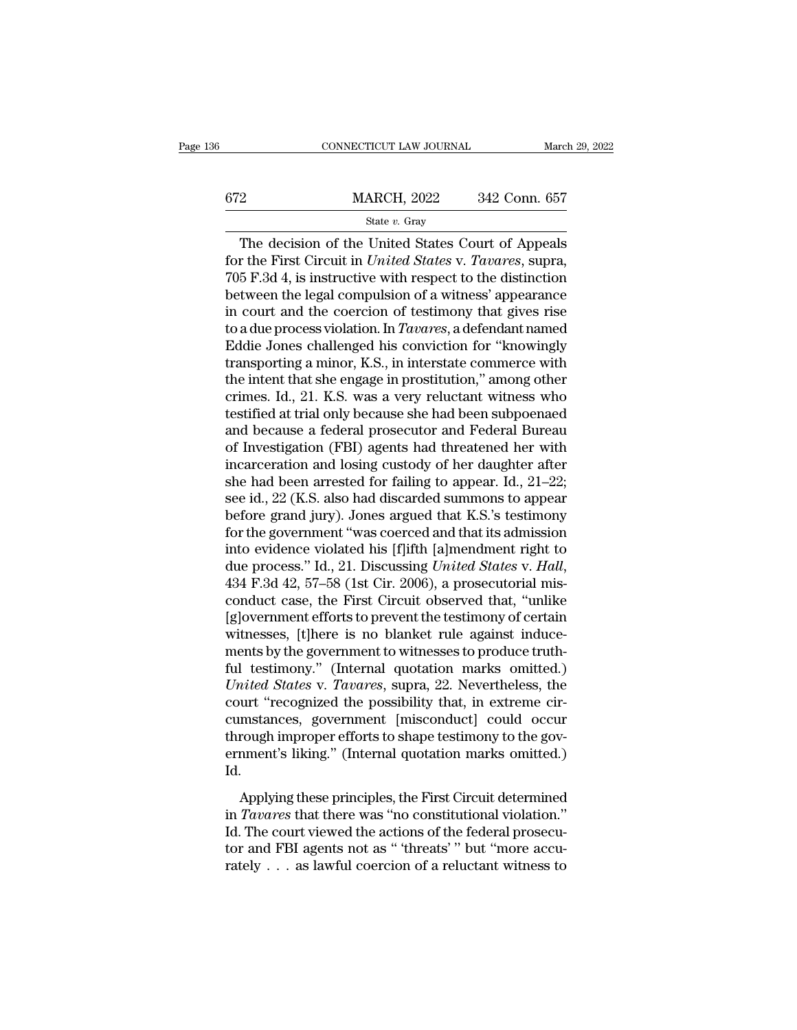The decision of the United States Court of Appeals for the First Circuit in *United States* v. *Tavares*, supra, 705 F.3d 4, is instructive with respect to the distinction between the legal compulsion of a witness' appearance in court and the coercion of testimony that gives rise to a due process violation. In *Tavares*, a defendant named Eddie Jones challenged his conviction for "knowingly transporting a minor, K.S., in interstate commerce with the intent that she engage in prostitution," among other crimes. Id., 21. K.S. was a very reluctant witness who testified at trial only because she had been subpoenaed and because a federal prosecutor and Federal Bureau of Investigation (FBI) agents had threatened her with incarceration and losing custody of her daughter after she had been arrested for failing to appear. Id., 21–22; see id., 22 (K.S. also had discarded summons to appear before grand jury). Jones argued that K.S.'s testimony for the government "was coerced and that its admission into evidence violated his [f]ifth [a]mendment right to due process." Id., 21. Discussing *United States* v. *Hall*, 434 F.3d 42, 57–58 (1st Cir. 2006), a prosecutorial misconduct case, the First Circuit observed that, "unlike [g]overnment efforts to prevent the testimony of certain witnesses, [t]here is no blanket rule against inducements by the government to witnesses to produce truthful testimony." (Internal quotation marks omitted.) *United States* v. *Tavares*, supra, 22. Nevertheless, the court "recognized the possibility that, in extreme circumstances, government [misconduct] could occur through improper efforts to shape testimony to the government's liking." (Internal quotation marks omitted.) Id.

Applying these principles, the First Circuit determined in *Tavares* that there was "no constitutional violation." Id. The court viewed the actions of the federal prosecutor and FBI agents not as " 'threats' " but "more accurately . . . as lawful coercion of a reluctant witness to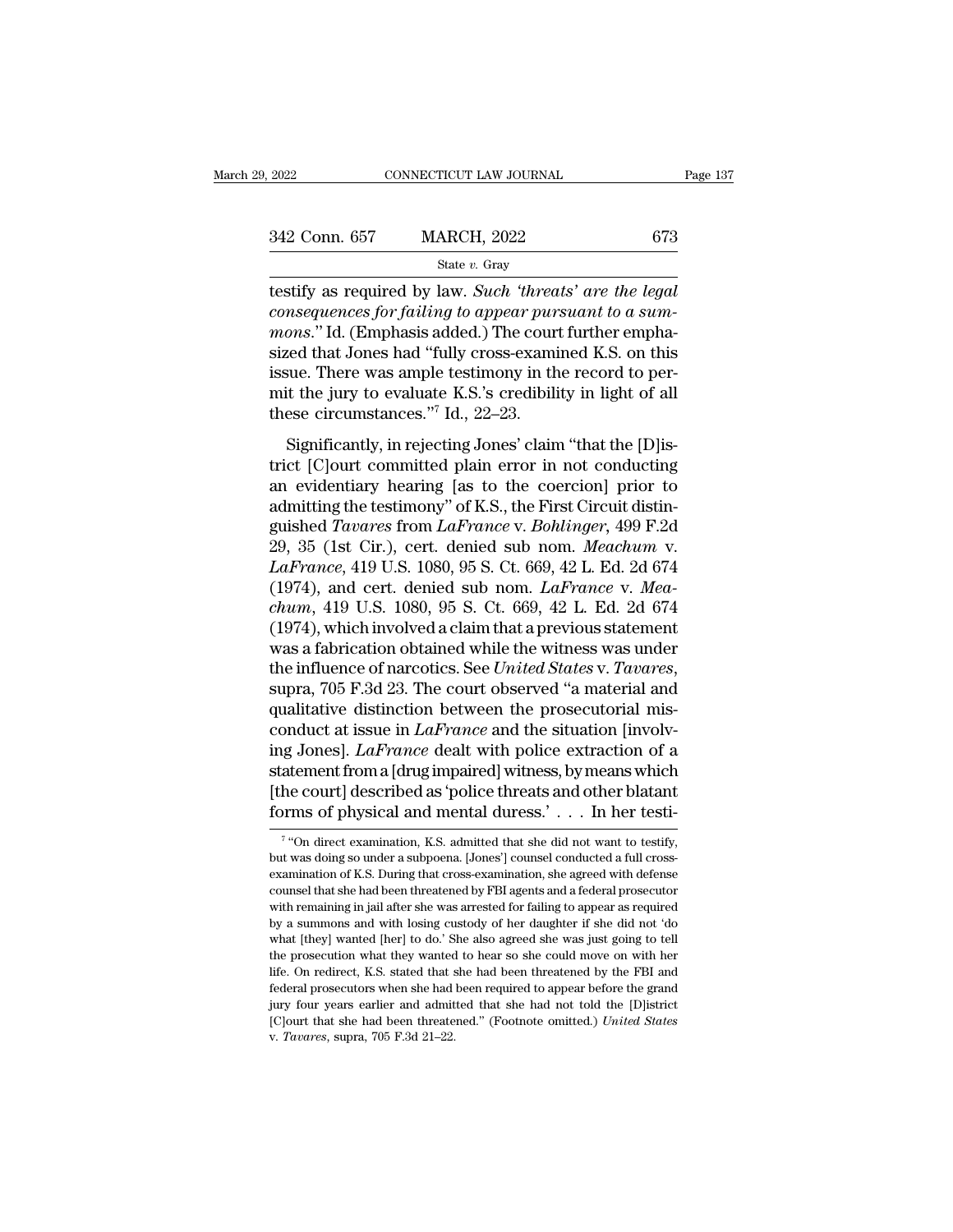testify as required by law. *Such 'threats' are the legal consequences for failing to appear pursuant to a summons*." Id. (Emphasis added.) The court further emphasized that Jones had "fully cross-examined K.S. on this issue. There was ample testimony in the record to permit the jury to evaluate K.S.'s credibility in light of all these circumstances."[7] Id., 22–23.

Significantly, in rejecting Jones' claim "that the [D]istrict [C]ourt committed plain error in not conducting an evidentiary hearing [as to the coercion] prior to admitting the testimony" of K.S., the First Circuit distinguished *Tavares* from *LaFrance* v. *Bohlinger*, 499 F.2d 29, 35 (1st Cir.), cert. denied sub nom. *Meachum* v. *LaFrance*, 419 U.S. 1080, 95 S. Ct. 669, 42 L. Ed. 2d 674 (1974), and cert. denied sub nom. *LaFrance* v. *Meachum*, 419 U.S. 1080, 95 S. Ct. 669, 42 L. Ed. 2d 674 (1974), which involved a claim that a previous statement was a fabrication obtained while the witness was under the influence of narcotics. See *United States* v. *Tavares*, supra, 705 F.3d 23. The court observed "a material and qualitative distinction between the prosecutorial misconduct at issue in *LaFrance* and the situation [involving Jones]. *LaFrance* dealt with police extraction of a statement from a [drug impaired] witness, by means which [the court] described as 'police threats and other blatant forms of physical and mental duress.' . . . In her testi-

[7] "On direct examination, K.S. admitted that she did not want to testify, but was doing so under a subpoena. [Jones'] counsel conducted a full cross-examination of K.S. During that cross-examination, she agreed with defense counsel that she had been threatened by FBI agents and a federal prosecutor with remaining in jail after she was arrested for failing to appear as required by a summons and with losing custody of her daughter if she did not 'do what [they] wanted [her] to do.' She also agreed she was just going to tell the prosecution what they wanted to hear so she could move on with her life. On redirect, K.S. stated that she had been threatened by the FBI and federal prosecutors when she had been required to appear before the grand jury four years earlier and admitted that she had not told the [D]istrict [C]ourt that she had been threatened." (Footnote omitted.) *United States* v. *Tavares*, supra, 705 F.3d 21–22.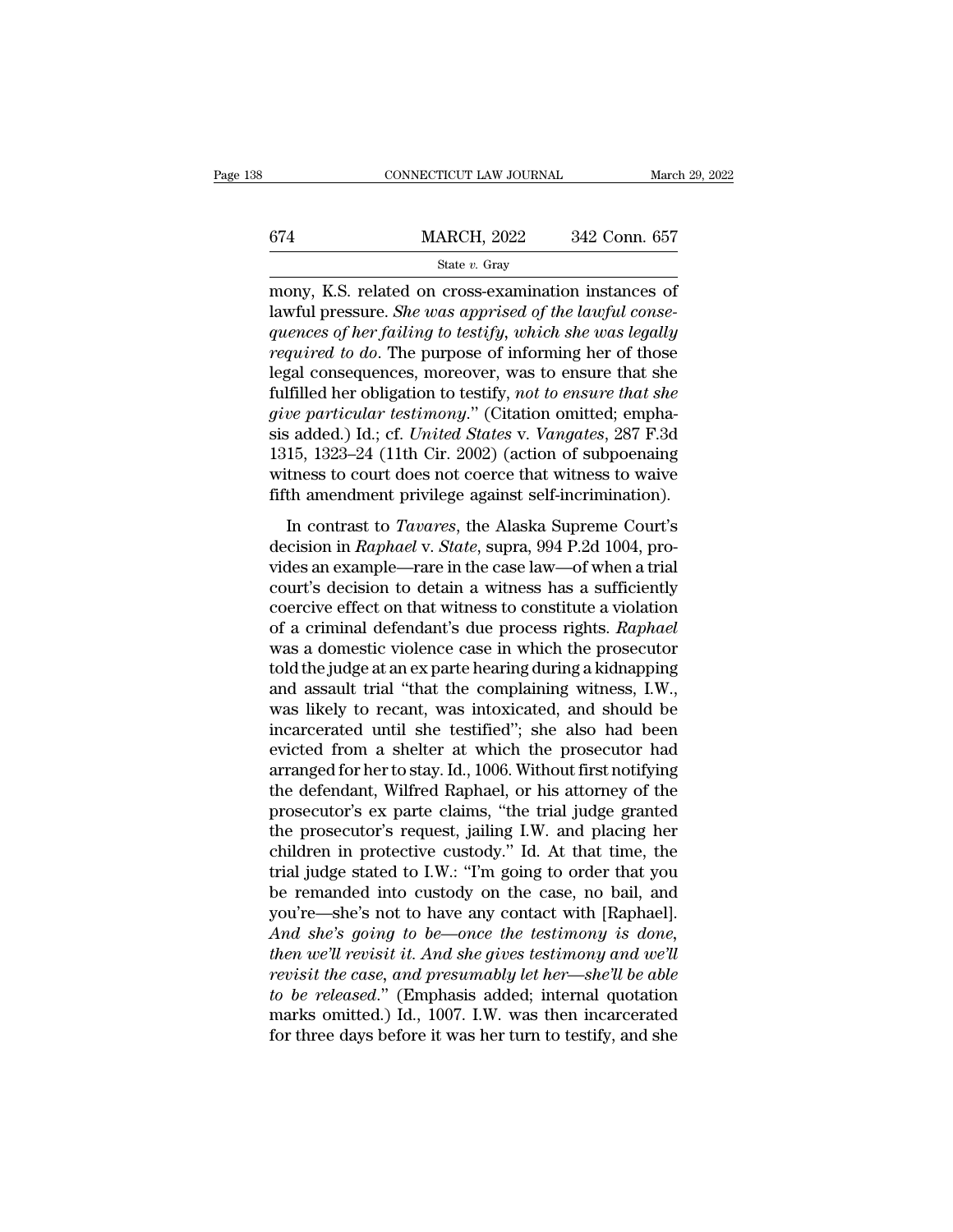mony, K.S. related on cross-examination instances of lawful pressure. *She was apprised of the lawful consequences of her failing to testify, which she was legally required to do*. The purpose of informing her of those legal consequences, moreover, was to ensure that she fulfilled her obligation to testify, *not to ensure that she give particular testimony*." (Citation omitted; emphasis added.) Id.; cf. *United States* v. *Vangates*, 287 F.3d 1315, 1323–24 (11th Cir. 2002) (action of subpoenaing witness to court does not coerce that witness to waive fifth amendment privilege against self-incrimination).

In contrast to *Tavares*, the Alaska Supreme Court's decision in *Raphael* v. *State*, supra, 994 P.2d 1004, provides an example—rare in the case law—of when a trial court's decision to detain a witness has a sufficiently coercive effect on that witness to constitute a violation of a criminal defendant's due process rights. *Raphael* was a domestic violence case in which the prosecutor told the judge at an ex parte hearing during a kidnapping and assault trial "that the complaining witness, I.W., was likely to recant, was intoxicated, and should be incarcerated until she testified"; she also had been evicted from a shelter at which the prosecutor had arranged for her to stay. Id., 1006. Without first notifying the defendant, Wilfred Raphael, or his attorney of the prosecutor's ex parte claims, "the trial judge granted the prosecutor's request, jailing I.W. and placing her children in protective custody." Id. At that time, the trial judge stated to I.W.: "I'm going to order that you be remanded into custody on the case, no bail, and you're—she's not to have any contact with [Raphael]. *And she's going to be—once the testimony is done, then we'll revisit it. And she gives testimony and we'll revisit the case, and presumably let her—she'll be able to be released*." (Emphasis added; internal quotation marks omitted.) Id., 1007. I.W. was then incarcerated for three days before it was her turn to testify, and she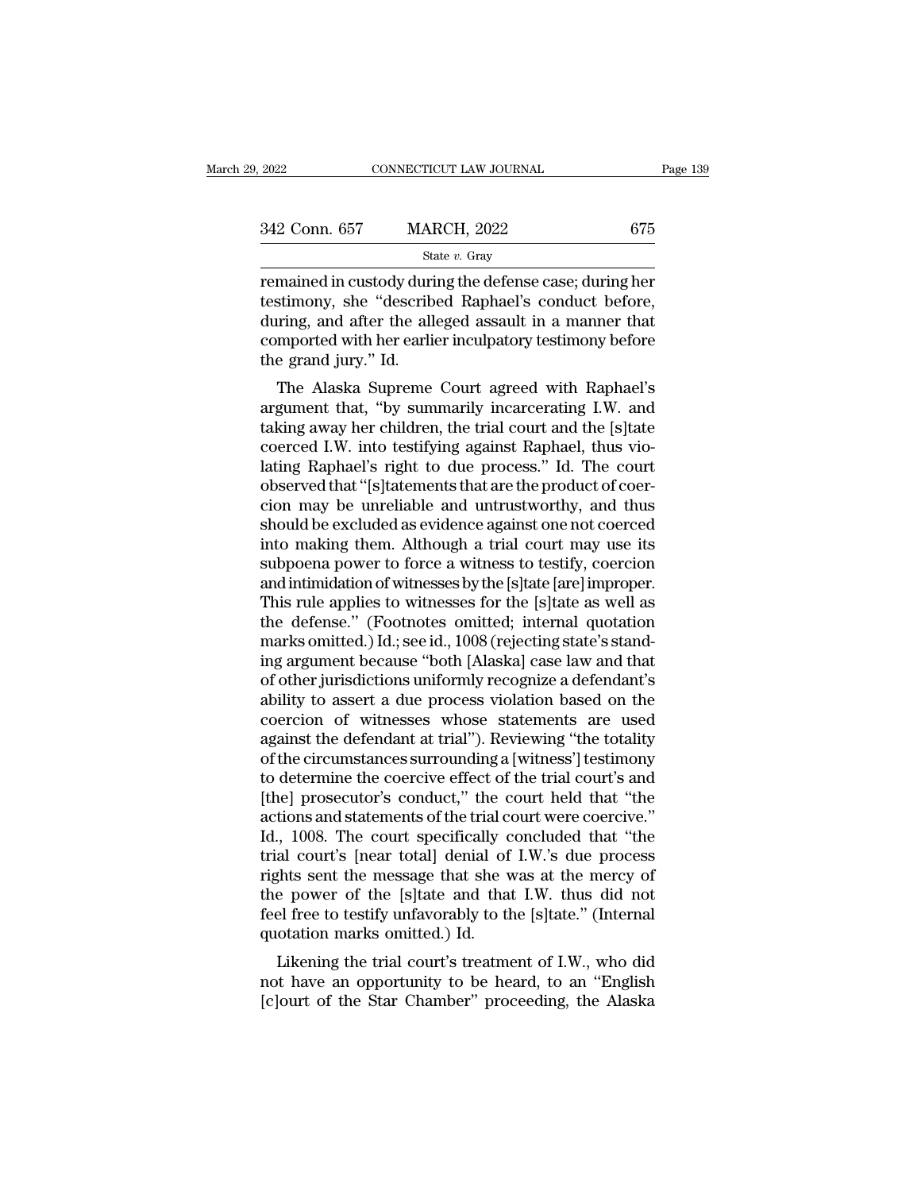remained in custody during the defense case; during her testimony, she "described Raphael's conduct before, during, and after the alleged assault in a manner that comported with her earlier inculpatory testimony before the grand jury." Id.

The Alaska Supreme Court agreed with Raphael's argument that, "by summarily incarcerating I.W. and taking away her children, the trial court and the [s]tate coerced I.W. into testifying against Raphael, thus violating Raphael's right to due process." Id. The court observed that "[s]tatements that are the product of coercion may be unreliable and untrustworthy, and thus should be excluded as evidence against one not coerced into making them. Although a trial court may use its subpoena power to force a witness to testify, coercion and intimidation of witnesses by the [s]tate [are] improper. This rule applies to witnesses for the [s]tate as well as the defense." (Footnotes omitted; internal quotation marks omitted.) Id.; see id., 1008 (rejecting state's standing argument because "both [Alaska] case law and that of other jurisdictions uniformly recognize a defendant's ability to assert a due process violation based on the coercion of witnesses whose statements are used against the defendant at trial"). Reviewing "the totality of the circumstances surrounding a [witness'] testimony to determine the coercive effect of the trial court's and [the] prosecutor's conduct," the court held that "the actions and statements of the trial court were coercive." Id., 1008. The court specifically concluded that "the trial court's [near total] denial of I.W.'s due process rights sent the message that she was at the mercy of the power of the [s]tate and that I.W. thus did not feel free to testify unfavorably to the [s]tate." (Internal quotation marks omitted.) Id.

Likening the trial court's treatment of I.W., who did not have an opportunity to be heard, to an "English [c]ourt of the Star Chamber" proceeding, the Alaska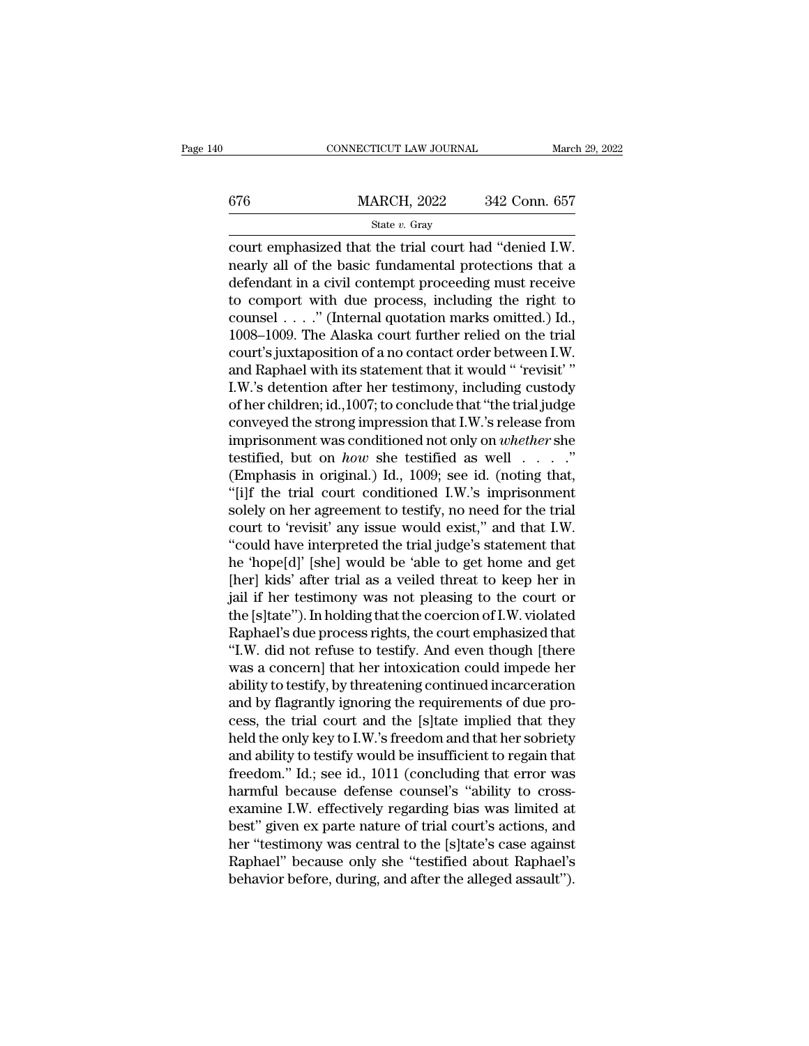court emphasized that the trial court had "denied I.W. nearly all of the basic fundamental protections that a defendant in a civil contempt proceeding must receive to comport with due process, including the right to counsel . . . ." (Internal quotation marks omitted.) Id., 1008–1009. The Alaska court further relied on the trial court's juxtaposition of a no contact order between I.W. and Raphael with its statement that it would " 'revisit' " I.W.'s detention after her testimony, including custody of her children; id.,1007; to conclude that "the trial judge conveyed the strong impression that I.W.'s release from imprisonment was conditioned not only on *whether* she testified, but on *how* she testified as well . . . ." (Emphasis in original.) Id., 1009; see id. (noting that, "[i]f the trial court conditioned I.W.'s imprisonment solely on her agreement to testify, no need for the trial court to 'revisit' any issue would exist," and that I.W. "could have interpreted the trial judge's statement that he 'hope[d]' [she] would be 'able to get home and get [her] kids' after trial as a veiled threat to keep her in jail if her testimony was not pleasing to the court or the [s]tate"). In holding that the coercion of I.W. violated Raphael's due process rights, the court emphasized that "I.W. did not refuse to testify. And even though [there was a concern] that her intoxication could impede her ability to testify, by threatening continued incarceration and by flagrantly ignoring the requirements of due process, the trial court and the [s]tate implied that they held the only key to I.W.'s freedom and that her sobriety and ability to testify would be insufficient to regain that freedom." Id.; see id., 1011 (concluding that error was harmful because defense counsel's "ability to cross-examine I.W. effectively regarding bias was limited at best" given ex parte nature of trial court's actions, and her "testimony was central to the [s]tate's case against Raphael" because only she "testified about Raphael's behavior before, during, and after the alleged assault").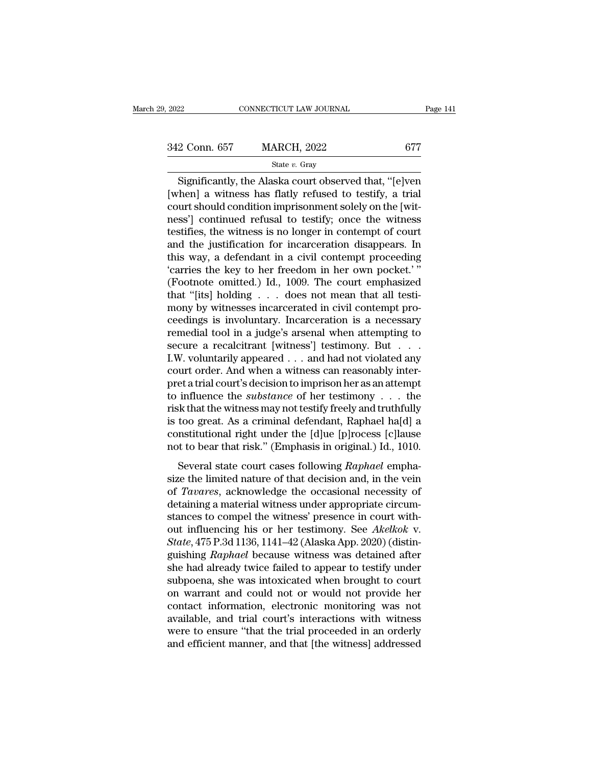Significantly, the Alaska court observed that, "[e]ven [when] a witness has flatly refused to testify, a trial court should condition imprisonment solely on the [witness'] continued refusal to testify; once the witness testifies, the witness is no longer in contempt of court and the justification for incarceration disappears. In this way, a defendant in a civil contempt proceeding 'carries the key to her freedom in her own pocket.' " (Footnote omitted.) Id., 1009. The court emphasized that "[its] holding . . . does not mean that all testimony by witnesses incarcerated in civil contempt proceedings is involuntary. Incarceration is a necessary remedial tool in a judge's arsenal when attempting to secure a recalcitrant [witness'] testimony. But . . . I.W. voluntarily appeared . . . and had not violated any court order. And when a witness can reasonably interpret a trial court's decision to imprison her as an attempt to influence the *substance* of her testimony . . . the risk that the witness may not testify freely and truthfully is too great. As a criminal defendant, Raphael ha[d] a constitutional right under the [d]ue [p]rocess [c]lause not to bear that risk." (Emphasis in original.) Id., 1010.

Several state court cases following *Raphael* emphasize the limited nature of that decision and, in the vein of *Tavares*, acknowledge the occasional necessity of detaining a material witness under appropriate circumstances to compel the witness' presence in court without influencing his or her testimony. See *Akelkok* v. *State*, 475 P.3d 1136, 1141–42 (Alaska App. 2020) (distinguishing *Raphael* because witness was detained after she had already twice failed to appear to testify under subpoena, she was intoxicated when brought to court on warrant and could not or would not provide her contact information, electronic monitoring was not available, and trial court's interactions with witness were to ensure "that the trial proceeded in an orderly and efficient manner, and that [the witness] addressed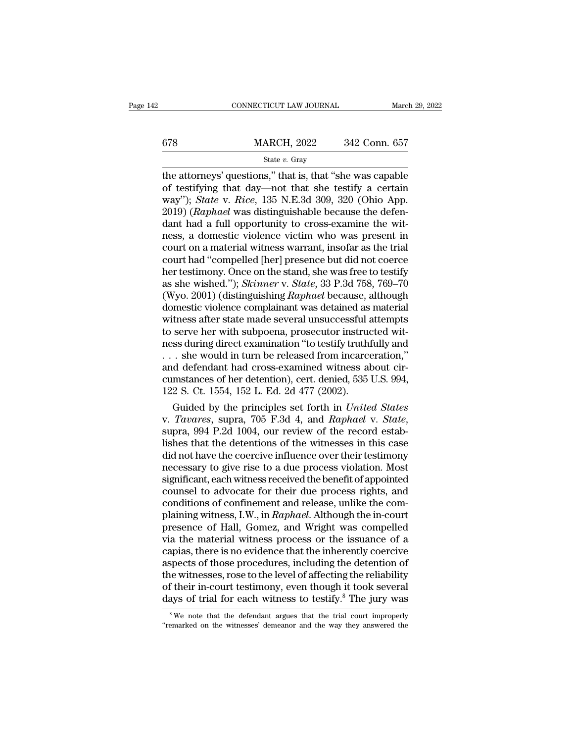the attorneys' questions," that is, that "she was capable of testifying that day—not that she testify a certain way"); *State* v. *Rice*, 135 N.E.3d 309, 320 (Ohio App. 2019) (*Raphael* was distinguishable because the defendant had a full opportunity to cross-examine the witness, a domestic violence victim who was present in court on a material witness warrant, insofar as the trial court had "compelled [her] presence but did not coerce her testimony. Once on the stand, she was free to testify as she wished."); *Skinner* v. *State*, 33 P.3d 758, 769–70 (Wyo. 2001) (distinguishing *Raphael* because, although domestic violence complainant was detained as material witness after state made several unsuccessful attempts to serve her with subpoena, prosecutor instructed witness during direct examination "to testify truthfully and . . . she would in turn be released from incarceration," and defendant had cross-examined witness about circumstances of her detention), cert. denied, 535 U.S. 994, 122 S. Ct. 1554, 152 L. Ed. 2d 477 (2002).

Guided by the principles set forth in *United States* v. *Tavares*, supra, 705 F.3d 4, and *Raphael* v. *State*, supra, 994 P.2d 1004, our review of the record establishes that the detentions of the witnesses in this case did not have the coercive influence over their testimony necessary to give rise to a due process violation. Most significant, each witness received the benefit of appointed counsel to advocate for their due process rights, and conditions of confinement and release, unlike the complaining witness, I.W., in *Raphael*. Although the in-court presence of Hall, Gomez, and Wright was compelled via the material witness process or the issuance of a capias, there is no evidence that the inherently coercive aspects of those procedures, including the detention of the witnesses, rose to the level of affecting the reliability of their in-court testimony, even though it took several days of trial for each witness to testify.[8] The jury was

[8] We note that the defendant argues that the trial court improperly "remarked on the witnesses' demeanor and the way they answered the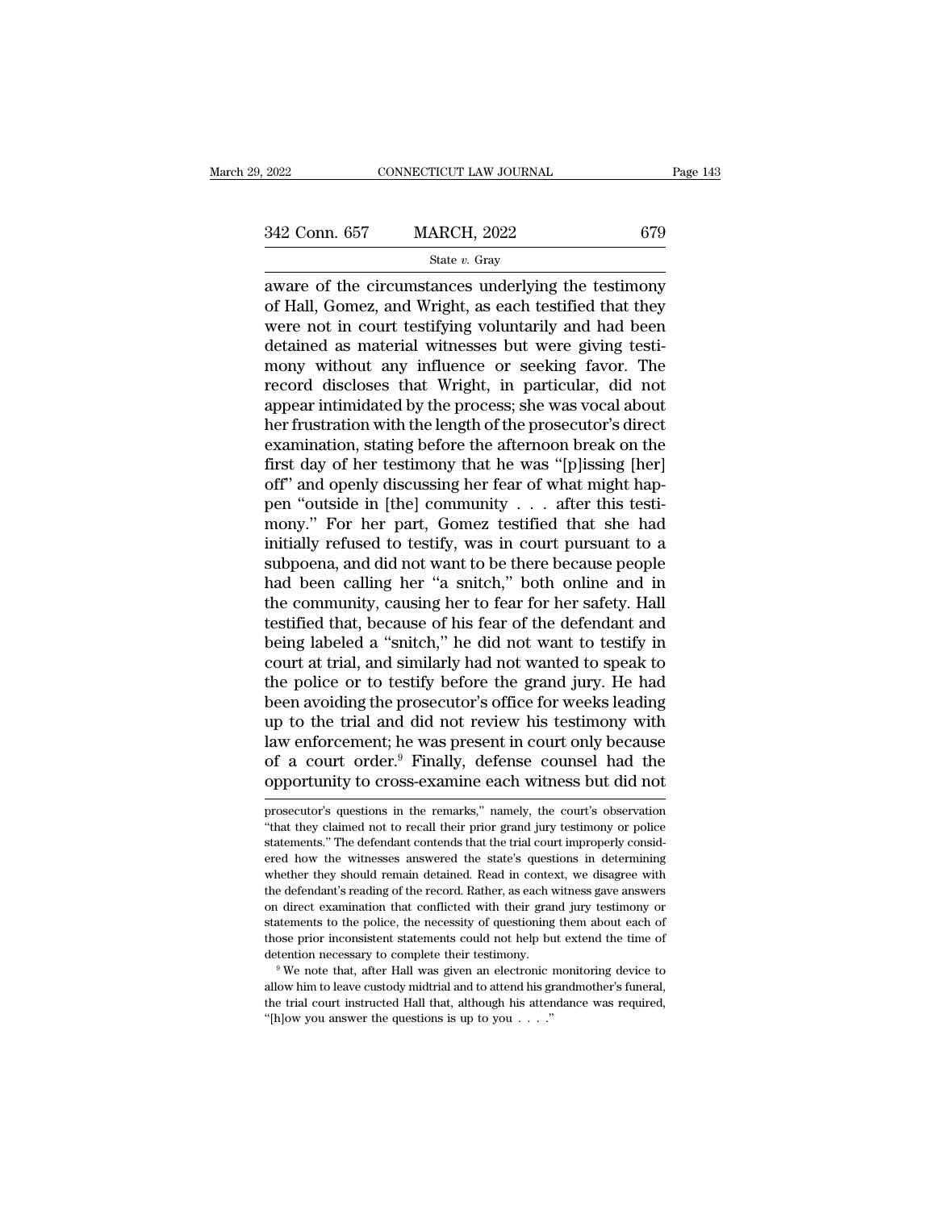aware of the circumstances underlying the testimony of Hall, Gomez, and Wright, as each testified that they were not in court testifying voluntarily and had been detained as material witnesses but were giving testimony without any influence or seeking favor. The record discloses that Wright, in particular, did not appear intimidated by the process; she was vocal about her frustration with the length of the prosecutor's direct examination, stating before the afternoon break on the first day of her testimony that he was "[p]issing [her] off" and openly discussing her fear of what might happen "outside in [the] community . . . after this testimony." For her part, Gomez testified that she had initially refused to testify, was in court pursuant to a subpoena, and did not want to be there because people had been calling her "a snitch," both online and in the community, causing her to fear for her safety. Hall testified that, because of his fear of the defendant and being labeled a "snitch," he did not want to testify in court at trial, and similarly had not wanted to speak to the police or to testify before the grand jury. He had been avoiding the prosecutor's office for weeks leading up to the trial and did not review his testimony with law enforcement; he was present in court only because of a court order.[9] Finally, defense counsel had the opportunity to cross-examine each witness but did not

prosecutor's questions in the remarks," namely, the court's observation "that they claimed not to recall their prior grand jury testimony or police statements." The defendant contends that the trial court improperly considered how the witnesses answered the state's questions in determining whether they should remain detained. Read in context, we disagree with the defendant's reading of the record. Rather, as each witness gave answers on direct examination that conflicted with their grand jury testimony or statements to the police, the necessity of questioning them about each of those prior inconsistent statements could not help but extend the time of detention necessary to complete their testimony.

[9] We note that, after Hall was given an electronic monitoring device to allow him to leave custody midtrial and to attend his grandmother's funeral, the trial court instructed Hall that, although his attendance was required, "[h]ow you answer the questions is up to you . . . ."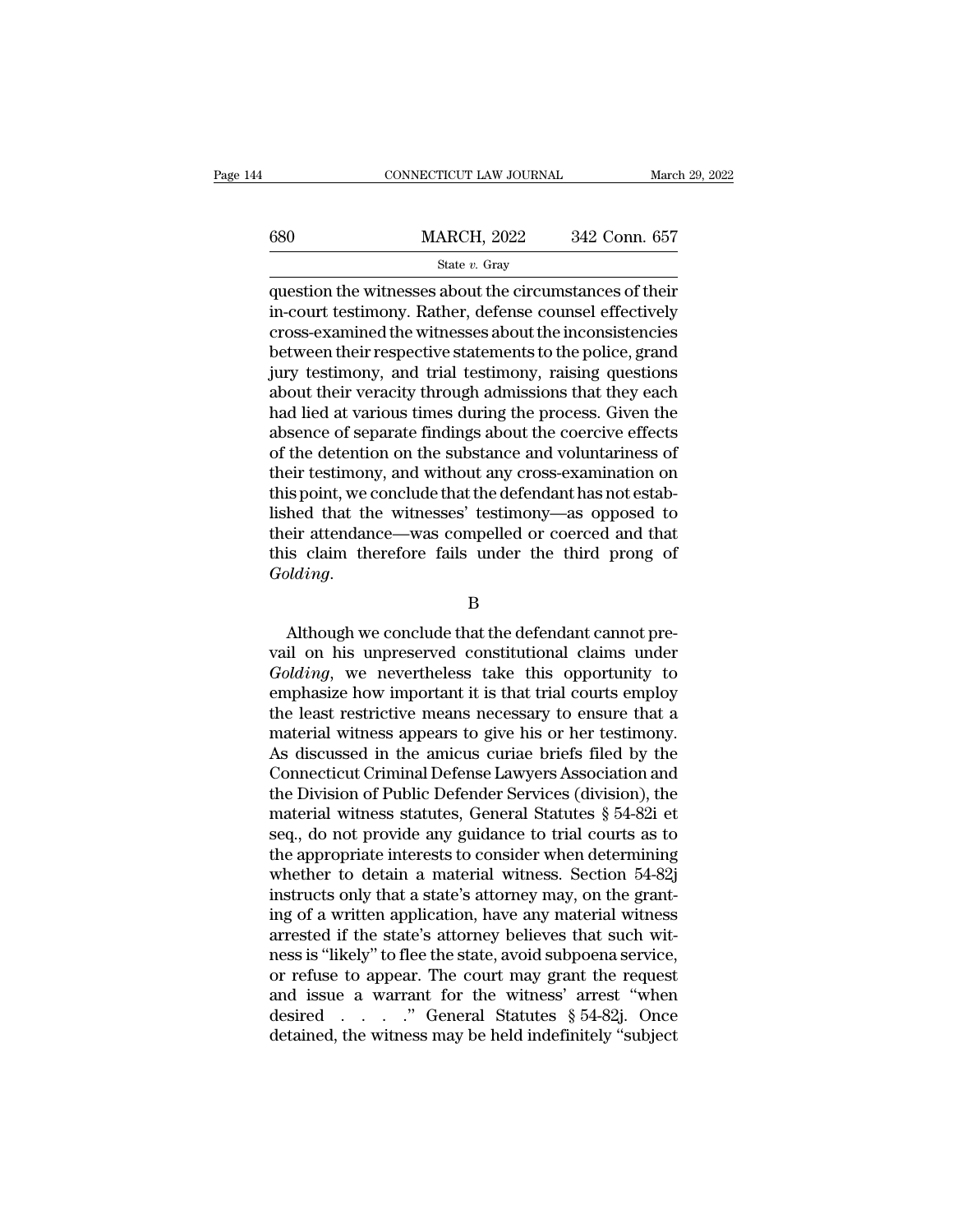question the witnesses about the circumstances of their in-court testimony. Rather, defense counsel effectively cross-examined the witnesses about the inconsistencies between their respective statements to the police, grand jury testimony, and trial testimony, raising questions about their veracity through admissions that they each had lied at various times during the process. Given the absence of separate findings about the coercive effects of the detention on the substance and voluntariness of their testimony, and without any cross-examination on this point, we conclude that the defendant has not established that the witnesses' testimony—as opposed to their attendance—was compelled or coerced and that this claim therefore fails under the third prong of *Golding*.

B

Although we conclude that the defendant cannot prevail on his unpreserved constitutional claims under *Golding*, we nevertheless take this opportunity to emphasize how important it is that trial courts employ the least restrictive means necessary to ensure that a material witness appears to give his or her testimony. As discussed in the amicus curiae briefs filed by the Connecticut Criminal Defense Lawyers Association and the Division of Public Defender Services (division), the material witness statutes, General Statutes § 54-82i et seq., do not provide any guidance to trial courts as to the appropriate interests to consider when determining whether to detain a material witness. Section 54-82j instructs only that a state's attorney may, on the granting of a written application, have any material witness arrested if the state's attorney believes that such witness is "likely" to flee the state, avoid subpoena service, or refuse to appear. The court may grant the request and issue a warrant for the witness' arrest "when desired . . . ." General Statutes § 54-82j. Once detained, the witness may be held indefinitely "subject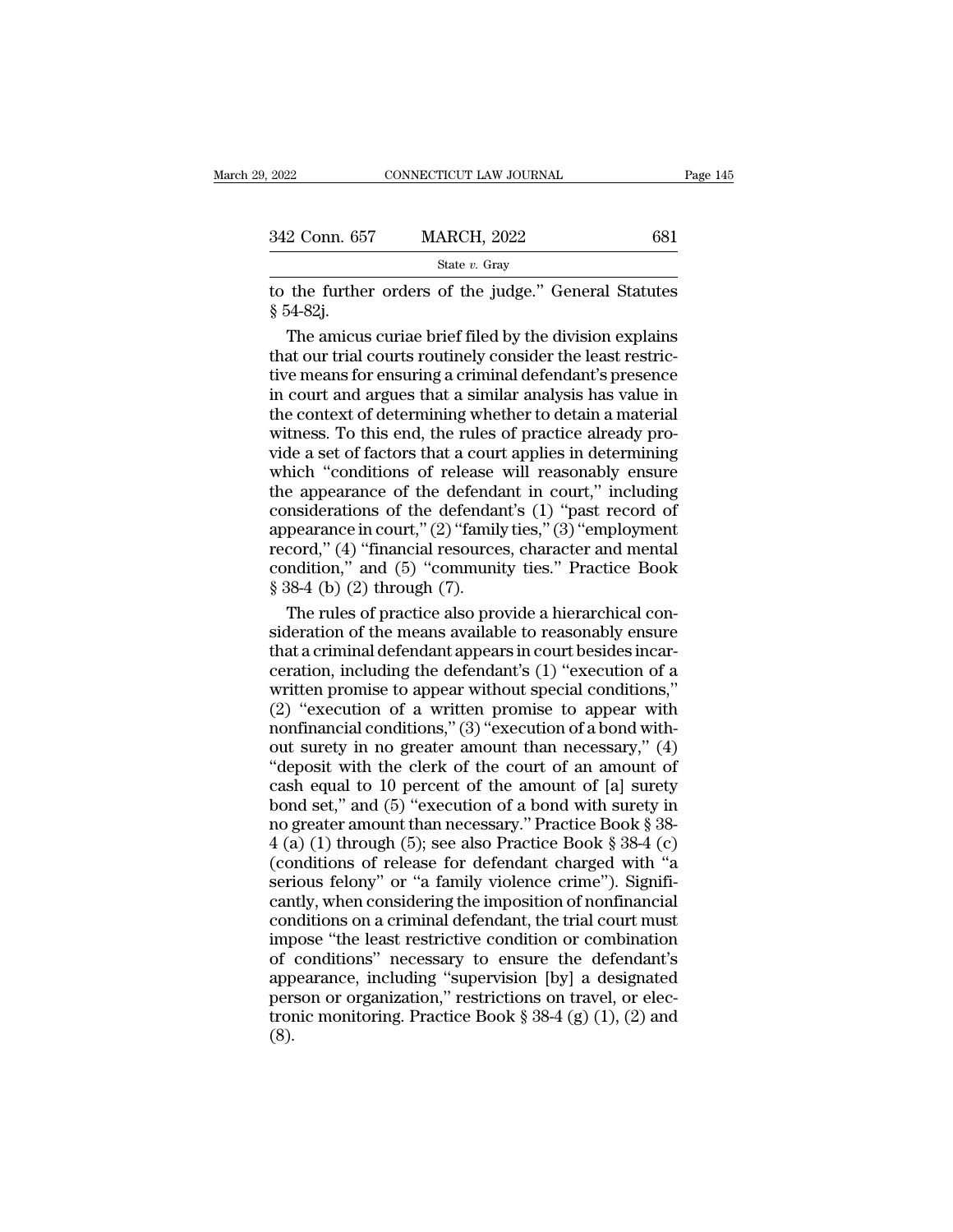to the further orders of the judge." General Statutes § 54-82j.

The amicus curiae brief filed by the division explains that our trial courts routinely consider the least restrictive means for ensuring a criminal defendant's presence in court and argues that a similar analysis has value in the context of determining whether to detain a material witness. To this end, the rules of practice already provide a set of factors that a court applies in determining which "conditions of release will reasonably ensure the appearance of the defendant in court," including considerations of the defendant's (1) "past record of appearance in court," (2) "family ties," (3) "employment record," (4) "financial resources, character and mental condition," and (5) "community ties." Practice Book § 38-4 (b) (2) through (7).

The rules of practice also provide a hierarchical consideration of the means available to reasonably ensure that a criminal defendant appears in court besides incarceration, including the defendant's (1) "execution of a written promise to appear without special conditions," (2) "execution of a written promise to appear with nonfinancial conditions," (3) "execution of a bond without surety in no greater amount than necessary," (4) "deposit with the clerk of the court of an amount of cash equal to 10 percent of the amount of [a] surety bond set," and (5) "execution of a bond with surety in no greater amount than necessary." Practice Book § 38-4 (a) (1) through (5); see also Practice Book § 38-4 (c) (conditions of release for defendant charged with "a serious felony" or "a family violence crime"). Significantly, when considering the imposition of nonfinancial conditions on a criminal defendant, the trial court must impose "the least restrictive condition or combination of conditions" necessary to ensure the defendant's appearance, including "supervision [by] a designated person or organization," restrictions on travel, or electronic monitoring. Practice Book § 38-4 (g) (1), (2) and (8).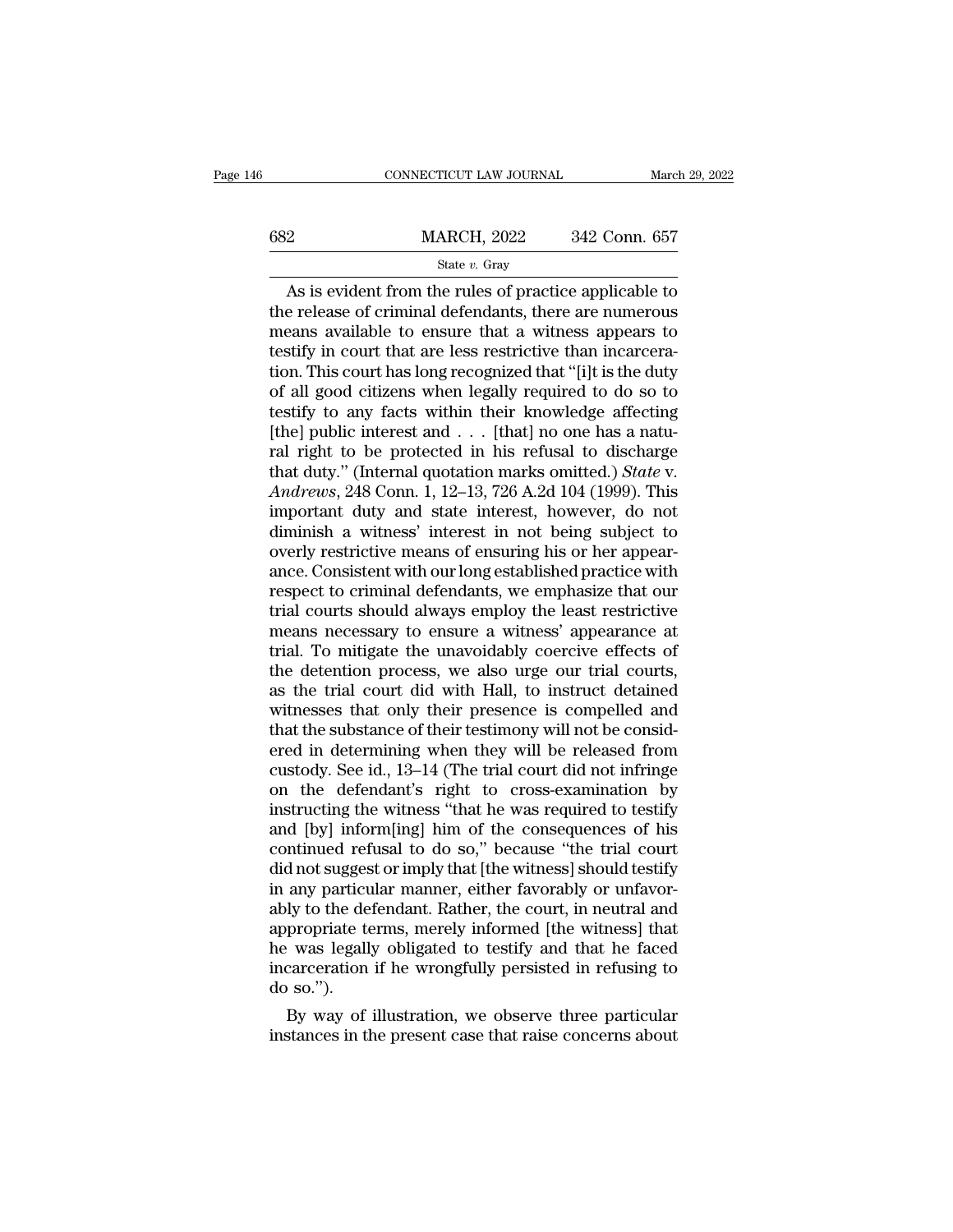As is evident from the rules of practice applicable to the release of criminal defendants, there are numerous means available to ensure that a witness appears to testify in court that are less restrictive than incarceration. This court has long recognized that "[i]t is the duty of all good citizens when legally required to do so to testify to any facts within their knowledge affecting [the] public interest and . . . [that] no one has a natural right to be protected in his refusal to discharge that duty." (Internal quotation marks omitted.) *State* v. *Andrews*, 248 Conn. 1, 12–13, 726 A.2d 104 (1999). This important duty and state interest, however, do not diminish a witness' interest in not being subject to overly restrictive means of ensuring his or her appearance. Consistent with our long established practice with respect to criminal defendants, we emphasize that our trial courts should always employ the least restrictive means necessary to ensure a witness' appearance at trial. To mitigate the unavoidably coercive effects of the detention process, we also urge our trial courts, as the trial court did with Hall, to instruct detained witnesses that only their presence is compelled and that the substance of their testimony will not be considered in determining when they will be released from custody. See id., 13–14 (The trial court did not infringe on the defendant's right to cross-examination by instructing the witness "that he was required to testify and [by] inform[ing] him of the consequences of his continued refusal to do so," because "the trial court did not suggest or imply that [the witness] should testify in any particular manner, either favorably or unfavorably to the defendant. Rather, the court, in neutral and appropriate terms, merely informed [the witness] that he was legally obligated to testify and that he faced incarceration if he wrongfully persisted in refusing to do so.").

By way of illustration, we observe three particular instances in the present case that raise concerns about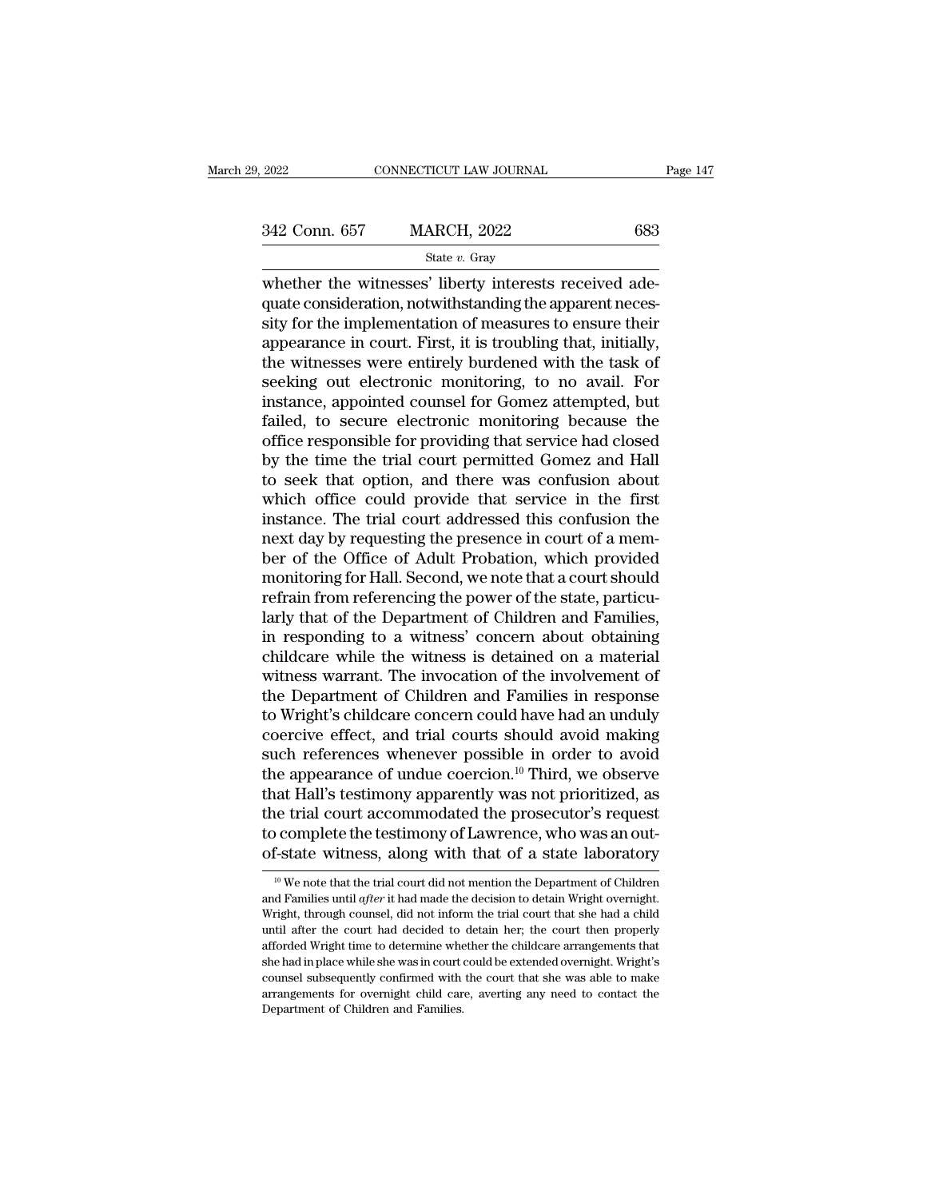whether the witnesses' liberty interests received adequate consideration, notwithstanding the apparent necessity for the implementation of measures to ensure their appearance in court. First, it is troubling that, initially, the witnesses were entirely burdened with the task of seeking out electronic monitoring, to no avail. For instance, appointed counsel for Gomez attempted, but failed, to secure electronic monitoring because the office responsible for providing that service had closed by the time the trial court permitted Gomez and Hall to seek that option, and there was confusion about which office could provide that service in the first instance. The trial court addressed this confusion the next day by requesting the presence in court of a member of the Office of Adult Probation, which provided monitoring for Hall. Second, we note that a court should refrain from referencing the power of the state, particularly that of the Department of Children and Families, in responding to a witness' concern about obtaining childcare while the witness is detained on a material witness warrant. The invocation of the involvement of the Department of Children and Families in response to Wright's childcare concern could have had an unduly coercive effect, and trial courts should avoid making such references whenever possible in order to avoid the appearance of undue coercion.[10] Third, we observe that Hall's testimony apparently was not prioritized, as the trial court accommodated the prosecutor's request to complete the testimony of Lawrence, who was an out-of-state witness, along with that of a state laboratory

[10] We note that the trial court did not mention the Department of Children and Families until *after* it had made the decision to detain Wright overnight. Wright, through counsel, did not inform the trial court that she had a child until after the court had decided to detain her; the court then properly afforded Wright time to determine whether the childcare arrangements that she had in place while she was in court could be extended overnight. Wright's counsel subsequently confirmed with the court that she was able to make arrangements for overnight child care, averting any need to contact the Department of Children and Families.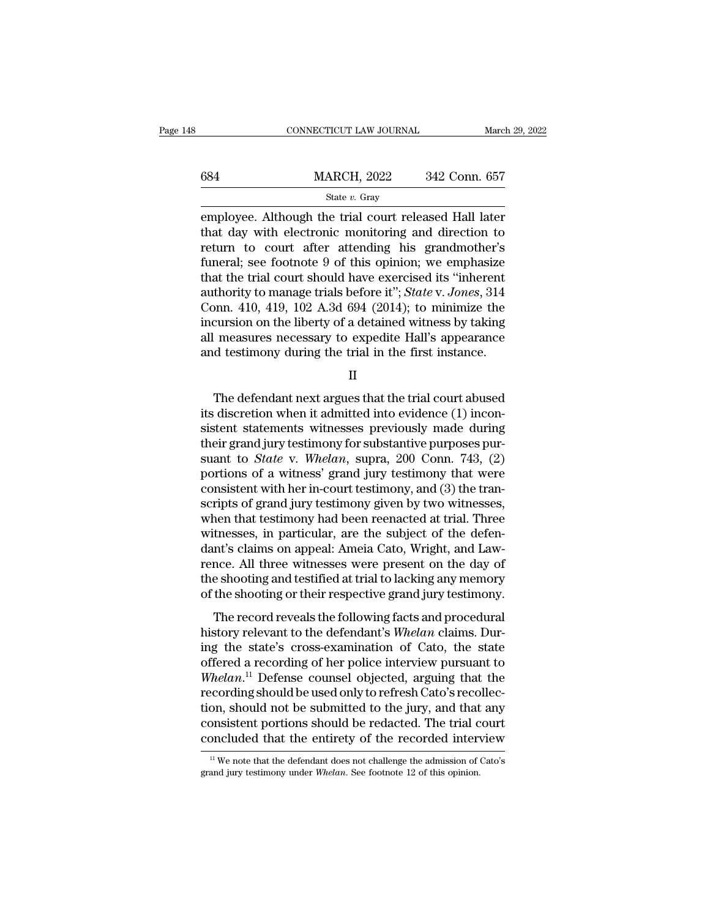employee. Although the trial court released Hall later that day with electronic monitoring and direction to return to court after attending his grandmother's funeral; see footnote 9 of this opinion; we emphasize that the trial court should have exercised its "inherent authority to manage trials before it"; *State* v. *Jones*, 314 Conn. 410, 419, 102 A.3d 694 (2014); to minimize the incursion on the liberty of a detained witness by taking all measures necessary to expedite Hall's appearance and testimony during the trial in the first instance.

## II

The defendant next argues that the trial court abused its discretion when it admitted into evidence (1) inconsistent statements witnesses previously made during their grand jury testimony for substantive purposes pursuant to *State* v. *Whelan*, supra, 200 Conn. 743, (2) portions of a witness' grand jury testimony that were consistent with her in-court testimony, and (3) the transcripts of grand jury testimony given by two witnesses, when that testimony had been reenacted at trial. Three witnesses, in particular, are the subject of the defendant's claims on appeal: Ameia Cato, Wright, and Lawrence. All three witnesses were present on the day of the shooting and testified at trial to lacking any memory of the shooting or their respective grand jury testimony.

The record reveals the following facts and procedural history relevant to the defendant's *Whelan* claims. During the state's cross-examination of Cato, the state offered a recording of her police interview pursuant to *Whelan*.[11] Defense counsel objected, arguing that the recording should be used only to refresh Cato's recollection, should not be submitted to the jury, and that any consistent portions should be redacted. The trial court concluded that the entirety of the recorded interview

[11] We note that the defendant does not challenge the admission of Cato's grand jury testimony under *Whelan*. See footnote 12 of this opinion.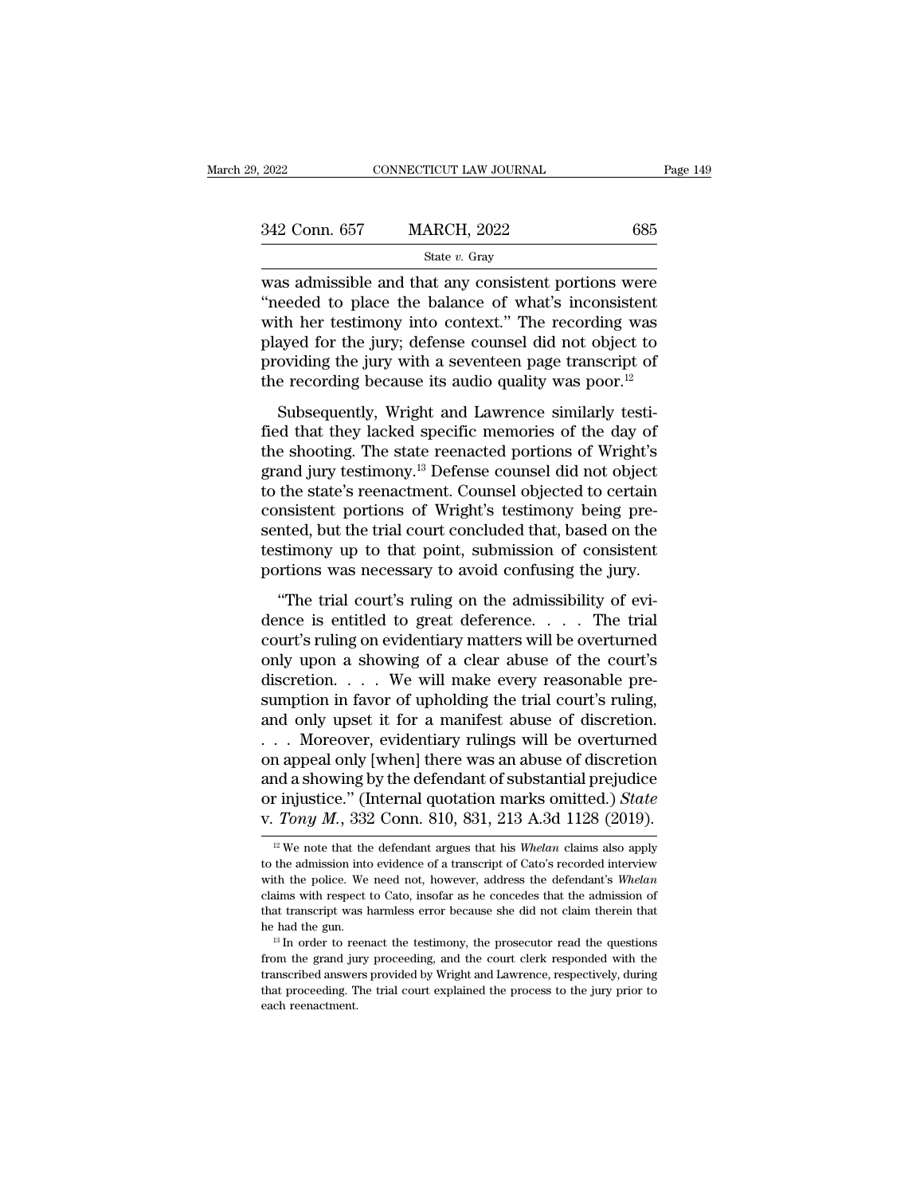was admissible and that any consistent portions were "needed to place the balance of what's inconsistent with her testimony into context." The recording was played for the jury; defense counsel did not object to providing the jury with a seventeen page transcript of the recording because its audio quality was poor.[12]

Subsequently, Wright and Lawrence similarly testified that they lacked specific memories of the day of the shooting. The state reenacted portions of Wright's grand jury testimony.[13] Defense counsel did not object to the state's reenactment. Counsel objected to certain consistent portions of Wright's testimony being presented, but the trial court concluded that, based on the testimony up to that point, submission of consistent portions was necessary to avoid confusing the jury.

"The trial court's ruling on the admissibility of evidence is entitled to great deference. . . . The trial court's ruling on evidentiary matters will be overturned only upon a showing of a clear abuse of the court's discretion. . . . We will make every reasonable presumption in favor of upholding the trial court's ruling, and only upset it for a manifest abuse of discretion. . . . Moreover, evidentiary rulings will be overturned on appeal only [when] there was an abuse of discretion and a showing by the defendant of substantial prejudice or injustice." (Internal quotation marks omitted.) *State* v. *Tony M.*, 332 Conn. 810, 831, 213 A.3d 1128 (2019).

[12] We note that the defendant argues that his *Whelan* claims also apply to the admission into evidence of a transcript of Cato's recorded interview with the police. We need not, however, address the defendant's *Whelan* claims with respect to Cato, insofar as he concedes that the admission of that transcript was harmless error because she did not claim therein that he had the gun.

[13] In order to reenact the testimony, the prosecutor read the questions from the grand jury proceeding, and the court clerk responded with the transcribed answers provided by Wright and Lawrence, respectively, during that proceeding. The trial court explained the process to the jury prior to each reenactment.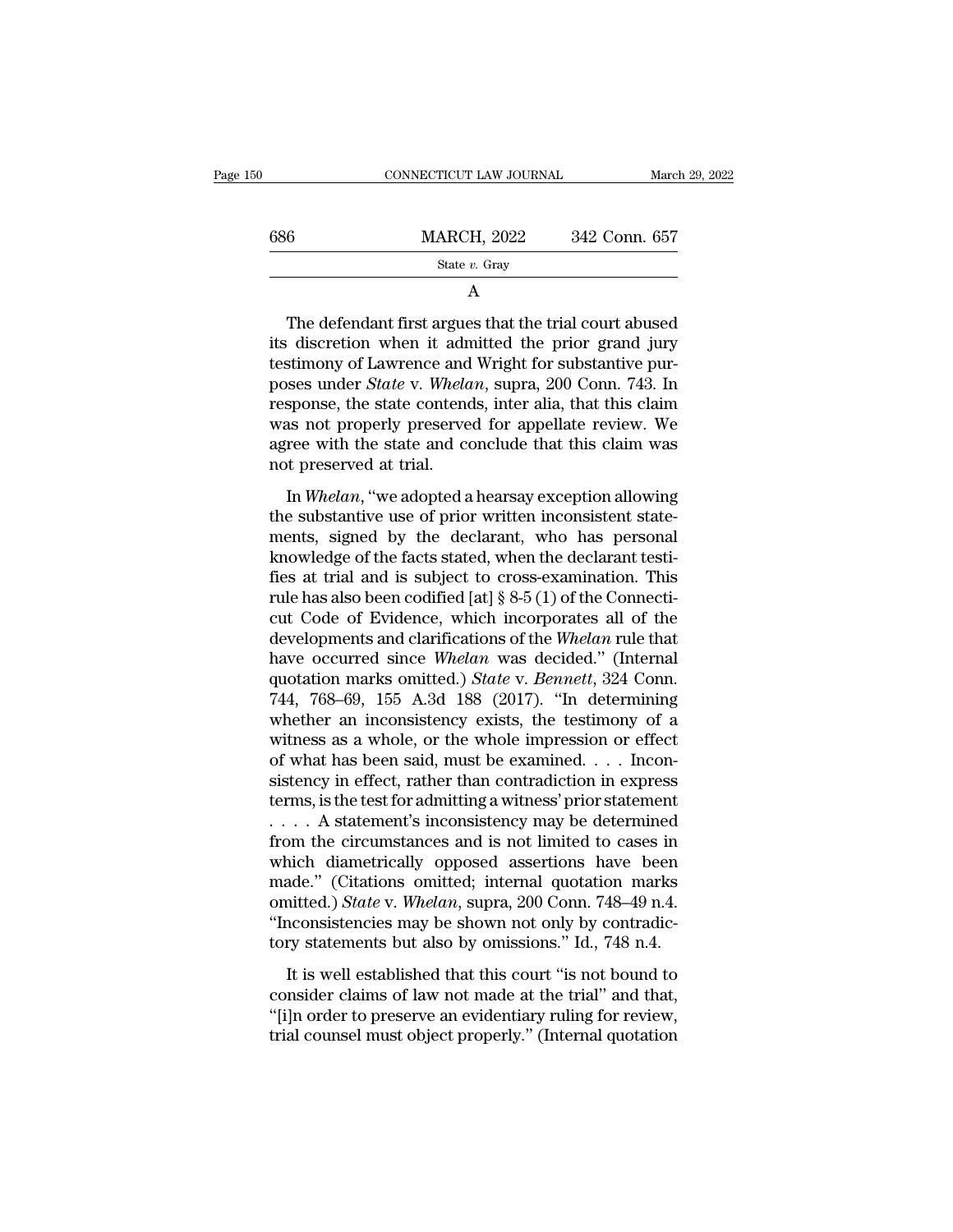A

The defendant first argues that the trial court abused its discretion when it admitted the prior grand jury testimony of Lawrence and Wright for substantive purposes under *State* v. *Whelan*, supra, 200 Conn. 743. In response, the state contends, inter alia, that this claim was not properly preserved for appellate review. We agree with the state and conclude that this claim was not preserved at trial.

In *Whelan*, "we adopted a hearsay exception allowing the substantive use of prior written inconsistent statements, signed by the declarant, who has personal knowledge of the facts stated, when the declarant testifies at trial and is subject to cross-examination. This rule has also been codified [at] § 8-5 (1) of the Connecticut Code of Evidence, which incorporates all of the developments and clarifications of the *Whelan* rule that have occurred since *Whelan* was decided." (Internal quotation marks omitted.) *State* v. *Bennett*, 324 Conn. 744, 768–69, 155 A.3d 188 (2017). "In determining whether an inconsistency exists, the testimony of a witness as a whole, or the whole impression or effect of what has been said, must be examined. . . . Inconsistency in effect, rather than contradiction in express terms, is the test for admitting a witness' prior statement . . . . A statement's inconsistency may be determined from the circumstances and is not limited to cases in which diametrically opposed assertions have been made." (Citations omitted; internal quotation marks omitted.) *State* v. *Whelan*, supra, 200 Conn. 748–49 n.4. "Inconsistencies may be shown not only by contradictory statements but also by omissions." Id., 748 n.4.

It is well established that this court "is not bound to consider claims of law not made at the trial" and that, "[i]n order to preserve an evidentiary ruling for review, trial counsel must object properly." (Internal quotation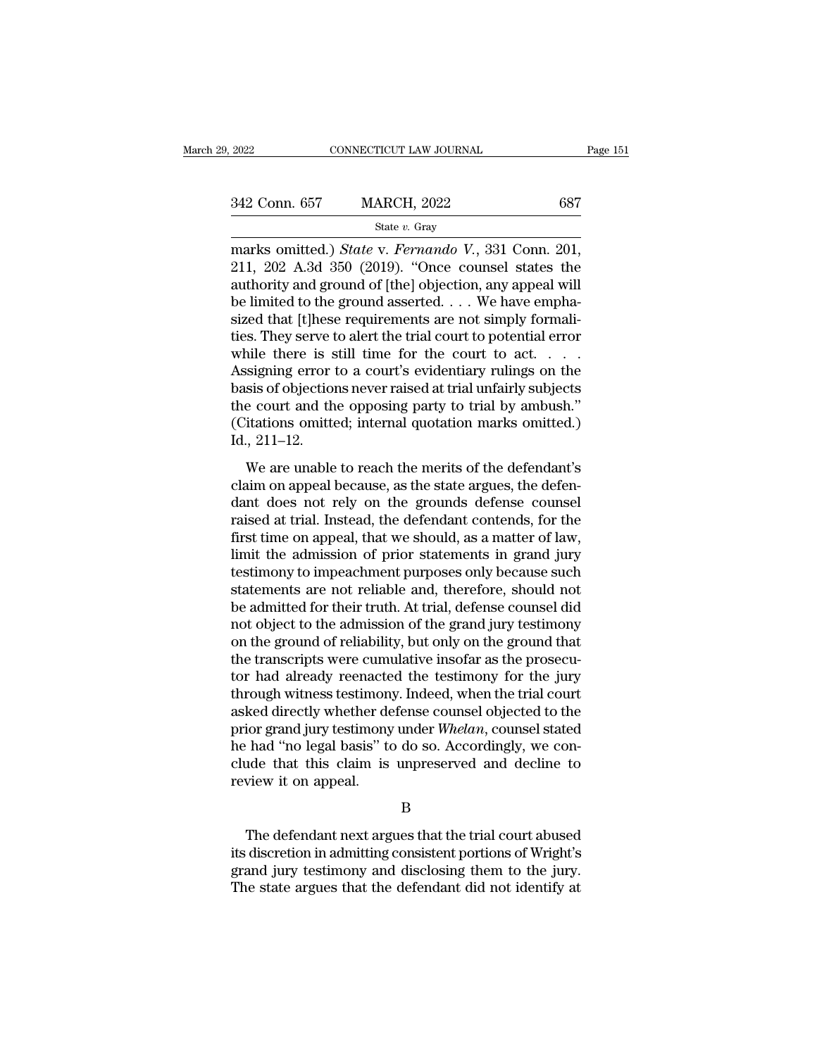marks omitted.) *State* v. *Fernando V.*, 331 Conn. 201, 211, 202 A.3d 350 (2019). "Once counsel states the authority and ground of [the] objection, any appeal will be limited to the ground asserted. . . . We have emphasized that [t]hese requirements are not simply formalities. They serve to alert the trial court to potential error while there is still time for the court to act. . . . Assigning error to a court's evidentiary rulings on the basis of objections never raised at trial unfairly subjects the court and the opposing party to trial by ambush." (Citations omitted; internal quotation marks omitted.) Id., 211–12.

We are unable to reach the merits of the defendant's claim on appeal because, as the state argues, the defendant does not rely on the grounds defense counsel raised at trial. Instead, the defendant contends, for the first time on appeal, that we should, as a matter of law, limit the admission of prior statements in grand jury testimony to impeachment purposes only because such statements are not reliable and, therefore, should not be admitted for their truth. At trial, defense counsel did not object to the admission of the grand jury testimony on the ground of reliability, but only on the ground that the transcripts were cumulative insofar as the prosecutor had already reenacted the testimony for the jury through witness testimony. Indeed, when the trial court asked directly whether defense counsel objected to the prior grand jury testimony under *Whelan*, counsel stated he had "no legal basis" to do so. Accordingly, we conclude that this claim is unpreserved and decline to review it on appeal.

B

The defendant next argues that the trial court abused its discretion in admitting consistent portions of Wright's grand jury testimony and disclosing them to the jury. The state argues that the defendant did not identify at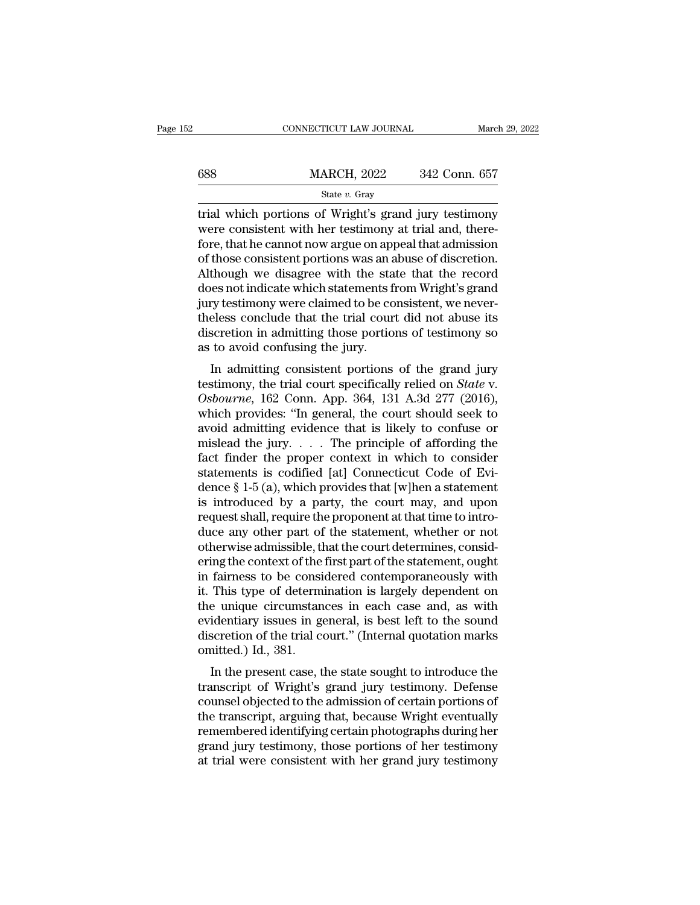trial which portions of Wright's grand jury testimony were consistent with her testimony at trial and, therefore, that he cannot now argue on appeal that admission of those consistent portions was an abuse of discretion. Although we disagree with the state that the record does not indicate which statements from Wright's grand jury testimony were claimed to be consistent, we nevertheless conclude that the trial court did not abuse its discretion in admitting those portions of testimony so as to avoid confusing the jury.

In admitting consistent portions of the grand jury testimony, the trial court specifically relied on *State* v. *Osbourne*, 162 Conn. App. 364, 131 A.3d 277 (2016), which provides: "In general, the court should seek to avoid admitting evidence that is likely to confuse or mislead the jury. . . . The principle of affording the fact finder the proper context in which to consider statements is codified [at] Connecticut Code of Evidence § 1-5 (a), which provides that [w]hen a statement is introduced by a party, the court may, and upon request shall, require the proponent at that time to introduce any other part of the statement, whether or not otherwise admissible, that the court determines, considering the context of the first part of the statement, ought in fairness to be considered contemporaneously with it. This type of determination is largely dependent on the unique circumstances in each case and, as with evidentiary issues in general, is best left to the sound discretion of the trial court." (Internal quotation marks omitted.) Id., 381.

In the present case, the state sought to introduce the transcript of Wright's grand jury testimony. Defense counsel objected to the admission of certain portions of the transcript, arguing that, because Wright eventually remembered identifying certain photographs during her grand jury testimony, those portions of her testimony at trial were consistent with her grand jury testimony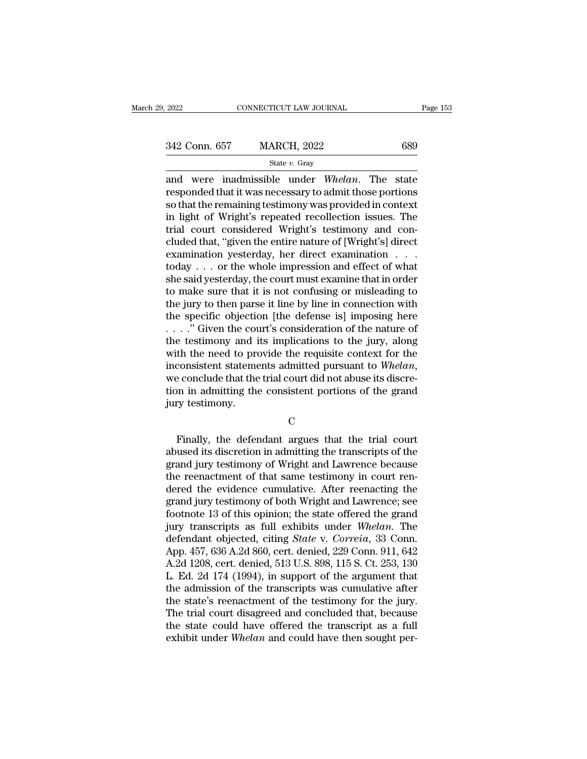and were inadmissible under *Whelan*. The state responded that it was necessary to admit those portions so that the remaining testimony was provided in context in light of Wright's repeated recollection issues. The trial court considered Wright's testimony and concluded that, "given the entire nature of [Wright's] direct examination yesterday, her direct examination . . . today . . . or the whole impression and effect of what she said yesterday, the court must examine that in order to make sure that it is not confusing or misleading to the jury to then parse it line by line in connection with the specific objection [the defense is] imposing here . . . ." Given the court's consideration of the nature of the testimony and its implications to the jury, along with the need to provide the requisite context for the inconsistent statements admitted pursuant to *Whelan*, we conclude that the trial court did not abuse its discretion in admitting the consistent portions of the grand jury testimony.

C

Finally, the defendant argues that the trial court abused its discretion in admitting the transcripts of the grand jury testimony of Wright and Lawrence because the reenactment of that same testimony in court rendered the evidence cumulative. After reenacting the grand jury testimony of both Wright and Lawrence; see footnote 13 of this opinion; the state offered the grand jury transcripts as full exhibits under *Whelan*. The defendant objected, citing *State* v. *Correia*, 33 Conn. App. 457, 636 A.2d 860, cert. denied, 229 Conn. 911, 642 A.2d 1208, cert. denied, 513 U.S. 898, 115 S. Ct. 253, 130 L. Ed. 2d 174 (1994), in support of the argument that the admission of the transcripts was cumulative after the state's reenactment of the testimony for the jury. The trial court disagreed and concluded that, because the state could have offered the transcript as a full exhibit under *Whelan* and could have then sought per-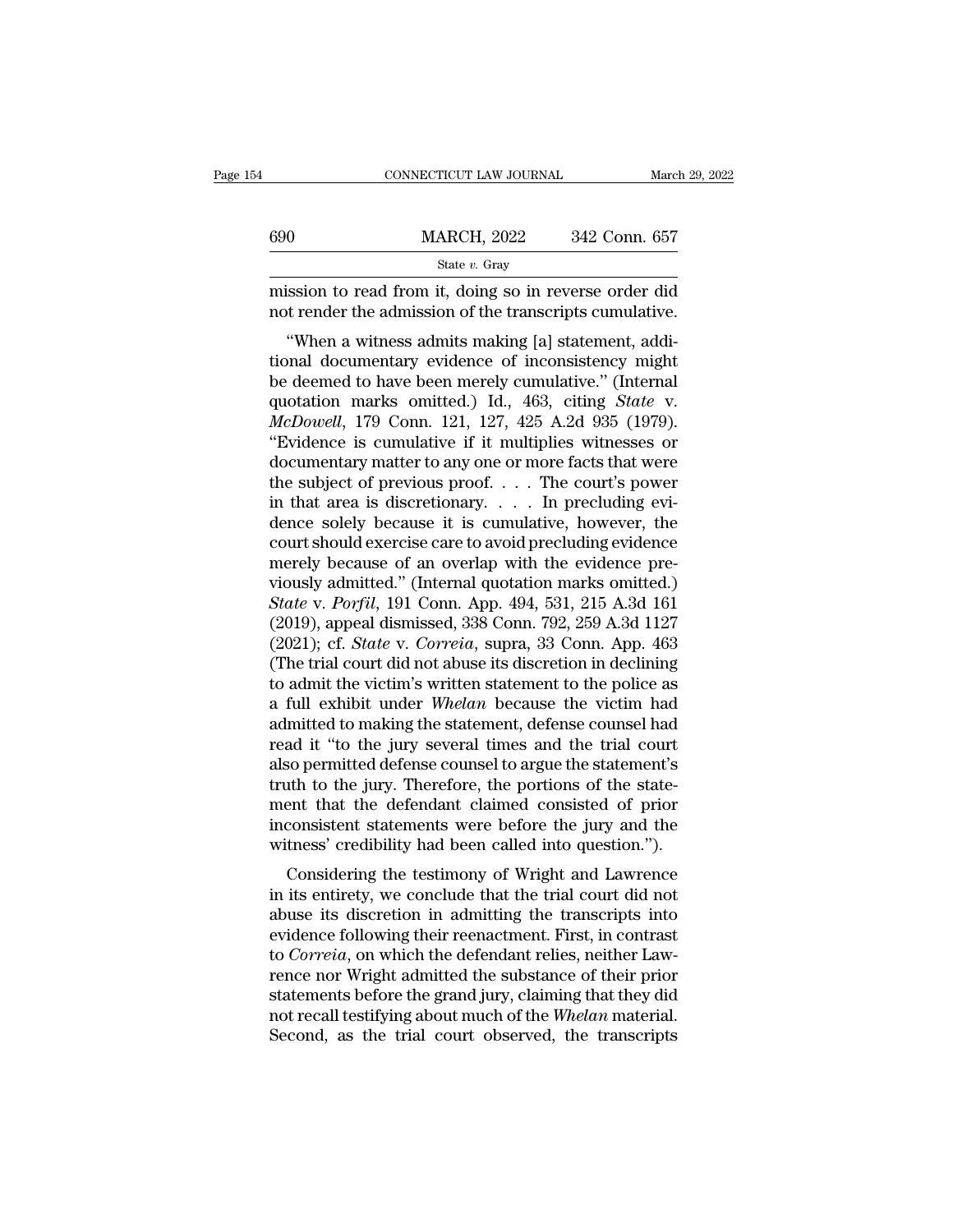mission to read from it, doing so in reverse order did not render the admission of the transcripts cumulative.

"When a witness admits making [a] statement, additional documentary evidence of inconsistency might be deemed to have been merely cumulative." (Internal quotation marks omitted.) Id., 463, citing *State* v. *McDowell*, 179 Conn. 121, 127, 425 A.2d 935 (1979). "Evidence is cumulative if it multiplies witnesses or documentary matter to any one or more facts that were the subject of previous proof. . . . The court's power in that area is discretionary. . . . In precluding evidence solely because it is cumulative, however, the court should exercise care to avoid precluding evidence merely because of an overlap with the evidence previously admitted." (Internal quotation marks omitted.) *State* v. *Porfil*, 191 Conn. App. 494, 531, 215 A.3d 161 (2019), appeal dismissed, 338 Conn. 792, 259 A.3d 1127 (2021); cf. *State* v. *Correia*, supra, 33 Conn. App. 463 (The trial court did not abuse its discretion in declining to admit the victim's written statement to the police as a full exhibit under *Whelan* because the victim had admitted to making the statement, defense counsel had read it "to the jury several times and the trial court also permitted defense counsel to argue the statement's truth to the jury. Therefore, the portions of the statement that the defendant claimed consisted of prior inconsistent statements were before the jury and the witness' credibility had been called into question.").

Considering the testimony of Wright and Lawrence in its entirety, we conclude that the trial court did not abuse its discretion in admitting the transcripts into evidence following their reenactment. First, in contrast to *Correia*, on which the defendant relies, neither Lawrence nor Wright admitted the substance of their prior statements before the grand jury, claiming that they did not recall testifying about much of the *Whelan* material. Second, as the trial court observed, the transcripts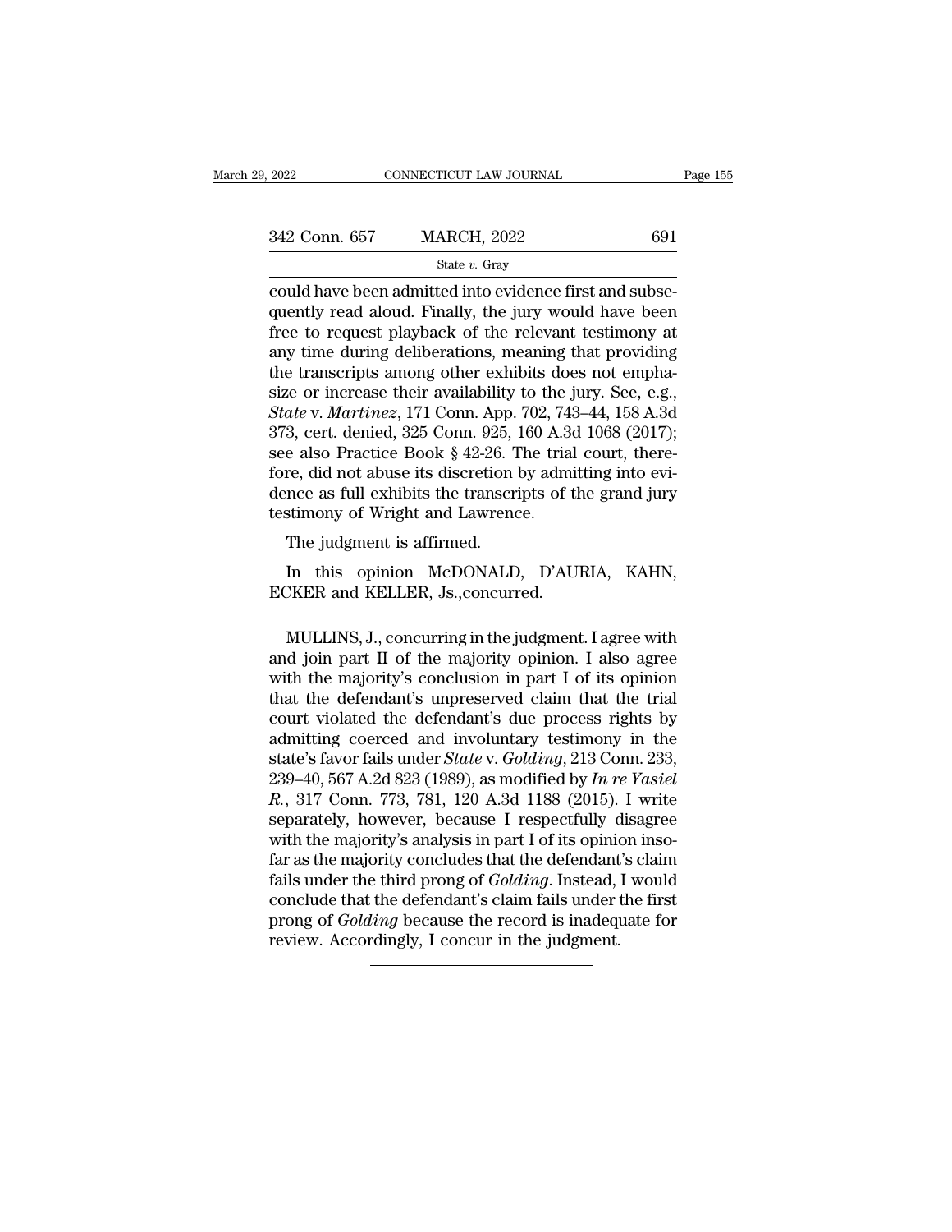could have been admitted into evidence first and subsequently read aloud. Finally, the jury would have been free to request playback of the relevant testimony at any time during deliberations, meaning that providing the transcripts among other exhibits does not emphasize or increase their availability to the jury. See, e.g., *State* v. *Martinez*, 171 Conn. App. 702, 743–44, 158 A.3d 373, cert. denied, 325 Conn. 925, 160 A.3d 1068 (2017); see also Practice Book § 42-26. The trial court, therefore, did not abuse its discretion by admitting into evidence as full exhibits the transcripts of the grand jury testimony of Wright and Lawrence.

The judgment is affirmed.

In this opinion McDONALD, D'AURIA, KAHN, ECKER and KELLER, Js.,concurred.

MULLINS, J., concurring in the judgment. I agree with and join part II of the majority opinion. I also agree with the majority's conclusion in part I of its opinion that the defendant's unpreserved claim that the trial court violated the defendant's due process rights by admitting coerced and involuntary testimony in the state's favor fails under *State* v. *Golding*, 213 Conn. 233, 239–40, 567 A.2d 823 (1989), as modified by *In re Yasiel R.*, 317 Conn. 773, 781, 120 A.3d 1188 (2015). I write separately, however, because I respectfully disagree with the majority's analysis in part I of its opinion insofar as the majority concludes that the defendant's claim fails under the third prong of *Golding*. Instead, I would conclude that the defendant's claim fails under the first prong of *Golding* because the record is inadequate for review. Accordingly, I concur in the judgment.